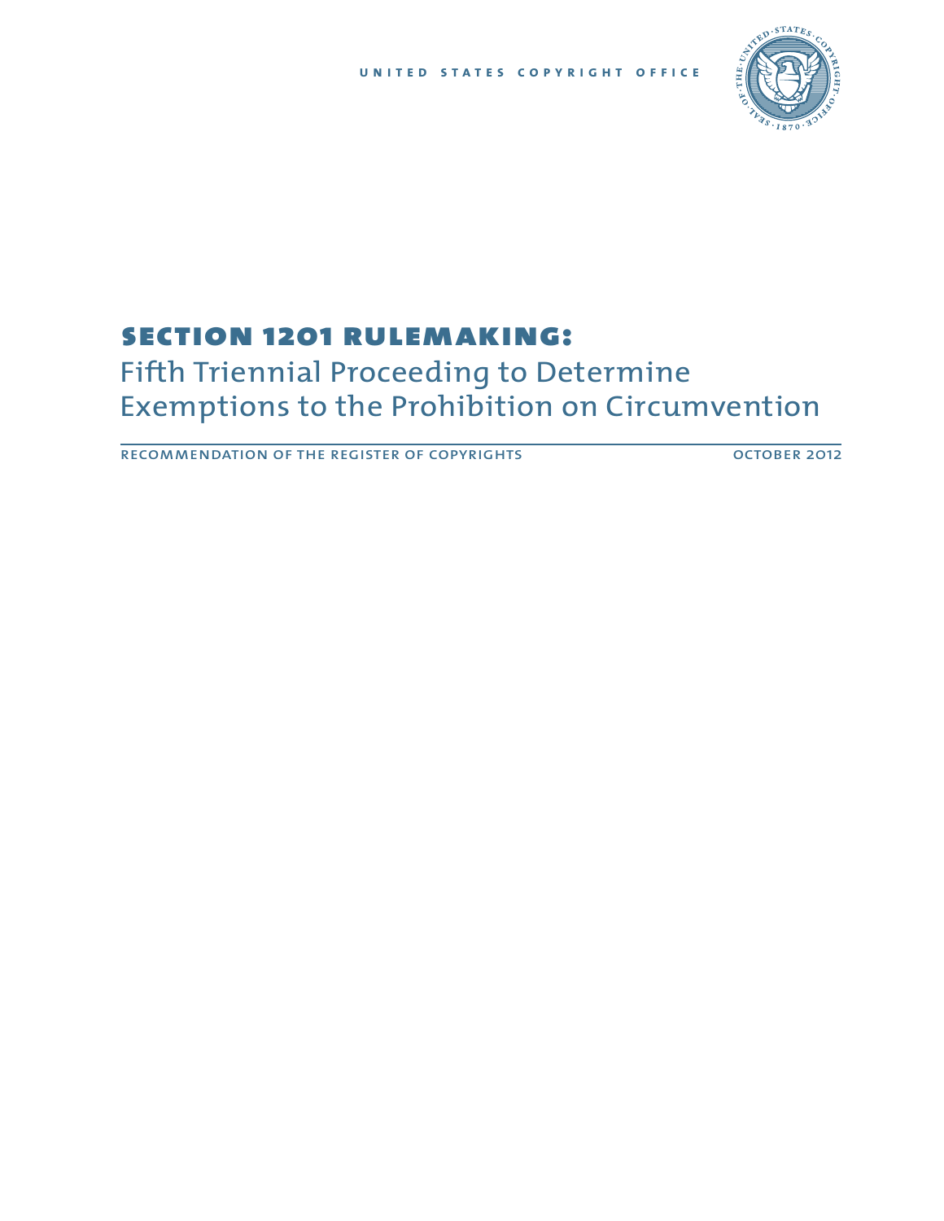UNITED STATES COPYRIGHT OFFICE

# SECTION 1201 RULEMAKING:

## Fifth Triennial Proceeding to Determine Exemptions to the Prohibition on Circumvention

RECOMMENDATION OF THE REGISTER OF COPYRIGHTS

OCTOBER 2012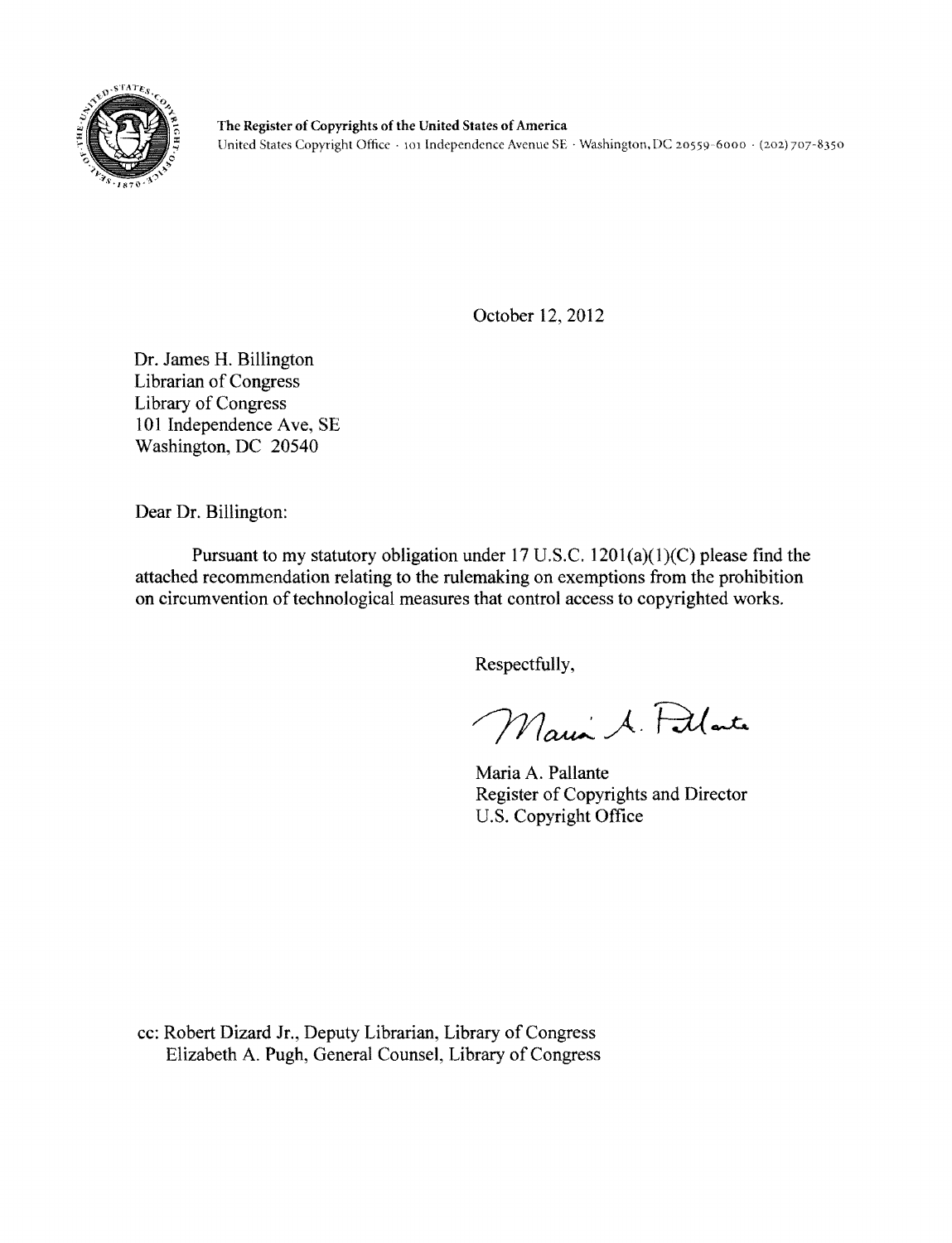**The Register of Copyrights of the United States of America**
United States Copyright Office · 101 Independence Avenue SE · Washington, DC 20559-6000 · (202) 707-8350

October 12, 2012

Dr. James H. Billington
Librarian of Congress
Library of Congress
101 Independence Ave, SE
Washington, DC 20540

Dear Dr. Billington:

Pursuant to my statutory obligation under 17 U.S.C. 1201(a)(1)(C) please find the attached recommendation relating to the rulemaking on exemptions from the prohibition on circumvention of technological measures that control access to copyrighted works.

Respectfully,

Maria A. Pallante

Maria A. Pallante
Register of Copyrights and Director
U.S. Copyright Office

cc: Robert Dizard Jr., Deputy Librarian, Library of Congress
Elizabeth A. Pugh, General Counsel, Library of Congress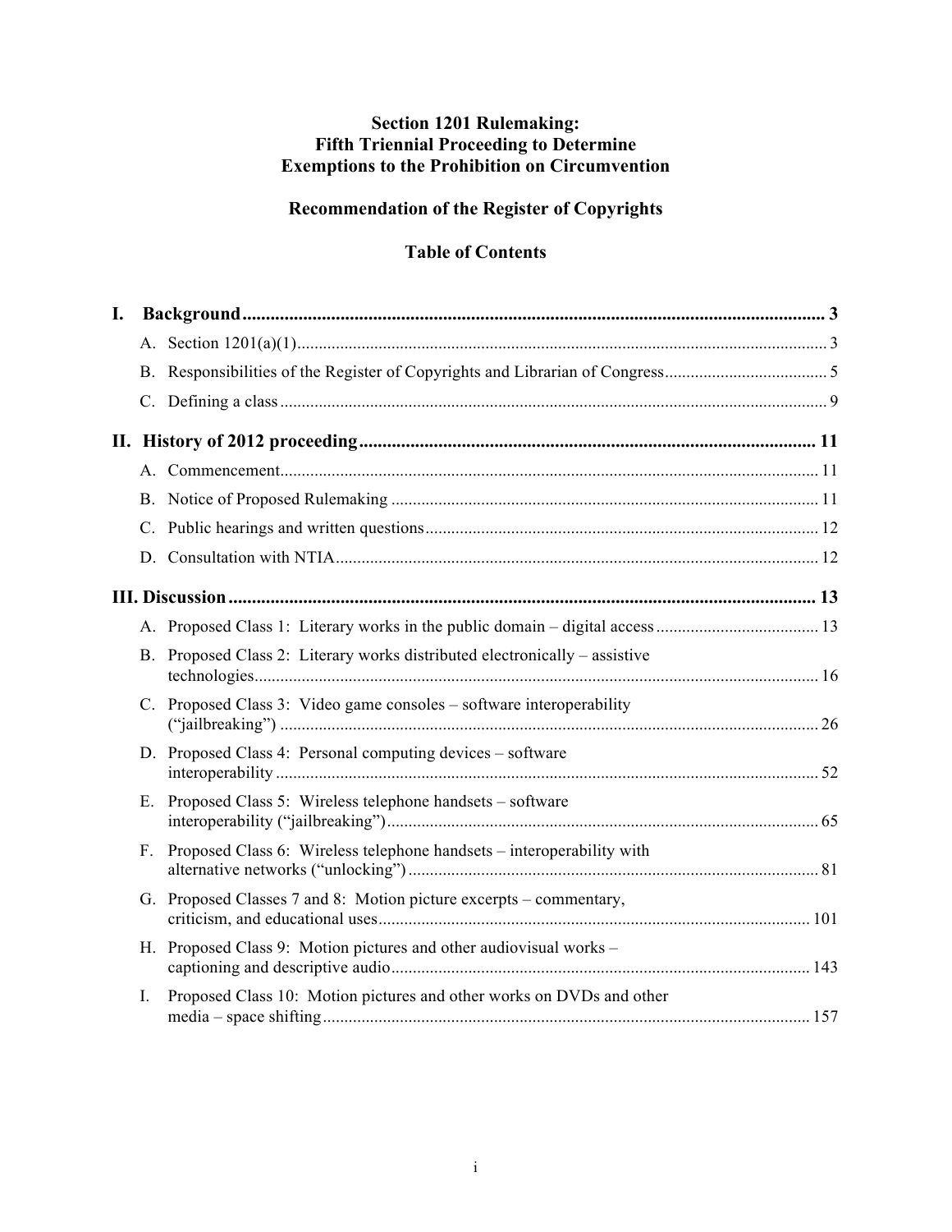**Section 1201 Rulemaking:**
**Fifth Triennial Proceeding to Determine**
**Exemptions to the Prohibition on Circumvention**

**Recommendation of the Register of Copyrights**

**Table of Contents**

**I. Background** ..... 3

- A. Section 1201(a)(1) ..... 3
- B. Responsibilities of the Register of Copyrights and Librarian of Congress ..... 5
- C. Defining a class ..... 9

**II. History of 2012 proceeding** ..... 11

- A. Commencement ..... 11
- B. Notice of Proposed Rulemaking ..... 11
- C. Public hearings and written questions ..... 12
- D. Consultation with NTIA ..... 12

**III. Discussion** ..... 13

- A. Proposed Class 1: Literary works in the public domain – digital access ..... 13
- B. Proposed Class 2: Literary works distributed electronically – assistive technologies ..... 16
- C. Proposed Class 3: Video game consoles – software interoperability ("jailbreaking") ..... 26
- D. Proposed Class 4: Personal computing devices – software interoperability ..... 52
- E. Proposed Class 5: Wireless telephone handsets – software interoperability ("jailbreaking") ..... 65
- F. Proposed Class 6: Wireless telephone handsets – interoperability with alternative networks ("unlocking") ..... 81
- G. Proposed Classes 7 and 8: Motion picture excerpts – commentary, criticism, and educational uses ..... 101
- H. Proposed Class 9: Motion pictures and other audiovisual works – captioning and descriptive audio ..... 143
- I. Proposed Class 10: Motion pictures and other works on DVDs and other media – space shifting ..... 157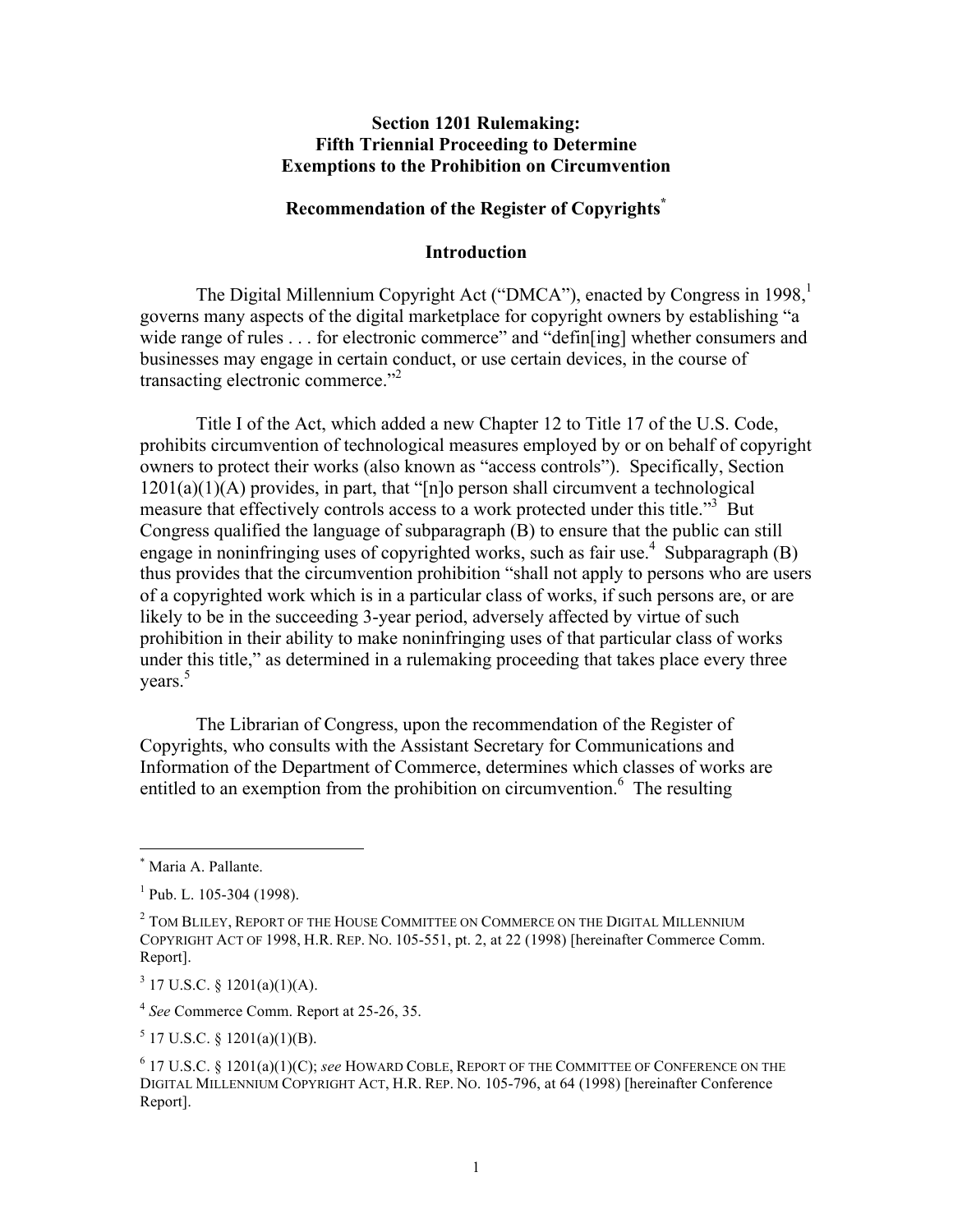**Section 1201 Rulemaking:**
**Fifth Triennial Proceeding to Determine**
**Exemptions to the Prohibition on Circumvention**

**Recommendation of the Register of Copyrights***

**Introduction**

The Digital Millennium Copyright Act ("DMCA"), enacted by Congress in 1998,[1] governs many aspects of the digital marketplace for copyright owners by establishing "a wide range of rules . . . for electronic commerce" and "defin[ing] whether consumers and businesses may engage in certain conduct, or use certain devices, in the course of transacting electronic commerce."[2]

Title I of the Act, which added a new Chapter 12 to Title 17 of the U.S. Code, prohibits circumvention of technological measures employed by or on behalf of copyright owners to protect their works (also known as "access controls"). Specifically, Section 1201(a)(1)(A) provides, in part, that "[n]o person shall circumvent a technological measure that effectively controls access to a work protected under this title."[3] But Congress qualified the language of subparagraph (B) to ensure that the public can still engage in noninfringing uses of copyrighted works, such as fair use.[4] Subparagraph (B) thus provides that the circumvention prohibition "shall not apply to persons who are users of a copyrighted work which is in a particular class of works, if such persons are, or are likely to be in the succeeding 3-year period, adversely affected by virtue of such prohibition in their ability to make noninfringing uses of that particular class of works under this title," as determined in a rulemaking proceeding that takes place every three years.[5]

The Librarian of Congress, upon the recommendation of the Register of Copyrights, who consults with the Assistant Secretary for Communications and Information of the Department of Commerce, determines which classes of works are entitled to an exemption from the prohibition on circumvention.[6] The resulting

---

\* Maria A. Pallante.

[1] Pub. L. 105-304 (1998).

[2] TOM BLILEY, REPORT OF THE HOUSE COMMITTEE ON COMMERCE ON THE DIGITAL MILLENNIUM COPYRIGHT ACT OF 1998, H.R. REP. NO. 105-551, pt. 2, at 22 (1998) [hereinafter Commerce Comm. Report].

[3] 17 U.S.C. § 1201(a)(1)(A).

[4] *See* Commerce Comm. Report at 25-26, 35.

[5] 17 U.S.C. § 1201(a)(1)(B).

[6] 17 U.S.C. § 1201(a)(1)(C); *see* HOWARD COBLE, REPORT OF THE COMMITTEE OF CONFERENCE ON THE DIGITAL MILLENNIUM COPYRIGHT ACT, H.R. REP. NO. 105-796, at 64 (1998) [hereinafter Conference Report].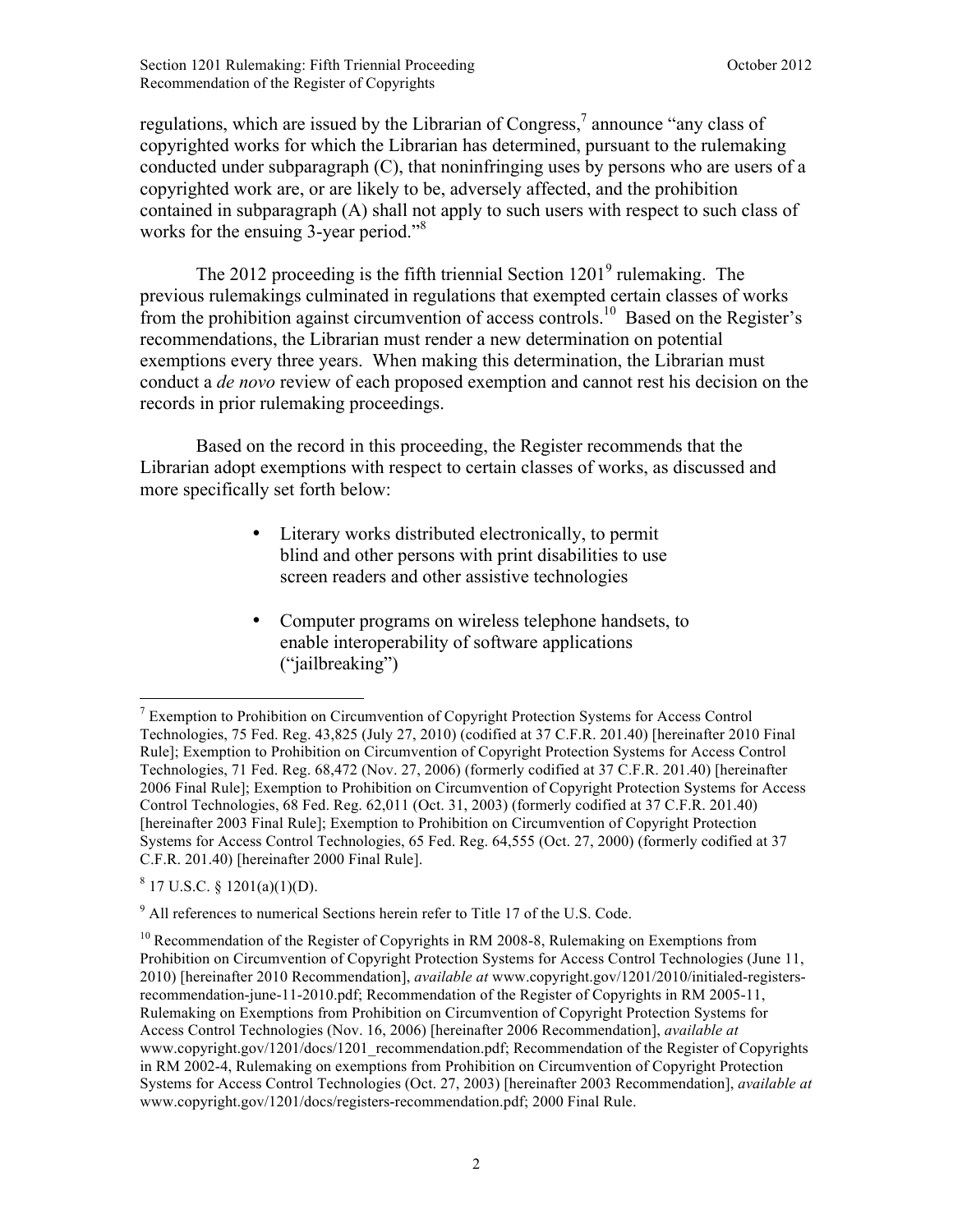regulations, which are issued by the Librarian of Congress,[7] announce "any class of copyrighted works for which the Librarian has determined, pursuant to the rulemaking conducted under subparagraph (C), that noninfringing uses by persons who are users of a copyrighted work are, or are likely to be, adversely affected, and the prohibition contained in subparagraph (A) shall not apply to such users with respect to such class of works for the ensuing 3-year period."[8]

The 2012 proceeding is the fifth triennial Section 1201[9] rulemaking. The previous rulemakings culminated in regulations that exempted certain classes of works from the prohibition against circumvention of access controls.[10] Based on the Register's recommendations, the Librarian must render a new determination on potential exemptions every three years. When making this determination, the Librarian must conduct a *de novo* review of each proposed exemption and cannot rest his decision on the records in prior rulemaking proceedings.

Based on the record in this proceeding, the Register recommends that the Librarian adopt exemptions with respect to certain classes of works, as discussed and more specifically set forth below:

- Literary works distributed electronically, to permit blind and other persons with print disabilities to use screen readers and other assistive technologies

- Computer programs on wireless telephone handsets, to enable interoperability of software applications ("jailbreaking")

---

[7] Exemption to Prohibition on Circumvention of Copyright Protection Systems for Access Control Technologies, 75 Fed. Reg. 43,825 (July 27, 2010) (codified at 37 C.F.R. 201.40) [hereinafter 2010 Final Rule]; Exemption to Prohibition on Circumvention of Copyright Protection Systems for Access Control Technologies, 71 Fed. Reg. 68,472 (Nov. 27, 2006) (formerly codified at 37 C.F.R. 201.40) [hereinafter 2006 Final Rule]; Exemption to Prohibition on Circumvention of Copyright Protection Systems for Access Control Technologies, 68 Fed. Reg. 62,011 (Oct. 31, 2003) (formerly codified at 37 C.F.R. 201.40) [hereinafter 2003 Final Rule]; Exemption to Prohibition on Circumvention of Copyright Protection Systems for Access Control Technologies, 65 Fed. Reg. 64,555 (Oct. 27, 2000) (formerly codified at 37 C.F.R. 201.40) [hereinafter 2000 Final Rule].

[8] 17 U.S.C. § 1201(a)(1)(D).

[9] All references to numerical Sections herein refer to Title 17 of the U.S. Code.

[10] Recommendation of the Register of Copyrights in RM 2008-8, Rulemaking on Exemptions from Prohibition on Circumvention of Copyright Protection Systems for Access Control Technologies (June 11, 2010) [hereinafter 2010 Recommendation], *available at* www.copyright.gov/1201/2010/initialed-registers-recommendation-june-11-2010.pdf; Recommendation of the Register of Copyrights in RM 2005-11, Rulemaking on Exemptions from Prohibition on Circumvention of Copyright Protection Systems for Access Control Technologies (Nov. 16, 2006) [hereinafter 2006 Recommendation], *available at* www.copyright.gov/1201/docs/1201_recommendation.pdf; Recommendation of the Register of Copyrights in RM 2002-4, Rulemaking on exemptions from Prohibition on Circumvention of Copyright Protection Systems for Access Control Technologies (Oct. 27, 2003) [hereinafter 2003 Recommendation], *available at* www.copyright.gov/1201/docs/registers-recommendation.pdf; 2000 Final Rule.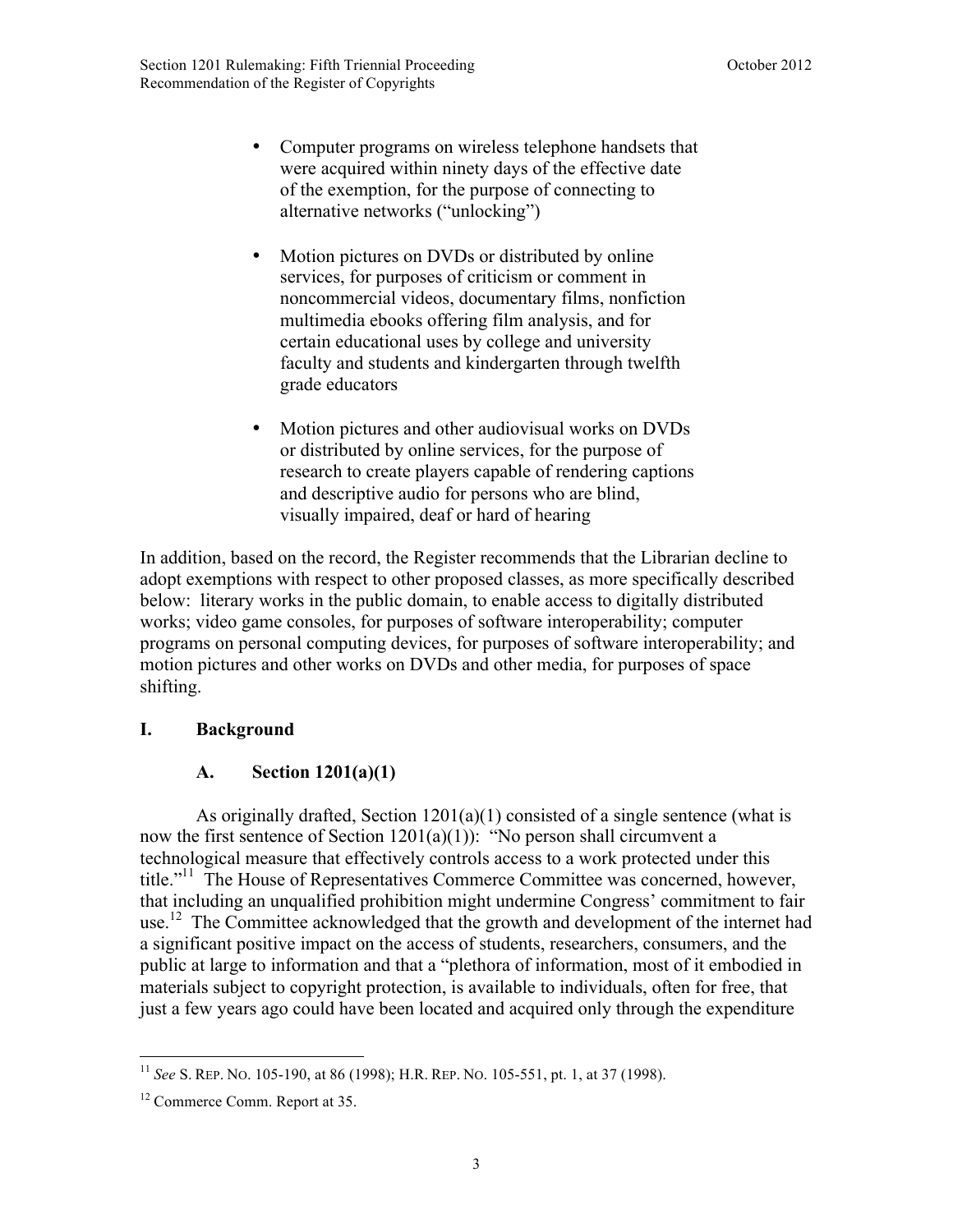- Computer programs on wireless telephone handsets that were acquired within ninety days of the effective date of the exemption, for the purpose of connecting to alternative networks ("unlocking")

- Motion pictures on DVDs or distributed by online services, for purposes of criticism or comment in noncommercial videos, documentary films, nonfiction multimedia ebooks offering film analysis, and for certain educational uses by college and university faculty and students and kindergarten through twelfth grade educators

- Motion pictures and other audiovisual works on DVDs or distributed by online services, for the purpose of research to create players capable of rendering captions and descriptive audio for persons who are blind, visually impaired, deaf or hard of hearing

In addition, based on the record, the Register recommends that the Librarian decline to adopt exemptions with respect to other proposed classes, as more specifically described below: literary works in the public domain, to enable access to digitally distributed works; video game consoles, for purposes of software interoperability; computer programs on personal computing devices, for purposes of software interoperability; and motion pictures and other works on DVDs and other media, for purposes of space shifting.

## I. Background

### A. Section 1201(a)(1)

As originally drafted, Section 1201(a)(1) consisted of a single sentence (what is now the first sentence of Section 1201(a)(1)): "No person shall circumvent a technological measure that effectively controls access to a work protected under this title."[11] The House of Representatives Commerce Committee was concerned, however, that including an unqualified prohibition might undermine Congress' commitment to fair use.[12] The Committee acknowledged that the growth and development of the internet had a significant positive impact on the access of students, researchers, consumers, and the public at large to information and that a "plethora of information, most of it embodied in materials subject to copyright protection, is available to individuals, often for free, that just a few years ago could have been located and acquired only through the expenditure

---

[11] *See* S. REP. NO. 105-190, at 86 (1998); H.R. REP. NO. 105-551, pt. 1, at 37 (1998).

[12] Commerce Comm. Report at 35.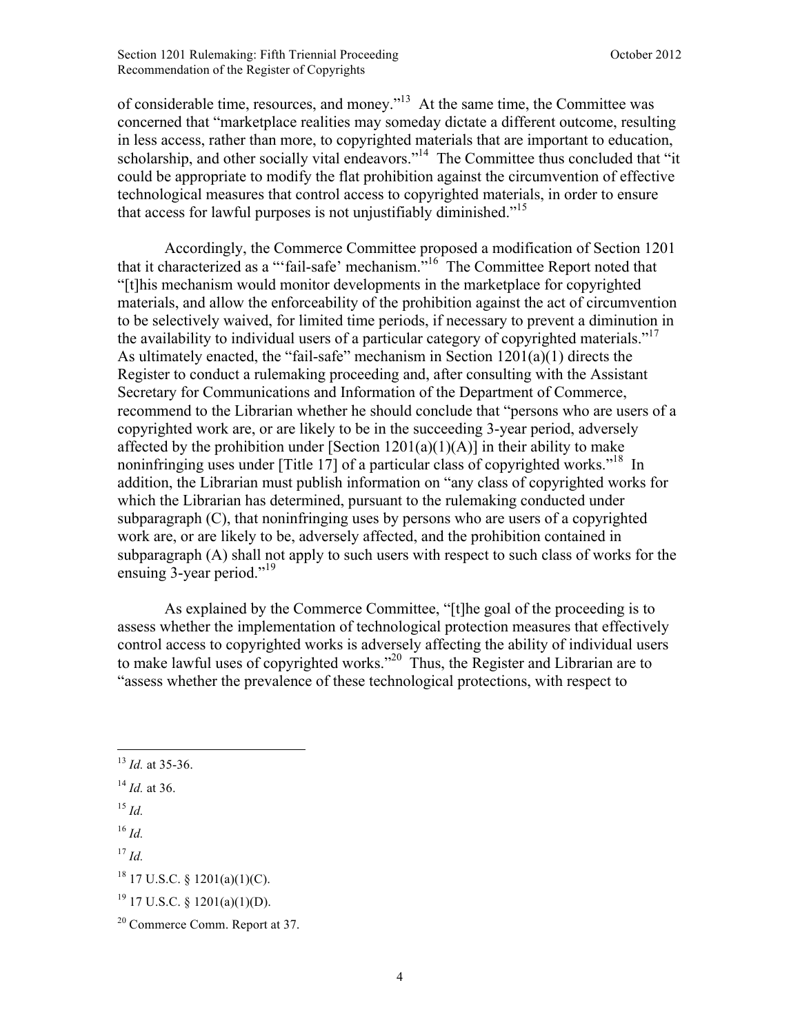of considerable time, resources, and money."[13] At the same time, the Committee was concerned that "marketplace realities may someday dictate a different outcome, resulting in less access, rather than more, to copyrighted materials that are important to education, scholarship, and other socially vital endeavors."[14] The Committee thus concluded that "it could be appropriate to modify the flat prohibition against the circumvention of effective technological measures that control access to copyrighted materials, in order to ensure that access for lawful purposes is not unjustifiably diminished."[15]

Accordingly, the Commerce Committee proposed a modification of Section 1201 that it characterized as a "'fail-safe' mechanism."[16] The Committee Report noted that "[t]his mechanism would monitor developments in the marketplace for copyrighted materials, and allow the enforceability of the prohibition against the act of circumvention to be selectively waived, for limited time periods, if necessary to prevent a diminution in the availability to individual users of a particular category of copyrighted materials."[17] As ultimately enacted, the "fail-safe" mechanism in Section 1201(a)(1) directs the Register to conduct a rulemaking proceeding and, after consulting with the Assistant Secretary for Communications and Information of the Department of Commerce, recommend to the Librarian whether he should conclude that "persons who are users of a copyrighted work are, or are likely to be in the succeeding 3-year period, adversely affected by the prohibition under [Section 1201(a)(1)(A)] in their ability to make noninfringing uses under [Title 17] of a particular class of copyrighted works."[18] In addition, the Librarian must publish information on "any class of copyrighted works for which the Librarian has determined, pursuant to the rulemaking conducted under subparagraph (C), that noninfringing uses by persons who are users of a copyrighted work are, or are likely to be, adversely affected, and the prohibition contained in subparagraph (A) shall not apply to such users with respect to such class of works for the ensuing 3-year period."[19]

As explained by the Commerce Committee, "[t]he goal of the proceeding is to assess whether the implementation of technological protection measures that effectively control access to copyrighted works is adversely affecting the ability of individual users to make lawful uses of copyrighted works."[20] Thus, the Register and Librarian are to "assess whether the prevalence of these technological protections, with respect to

---

[13] *Id.* at 35-36.

[14] *Id.* at 36.

[15] *Id.*

[16] *Id.*

[17] *Id.*

[18] 17 U.S.C. § 1201(a)(1)(C).

[19] 17 U.S.C. § 1201(a)(1)(D).

[20] Commerce Comm. Report at 37.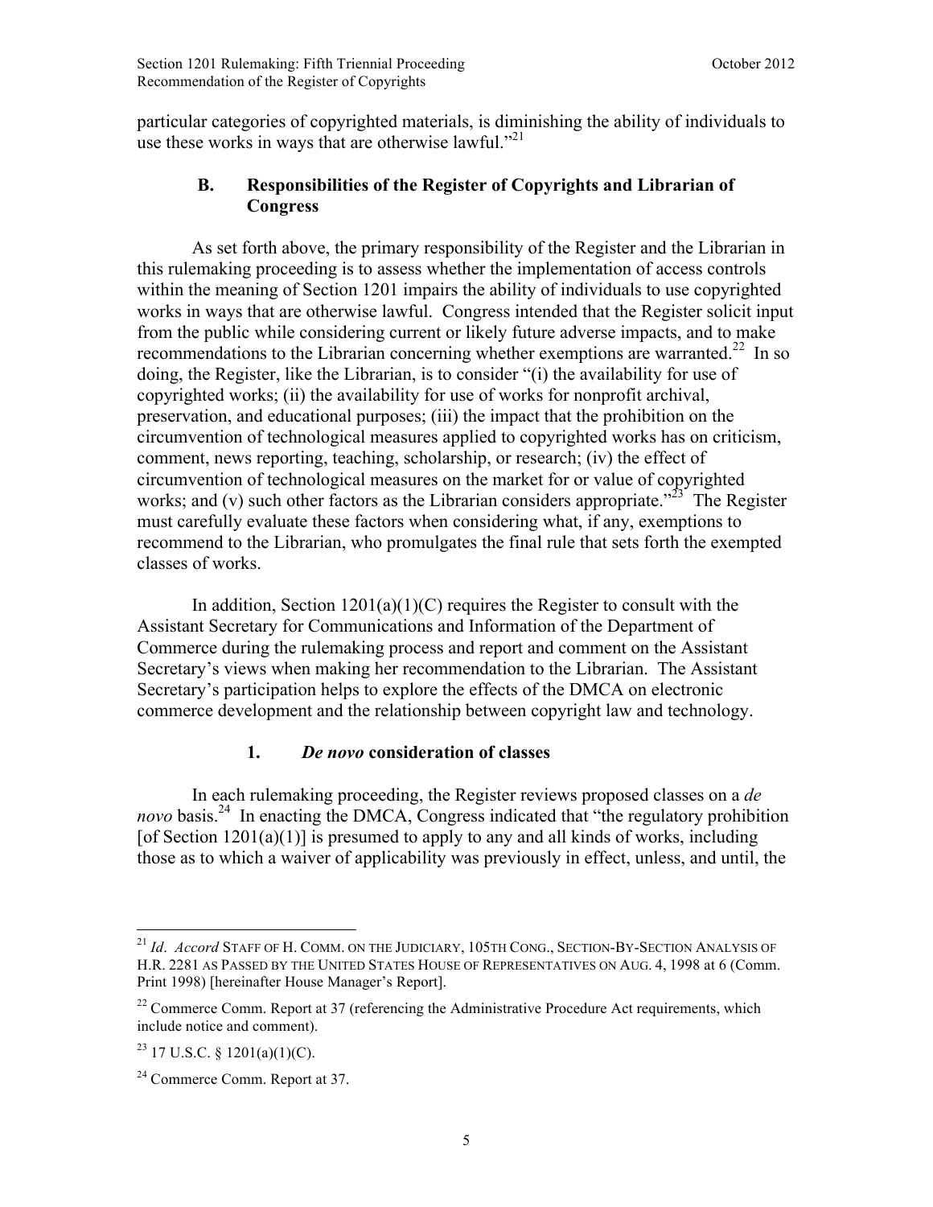particular categories of copyrighted materials, is diminishing the ability of individuals to use these works in ways that are otherwise lawful."[21]

### B. Responsibilities of the Register of Copyrights and Librarian of Congress

As set forth above, the primary responsibility of the Register and the Librarian in this rulemaking proceeding is to assess whether the implementation of access controls within the meaning of Section 1201 impairs the ability of individuals to use copyrighted works in ways that are otherwise lawful. Congress intended that the Register solicit input from the public while considering current or likely future adverse impacts, and to make recommendations to the Librarian concerning whether exemptions are warranted.[22] In so doing, the Register, like the Librarian, is to consider "(i) the availability for use of copyrighted works; (ii) the availability for use of works for nonprofit archival, preservation, and educational purposes; (iii) the impact that the prohibition on the circumvention of technological measures applied to copyrighted works has on criticism, comment, news reporting, teaching, scholarship, or research; (iv) the effect of circumvention of technological measures on the market for or value of copyrighted works; and (v) such other factors as the Librarian considers appropriate."[23] The Register must carefully evaluate these factors when considering what, if any, exemptions to recommend to the Librarian, who promulgates the final rule that sets forth the exempted classes of works.

In addition, Section 1201(a)(1)(C) requires the Register to consult with the Assistant Secretary for Communications and Information of the Department of Commerce during the rulemaking process and report and comment on the Assistant Secretary's views when making her recommendation to the Librarian. The Assistant Secretary's participation helps to explore the effects of the DMCA on electronic commerce development and the relationship between copyright law and technology.

#### 1. *De novo* consideration of classes

In each rulemaking proceeding, the Register reviews proposed classes on a *de novo* basis.[24] In enacting the DMCA, Congress indicated that "the regulatory prohibition [of Section 1201(a)(1)] is presumed to apply to any and all kinds of works, including those as to which a waiver of applicability was previously in effect, unless, and until, the

---

[21] *Id*. *Accord* STAFF OF H. COMM. ON THE JUDICIARY, 105TH CONG., SECTION-BY-SECTION ANALYSIS OF H.R. 2281 AS PASSED BY THE UNITED STATES HOUSE OF REPRESENTATIVES ON AUG. 4, 1998 at 6 (Comm. Print 1998) [hereinafter House Manager's Report].

[22] Commerce Comm. Report at 37 (referencing the Administrative Procedure Act requirements, which include notice and comment).

[23] 17 U.S.C. § 1201(a)(1)(C).

[24] Commerce Comm. Report at 37.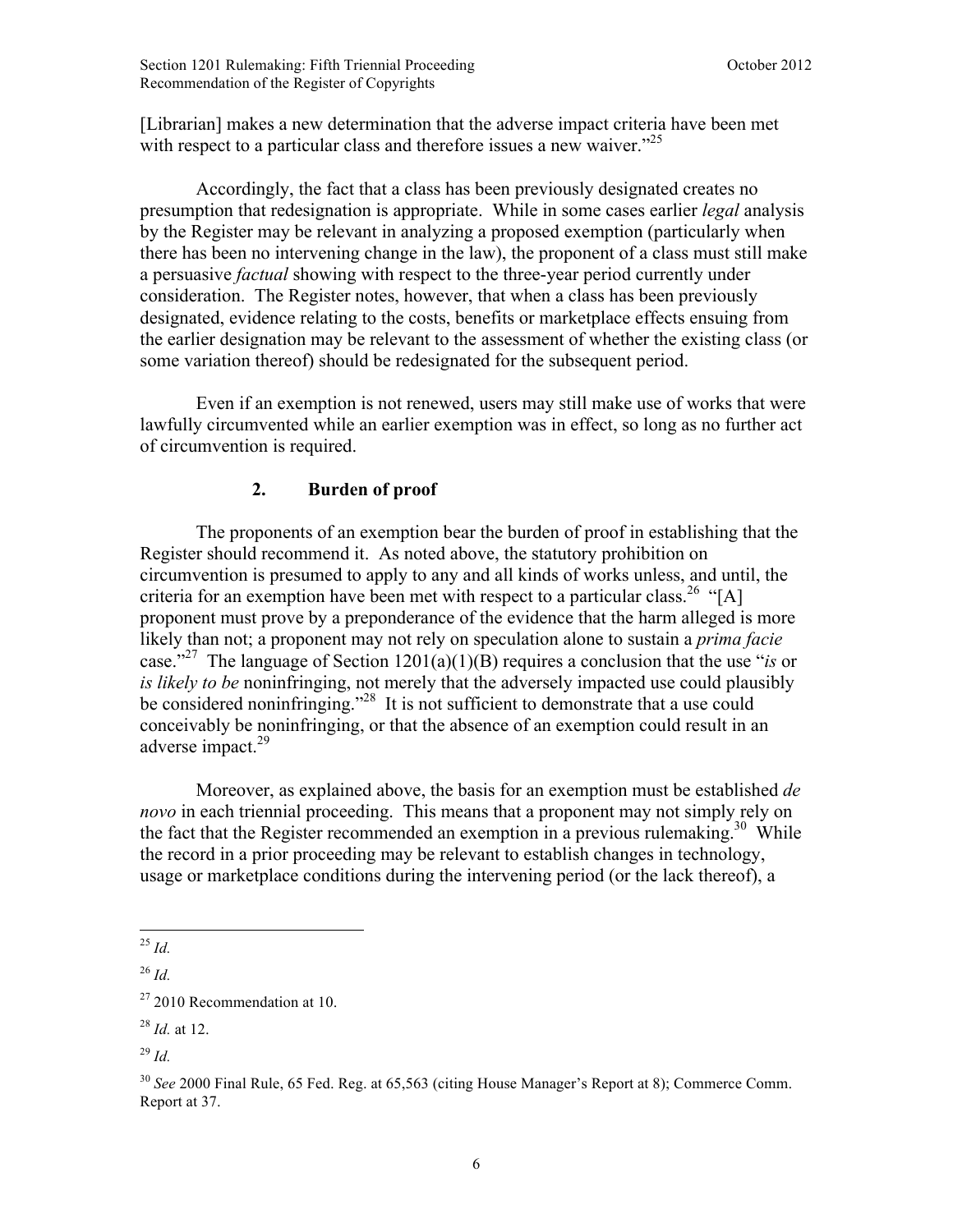[Librarian] makes a new determination that the adverse impact criteria have been met with respect to a particular class and therefore issues a new waiver."[25]

Accordingly, the fact that a class has been previously designated creates no presumption that redesignation is appropriate. While in some cases earlier *legal* analysis by the Register may be relevant in analyzing a proposed exemption (particularly when there has been no intervening change in the law), the proponent of a class must still make a persuasive *factual* showing with respect to the three-year period currently under consideration. The Register notes, however, that when a class has been previously designated, evidence relating to the costs, benefits or marketplace effects ensuing from the earlier designation may be relevant to the assessment of whether the existing class (or some variation thereof) should be redesignated for the subsequent period.

Even if an exemption is not renewed, users may still make use of works that were lawfully circumvented while an earlier exemption was in effect, so long as no further act of circumvention is required.

### 2. Burden of proof

The proponents of an exemption bear the burden of proof in establishing that the Register should recommend it. As noted above, the statutory prohibition on circumvention is presumed to apply to any and all kinds of works unless, and until, the criteria for an exemption have been met with respect to a particular class.[26] "[A] proponent must prove by a preponderance of the evidence that the harm alleged is more likely than not; a proponent may not rely on speculation alone to sustain a *prima facie* case."[27] The language of Section 1201(a)(1)(B) requires a conclusion that the use "*is* or *is likely to be* noninfringing, not merely that the adversely impacted use could plausibly be considered noninfringing."[28] It is not sufficient to demonstrate that a use could conceivably be noninfringing, or that the absence of an exemption could result in an adverse impact.[29]

Moreover, as explained above, the basis for an exemption must be established *de novo* in each triennial proceeding. This means that a proponent may not simply rely on the fact that the Register recommended an exemption in a previous rulemaking.[30] While the record in a prior proceeding may be relevant to establish changes in technology, usage or marketplace conditions during the intervening period (or the lack thereof), a

---

[25] *Id.*

[26] *Id.*

[27] 2010 Recommendation at 10.

[28] *Id.* at 12.

[29] *Id.*

[30] *See* 2000 Final Rule, 65 Fed. Reg. at 65,563 (citing House Manager's Report at 8); Commerce Comm. Report at 37.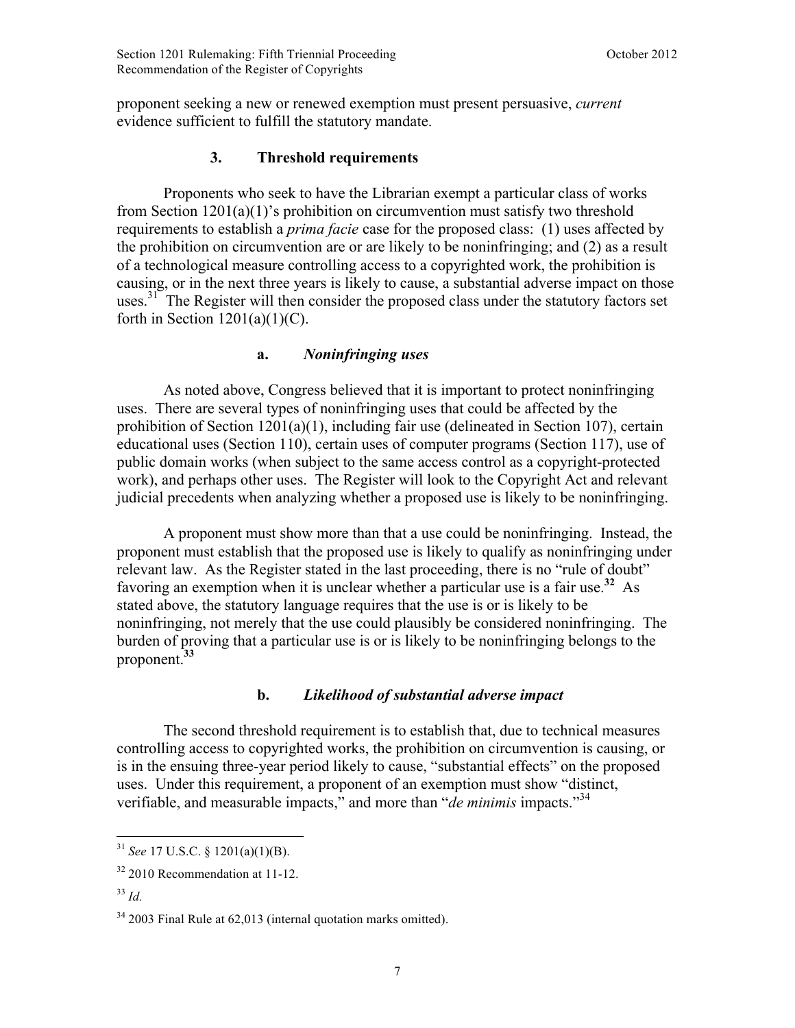proponent seeking a new or renewed exemption must present persuasive, *current* evidence sufficient to fulfill the statutory mandate.

### 3. Threshold requirements

Proponents who seek to have the Librarian exempt a particular class of works from Section 1201(a)(1)'s prohibition on circumvention must satisfy two threshold requirements to establish a *prima facie* case for the proposed class: (1) uses affected by the prohibition on circumvention are or are likely to be noninfringing; and (2) as a result of a technological measure controlling access to a copyrighted work, the prohibition is causing, or in the next three years is likely to cause, a substantial adverse impact on those uses.[31] The Register will then consider the proposed class under the statutory factors set forth in Section 1201(a)(1)(C).

#### a. *Noninfringing uses*

As noted above, Congress believed that it is important to protect noninfringing uses. There are several types of noninfringing uses that could be affected by the prohibition of Section 1201(a)(1), including fair use (delineated in Section 107), certain educational uses (Section 110), certain uses of computer programs (Section 117), use of public domain works (when subject to the same access control as a copyright-protected work), and perhaps other uses. The Register will look to the Copyright Act and relevant judicial precedents when analyzing whether a proposed use is likely to be noninfringing.

A proponent must show more than that a use could be noninfringing. Instead, the proponent must establish that the proposed use is likely to qualify as noninfringing under relevant law. As the Register stated in the last proceeding, there is no "rule of doubt" favoring an exemption when it is unclear whether a particular use is a fair use.[32] As stated above, the statutory language requires that the use is or is likely to be noninfringing, not merely that the use could plausibly be considered noninfringing. The burden of proving that a particular use is or is likely to be noninfringing belongs to the proponent.[33]

#### b. *Likelihood of substantial adverse impact*

The second threshold requirement is to establish that, due to technical measures controlling access to copyrighted works, the prohibition on circumvention is causing, or is in the ensuing three-year period likely to cause, "substantial effects" on the proposed uses. Under this requirement, a proponent of an exemption must show "distinct, verifiable, and measurable impacts," and more than "*de minimis* impacts."[34]

---

[31] *See* 17 U.S.C. § 1201(a)(1)(B).

[32] 2010 Recommendation at 11-12.

[33] *Id.*

[34] 2003 Final Rule at 62,013 (internal quotation marks omitted).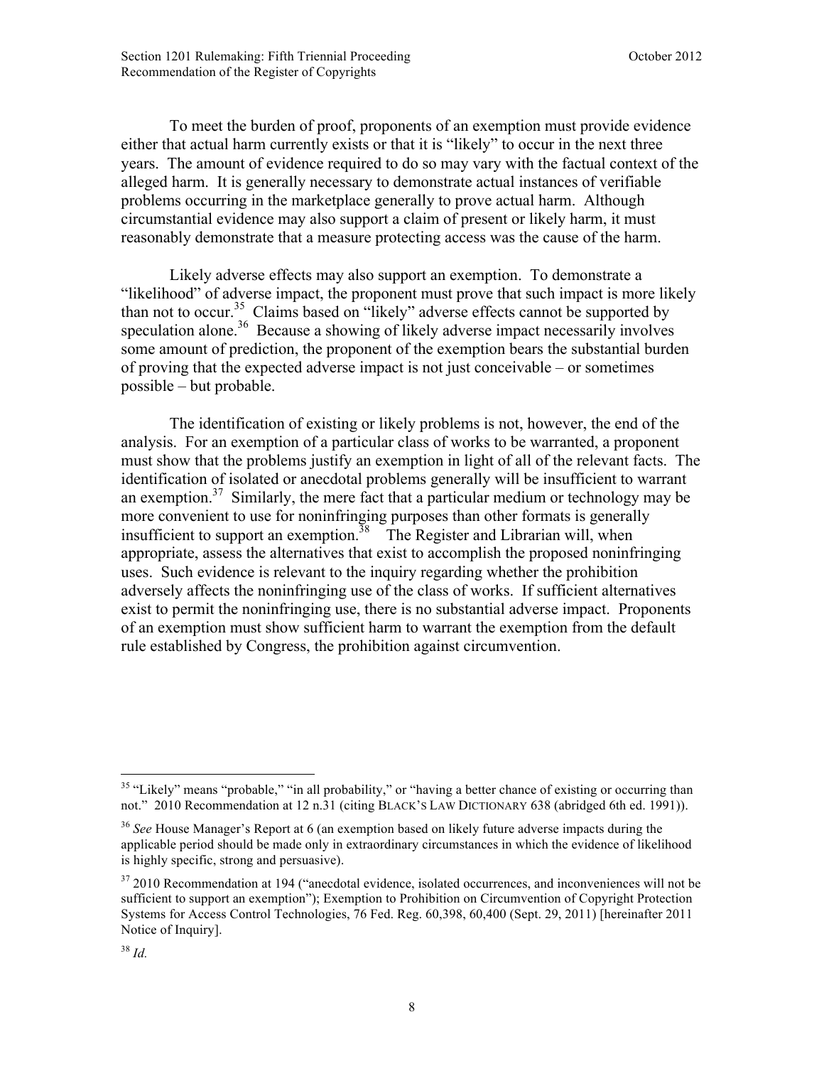To meet the burden of proof, proponents of an exemption must provide evidence either that actual harm currently exists or that it is "likely" to occur in the next three years. The amount of evidence required to do so may vary with the factual context of the alleged harm. It is generally necessary to demonstrate actual instances of verifiable problems occurring in the marketplace generally to prove actual harm. Although circumstantial evidence may also support a claim of present or likely harm, it must reasonably demonstrate that a measure protecting access was the cause of the harm.

Likely adverse effects may also support an exemption. To demonstrate a "likelihood" of adverse impact, the proponent must prove that such impact is more likely than not to occur.[35] Claims based on "likely" adverse effects cannot be supported by speculation alone.[36] Because a showing of likely adverse impact necessarily involves some amount of prediction, the proponent of the exemption bears the substantial burden of proving that the expected adverse impact is not just conceivable – or sometimes possible – but probable.

The identification of existing or likely problems is not, however, the end of the analysis. For an exemption of a particular class of works to be warranted, a proponent must show that the problems justify an exemption in light of all of the relevant facts. The identification of isolated or anecdotal problems generally will be insufficient to warrant an exemption.[37] Similarly, the mere fact that a particular medium or technology may be more convenient to use for noninfringing purposes than other formats is generally insufficient to support an exemption.[38] The Register and Librarian will, when appropriate, assess the alternatives that exist to accomplish the proposed noninfringing uses. Such evidence is relevant to the inquiry regarding whether the prohibition adversely affects the noninfringing use of the class of works. If sufficient alternatives exist to permit the noninfringing use, there is no substantial adverse impact. Proponents of an exemption must show sufficient harm to warrant the exemption from the default rule established by Congress, the prohibition against circumvention.

---

[35] "Likely" means "probable," "in all probability," or "having a better chance of existing or occurring than not." 2010 Recommendation at 12 n.31 (citing BLACK'S LAW DICTIONARY 638 (abridged 6th ed. 1991)).

[36] *See* House Manager's Report at 6 (an exemption based on likely future adverse impacts during the applicable period should be made only in extraordinary circumstances in which the evidence of likelihood is highly specific, strong and persuasive).

[37] 2010 Recommendation at 194 ("anecdotal evidence, isolated occurrences, and inconveniences will not be sufficient to support an exemption"); Exemption to Prohibition on Circumvention of Copyright Protection Systems for Access Control Technologies, 76 Fed. Reg. 60,398, 60,400 (Sept. 29, 2011) [hereinafter 2011 Notice of Inquiry].

[38] *Id.*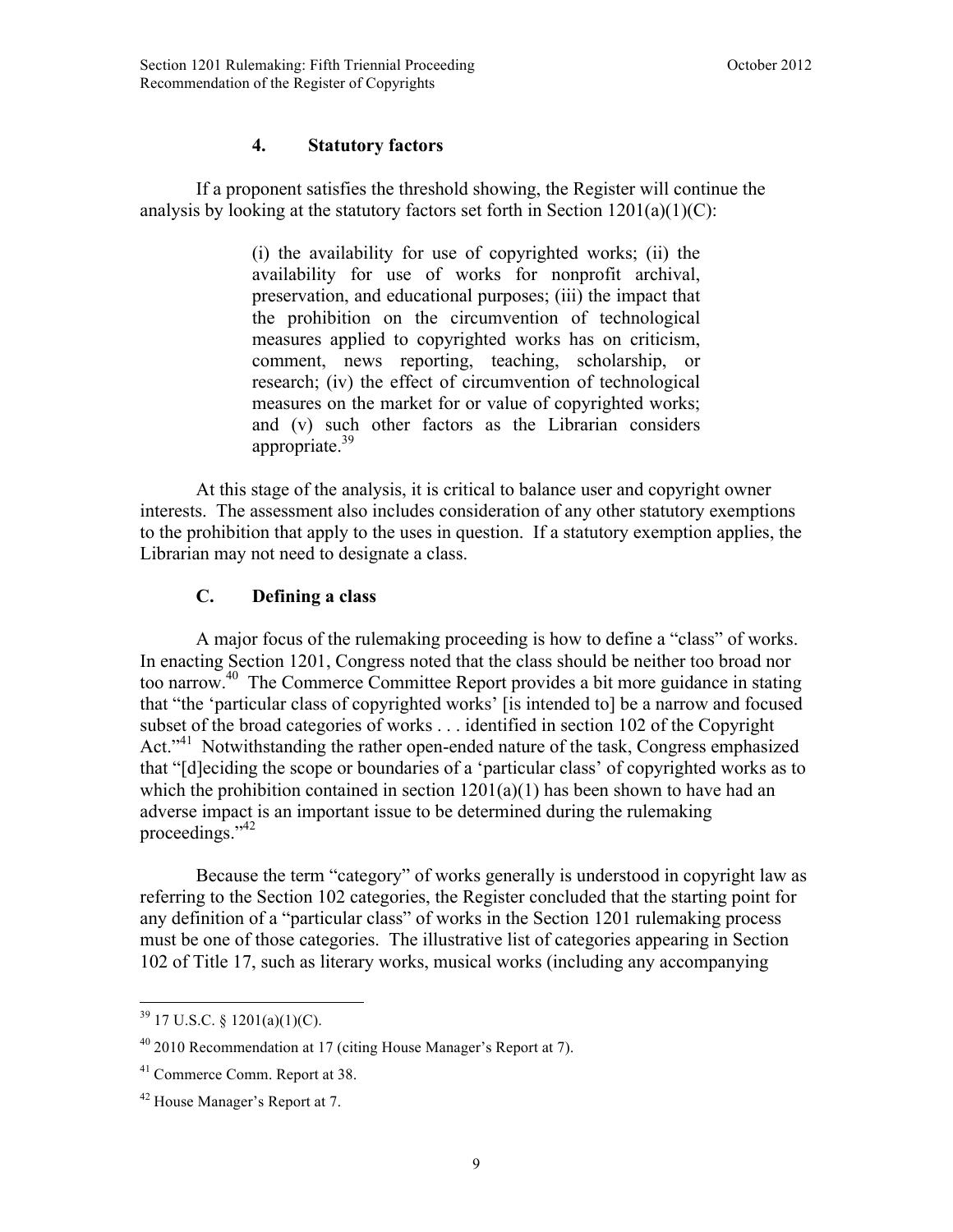### 4. Statutory factors

If a proponent satisfies the threshold showing, the Register will continue the analysis by looking at the statutory factors set forth in Section 1201(a)(1)(C):

> (i) the availability for use of copyrighted works; (ii) the availability for use of works for nonprofit archival, preservation, and educational purposes; (iii) the impact that the prohibition on the circumvention of technological measures applied to copyrighted works has on criticism, comment, news reporting, teaching, scholarship, or research; (iv) the effect of circumvention of technological measures on the market for or value of copyrighted works; and (v) such other factors as the Librarian considers appropriate.[39]

At this stage of the analysis, it is critical to balance user and copyright owner interests. The assessment also includes consideration of any other statutory exemptions to the prohibition that apply to the uses in question. If a statutory exemption applies, the Librarian may not need to designate a class.

## C. Defining a class

A major focus of the rulemaking proceeding is how to define a "class" of works. In enacting Section 1201, Congress noted that the class should be neither too broad nor too narrow.[40] The Commerce Committee Report provides a bit more guidance in stating that "the 'particular class of copyrighted works' [is intended to] be a narrow and focused subset of the broad categories of works . . . identified in section 102 of the Copyright Act."[41] Notwithstanding the rather open-ended nature of the task, Congress emphasized that "[d]eciding the scope or boundaries of a 'particular class' of copyrighted works as to which the prohibition contained in section 1201(a)(1) has been shown to have had an adverse impact is an important issue to be determined during the rulemaking proceedings."[42]

Because the term "category" of works generally is understood in copyright law as referring to the Section 102 categories, the Register concluded that the starting point for any definition of a "particular class" of works in the Section 1201 rulemaking process must be one of those categories. The illustrative list of categories appearing in Section 102 of Title 17, such as literary works, musical works (including any accompanying

---

[39] 17 U.S.C. § 1201(a)(1)(C).

[40] 2010 Recommendation at 17 (citing House Manager's Report at 7).

[41] Commerce Comm. Report at 38.

[42] House Manager's Report at 7.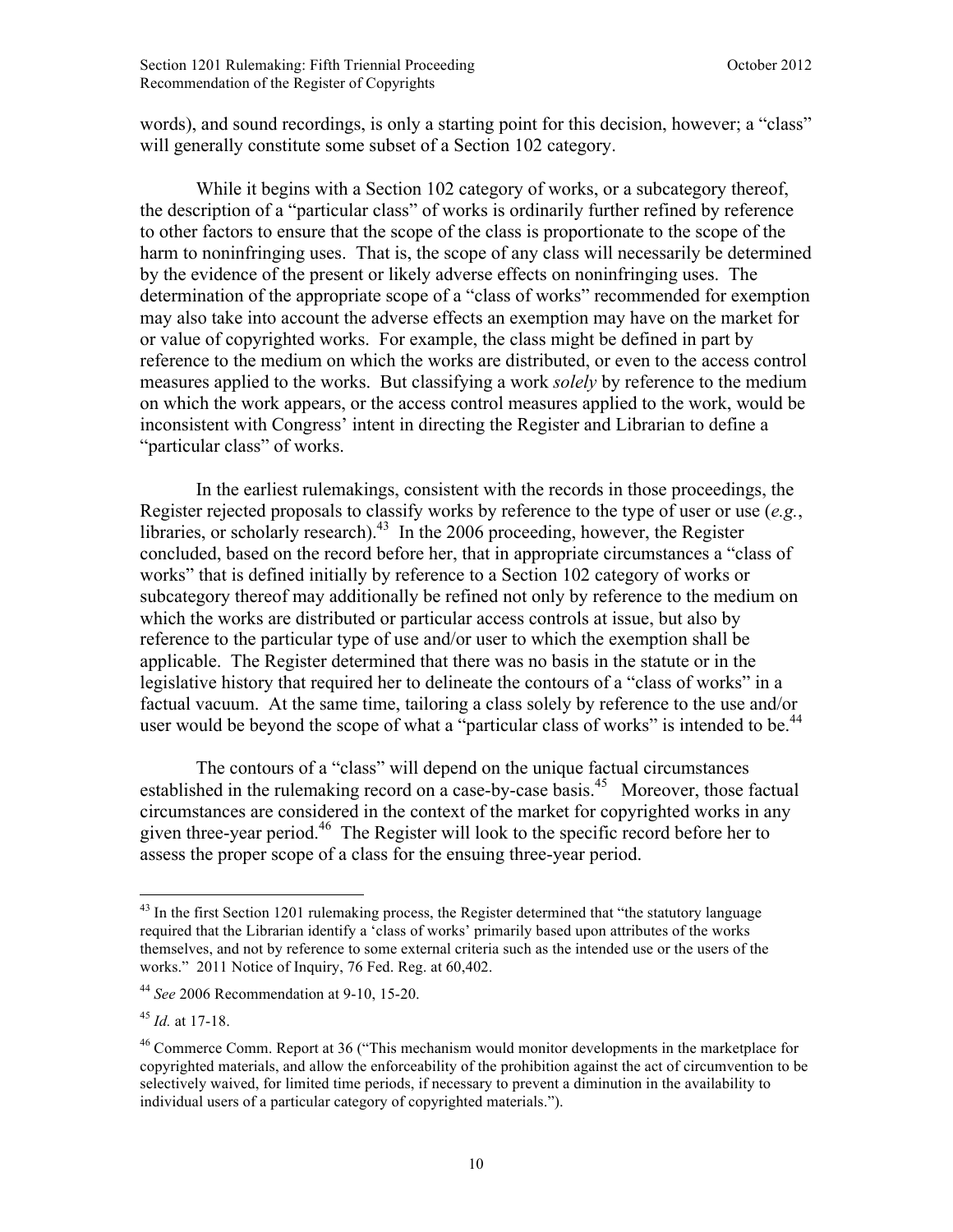words), and sound recordings, is only a starting point for this decision, however; a "class" will generally constitute some subset of a Section 102 category.

While it begins with a Section 102 category of works, or a subcategory thereof, the description of a "particular class" of works is ordinarily further refined by reference to other factors to ensure that the scope of the class is proportionate to the scope of the harm to noninfringing uses. That is, the scope of any class will necessarily be determined by the evidence of the present or likely adverse effects on noninfringing uses. The determination of the appropriate scope of a "class of works" recommended for exemption may also take into account the adverse effects an exemption may have on the market for or value of copyrighted works. For example, the class might be defined in part by reference to the medium on which the works are distributed, or even to the access control measures applied to the works. But classifying a work *solely* by reference to the medium on which the work appears, or the access control measures applied to the work, would be inconsistent with Congress' intent in directing the Register and Librarian to define a "particular class" of works.

In the earliest rulemakings, consistent with the records in those proceedings, the Register rejected proposals to classify works by reference to the type of user or use (*e.g.*, libraries, or scholarly research).[43] In the 2006 proceeding, however, the Register concluded, based on the record before her, that in appropriate circumstances a "class of works" that is defined initially by reference to a Section 102 category of works or subcategory thereof may additionally be refined not only by reference to the medium on which the works are distributed or particular access controls at issue, but also by reference to the particular type of use and/or user to which the exemption shall be applicable. The Register determined that there was no basis in the statute or in the legislative history that required her to delineate the contours of a "class of works" in a factual vacuum. At the same time, tailoring a class solely by reference to the use and/or user would be beyond the scope of what a "particular class of works" is intended to be.[44]

The contours of a "class" will depend on the unique factual circumstances established in the rulemaking record on a case-by-case basis.[45] Moreover, those factual circumstances are considered in the context of the market for copyrighted works in any given three-year period.[46] The Register will look to the specific record before her to assess the proper scope of a class for the ensuing three-year period.

---

[43] In the first Section 1201 rulemaking process, the Register determined that "the statutory language required that the Librarian identify a 'class of works' primarily based upon attributes of the works themselves, and not by reference to some external criteria such as the intended use or the users of the works." 2011 Notice of Inquiry, 76 Fed. Reg. at 60,402.

[44] *See* 2006 Recommendation at 9-10, 15-20.

[45] *Id.* at 17-18.

[46] Commerce Comm. Report at 36 ("This mechanism would monitor developments in the marketplace for copyrighted materials, and allow the enforceability of the prohibition against the act of circumvention to be selectively waived, for limited time periods, if necessary to prevent a diminution in the availability to individual users of a particular category of copyrighted materials.").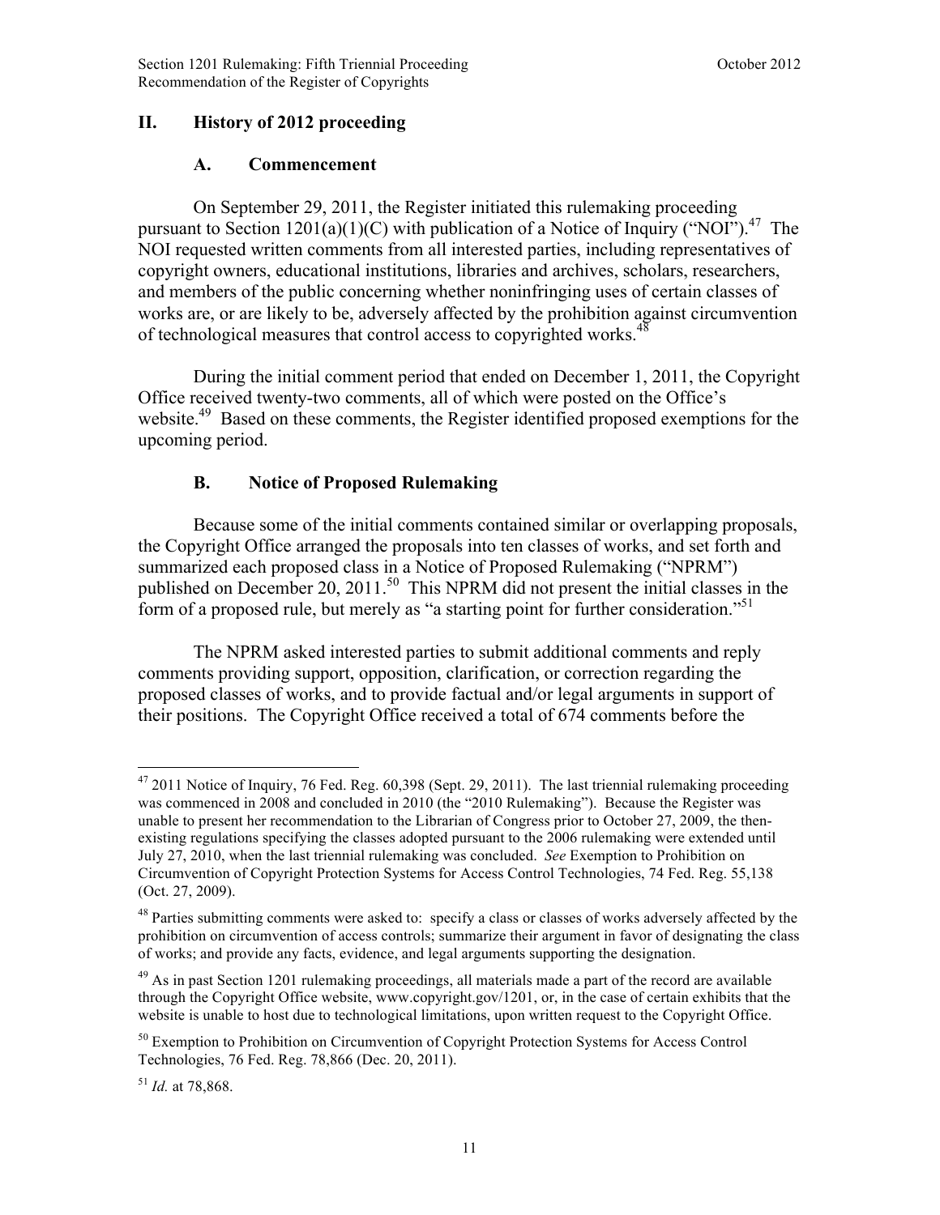## II. History of 2012 proceeding

### A. Commencement

On September 29, 2011, the Register initiated this rulemaking proceeding pursuant to Section 1201(a)(1)(C) with publication of a Notice of Inquiry ("NOI").[47] The NOI requested written comments from all interested parties, including representatives of copyright owners, educational institutions, libraries and archives, scholars, researchers, and members of the public concerning whether noninfringing uses of certain classes of works are, or are likely to be, adversely affected by the prohibition against circumvention of technological measures that control access to copyrighted works.[48]

During the initial comment period that ended on December 1, 2011, the Copyright Office received twenty-two comments, all of which were posted on the Office's website.[49] Based on these comments, the Register identified proposed exemptions for the upcoming period.

### B. Notice of Proposed Rulemaking

Because some of the initial comments contained similar or overlapping proposals, the Copyright Office arranged the proposals into ten classes of works, and set forth and summarized each proposed class in a Notice of Proposed Rulemaking ("NPRM") published on December 20, 2011.[50] This NPRM did not present the initial classes in the form of a proposed rule, but merely as "a starting point for further consideration."[51]

The NPRM asked interested parties to submit additional comments and reply comments providing support, opposition, clarification, or correction regarding the proposed classes of works, and to provide factual and/or legal arguments in support of their positions. The Copyright Office received a total of 674 comments before the

---

[47] 2011 Notice of Inquiry, 76 Fed. Reg. 60,398 (Sept. 29, 2011). The last triennial rulemaking proceeding was commenced in 2008 and concluded in 2010 (the "2010 Rulemaking"). Because the Register was unable to present her recommendation to the Librarian of Congress prior to October 27, 2009, the then-existing regulations specifying the classes adopted pursuant to the 2006 rulemaking were extended until July 27, 2010, when the last triennial rulemaking was concluded. *See* Exemption to Prohibition on Circumvention of Copyright Protection Systems for Access Control Technologies, 74 Fed. Reg. 55,138 (Oct. 27, 2009).

[48] Parties submitting comments were asked to: specify a class or classes of works adversely affected by the prohibition on circumvention of access controls; summarize their argument in favor of designating the class of works; and provide any facts, evidence, and legal arguments supporting the designation.

[49] As in past Section 1201 rulemaking proceedings, all materials made a part of the record are available through the Copyright Office website, www.copyright.gov/1201, or, in the case of certain exhibits that the website is unable to host due to technological limitations, upon written request to the Copyright Office.

[50] Exemption to Prohibition on Circumvention of Copyright Protection Systems for Access Control Technologies, 76 Fed. Reg. 78,866 (Dec. 20, 2011).

[51] *Id.* at 78,868.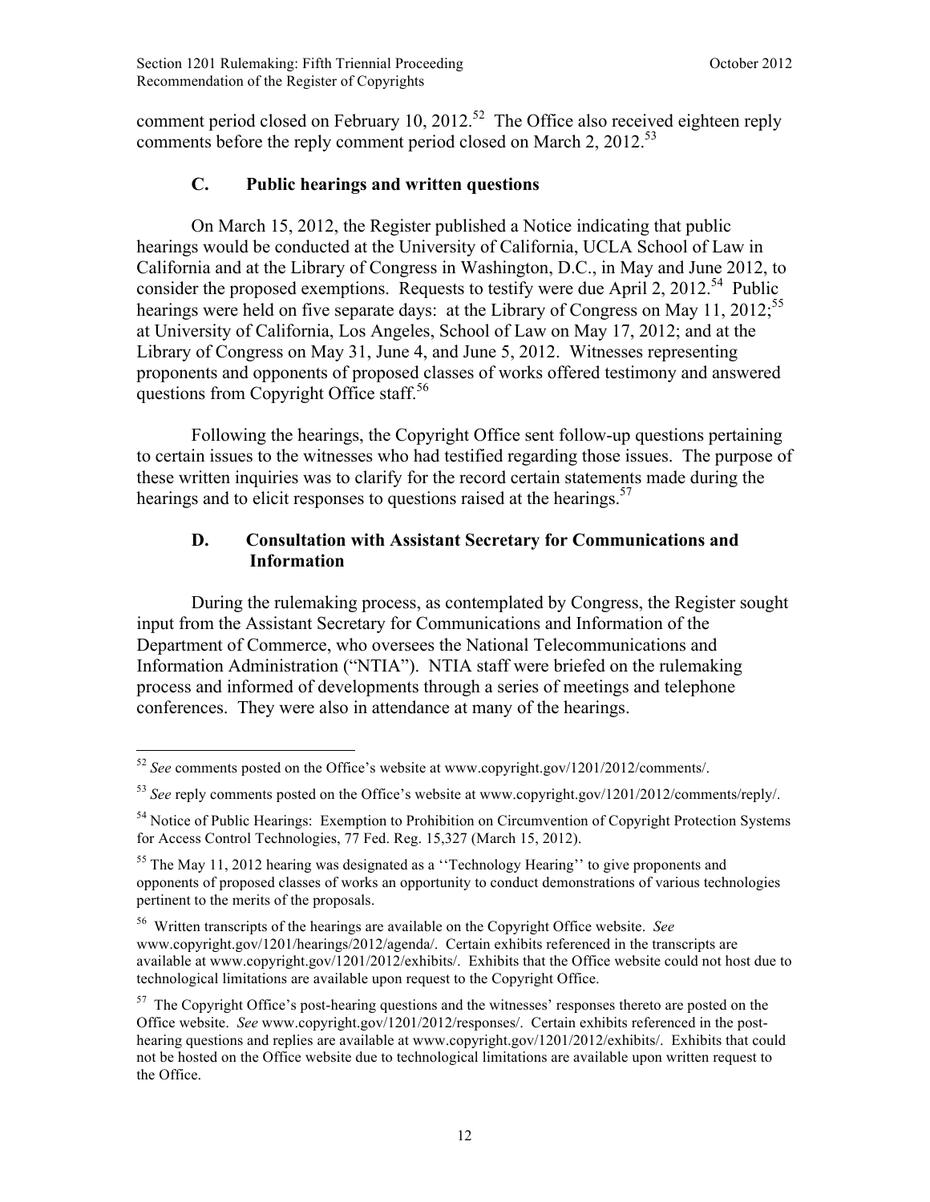comment period closed on February 10, 2012.[52] The Office also received eighteen reply comments before the reply comment period closed on March 2, 2012.[53]

### C. Public hearings and written questions

On March 15, 2012, the Register published a Notice indicating that public hearings would be conducted at the University of California, UCLA School of Law in California and at the Library of Congress in Washington, D.C., in May and June 2012, to consider the proposed exemptions. Requests to testify were due April 2, 2012.[54] Public hearings were held on five separate days: at the Library of Congress on May 11, 2012;[55] at University of California, Los Angeles, School of Law on May 17, 2012; and at the Library of Congress on May 31, June 4, and June 5, 2012. Witnesses representing proponents and opponents of proposed classes of works offered testimony and answered questions from Copyright Office staff.[56]

Following the hearings, the Copyright Office sent follow-up questions pertaining to certain issues to the witnesses who had testified regarding those issues. The purpose of these written inquiries was to clarify for the record certain statements made during the hearings and to elicit responses to questions raised at the hearings.[57]

### D. Consultation with Assistant Secretary for Communications and Information

During the rulemaking process, as contemplated by Congress, the Register sought input from the Assistant Secretary for Communications and Information of the Department of Commerce, who oversees the National Telecommunications and Information Administration ("NTIA"). NTIA staff were briefed on the rulemaking process and informed of developments through a series of meetings and telephone conferences. They were also in attendance at many of the hearings.

---

[52] *See* comments posted on the Office's website at www.copyright.gov/1201/2012/comments/.

[53] *See* reply comments posted on the Office's website at www.copyright.gov/1201/2012/comments/reply/.

[54] Notice of Public Hearings: Exemption to Prohibition on Circumvention of Copyright Protection Systems for Access Control Technologies, 77 Fed. Reg. 15,327 (March 15, 2012).

[55] The May 11, 2012 hearing was designated as a ''Technology Hearing'' to give proponents and opponents of proposed classes of works an opportunity to conduct demonstrations of various technologies pertinent to the merits of the proposals.

[56] Written transcripts of the hearings are available on the Copyright Office website. *See* www.copyright.gov/1201/hearings/2012/agenda/. Certain exhibits referenced in the transcripts are available at www.copyright.gov/1201/2012/exhibits/. Exhibits that the Office website could not host due to technological limitations are available upon request to the Copyright Office.

[57] The Copyright Office's post-hearing questions and the witnesses' responses thereto are posted on the Office website. *See* www.copyright.gov/1201/2012/responses/. Certain exhibits referenced in the post-hearing questions and replies are available at www.copyright.gov/1201/2012/exhibits/. Exhibits that could not be hosted on the Office website due to technological limitations are available upon written request to the Office.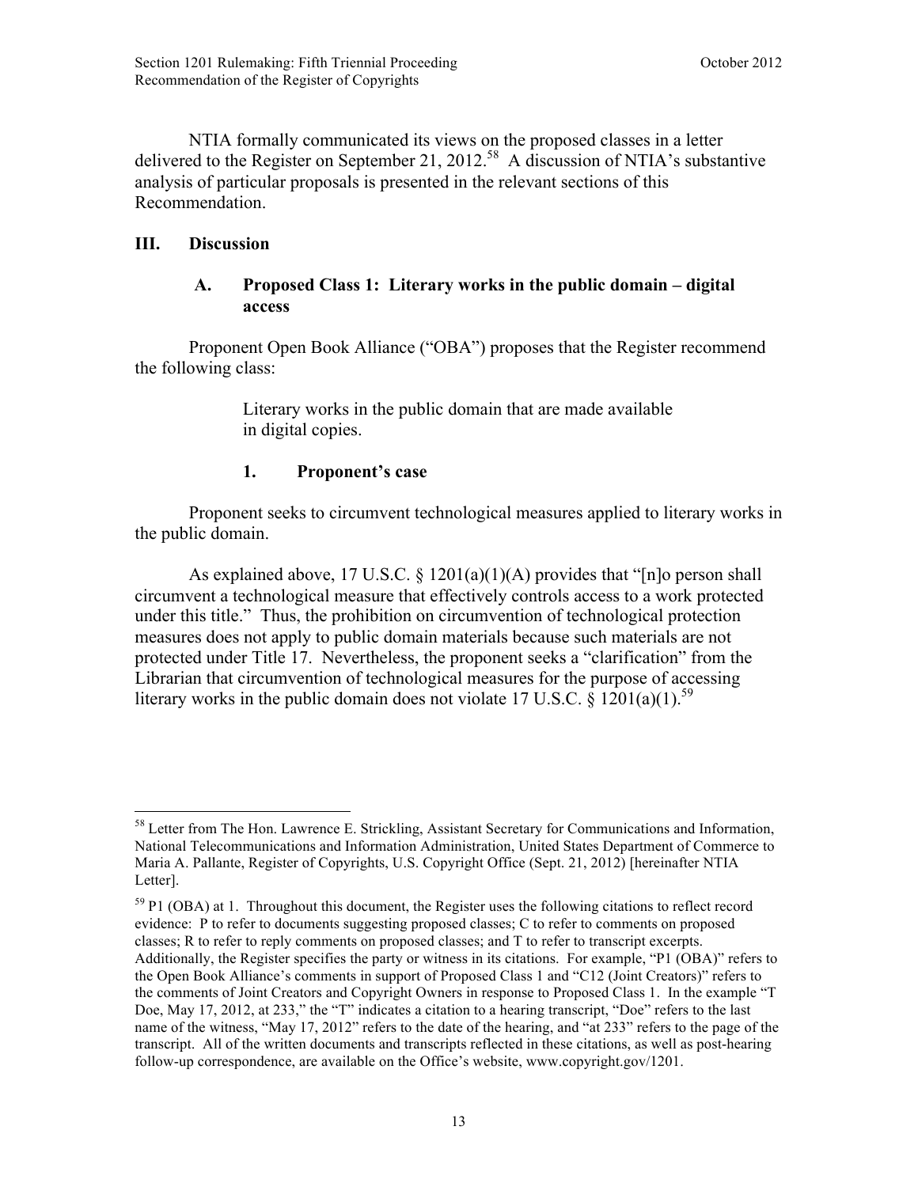NTIA formally communicated its views on the proposed classes in a letter delivered to the Register on September 21, 2012.[58] A discussion of NTIA's substantive analysis of particular proposals is presented in the relevant sections of this Recommendation.

## III. Discussion

### A. Proposed Class 1: Literary works in the public domain – digital access

Proponent Open Book Alliance ("OBA") proposes that the Register recommend the following class:

> Literary works in the public domain that are made available in digital copies.

#### 1. Proponent's case

Proponent seeks to circumvent technological measures applied to literary works in the public domain.

As explained above, 17 U.S.C. § 1201(a)(1)(A) provides that "[n]o person shall circumvent a technological measure that effectively controls access to a work protected under this title." Thus, the prohibition on circumvention of technological protection measures does not apply to public domain materials because such materials are not protected under Title 17. Nevertheless, the proponent seeks a "clarification" from the Librarian that circumvention of technological measures for the purpose of accessing literary works in the public domain does not violate 17 U.S.C. § 1201(a)(1).[59]

---

[58] Letter from The Hon. Lawrence E. Strickling, Assistant Secretary for Communications and Information, National Telecommunications and Information Administration, United States Department of Commerce to Maria A. Pallante, Register of Copyrights, U.S. Copyright Office (Sept. 21, 2012) [hereinafter NTIA Letter].

[59] P1 (OBA) at 1. Throughout this document, the Register uses the following citations to reflect record evidence: P to refer to documents suggesting proposed classes; C to refer to comments on proposed classes; R to refer to reply comments on proposed classes; and T to refer to transcript excerpts. Additionally, the Register specifies the party or witness in its citations. For example, "P1 (OBA)" refers to the Open Book Alliance's comments in support of Proposed Class 1 and "C12 (Joint Creators)" refers to the comments of Joint Creators and Copyright Owners in response to Proposed Class 1. In the example "T Doe, May 17, 2012, at 233," the "T" indicates a citation to a hearing transcript, "Doe" refers to the last name of the witness, "May 17, 2012" refers to the date of the hearing, and "at 233" refers to the page of the transcript. All of the written documents and transcripts reflected in these citations, as well as post-hearing follow-up correspondence, are available on the Office's website, www.copyright.gov/1201.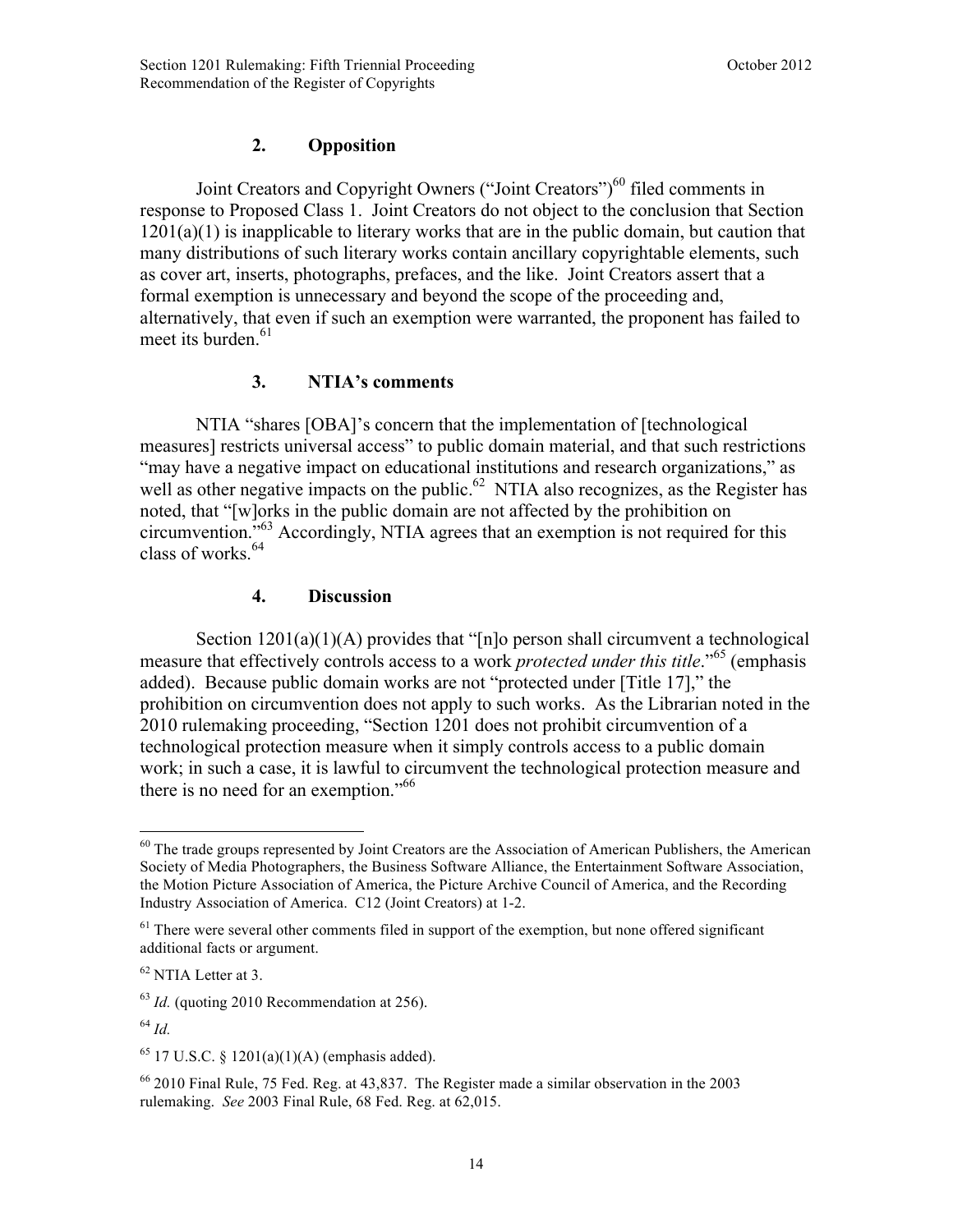### 2. Opposition

Joint Creators and Copyright Owners ("Joint Creators")[60] filed comments in response to Proposed Class 1. Joint Creators do not object to the conclusion that Section 1201(a)(1) is inapplicable to literary works that are in the public domain, but caution that many distributions of such literary works contain ancillary copyrightable elements, such as cover art, inserts, photographs, prefaces, and the like. Joint Creators assert that a formal exemption is unnecessary and beyond the scope of the proceeding and, alternatively, that even if such an exemption were warranted, the proponent has failed to meet its burden.[61]

### 3. NTIA's comments

NTIA "shares [OBA]'s concern that the implementation of [technological measures] restricts universal access" to public domain material, and that such restrictions "may have a negative impact on educational institutions and research organizations," as well as other negative impacts on the public.[62] NTIA also recognizes, as the Register has noted, that "[w]orks in the public domain are not affected by the prohibition on circumvention."[63] Accordingly, NTIA agrees that an exemption is not required for this class of works.[64]

### 4. Discussion

Section 1201(a)(1)(A) provides that "[n]o person shall circumvent a technological measure that effectively controls access to a work *protected under this title*."[65] (emphasis added). Because public domain works are not "protected under [Title 17]," the prohibition on circumvention does not apply to such works. As the Librarian noted in the 2010 rulemaking proceeding, "Section 1201 does not prohibit circumvention of a technological protection measure when it simply controls access to a public domain work; in such a case, it is lawful to circumvent the technological protection measure and there is no need for an exemption."[66]

---

[60] The trade groups represented by Joint Creators are the Association of American Publishers, the American Society of Media Photographers, the Business Software Alliance, the Entertainment Software Association, the Motion Picture Association of America, the Picture Archive Council of America, and the Recording Industry Association of America. C12 (Joint Creators) at 1-2.

[61] There were several other comments filed in support of the exemption, but none offered significant additional facts or argument.

[62] NTIA Letter at 3.

[63] *Id.* (quoting 2010 Recommendation at 256).

[64] *Id.*

[65] 17 U.S.C. § 1201(a)(1)(A) (emphasis added).

[66] 2010 Final Rule, 75 Fed. Reg. at 43,837. The Register made a similar observation in the 2003 rulemaking. *See* 2003 Final Rule, 68 Fed. Reg. at 62,015.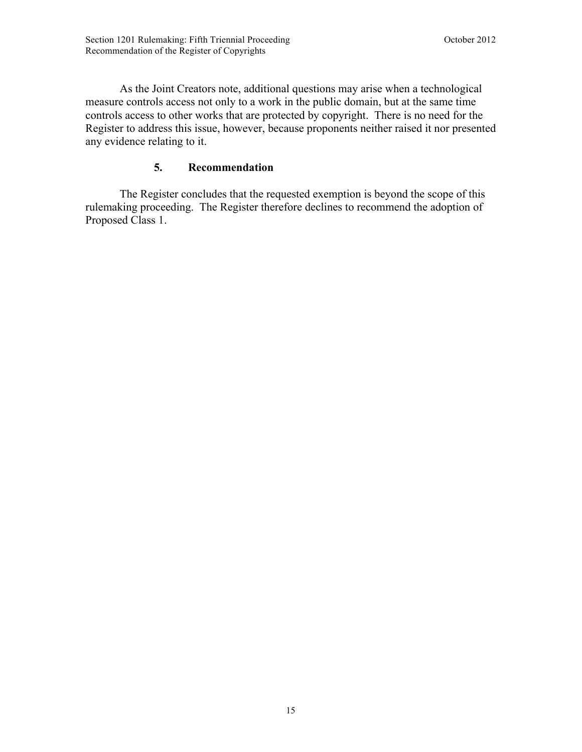As the Joint Creators note, additional questions may arise when a technological measure controls access not only to a work in the public domain, but at the same time controls access to other works that are protected by copyright. There is no need for the Register to address this issue, however, because proponents neither raised it nor presented any evidence relating to it.

### 5. Recommendation

The Register concludes that the requested exemption is beyond the scope of this rulemaking proceeding. The Register therefore declines to recommend the adoption of Proposed Class 1.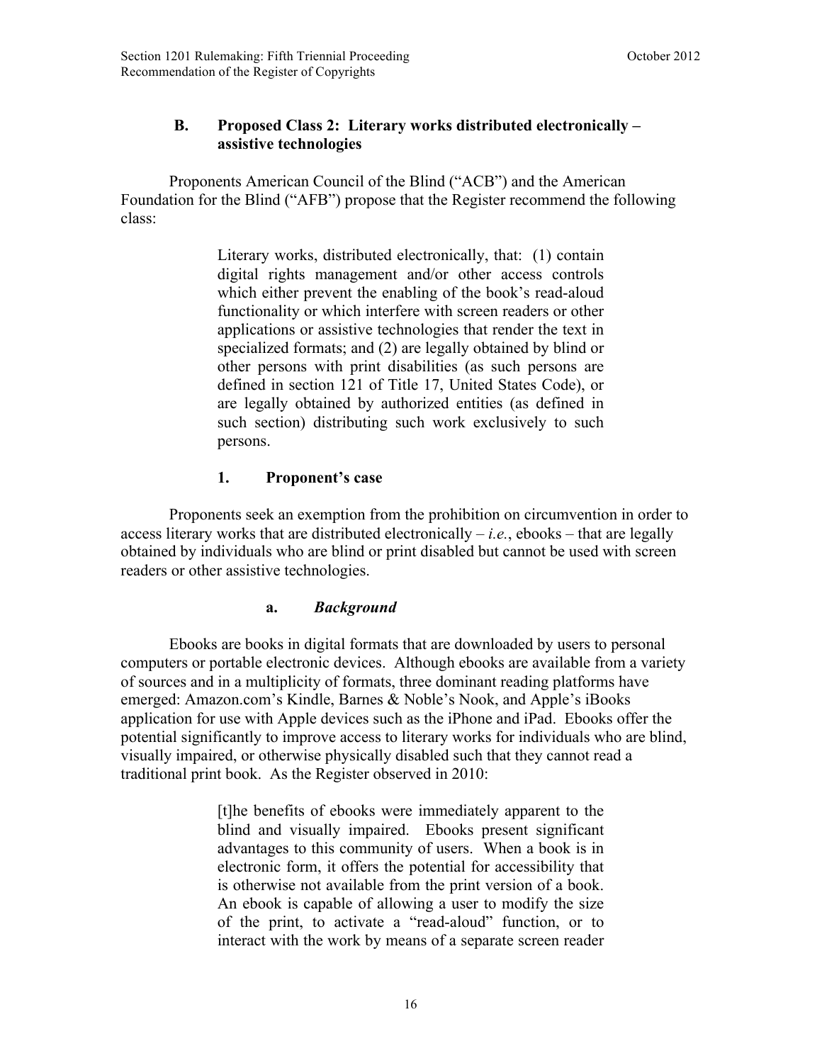## B. Proposed Class 2: Literary works distributed electronically – assistive technologies

Proponents American Council of the Blind ("ACB") and the American Foundation for the Blind ("AFB") propose that the Register recommend the following class:

> Literary works, distributed electronically, that: (1) contain digital rights management and/or other access controls which either prevent the enabling of the book's read-aloud functionality or which interfere with screen readers or other applications or assistive technologies that render the text in specialized formats; and (2) are legally obtained by blind or other persons with print disabilities (as such persons are defined in section 121 of Title 17, United States Code), or are legally obtained by authorized entities (as defined in such section) distributing such work exclusively to such persons.

### 1. Proponent's case

Proponents seek an exemption from the prohibition on circumvention in order to access literary works that are distributed electronically – *i.e.*, ebooks – that are legally obtained by individuals who are blind or print disabled but cannot be used with screen readers or other assistive technologies.

#### a. *Background*

Ebooks are books in digital formats that are downloaded by users to personal computers or portable electronic devices. Although ebooks are available from a variety of sources and in a multiplicity of formats, three dominant reading platforms have emerged: Amazon.com's Kindle, Barnes & Noble's Nook, and Apple's iBooks application for use with Apple devices such as the iPhone and iPad. Ebooks offer the potential significantly to improve access to literary works for individuals who are blind, visually impaired, or otherwise physically disabled such that they cannot read a traditional print book. As the Register observed in 2010:

> [t]he benefits of ebooks were immediately apparent to the blind and visually impaired. Ebooks present significant advantages to this community of users. When a book is in electronic form, it offers the potential for accessibility that is otherwise not available from the print version of a book. An ebook is capable of allowing a user to modify the size of the print, to activate a "read-aloud" function, or to interact with the work by means of a separate screen reader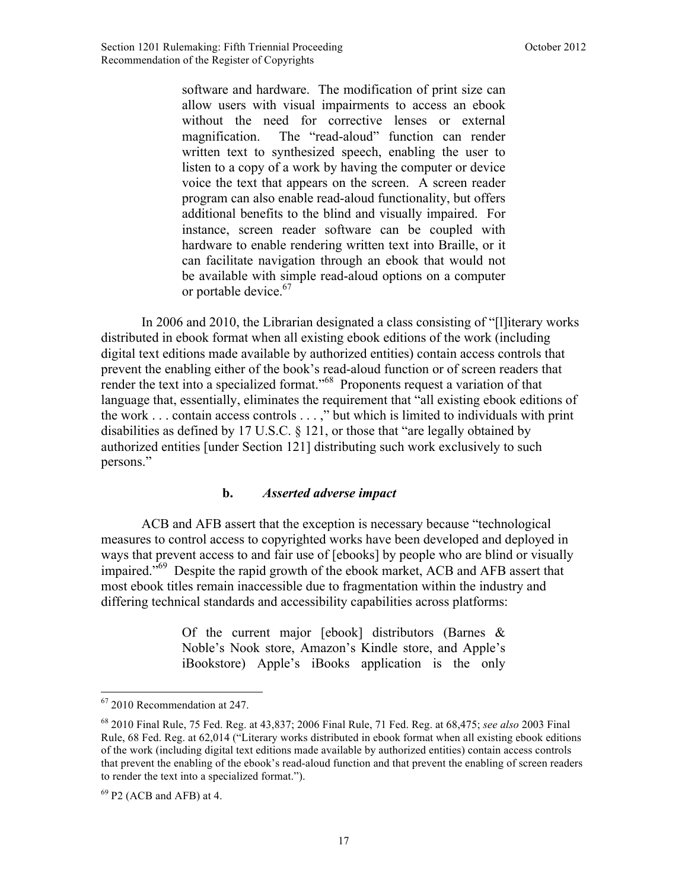> software and hardware. The modification of print size can allow users with visual impairments to access an ebook without the need for corrective lenses or external magnification. The "read-aloud" function can render written text to synthesized speech, enabling the user to listen to a copy of a work by having the computer or device voice the text that appears on the screen. A screen reader program can also enable read-aloud functionality, but offers additional benefits to the blind and visually impaired. For instance, screen reader software can be coupled with hardware to enable rendering written text into Braille, or it can facilitate navigation through an ebook that would not be available with simple read-aloud options on a computer or portable device.[67]

In 2006 and 2010, the Librarian designated a class consisting of "[l]iterary works distributed in ebook format when all existing ebook editions of the work (including digital text editions made available by authorized entities) contain access controls that prevent the enabling either of the book's read-aloud function or of screen readers that render the text into a specialized format."[68] Proponents request a variation of that language that, essentially, eliminates the requirement that "all existing ebook editions of the work . . . contain access controls . . . ," but which is limited to individuals with print disabilities as defined by 17 U.S.C. § 121, or those that "are legally obtained by authorized entities [under Section 121] distributing such work exclusively to such persons."

#### b. *Asserted adverse impact*

ACB and AFB assert that the exception is necessary because "technological measures to control access to copyrighted works have been developed and deployed in ways that prevent access to and fair use of [ebooks] by people who are blind or visually impaired."[69] Despite the rapid growth of the ebook market, ACB and AFB assert that most ebook titles remain inaccessible due to fragmentation within the industry and differing technical standards and accessibility capabilities across platforms:

> Of the current major [ebook] distributors (Barnes & Noble's Nook store, Amazon's Kindle store, and Apple's iBookstore) Apple's iBooks application is the only

---

[67] 2010 Recommendation at 247.

[68] 2010 Final Rule, 75 Fed. Reg. at 43,837; 2006 Final Rule, 71 Fed. Reg. at 68,475; *see also* 2003 Final Rule, 68 Fed. Reg. at 62,014 ("Literary works distributed in ebook format when all existing ebook editions of the work (including digital text editions made available by authorized entities) contain access controls that prevent the enabling of the ebook's read-aloud function and that prevent the enabling of screen readers to render the text into a specialized format.").

[69] P2 (ACB and AFB) at 4.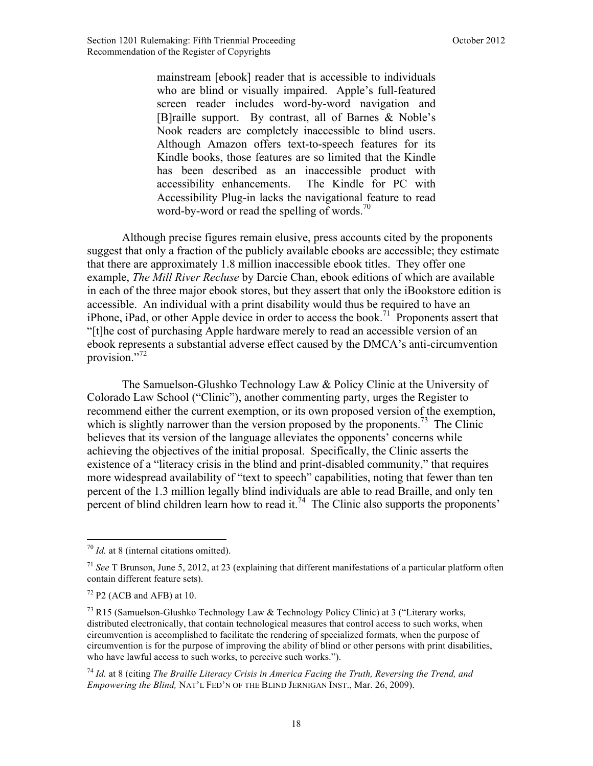> mainstream [ebook] reader that is accessible to individuals who are blind or visually impaired. Apple's full-featured screen reader includes word-by-word navigation and [B]raille support. By contrast, all of Barnes & Noble's Nook readers are completely inaccessible to blind users. Although Amazon offers text-to-speech features for its Kindle books, those features are so limited that the Kindle has been described as an inaccessible product with accessibility enhancements. The Kindle for PC with Accessibility Plug-in lacks the navigational feature to read word-by-word or read the spelling of words.[70]

Although precise figures remain elusive, press accounts cited by the proponents suggest that only a fraction of the publicly available ebooks are accessible; they estimate that there are approximately 1.8 million inaccessible ebook titles. They offer one example, *The Mill River Recluse* by Darcie Chan, ebook editions of which are available in each of the three major ebook stores, but they assert that only the iBookstore edition is accessible. An individual with a print disability would thus be required to have an iPhone, iPad, or other Apple device in order to access the book.[71] Proponents assert that "[t]he cost of purchasing Apple hardware merely to read an accessible version of an ebook represents a substantial adverse effect caused by the DMCA's anti-circumvention provision."[72]

The Samuelson-Glushko Technology Law & Policy Clinic at the University of Colorado Law School ("Clinic"), another commenting party, urges the Register to recommend either the current exemption, or its own proposed version of the exemption, which is slightly narrower than the version proposed by the proponents.[73] The Clinic believes that its version of the language alleviates the opponents' concerns while achieving the objectives of the initial proposal. Specifically, the Clinic asserts the existence of a "literacy crisis in the blind and print-disabled community," that requires more widespread availability of "text to speech" capabilities, noting that fewer than ten percent of the 1.3 million legally blind individuals are able to read Braille, and only ten percent of blind children learn how to read it.[74] The Clinic also supports the proponents'

---

[70] *Id.* at 8 (internal citations omitted).

[71] *See* T Brunson, June 5, 2012, at 23 (explaining that different manifestations of a particular platform often contain different feature sets).

[72] P2 (ACB and AFB) at 10.

[73] R15 (Samuelson-Glushko Technology Law & Technology Policy Clinic) at 3 ("Literary works, distributed electronically, that contain technological measures that control access to such works, when circumvention is accomplished to facilitate the rendering of specialized formats, when the purpose of circumvention is for the purpose of improving the ability of blind or other persons with print disabilities, who have lawful access to such works, to perceive such works.").

[74] *Id.* at 8 (citing *The Braille Literacy Crisis in America Facing the Truth, Reversing the Trend, and Empowering the Blind,* NAT'L FED'N OF THE BLIND JERNIGAN INST., Mar. 26, 2009).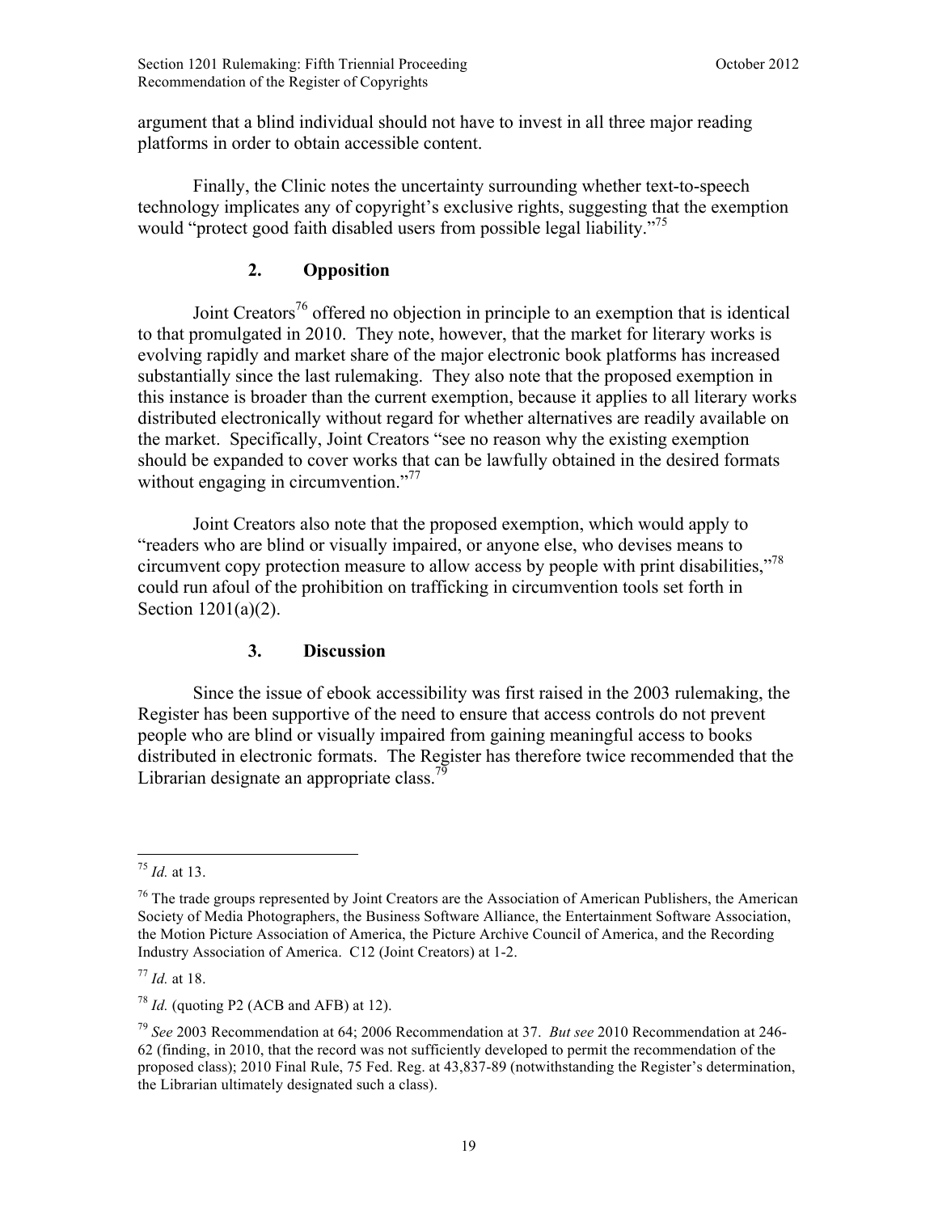argument that a blind individual should not have to invest in all three major reading platforms in order to obtain accessible content.

Finally, the Clinic notes the uncertainty surrounding whether text-to-speech technology implicates any of copyright's exclusive rights, suggesting that the exemption would "protect good faith disabled users from possible legal liability."[75]

### 2. Opposition

Joint Creators[76] offered no objection in principle to an exemption that is identical to that promulgated in 2010. They note, however, that the market for literary works is evolving rapidly and market share of the major electronic book platforms has increased substantially since the last rulemaking. They also note that the proposed exemption in this instance is broader than the current exemption, because it applies to all literary works distributed electronically without regard for whether alternatives are readily available on the market. Specifically, Joint Creators "see no reason why the existing exemption should be expanded to cover works that can be lawfully obtained in the desired formats without engaging in circumvention."[77]

Joint Creators also note that the proposed exemption, which would apply to "readers who are blind or visually impaired, or anyone else, who devises means to circumvent copy protection measure to allow access by people with print disabilities,"[78] could run afoul of the prohibition on trafficking in circumvention tools set forth in Section 1201(a)(2).

### 3. Discussion

Since the issue of ebook accessibility was first raised in the 2003 rulemaking, the Register has been supportive of the need to ensure that access controls do not prevent people who are blind or visually impaired from gaining meaningful access to books distributed in electronic formats. The Register has therefore twice recommended that the Librarian designate an appropriate class.[79]

---

[75] *Id.* at 13.

[76] The trade groups represented by Joint Creators are the Association of American Publishers, the American Society of Media Photographers, the Business Software Alliance, the Entertainment Software Association, the Motion Picture Association of America, the Picture Archive Council of America, and the Recording Industry Association of America. C12 (Joint Creators) at 1-2.

[77] *Id.* at 18.

[78] *Id.* (quoting P2 (ACB and AFB) at 12).

[79] *See* 2003 Recommendation at 64; 2006 Recommendation at 37. *But see* 2010 Recommendation at 246-62 (finding, in 2010, that the record was not sufficiently developed to permit the recommendation of the proposed class); 2010 Final Rule, 75 Fed. Reg. at 43,837-89 (notwithstanding the Register's determination, the Librarian ultimately designated such a class).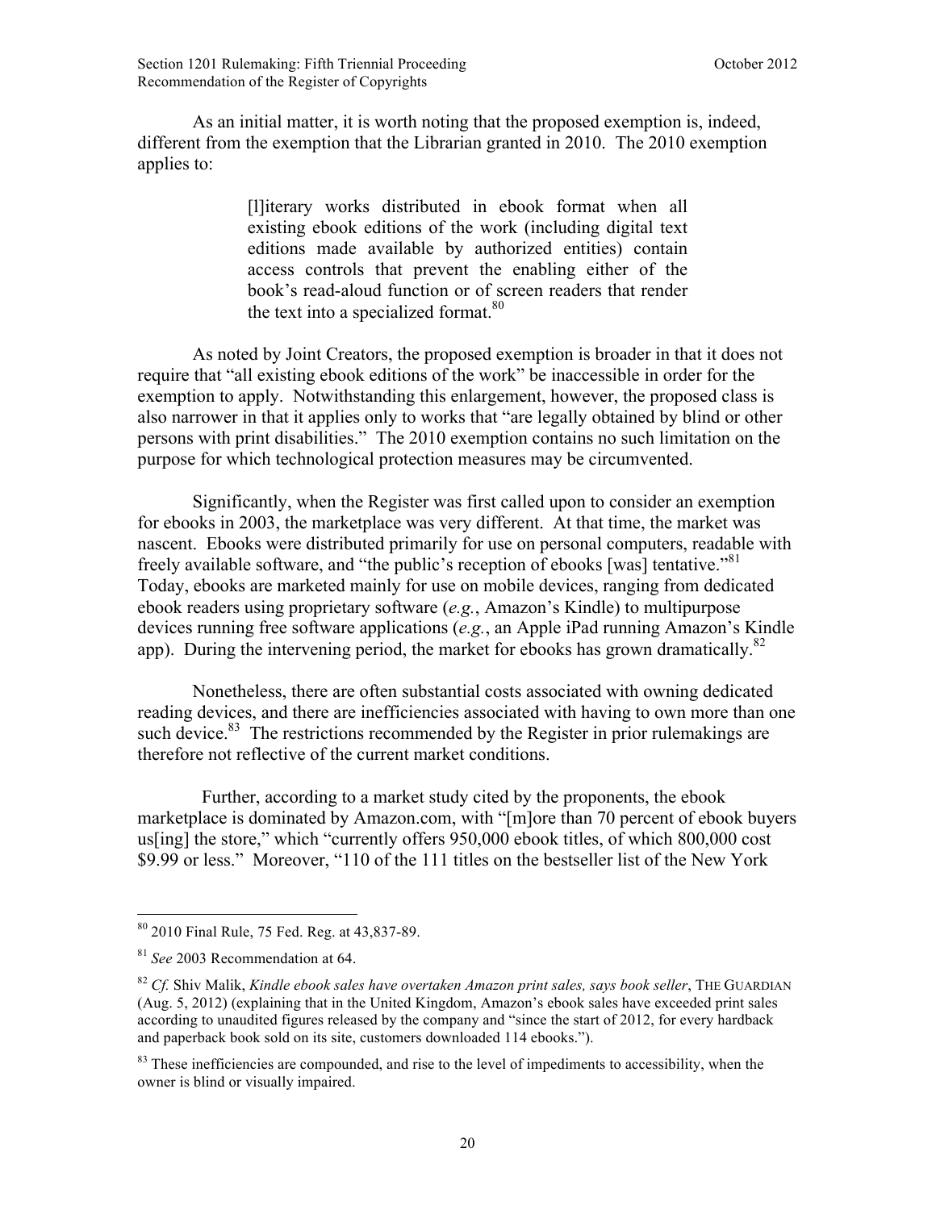As an initial matter, it is worth noting that the proposed exemption is, indeed, different from the exemption that the Librarian granted in 2010. The 2010 exemption applies to:

> [l]iterary works distributed in ebook format when all existing ebook editions of the work (including digital text editions made available by authorized entities) contain access controls that prevent the enabling either of the book's read-aloud function or of screen readers that render the text into a specialized format.[80]

As noted by Joint Creators, the proposed exemption is broader in that it does not require that "all existing ebook editions of the work" be inaccessible in order for the exemption to apply. Notwithstanding this enlargement, however, the proposed class is also narrower in that it applies only to works that "are legally obtained by blind or other persons with print disabilities." The 2010 exemption contains no such limitation on the purpose for which technological protection measures may be circumvented.

Significantly, when the Register was first called upon to consider an exemption for ebooks in 2003, the marketplace was very different. At that time, the market was nascent. Ebooks were distributed primarily for use on personal computers, readable with freely available software, and "the public's reception of ebooks [was] tentative."[81] Today, ebooks are marketed mainly for use on mobile devices, ranging from dedicated ebook readers using proprietary software (*e.g.*, Amazon's Kindle) to multipurpose devices running free software applications (*e.g.*, an Apple iPad running Amazon's Kindle app). During the intervening period, the market for ebooks has grown dramatically.[82]

Nonetheless, there are often substantial costs associated with owning dedicated reading devices, and there are inefficiencies associated with having to own more than one such device.[83] The restrictions recommended by the Register in prior rulemakings are therefore not reflective of the current market conditions.

Further, according to a market study cited by the proponents, the ebook marketplace is dominated by Amazon.com, with "[m]ore than 70 percent of ebook buyers us[ing] the store," which "currently offers 950,000 ebook titles, of which 800,000 cost $9.99 or less." Moreover, "110 of the 111 titles on the bestseller list of the New York

---

[80] 2010 Final Rule, 75 Fed. Reg. at 43,837-89.

[81] *See* 2003 Recommendation at 64.

[82] *Cf.* Shiv Malik, *Kindle ebook sales have overtaken Amazon print sales, says book seller*, THE GUARDIAN (Aug. 5, 2012) (explaining that in the United Kingdom, Amazon's ebook sales have exceeded print sales according to unaudited figures released by the company and "since the start of 2012, for every hardback and paperback book sold on its site, customers downloaded 114 ebooks.").

[83] These inefficiencies are compounded, and rise to the level of impediments to accessibility, when the owner is blind or visually impaired.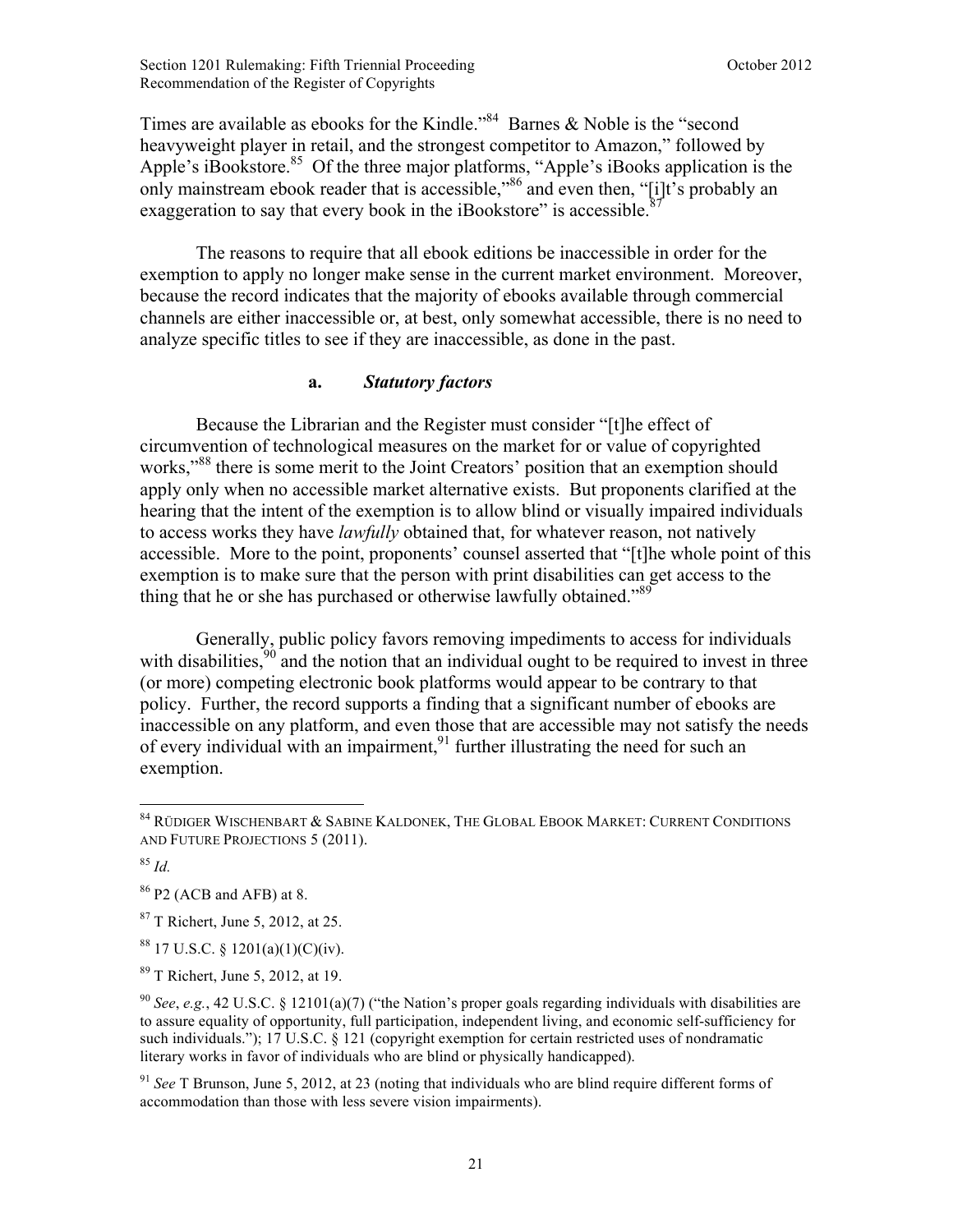Times are available as ebooks for the Kindle."[84] Barnes & Noble is the "second heavyweight player in retail, and the strongest competitor to Amazon," followed by Apple's iBookstore.[85] Of the three major platforms, "Apple's iBooks application is the only mainstream ebook reader that is accessible,"[86] and even then, "[i]t's probably an exaggeration to say that every book in the iBookstore" is accessible.[87]

The reasons to require that all ebook editions be inaccessible in order for the exemption to apply no longer make sense in the current market environment. Moreover, because the record indicates that the majority of ebooks available through commercial channels are either inaccessible or, at best, only somewhat accessible, there is no need to analyze specific titles to see if they are inaccessible, as done in the past.

#### a. *Statutory factors*

Because the Librarian and the Register must consider "[t]he effect of circumvention of technological measures on the market for or value of copyrighted works,"[88] there is some merit to the Joint Creators' position that an exemption should apply only when no accessible market alternative exists. But proponents clarified at the hearing that the intent of the exemption is to allow blind or visually impaired individuals to access works they have *lawfully* obtained that, for whatever reason, not natively accessible. More to the point, proponents' counsel asserted that "[t]he whole point of this exemption is to make sure that the person with print disabilities can get access to the thing that he or she has purchased or otherwise lawfully obtained."[89]

Generally, public policy favors removing impediments to access for individuals with disabilities,[90] and the notion that an individual ought to be required to invest in three (or more) competing electronic book platforms would appear to be contrary to that policy. Further, the record supports a finding that a significant number of ebooks are inaccessible on any platform, and even those that are accessible may not satisfy the needs of every individual with an impairment,[91] further illustrating the need for such an exemption.

---

[84] RÜDIGER WISCHENBART & SABINE KALDONEK, THE GLOBAL EBOOK MARKET: CURRENT CONDITIONS AND FUTURE PROJECTIONS 5 (2011).

[85] *Id.*

[86] P2 (ACB and AFB) at 8.

[87] T Richert, June 5, 2012, at 25.

[88] 17 U.S.C. § 1201(a)(1)(C)(iv).

[89] T Richert, June 5, 2012, at 19.

[90] *See*, *e.g.*, 42 U.S.C. § 12101(a)(7) ("the Nation's proper goals regarding individuals with disabilities are to assure equality of opportunity, full participation, independent living, and economic self-sufficiency for such individuals."); 17 U.S.C. § 121 (copyright exemption for certain restricted uses of nondramatic literary works in favor of individuals who are blind or physically handicapped).

[91] *See* T Brunson, June 5, 2012, at 23 (noting that individuals who are blind require different forms of accommodation than those with less severe vision impairments).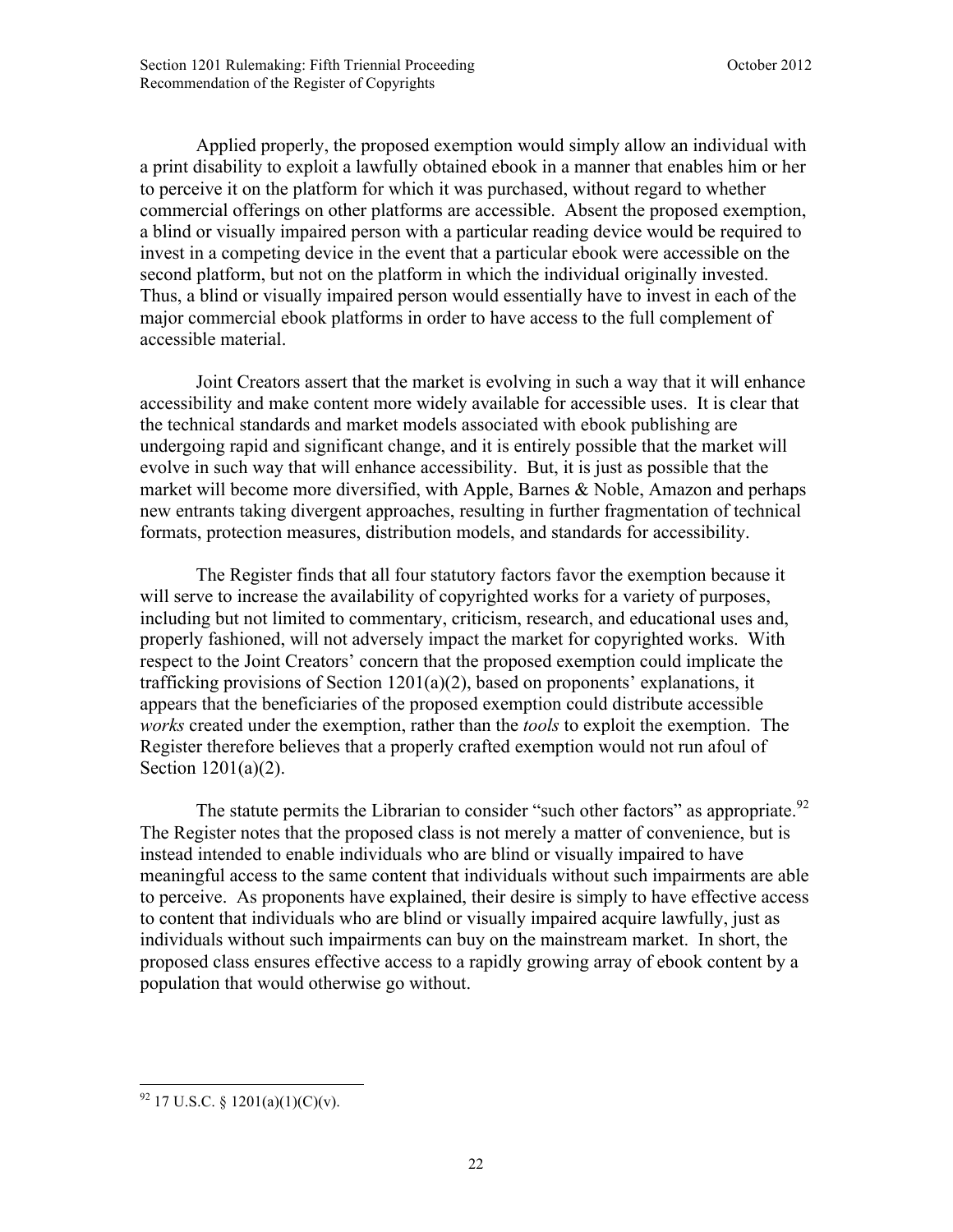Applied properly, the proposed exemption would simply allow an individual with a print disability to exploit a lawfully obtained ebook in a manner that enables him or her to perceive it on the platform for which it was purchased, without regard to whether commercial offerings on other platforms are accessible. Absent the proposed exemption, a blind or visually impaired person with a particular reading device would be required to invest in a competing device in the event that a particular ebook were accessible on the second platform, but not on the platform in which the individual originally invested. Thus, a blind or visually impaired person would essentially have to invest in each of the major commercial ebook platforms in order to have access to the full complement of accessible material.

Joint Creators assert that the market is evolving in such a way that it will enhance accessibility and make content more widely available for accessible uses. It is clear that the technical standards and market models associated with ebook publishing are undergoing rapid and significant change, and it is entirely possible that the market will evolve in such way that will enhance accessibility. But, it is just as possible that the market will become more diversified, with Apple, Barnes & Noble, Amazon and perhaps new entrants taking divergent approaches, resulting in further fragmentation of technical formats, protection measures, distribution models, and standards for accessibility.

The Register finds that all four statutory factors favor the exemption because it will serve to increase the availability of copyrighted works for a variety of purposes, including but not limited to commentary, criticism, research, and educational uses and, properly fashioned, will not adversely impact the market for copyrighted works. With respect to the Joint Creators' concern that the proposed exemption could implicate the trafficking provisions of Section 1201(a)(2), based on proponents' explanations, it appears that the beneficiaries of the proposed exemption could distribute accessible *works* created under the exemption, rather than the *tools* to exploit the exemption. The Register therefore believes that a properly crafted exemption would not run afoul of Section 1201(a)(2).

The statute permits the Librarian to consider "such other factors" as appropriate.[92] The Register notes that the proposed class is not merely a matter of convenience, but is instead intended to enable individuals who are blind or visually impaired to have meaningful access to the same content that individuals without such impairments are able to perceive. As proponents have explained, their desire is simply to have effective access to content that individuals who are blind or visually impaired acquire lawfully, just as individuals without such impairments can buy on the mainstream market. In short, the proposed class ensures effective access to a rapidly growing array of ebook content by a population that would otherwise go without.

---

[92] 17 U.S.C. § 1201(a)(1)(C)(v).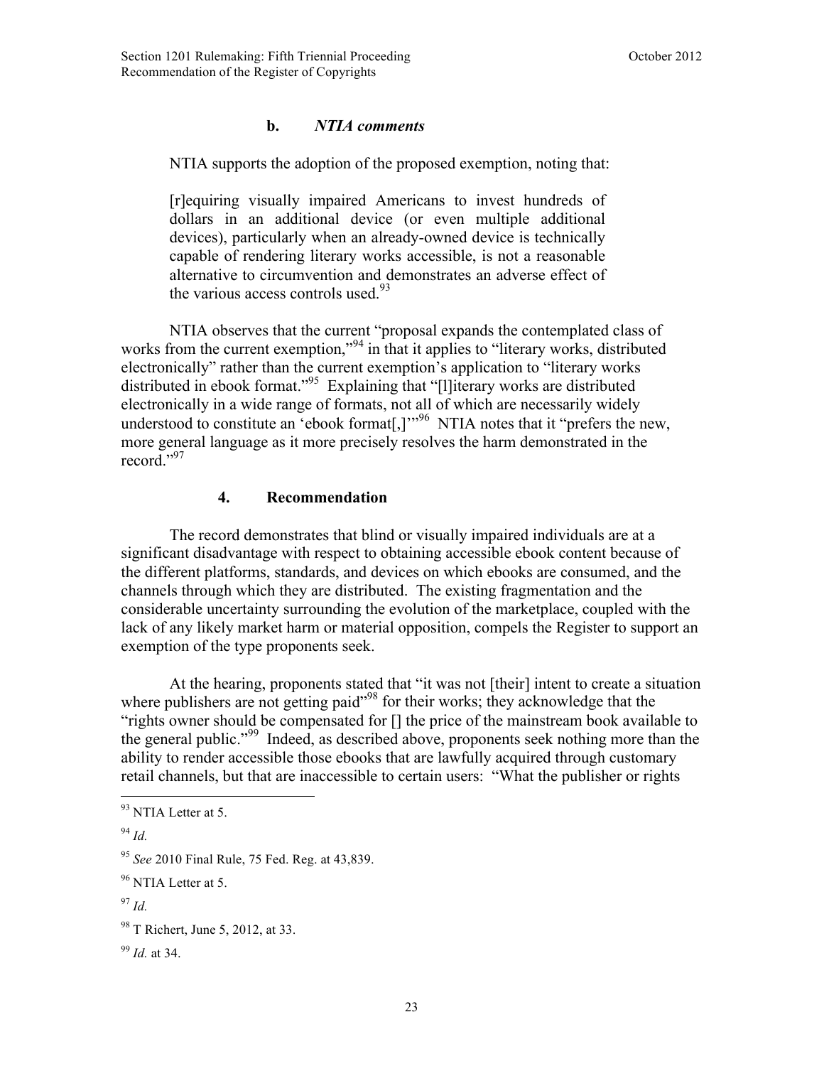### b. *NTIA comments*

NTIA supports the adoption of the proposed exemption, noting that:

> [r]equiring visually impaired Americans to invest hundreds of dollars in an additional device (or even multiple additional devices), particularly when an already-owned device is technically capable of rendering literary works accessible, is not a reasonable alternative to circumvention and demonstrates an adverse effect of the various access controls used.[93]

NTIA observes that the current "proposal expands the contemplated class of works from the current exemption,"[94] in that it applies to "literary works, distributed electronically" rather than the current exemption's application to "literary works distributed in ebook format."[95] Explaining that "[l]iterary works are distributed electronically in a wide range of formats, not all of which are necessarily widely understood to constitute an 'ebook format[,]'"[96] NTIA notes that it "prefers the new, more general language as it more precisely resolves the harm demonstrated in the record."[97]

### 4. Recommendation

The record demonstrates that blind or visually impaired individuals are at a significant disadvantage with respect to obtaining accessible ebook content because of the different platforms, standards, and devices on which ebooks are consumed, and the channels through which they are distributed. The existing fragmentation and the considerable uncertainty surrounding the evolution of the marketplace, coupled with the lack of any likely market harm or material opposition, compels the Register to support an exemption of the type proponents seek.

At the hearing, proponents stated that "it was not [their] intent to create a situation where publishers are not getting paid"[98] for their works; they acknowledge that the "rights owner should be compensated for [] the price of the mainstream book available to the general public."[99] Indeed, as described above, proponents seek nothing more than the ability to render accessible those ebooks that are lawfully acquired through customary retail channels, but that are inaccessible to certain users: "What the publisher or rights

---

[93] NTIA Letter at 5.

[94] *Id.*

[95] *See* 2010 Final Rule, 75 Fed. Reg. at 43,839.

[96] NTIA Letter at 5.

[97] *Id.*

[98] T Richert, June 5, 2012, at 33.

[99] *Id.* at 34.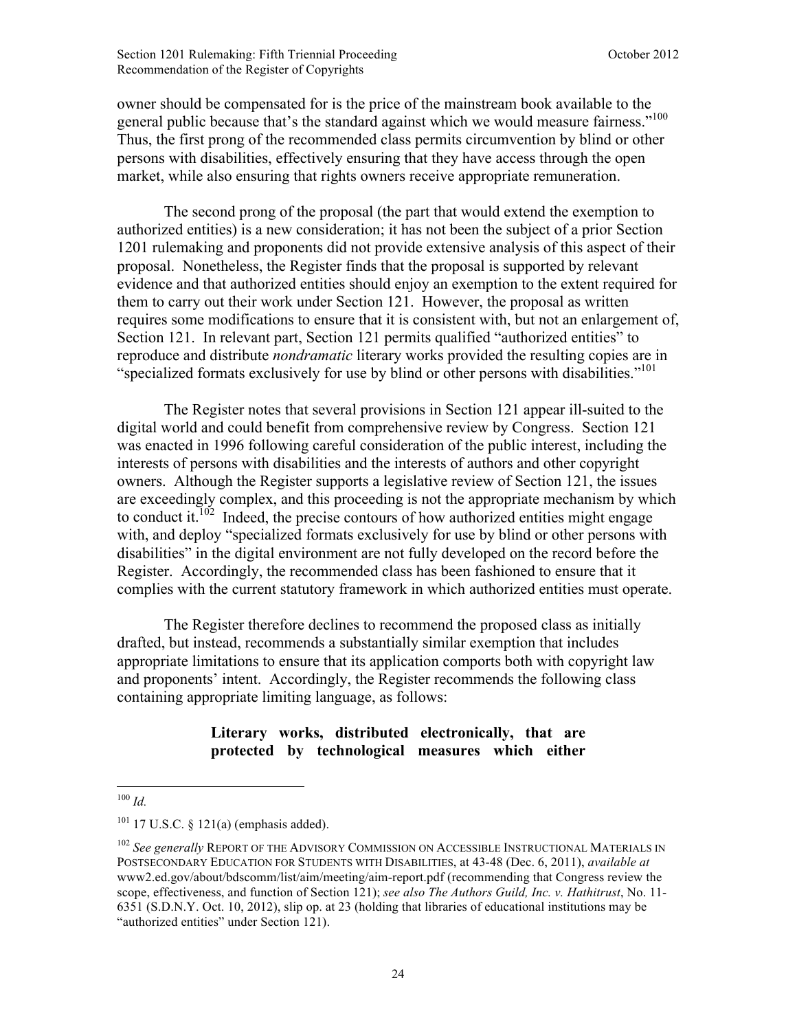owner should be compensated for is the price of the mainstream book available to the general public because that's the standard against which we would measure fairness."[100] Thus, the first prong of the recommended class permits circumvention by blind or other persons with disabilities, effectively ensuring that they have access through the open market, while also ensuring that rights owners receive appropriate remuneration.

The second prong of the proposal (the part that would extend the exemption to authorized entities) is a new consideration; it has not been the subject of a prior Section 1201 rulemaking and proponents did not provide extensive analysis of this aspect of their proposal. Nonetheless, the Register finds that the proposal is supported by relevant evidence and that authorized entities should enjoy an exemption to the extent required for them to carry out their work under Section 121. However, the proposal as written requires some modifications to ensure that it is consistent with, but not an enlargement of, Section 121. In relevant part, Section 121 permits qualified "authorized entities" to reproduce and distribute *nondramatic* literary works provided the resulting copies are in "specialized formats exclusively for use by blind or other persons with disabilities."[101]

The Register notes that several provisions in Section 121 appear ill-suited to the digital world and could benefit from comprehensive review by Congress. Section 121 was enacted in 1996 following careful consideration of the public interest, including the interests of persons with disabilities and the interests of authors and other copyright owners. Although the Register supports a legislative review of Section 121, the issues are exceedingly complex, and this proceeding is not the appropriate mechanism by which to conduct it.[102] Indeed, the precise contours of how authorized entities might engage with, and deploy "specialized formats exclusively for use by blind or other persons with disabilities" in the digital environment are not fully developed on the record before the Register. Accordingly, the recommended class has been fashioned to ensure that it complies with the current statutory framework in which authorized entities must operate.

The Register therefore declines to recommend the proposed class as initially drafted, but instead, recommends a substantially similar exemption that includes appropriate limitations to ensure that its application comports both with copyright law and proponents' intent. Accordingly, the Register recommends the following class containing appropriate limiting language, as follows:

> **Literary works, distributed electronically, that are protected by technological measures which either**

---

[100] *Id.*

[101] 17 U.S.C. § 121(a) (emphasis added).

[102] *See generally* REPORT OF THE ADVISORY COMMISSION ON ACCESSIBLE INSTRUCTIONAL MATERIALS IN POSTSECONDARY EDUCATION FOR STUDENTS WITH DISABILITIES, at 43-48 (Dec. 6, 2011), *available at* www2.ed.gov/about/bdscomm/list/aim/meeting/aim-report.pdf (recommending that Congress review the scope, effectiveness, and function of Section 121); *see also The Authors Guild, Inc. v. Hathitrust*, No. 11-6351 (S.D.N.Y. Oct. 10, 2012), slip op. at 23 (holding that libraries of educational institutions may be "authorized entities" under Section 121).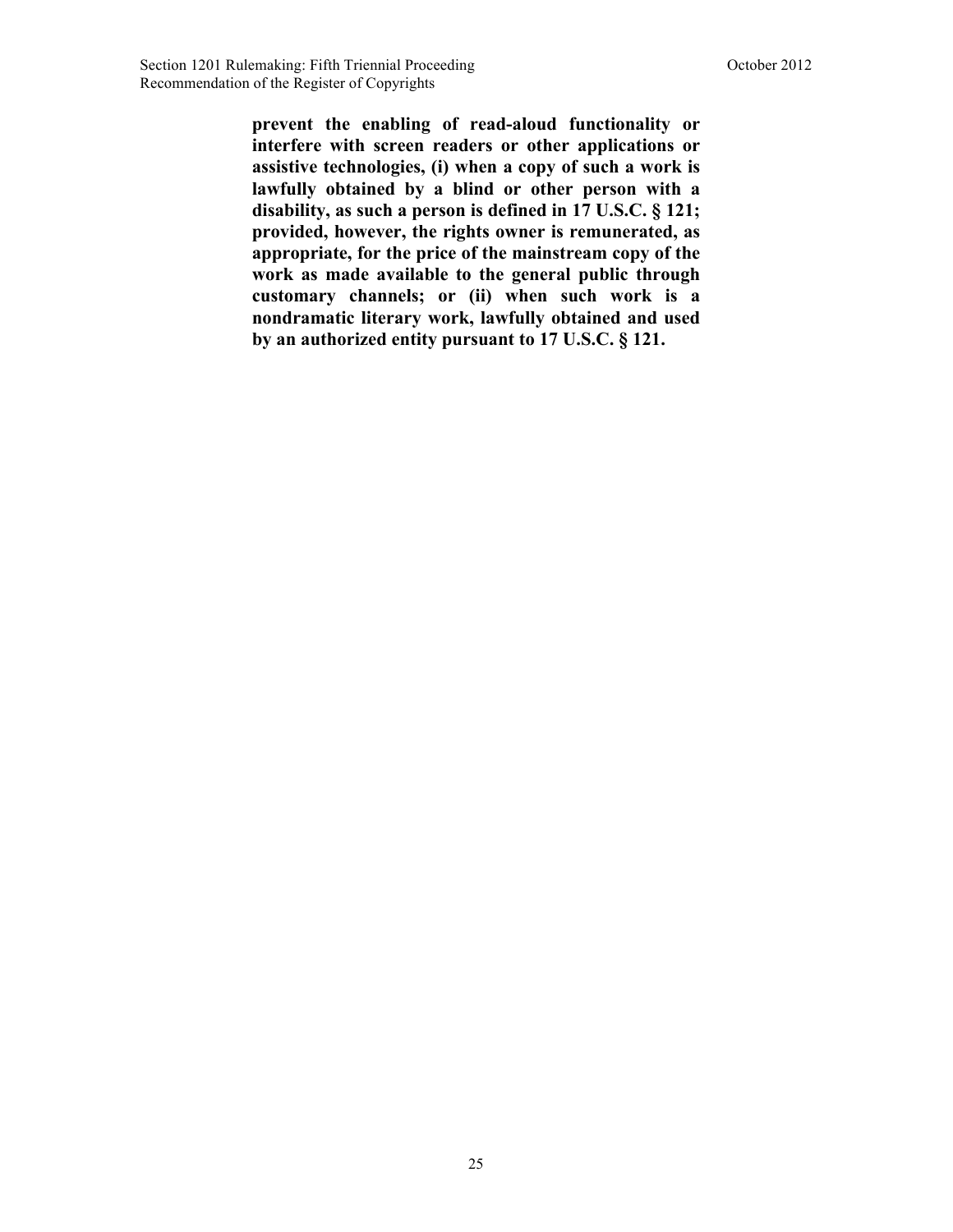**prevent the enabling of read-aloud functionality or interfere with screen readers or other applications or assistive technologies, (i) when a copy of such a work is lawfully obtained by a blind or other person with a disability, as such a person is defined in 17 U.S.C. § 121; provided, however, the rights owner is remunerated, as appropriate, for the price of the mainstream copy of the work as made available to the general public through customary channels; or (ii) when such work is a nondramatic literary work, lawfully obtained and used by an authorized entity pursuant to 17 U.S.C. § 121.**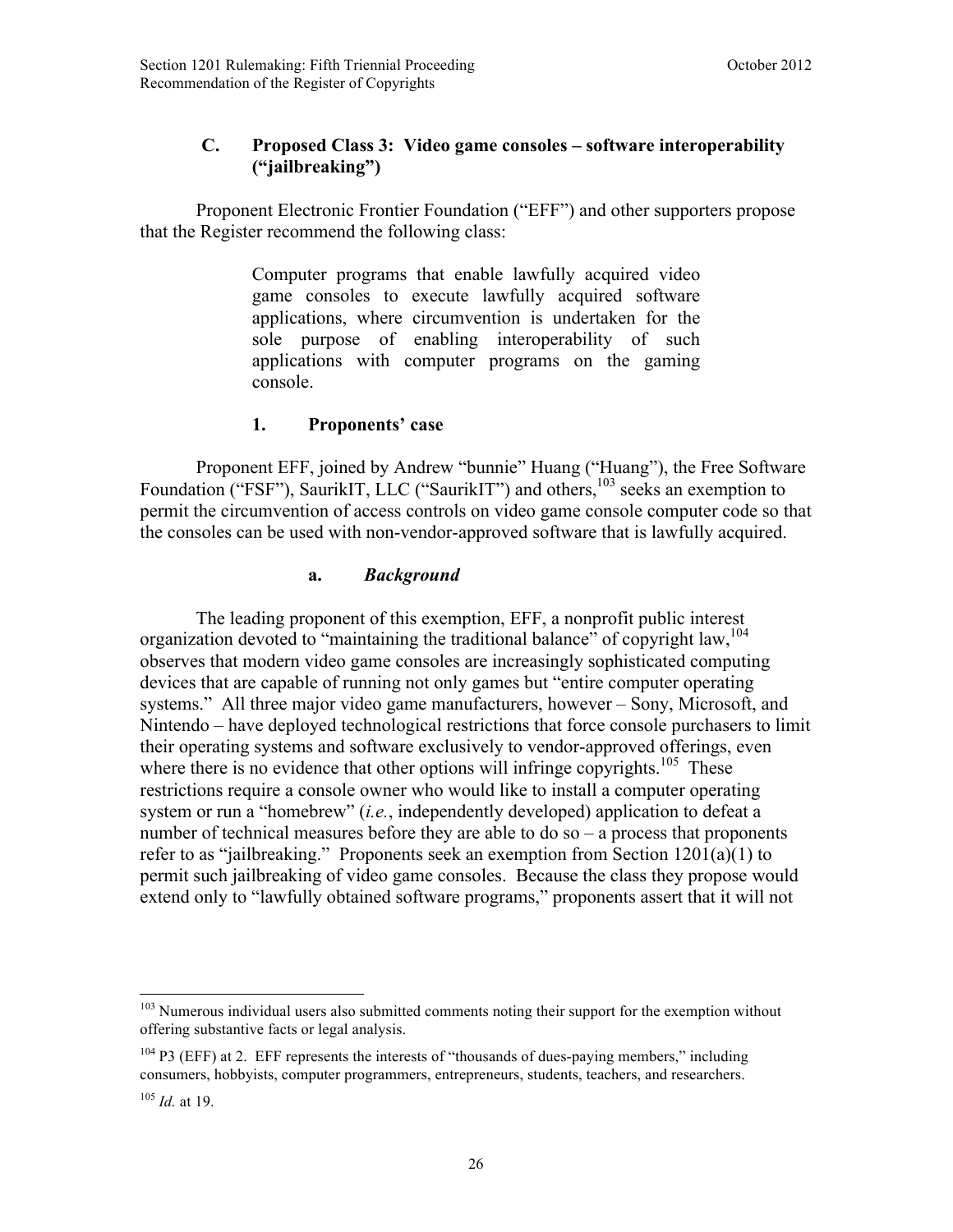### C. Proposed Class 3: Video game consoles – software interoperability ("jailbreaking")

Proponent Electronic Frontier Foundation ("EFF") and other supporters propose that the Register recommend the following class:

> Computer programs that enable lawfully acquired video game consoles to execute lawfully acquired software applications, where circumvention is undertaken for the sole purpose of enabling interoperability of such applications with computer programs on the gaming console.

#### 1. Proponents' case

Proponent EFF, joined by Andrew "bunnie" Huang ("Huang"), the Free Software Foundation ("FSF"), SaurikIT, LLC ("SaurikIT") and others,[103] seeks an exemption to permit the circumvention of access controls on video game console computer code so that the consoles can be used with non-vendor-approved software that is lawfully acquired.

##### a. *Background*

The leading proponent of this exemption, EFF, a nonprofit public interest organization devoted to "maintaining the traditional balance" of copyright law,[104] observes that modern video game consoles are increasingly sophisticated computing devices that are capable of running not only games but "entire computer operating systems." All three major video game manufacturers, however – Sony, Microsoft, and Nintendo – have deployed technological restrictions that force console purchasers to limit their operating systems and software exclusively to vendor-approved offerings, even where there is no evidence that other options will infringe copyrights.[105] These restrictions require a console owner who would like to install a computer operating system or run a "homebrew" (*i.e.*, independently developed) application to defeat a number of technical measures before they are able to do so – a process that proponents refer to as "jailbreaking." Proponents seek an exemption from Section 1201(a)(1) to permit such jailbreaking of video game consoles. Because the class they propose would extend only to "lawfully obtained software programs," proponents assert that it will not

---

[103] Numerous individual users also submitted comments noting their support for the exemption without offering substantive facts or legal analysis.

[104] P3 (EFF) at 2. EFF represents the interests of "thousands of dues-paying members," including consumers, hobbyists, computer programmers, entrepreneurs, students, teachers, and researchers.

[105] *Id.* at 19.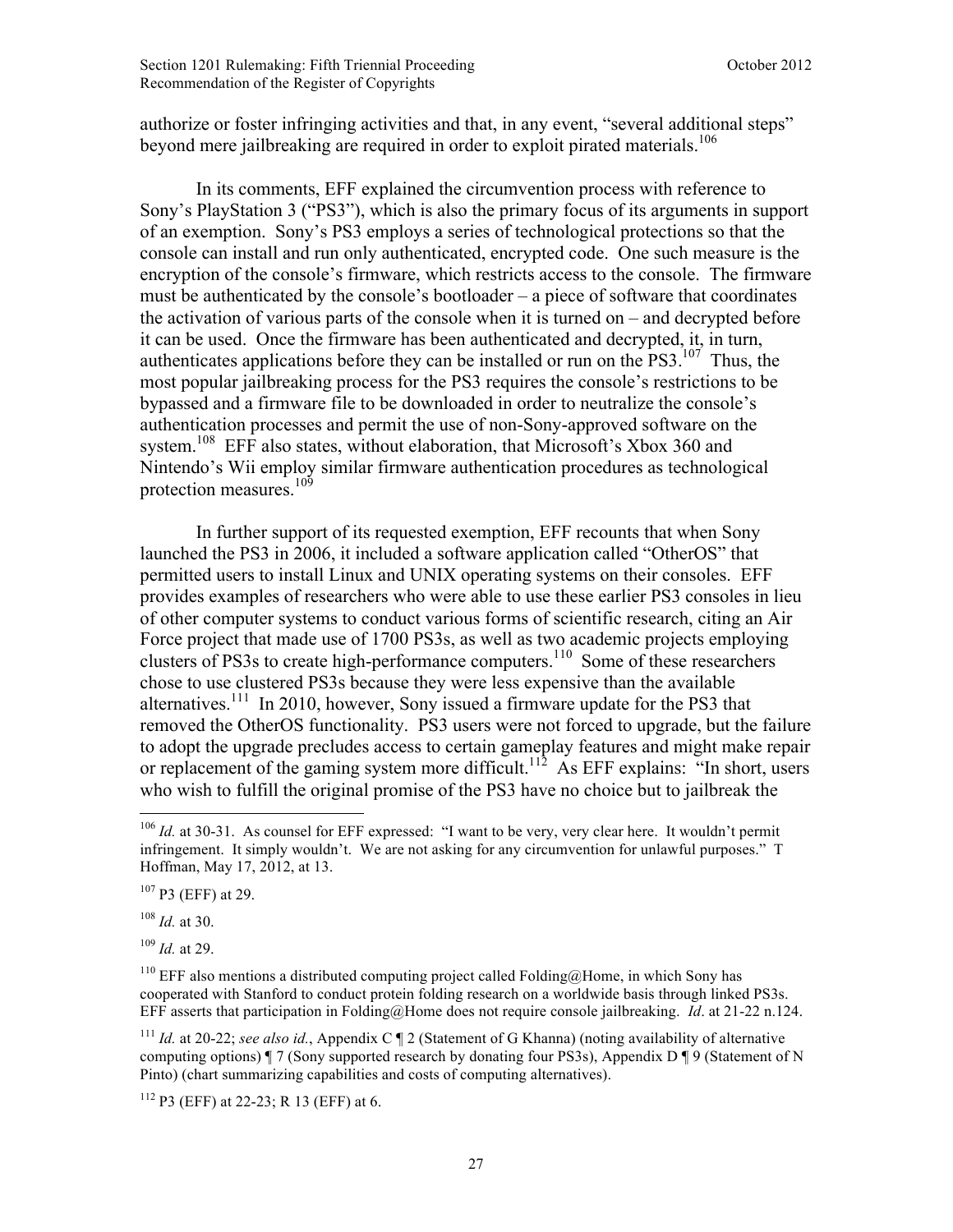authorize or foster infringing activities and that, in any event, "several additional steps" beyond mere jailbreaking are required in order to exploit pirated materials.[106]

In its comments, EFF explained the circumvention process with reference to Sony's PlayStation 3 ("PS3"), which is also the primary focus of its arguments in support of an exemption. Sony's PS3 employs a series of technological protections so that the console can install and run only authenticated, encrypted code. One such measure is the encryption of the console's firmware, which restricts access to the console. The firmware must be authenticated by the console's bootloader – a piece of software that coordinates the activation of various parts of the console when it is turned on – and decrypted before it can be used. Once the firmware has been authenticated and decrypted, it, in turn, authenticates applications before they can be installed or run on the PS3.[107] Thus, the most popular jailbreaking process for the PS3 requires the console's restrictions to be bypassed and a firmware file to be downloaded in order to neutralize the console's authentication processes and permit the use of non-Sony-approved software on the system.[108] EFF also states, without elaboration, that Microsoft's Xbox 360 and Nintendo's Wii employ similar firmware authentication procedures as technological protection measures.[109]

In further support of its requested exemption, EFF recounts that when Sony launched the PS3 in 2006, it included a software application called "OtherOS" that permitted users to install Linux and UNIX operating systems on their consoles. EFF provides examples of researchers who were able to use these earlier PS3 consoles in lieu of other computer systems to conduct various forms of scientific research, citing an Air Force project that made use of 1700 PS3s, as well as two academic projects employing clusters of PS3s to create high-performance computers.[110] Some of these researchers chose to use clustered PS3s because they were less expensive than the available alternatives.[111] In 2010, however, Sony issued a firmware update for the PS3 that removed the OtherOS functionality. PS3 users were not forced to upgrade, but the failure to adopt the upgrade precludes access to certain gameplay features and might make repair or replacement of the gaming system more difficult.[112] As EFF explains: "In short, users who wish to fulfill the original promise of the PS3 have no choice but to jailbreak the

---

[106] *Id.* at 30-31. As counsel for EFF expressed: "I want to be very, very clear here. It wouldn't permit infringement. It simply wouldn't. We are not asking for any circumvention for unlawful purposes." T Hoffman, May 17, 2012, at 13.

[107] P3 (EFF) at 29.

[108] *Id.* at 30.

[109] *Id.* at 29.

[110] EFF also mentions a distributed computing project called Folding@Home, in which Sony has cooperated with Stanford to conduct protein folding research on a worldwide basis through linked PS3s. EFF asserts that participation in Folding@Home does not require console jailbreaking. *Id*. at 21-22 n.124.

[111] *Id.* at 20-22; *see also id.*, Appendix C ¶ 2 (Statement of G Khanna) (noting availability of alternative computing options) ¶ 7 (Sony supported research by donating four PS3s), Appendix D ¶ 9 (Statement of N Pinto) (chart summarizing capabilities and costs of computing alternatives).

[112] P3 (EFF) at 22-23; R 13 (EFF) at 6.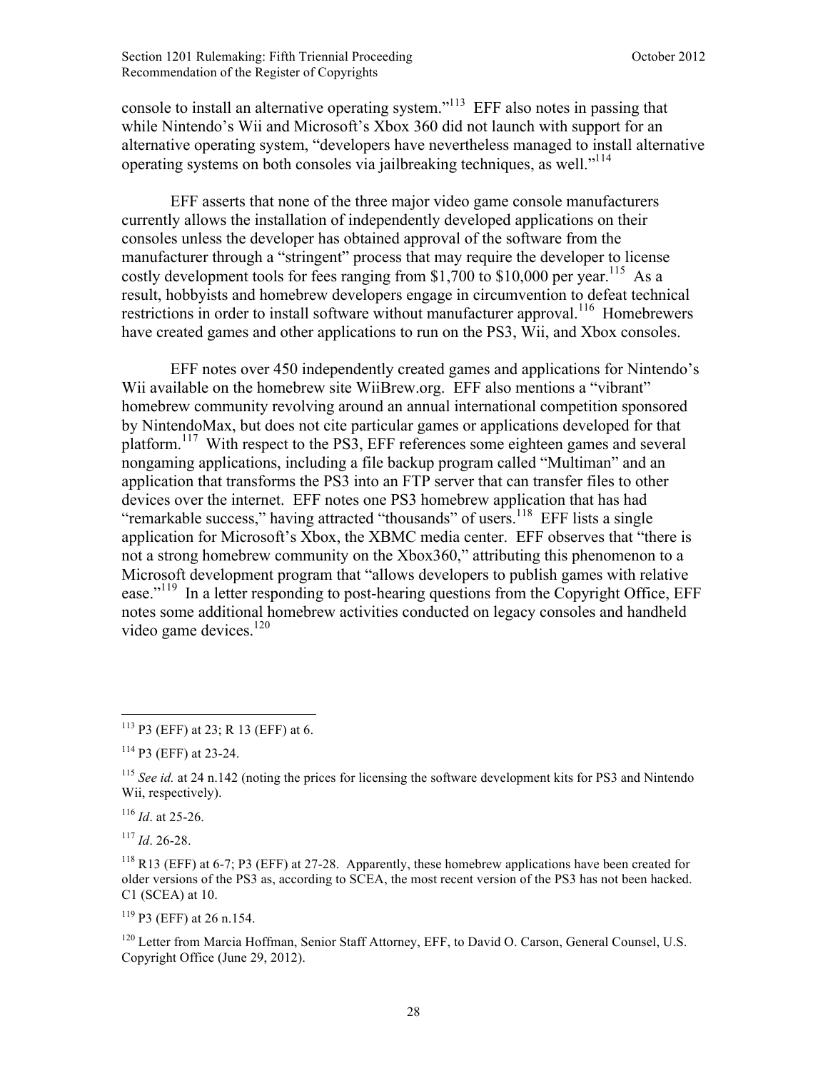console to install an alternative operating system."[113] EFF also notes in passing that while Nintendo's Wii and Microsoft's Xbox 360 did not launch with support for an alternative operating system, "developers have nevertheless managed to install alternative operating systems on both consoles via jailbreaking techniques, as well."[114]

EFF asserts that none of the three major video game console manufacturers currently allows the installation of independently developed applications on their consoles unless the developer has obtained approval of the software from the manufacturer through a "stringent" process that may require the developer to license costly development tools for fees ranging from $1,700 to $10,000 per year.[115] As a result, hobbyists and homebrew developers engage in circumvention to defeat technical restrictions in order to install software without manufacturer approval.[116] Homebrewers have created games and other applications to run on the PS3, Wii, and Xbox consoles.

EFF notes over 450 independently created games and applications for Nintendo's Wii available on the homebrew site WiiBrew.org. EFF also mentions a "vibrant" homebrew community revolving around an annual international competition sponsored by NintendoMax, but does not cite particular games or applications developed for that platform.[117] With respect to the PS3, EFF references some eighteen games and several nongaming applications, including a file backup program called "Multiman" and an application that transforms the PS3 into an FTP server that can transfer files to other devices over the internet. EFF notes one PS3 homebrew application that has had "remarkable success," having attracted "thousands" of users.[118] EFF lists a single application for Microsoft's Xbox, the XBMC media center. EFF observes that "there is not a strong homebrew community on the Xbox360," attributing this phenomenon to a Microsoft development program that "allows developers to publish games with relative ease."[119] In a letter responding to post-hearing questions from the Copyright Office, EFF notes some additional homebrew activities conducted on legacy consoles and handheld video game devices.[120]

---

[113] P3 (EFF) at 23; R 13 (EFF) at 6.

[114] P3 (EFF) at 23-24.

[115] *See id.* at 24 n.142 (noting the prices for licensing the software development kits for PS3 and Nintendo Wii, respectively).

[116] *Id*. at 25-26.

[117] *Id*. 26-28.

[118] R13 (EFF) at 6-7; P3 (EFF) at 27-28. Apparently, these homebrew applications have been created for older versions of the PS3 as, according to SCEA, the most recent version of the PS3 has not been hacked. C1 (SCEA) at 10.

[119] P3 (EFF) at 26 n.154.

[120] Letter from Marcia Hoffman, Senior Staff Attorney, EFF, to David O. Carson, General Counsel, U.S. Copyright Office (June 29, 2012).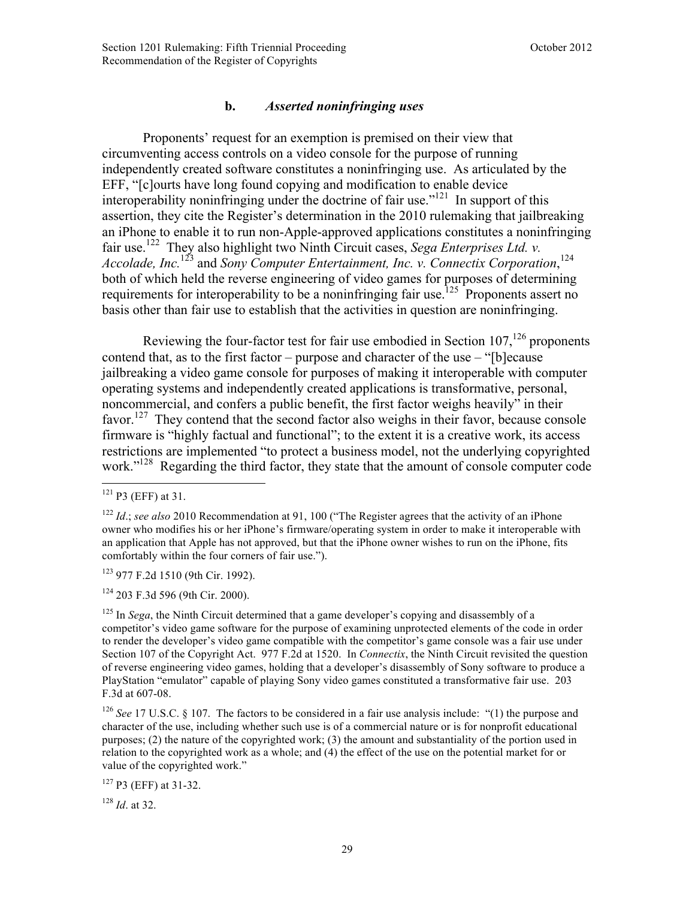### b. *Asserted noninfringing uses*

Proponents' request for an exemption is premised on their view that circumventing access controls on a video console for the purpose of running independently created software constitutes a noninfringing use. As articulated by the EFF, "[c]ourts have long found copying and modification to enable device interoperability noninfringing under the doctrine of fair use."[121] In support of this assertion, they cite the Register's determination in the 2010 rulemaking that jailbreaking an iPhone to enable it to run non-Apple-approved applications constitutes a noninfringing fair use.[122] They also highlight two Ninth Circuit cases, *Sega Enterprises Ltd. v. Accolade, Inc.*[123] and *Sony Computer Entertainment, Inc. v. Connectix Corporation*,[124] both of which held the reverse engineering of video games for purposes of determining requirements for interoperability to be a noninfringing fair use.[125] Proponents assert no basis other than fair use to establish that the activities in question are noninfringing.

Reviewing the four-factor test for fair use embodied in Section 107,[126] proponents contend that, as to the first factor – purpose and character of the use – "[b]ecause jailbreaking a video game console for purposes of making it interoperable with computer operating systems and independently created applications is transformative, personal, noncommercial, and confers a public benefit, the first factor weighs heavily" in their favor.[127] They contend that the second factor also weighs in their favor, because console firmware is "highly factual and functional"; to the extent it is a creative work, its access restrictions are implemented "to protect a business model, not the underlying copyrighted work."[128] Regarding the third factor, they state that the amount of console computer code

---

[121] P3 (EFF) at 31.

[122] *Id*.; *see also* 2010 Recommendation at 91, 100 ("The Register agrees that the activity of an iPhone owner who modifies his or her iPhone's firmware/operating system in order to make it interoperable with an application that Apple has not approved, but that the iPhone owner wishes to run on the iPhone, fits comfortably within the four corners of fair use.").

[123] 977 F.2d 1510 (9th Cir. 1992).

[124] 203 F.3d 596 (9th Cir. 2000).

[125] In *Sega*, the Ninth Circuit determined that a game developer's copying and disassembly of a competitor's video game software for the purpose of examining unprotected elements of the code in order to render the developer's video game compatible with the competitor's game console was a fair use under Section 107 of the Copyright Act. 977 F.2d at 1520. In *Connectix*, the Ninth Circuit revisited the question of reverse engineering video games, holding that a developer's disassembly of Sony software to produce a PlayStation "emulator" capable of playing Sony video games constituted a transformative fair use. 203 F.3d at 607-08.

[126] *See* 17 U.S.C. § 107. The factors to be considered in a fair use analysis include: "(1) the purpose and character of the use, including whether such use is of a commercial nature or is for nonprofit educational purposes; (2) the nature of the copyrighted work; (3) the amount and substantiality of the portion used in relation to the copyrighted work as a whole; and (4) the effect of the use on the potential market for or value of the copyrighted work."

[127] P3 (EFF) at 31-32.

[128] *Id*. at 32.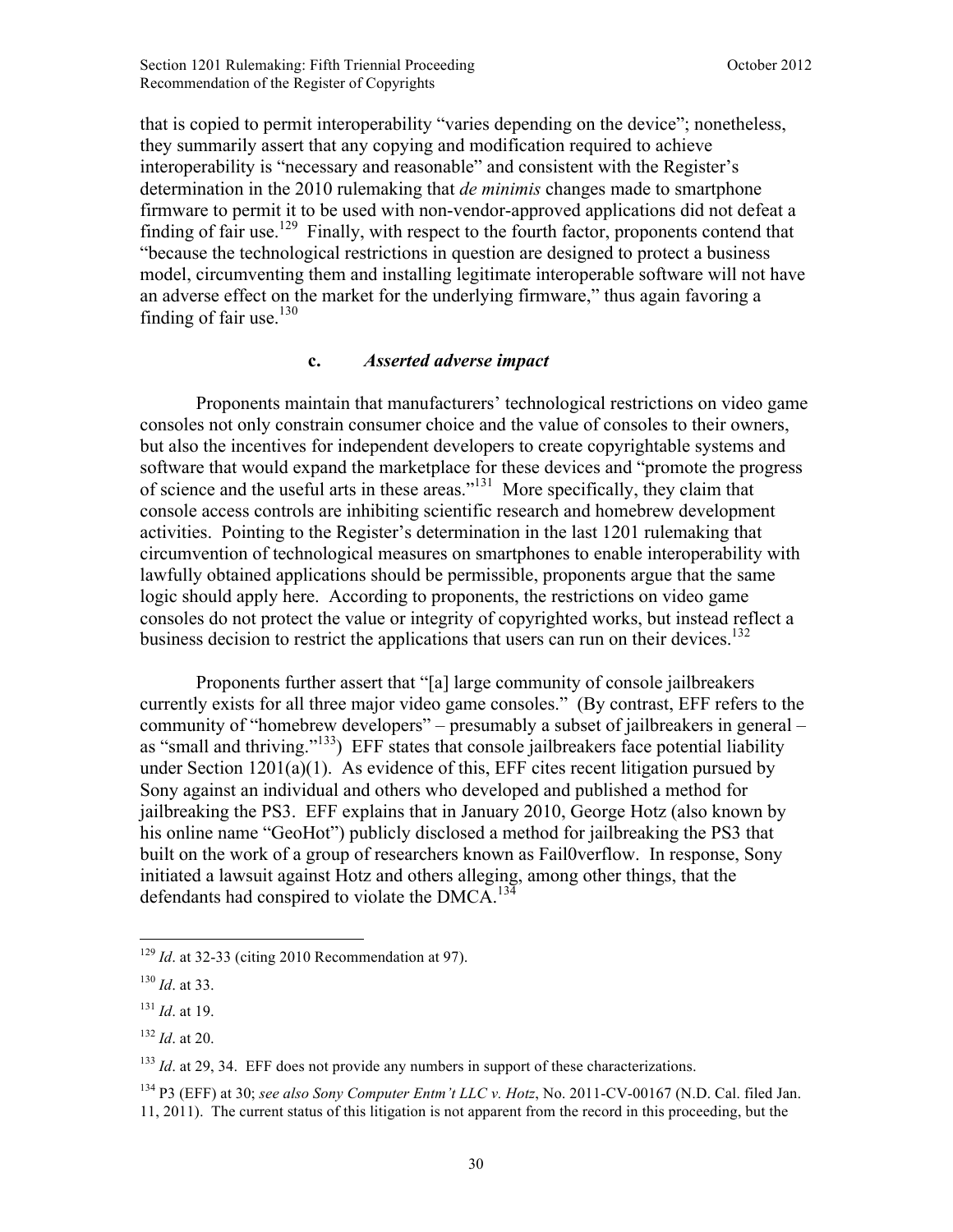that is copied to permit interoperability "varies depending on the device"; nonetheless, they summarily assert that any copying and modification required to achieve interoperability is "necessary and reasonable" and consistent with the Register's determination in the 2010 rulemaking that *de minimis* changes made to smartphone firmware to permit it to be used with non-vendor-approved applications did not defeat a finding of fair use.[129] Finally, with respect to the fourth factor, proponents contend that "because the technological restrictions in question are designed to protect a business model, circumventing them and installing legitimate interoperable software will not have an adverse effect on the market for the underlying firmware," thus again favoring a finding of fair use.[130]

### c. *Asserted adverse impact*

Proponents maintain that manufacturers' technological restrictions on video game consoles not only constrain consumer choice and the value of consoles to their owners, but also the incentives for independent developers to create copyrightable systems and software that would expand the marketplace for these devices and "promote the progress of science and the useful arts in these areas."[131] More specifically, they claim that console access controls are inhibiting scientific research and homebrew development activities. Pointing to the Register's determination in the last 1201 rulemaking that circumvention of technological measures on smartphones to enable interoperability with lawfully obtained applications should be permissible, proponents argue that the same logic should apply here. According to proponents, the restrictions on video game consoles do not protect the value or integrity of copyrighted works, but instead reflect a business decision to restrict the applications that users can run on their devices.[132]

Proponents further assert that "[a] large community of console jailbreakers currently exists for all three major video game consoles." (By contrast, EFF refers to the community of "homebrew developers" – presumably a subset of jailbreakers in general – as "small and thriving."[133]) EFF states that console jailbreakers face potential liability under Section 1201(a)(1). As evidence of this, EFF cites recent litigation pursued by Sony against an individual and others who developed and published a method for jailbreaking the PS3. EFF explains that in January 2010, George Hotz (also known by his online name "GeoHot") publicly disclosed a method for jailbreaking the PS3 that built on the work of a group of researchers known as Fail0verflow. In response, Sony initiated a lawsuit against Hotz and others alleging, among other things, that the defendants had conspired to violate the DMCA.[134]

---

[129] *Id*. at 32-33 (citing 2010 Recommendation at 97).

[130] *Id*. at 33.

[131] *Id*. at 19.

[132] *Id*. at 20.

[133] *Id*. at 29, 34. EFF does not provide any numbers in support of these characterizations.

[134] P3 (EFF) at 30; *see also Sony Computer Entm't LLC v. Hotz*, No. 2011-CV-00167 (N.D. Cal. filed Jan. 11, 2011). The current status of this litigation is not apparent from the record in this proceeding, but the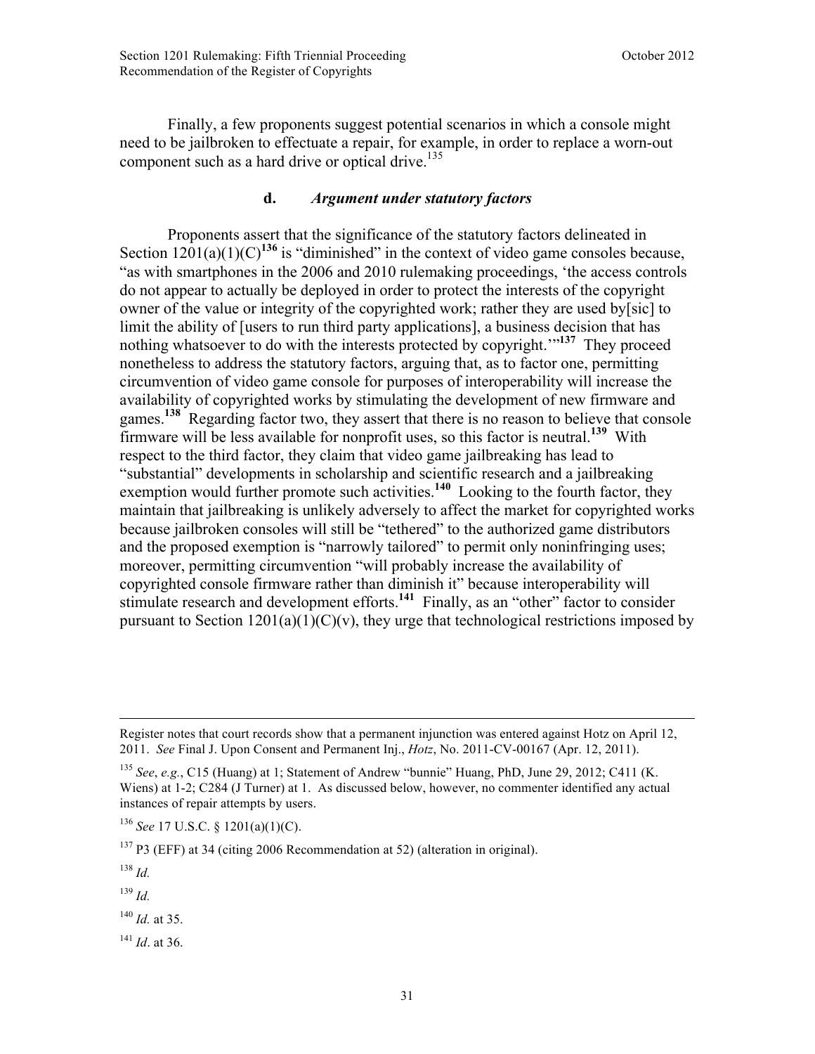Finally, a few proponents suggest potential scenarios in which a console might need to be jailbroken to effectuate a repair, for example, in order to replace a worn-out component such as a hard drive or optical drive.[135]

### d. *Argument under statutory factors*

Proponents assert that the significance of the statutory factors delineated in Section 1201(a)(1)(C)[136] is "diminished" in the context of video game consoles because, "as with smartphones in the 2006 and 2010 rulemaking proceedings, 'the access controls do not appear to actually be deployed in order to protect the interests of the copyright owner of the value or integrity of the copyrighted work; rather they are used by[sic] to limit the ability of [users to run third party applications], a business decision that has nothing whatsoever to do with the interests protected by copyright.'"[137] They proceed nonetheless to address the statutory factors, arguing that, as to factor one, permitting circumvention of video game console for purposes of interoperability will increase the availability of copyrighted works by stimulating the development of new firmware and games.[138] Regarding factor two, they assert that there is no reason to believe that console firmware will be less available for nonprofit uses, so this factor is neutral.[139] With respect to the third factor, they claim that video game jailbreaking has lead to "substantial" developments in scholarship and scientific research and a jailbreaking exemption would further promote such activities.[140] Looking to the fourth factor, they maintain that jailbreaking is unlikely adversely to affect the market for copyrighted works because jailbroken consoles will still be "tethered" to the authorized game distributors and the proposed exemption is "narrowly tailored" to permit only noninfringing uses; moreover, permitting circumvention "will probably increase the availability of copyrighted console firmware rather than diminish it" because interoperability will stimulate research and development efforts.[141] Finally, as an "other" factor to consider pursuant to Section 1201(a)(1)(C)(v), they urge that technological restrictions imposed by

---

Register notes that court records show that a permanent injunction was entered against Hotz on April 12, 2011. *See* Final J. Upon Consent and Permanent Inj., *Hotz*, No. 2011-CV-00167 (Apr. 12, 2011).

[135] *See*, *e.g.*, C15 (Huang) at 1; Statement of Andrew "bunnie" Huang, PhD, June 29, 2012; C411 (K. Wiens) at 1-2; C284 (J Turner) at 1. As discussed below, however, no commenter identified any actual instances of repair attempts by users.

[136] *See* 17 U.S.C. § 1201(a)(1)(C).

[137] P3 (EFF) at 34 (citing 2006 Recommendation at 52) (alteration in original).

[138] *Id.*

[139] *Id.*

[140] *Id.* at 35.

[141] *Id*. at 36.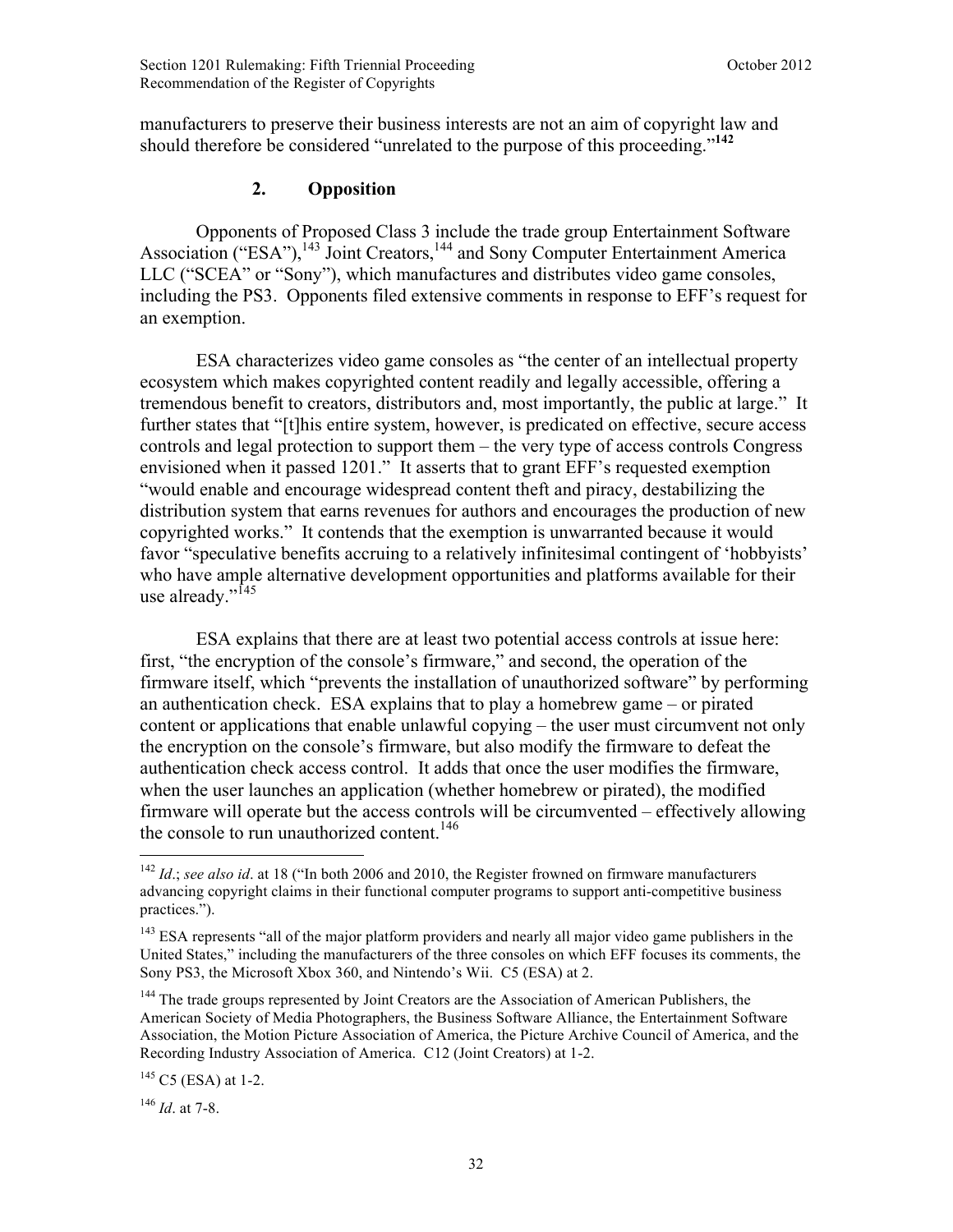manufacturers to preserve their business interests are not an aim of copyright law and should therefore be considered "unrelated to the purpose of this proceeding."[142]

### 2. Opposition

Opponents of Proposed Class 3 include the trade group Entertainment Software Association ("ESA"),[143] Joint Creators,[144] and Sony Computer Entertainment America LLC ("SCEA" or "Sony"), which manufactures and distributes video game consoles, including the PS3. Opponents filed extensive comments in response to EFF's request for an exemption.

ESA characterizes video game consoles as "the center of an intellectual property ecosystem which makes copyrighted content readily and legally accessible, offering a tremendous benefit to creators, distributors and, most importantly, the public at large." It further states that "[t]his entire system, however, is predicated on effective, secure access controls and legal protection to support them – the very type of access controls Congress envisioned when it passed 1201." It asserts that to grant EFF's requested exemption "would enable and encourage widespread content theft and piracy, destabilizing the distribution system that earns revenues for authors and encourages the production of new copyrighted works." It contends that the exemption is unwarranted because it would favor "speculative benefits accruing to a relatively infinitesimal contingent of 'hobbyists' who have ample alternative development opportunities and platforms available for their use already."[145]

ESA explains that there are at least two potential access controls at issue here: first, "the encryption of the console's firmware," and second, the operation of the firmware itself, which "prevents the installation of unauthorized software" by performing an authentication check. ESA explains that to play a homebrew game – or pirated content or applications that enable unlawful copying – the user must circumvent not only the encryption on the console's firmware, but also modify the firmware to defeat the authentication check access control. It adds that once the user modifies the firmware, when the user launches an application (whether homebrew or pirated), the modified firmware will operate but the access controls will be circumvented – effectively allowing the console to run unauthorized content.[146]

---

[142] *Id*.; *see also id*. at 18 ("In both 2006 and 2010, the Register frowned on firmware manufacturers advancing copyright claims in their functional computer programs to support anti-competitive business practices.").

[143] ESA represents "all of the major platform providers and nearly all major video game publishers in the United States," including the manufacturers of the three consoles on which EFF focuses its comments, the Sony PS3, the Microsoft Xbox 360, and Nintendo's Wii. C5 (ESA) at 2.

[144] The trade groups represented by Joint Creators are the Association of American Publishers, the American Society of Media Photographers, the Business Software Alliance, the Entertainment Software Association, the Motion Picture Association of America, the Picture Archive Council of America, and the Recording Industry Association of America. C12 (Joint Creators) at 1-2.

[145] C5 (ESA) at 1-2.

[146] *Id*. at 7-8.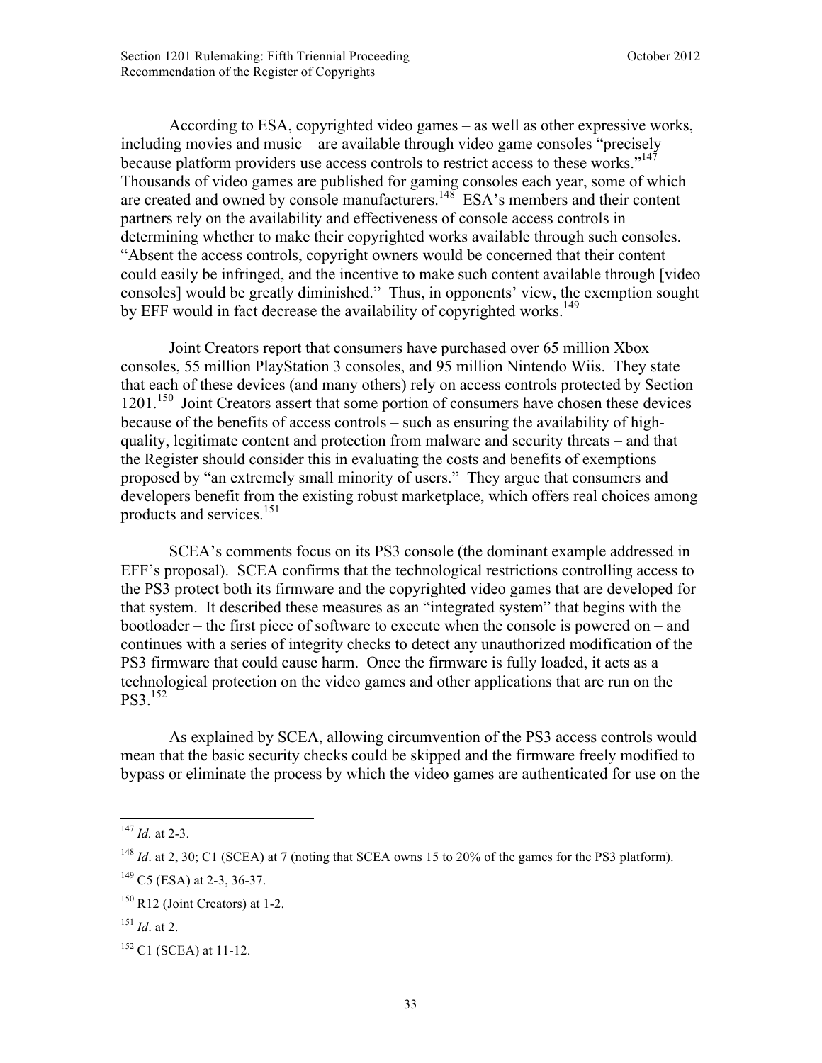According to ESA, copyrighted video games – as well as other expressive works, including movies and music – are available through video game consoles "precisely because platform providers use access controls to restrict access to these works."[147] Thousands of video games are published for gaming consoles each year, some of which are created and owned by console manufacturers.[148] ESA's members and their content partners rely on the availability and effectiveness of console access controls in determining whether to make their copyrighted works available through such consoles. "Absent the access controls, copyright owners would be concerned that their content could easily be infringed, and the incentive to make such content available through [video consoles] would be greatly diminished." Thus, in opponents' view, the exemption sought by EFF would in fact decrease the availability of copyrighted works.[149]

Joint Creators report that consumers have purchased over 65 million Xbox consoles, 55 million PlayStation 3 consoles, and 95 million Nintendo Wiis. They state that each of these devices (and many others) rely on access controls protected by Section 1201.[150] Joint Creators assert that some portion of consumers have chosen these devices because of the benefits of access controls – such as ensuring the availability of high-quality, legitimate content and protection from malware and security threats – and that the Register should consider this in evaluating the costs and benefits of exemptions proposed by "an extremely small minority of users." They argue that consumers and developers benefit from the existing robust marketplace, which offers real choices among products and services.[151]

SCEA's comments focus on its PS3 console (the dominant example addressed in EFF's proposal). SCEA confirms that the technological restrictions controlling access to the PS3 protect both its firmware and the copyrighted video games that are developed for that system. It described these measures as an "integrated system" that begins with the bootloader – the first piece of software to execute when the console is powered on – and continues with a series of integrity checks to detect any unauthorized modification of the PS3 firmware that could cause harm. Once the firmware is fully loaded, it acts as a technological protection on the video games and other applications that are run on the PS3.[152]

As explained by SCEA, allowing circumvention of the PS3 access controls would mean that the basic security checks could be skipped and the firmware freely modified to bypass or eliminate the process by which the video games are authenticated for use on the

---

[147] *Id.* at 2-3.

[148] *Id*. at 2, 30; C1 (SCEA) at 7 (noting that SCEA owns 15 to 20% of the games for the PS3 platform).

[149] C5 (ESA) at 2-3, 36-37.

[150] R12 (Joint Creators) at 1-2.

[151] *Id*. at 2.

[152] C1 (SCEA) at 11-12.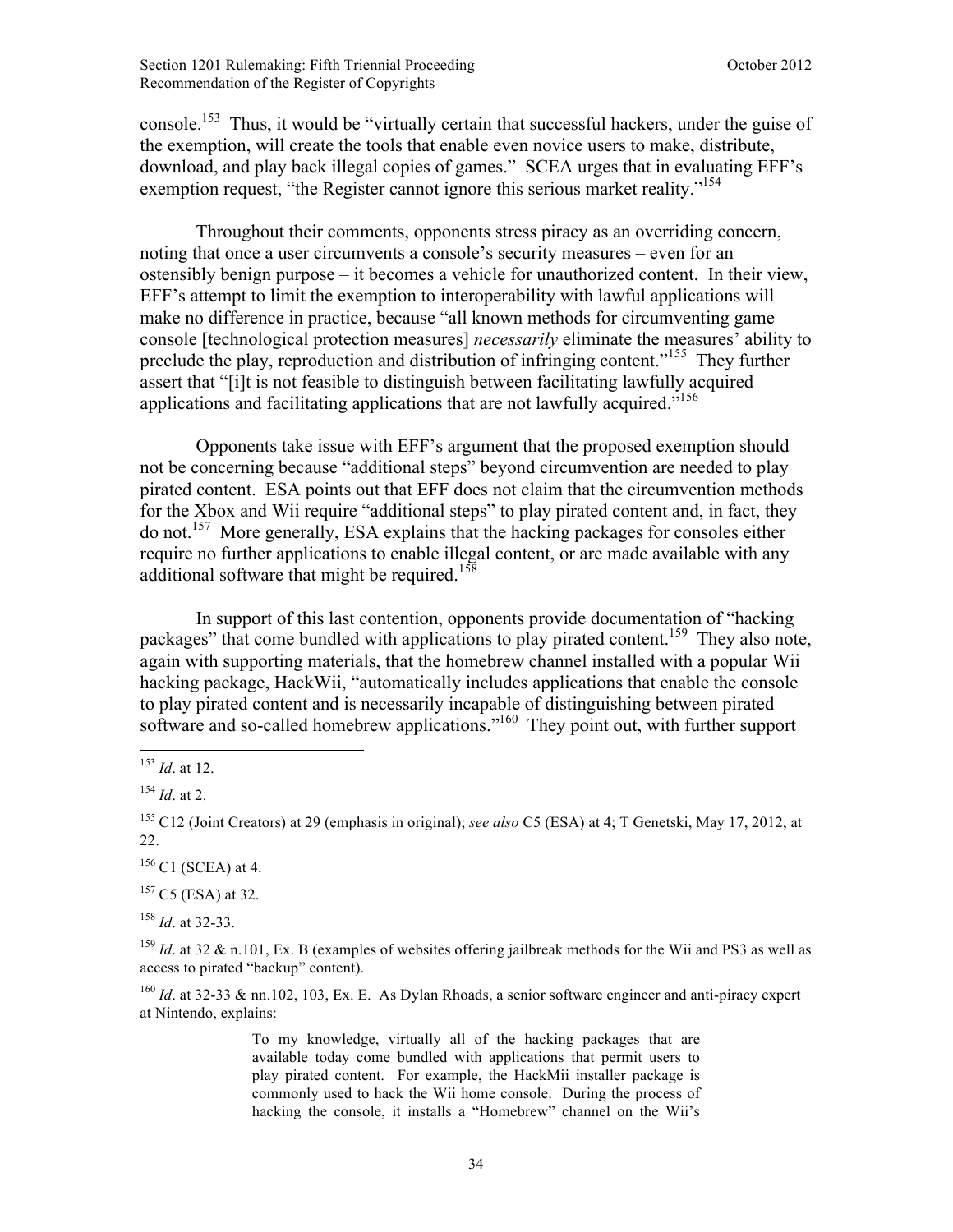console.[153] Thus, it would be "virtually certain that successful hackers, under the guise of the exemption, will create the tools that enable even novice users to make, distribute, download, and play back illegal copies of games." SCEA urges that in evaluating EFF's exemption request, "the Register cannot ignore this serious market reality."[154]

Throughout their comments, opponents stress piracy as an overriding concern, noting that once a user circumvents a console's security measures – even for an ostensibly benign purpose – it becomes a vehicle for unauthorized content. In their view, EFF's attempt to limit the exemption to interoperability with lawful applications will make no difference in practice, because "all known methods for circumventing game console [technological protection measures] *necessarily* eliminate the measures' ability to preclude the play, reproduction and distribution of infringing content."[155] They further assert that "[i]t is not feasible to distinguish between facilitating lawfully acquired applications and facilitating applications that are not lawfully acquired."[156]

Opponents take issue with EFF's argument that the proposed exemption should not be concerning because "additional steps" beyond circumvention are needed to play pirated content. ESA points out that EFF does not claim that the circumvention methods for the Xbox and Wii require "additional steps" to play pirated content and, in fact, they do not.[157] More generally, ESA explains that the hacking packages for consoles either require no further applications to enable illegal content, or are made available with any additional software that might be required.[158]

In support of this last contention, opponents provide documentation of "hacking packages" that come bundled with applications to play pirated content.[159] They also note, again with supporting materials, that the homebrew channel installed with a popular Wii hacking package, HackWii, "automatically includes applications that enable the console to play pirated content and is necessarily incapable of distinguishing between pirated software and so-called homebrew applications."[160] They point out, with further support

---

[153] *Id*. at 12.

[154] *Id*. at 2.

[155] C12 (Joint Creators) at 29 (emphasis in original); *see also* C5 (ESA) at 4; T Genetski, May 17, 2012, at 22.

[156] C1 (SCEA) at 4.

[157] C5 (ESA) at 32.

[158] *Id*. at 32-33.

[159] *Id*. at 32 & n.101, Ex. B (examples of websites offering jailbreak methods for the Wii and PS3 as well as access to pirated "backup" content).

[160] *Id*. at 32-33 & nn.102, 103, Ex. E. As Dylan Rhoads, a senior software engineer and anti-piracy expert at Nintendo, explains:

> To my knowledge, virtually all of the hacking packages that are available today come bundled with applications that permit users to play pirated content. For example, the HackMii installer package is commonly used to hack the Wii home console. During the process of hacking the console, it installs a "Homebrew" channel on the Wii's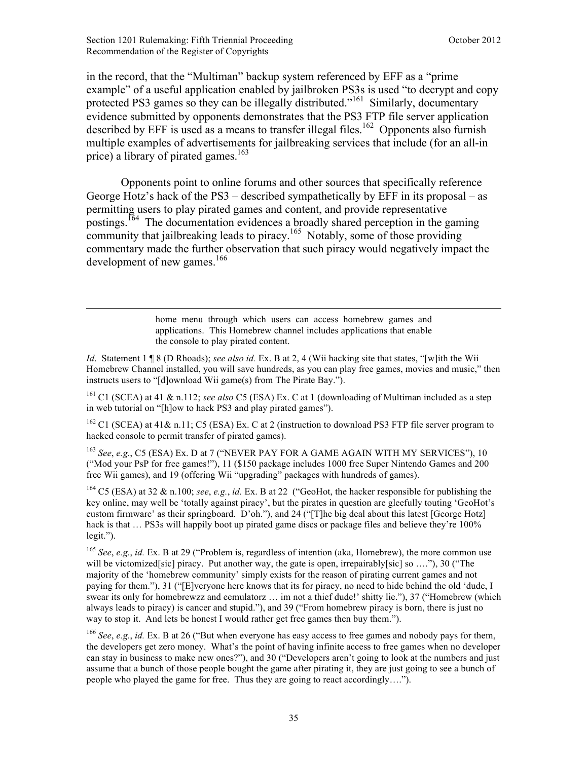in the record, that the "Multiman" backup system referenced by EFF as a "prime example" of a useful application enabled by jailbroken PS3s is used "to decrypt and copy protected PS3 games so they can be illegally distributed."[161] Similarly, documentary evidence submitted by opponents demonstrates that the PS3 FTP file server application described by EFF is used as a means to transfer illegal files.[162] Opponents also furnish multiple examples of advertisements for jailbreaking services that include (for an all-in price) a library of pirated games.[163]

Opponents point to online forums and other sources that specifically reference George Hotz's hack of the PS3 – described sympathetically by EFF in its proposal – as permitting users to play pirated games and content, and provide representative postings.[164] The documentation evidences a broadly shared perception in the gaming community that jailbreaking leads to piracy.[165] Notably, some of those providing commentary made the further observation that such piracy would negatively impact the development of new games.[166]

---

> home menu through which users can access homebrew games and applications. This Homebrew channel includes applications that enable the console to play pirated content.

*Id*. Statement 1 ¶ 8 (D Rhoads); *see also id.* Ex. B at 2, 4 (Wii hacking site that states, "[w]ith the Wii Homebrew Channel installed, you will save hundreds, as you can play free games, movies and music," then instructs users to "[d]ownload Wii game(s) from The Pirate Bay.").

[161] C1 (SCEA) at 41 & n.112; *see also* C5 (ESA) Ex. C at 1 (downloading of Multiman included as a step in web tutorial on "[h]ow to hack PS3 and play pirated games").

[162] C1 (SCEA) at 41& n.11; C5 (ESA) Ex. C at 2 (instruction to download PS3 FTP file server program to hacked console to permit transfer of pirated games).

[163] *See*, *e.g.*, C5 (ESA) Ex. D at 7 ("NEVER PAY FOR A GAME AGAIN WITH MY SERVICES"), 10 ("Mod your PsP for free games!"), 11 ($150 package includes 1000 free Super Nintendo Games and 200 free Wii games), and 19 (offering Wii "upgrading" packages with hundreds of games).

[164] C5 (ESA) at 32 & n.100; *see*, *e.g.*, *id.* Ex. B at 22 ("GeoHot, the hacker responsible for publishing the key online, may well be 'totally against piracy', but the pirates in question are gleefully touting 'GeoHot's custom firmware' as their springboard. D'oh."), and 24 ("[T]he big deal about this latest [George Hotz] hack is that … PS3s will happily boot up pirated game discs or package files and believe they're 100% legit.").

[165] *See*, *e.g.*, *id.* Ex. B at 29 ("Problem is, regardless of intention (aka, Homebrew), the more common use will be victomized[sic] piracy. Put another way, the gate is open, irrepairably[sic] so …."), 30 ("The majority of the 'homebrew community' simply exists for the reason of pirating current games and not paying for them."), 31 ("[E]veryone here knows that its for piracy, no need to hide behind the old 'dude, I swear its only for homebrewzz and eemulatorz … im not a thief dude!' shitty lie."), 37 ("Homebrew (which always leads to piracy) is cancer and stupid."), and 39 ("From homebrew piracy is born, there is just no way to stop it. And lets be honest I would rather get free games then buy them.").

[166] *See*, *e.g.*, *id.* Ex. B at 26 ("But when everyone has easy access to free games and nobody pays for them, the developers get zero money. What's the point of having infinite access to free games when no developer can stay in business to make new ones?"), and 30 ("Developers aren't going to look at the numbers and just assume that a bunch of those people bought the game after pirating it, they are just going to see a bunch of people who played the game for free. Thus they are going to react accordingly….").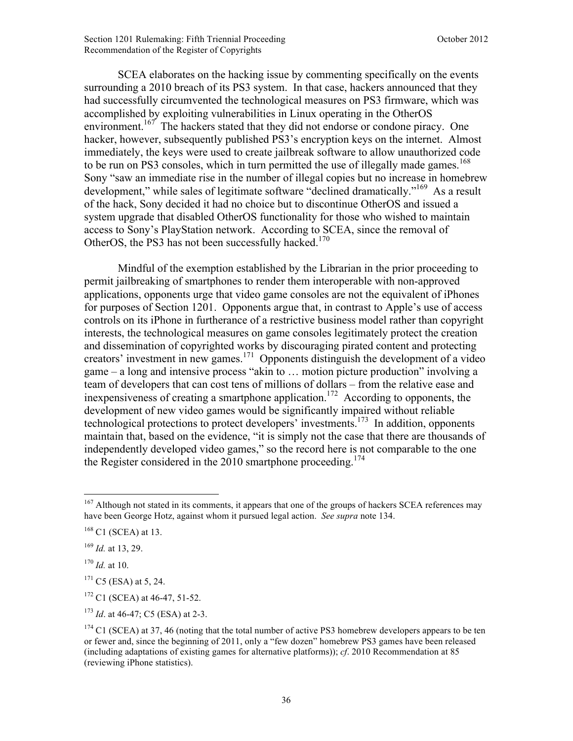SCEA elaborates on the hacking issue by commenting specifically on the events surrounding a 2010 breach of its PS3 system. In that case, hackers announced that they had successfully circumvented the technological measures on PS3 firmware, which was accomplished by exploiting vulnerabilities in Linux operating in the OtherOS environment.[167] The hackers stated that they did not endorse or condone piracy. One hacker, however, subsequently published PS3's encryption keys on the internet. Almost immediately, the keys were used to create jailbreak software to allow unauthorized code to be run on PS3 consoles, which in turn permitted the use of illegally made games.[168] Sony "saw an immediate rise in the number of illegal copies but no increase in homebrew development," while sales of legitimate software "declined dramatically."[169] As a result of the hack, Sony decided it had no choice but to discontinue OtherOS and issued a system upgrade that disabled OtherOS functionality for those who wished to maintain access to Sony's PlayStation network. According to SCEA, since the removal of OtherOS, the PS3 has not been successfully hacked.[170]

Mindful of the exemption established by the Librarian in the prior proceeding to permit jailbreaking of smartphones to render them interoperable with non-approved applications, opponents urge that video game consoles are not the equivalent of iPhones for purposes of Section 1201. Opponents argue that, in contrast to Apple's use of access controls on its iPhone in furtherance of a restrictive business model rather than copyright interests, the technological measures on game consoles legitimately protect the creation and dissemination of copyrighted works by discouraging pirated content and protecting creators' investment in new games.[171] Opponents distinguish the development of a video game – a long and intensive process "akin to … motion picture production" involving a team of developers that can cost tens of millions of dollars – from the relative ease and inexpensiveness of creating a smartphone application.[172] According to opponents, the development of new video games would be significantly impaired without reliable technological protections to protect developers' investments.[173] In addition, opponents maintain that, based on the evidence, "it is simply not the case that there are thousands of independently developed video games," so the record here is not comparable to the one the Register considered in the 2010 smartphone proceeding.[174]

---

[167] Although not stated in its comments, it appears that one of the groups of hackers SCEA references may have been George Hotz, against whom it pursued legal action. *See supra* note 134.

[168] C1 (SCEA) at 13.

[169] *Id.* at 13, 29.

[170] *Id.* at 10.

[171] C5 (ESA) at 5, 24.

[172] C1 (SCEA) at 46-47, 51-52.

[173] *Id*. at 46-47; C5 (ESA) at 2-3.

[174] C1 (SCEA) at 37, 46 (noting that the total number of active PS3 homebrew developers appears to be ten or fewer and, since the beginning of 2011, only a "few dozen" homebrew PS3 games have been released (including adaptations of existing games for alternative platforms)); *cf*. 2010 Recommendation at 85 (reviewing iPhone statistics).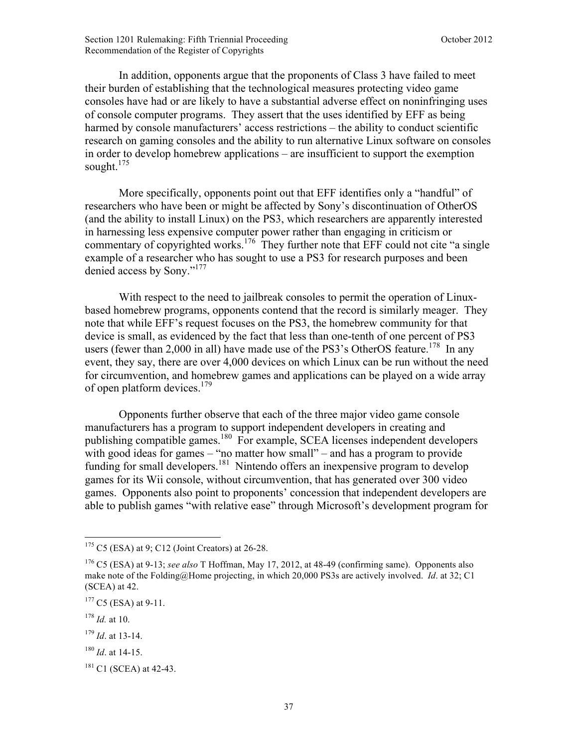In addition, opponents argue that the proponents of Class 3 have failed to meet their burden of establishing that the technological measures protecting video game consoles have had or are likely to have a substantial adverse effect on noninfringing uses of console computer programs. They assert that the uses identified by EFF as being harmed by console manufacturers' access restrictions – the ability to conduct scientific research on gaming consoles and the ability to run alternative Linux software on consoles in order to develop homebrew applications – are insufficient to support the exemption sought.[175]

More specifically, opponents point out that EFF identifies only a "handful" of researchers who have been or might be affected by Sony's discontinuation of OtherOS (and the ability to install Linux) on the PS3, which researchers are apparently interested in harnessing less expensive computer power rather than engaging in criticism or commentary of copyrighted works.[176] They further note that EFF could not cite "a single example of a researcher who has sought to use a PS3 for research purposes and been denied access by Sony."[177]

With respect to the need to jailbreak consoles to permit the operation of Linux-based homebrew programs, opponents contend that the record is similarly meager. They note that while EFF's request focuses on the PS3, the homebrew community for that device is small, as evidenced by the fact that less than one-tenth of one percent of PS3 users (fewer than 2,000 in all) have made use of the PS3's OtherOS feature.[178] In any event, they say, there are over 4,000 devices on which Linux can be run without the need for circumvention, and homebrew games and applications can be played on a wide array of open platform devices.[179]

Opponents further observe that each of the three major video game console manufacturers has a program to support independent developers in creating and publishing compatible games.[180] For example, SCEA licenses independent developers with good ideas for games – "no matter how small" – and has a program to provide funding for small developers.[181] Nintendo offers an inexpensive program to develop games for its Wii console, without circumvention, that has generated over 300 video games. Opponents also point to proponents' concession that independent developers are able to publish games "with relative ease" through Microsoft's development program for

---

[175] C5 (ESA) at 9; C12 (Joint Creators) at 26-28.

[176] C5 (ESA) at 9-13; *see also* T Hoffman, May 17, 2012, at 48-49 (confirming same). Opponents also make note of the Folding@Home projecting, in which 20,000 PS3s are actively involved. *Id*. at 32; C1 (SCEA) at 42.

[177] C5 (ESA) at 9-11.

[178] *Id.* at 10.

[179] *Id*. at 13-14.

[180] *Id*. at 14-15.

[181] C1 (SCEA) at 42-43.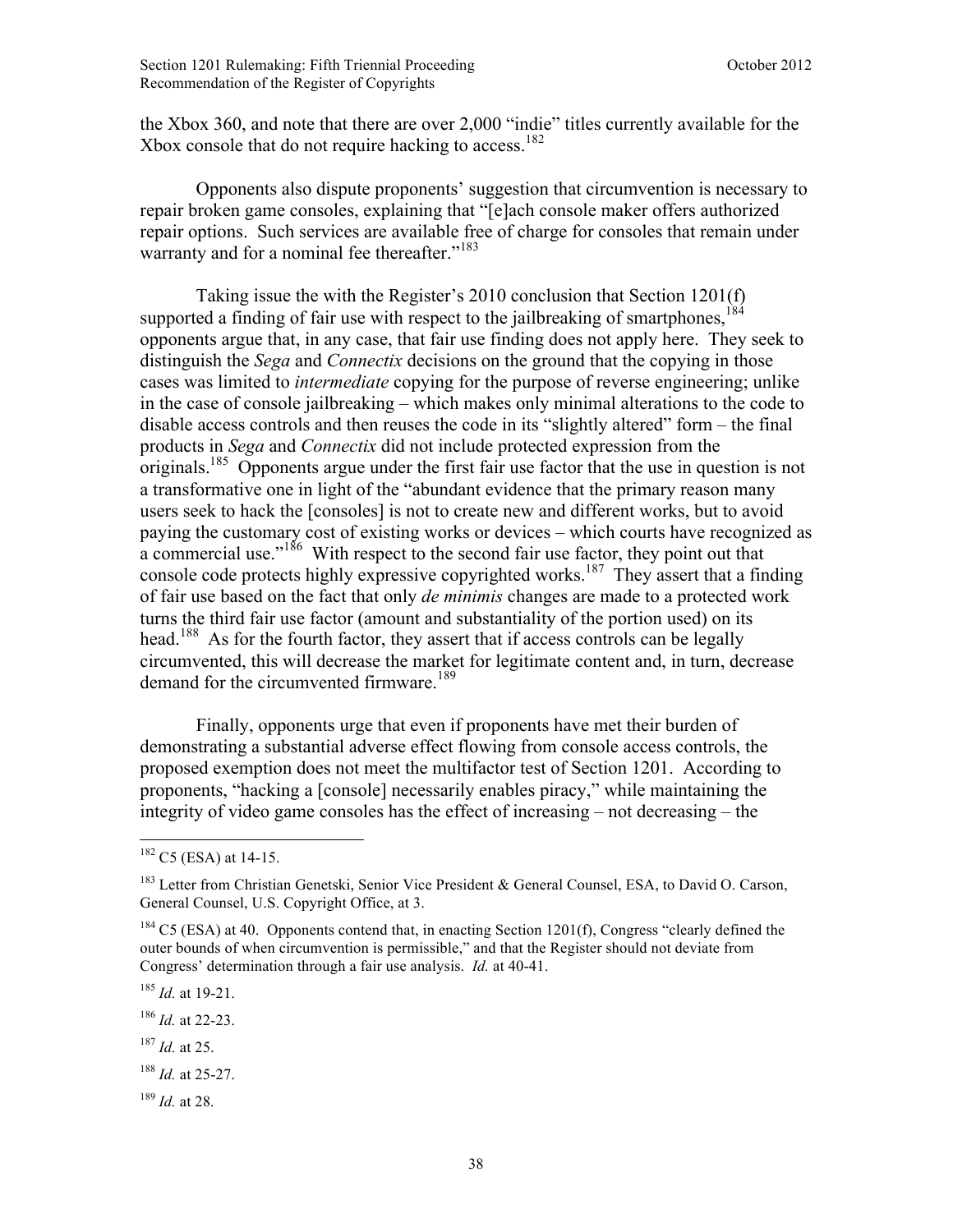the Xbox 360, and note that there are over 2,000 "indie" titles currently available for the Xbox console that do not require hacking to access.[182]

Opponents also dispute proponents' suggestion that circumvention is necessary to repair broken game consoles, explaining that "[e]ach console maker offers authorized repair options. Such services are available free of charge for consoles that remain under warranty and for a nominal fee thereafter."[183]

Taking issue the with the Register's 2010 conclusion that Section 1201(f) supported a finding of fair use with respect to the jailbreaking of smartphones,[184] opponents argue that, in any case, that fair use finding does not apply here. They seek to distinguish the *Sega* and *Connectix* decisions on the ground that the copying in those cases was limited to *intermediate* copying for the purpose of reverse engineering; unlike in the case of console jailbreaking – which makes only minimal alterations to the code to disable access controls and then reuses the code in its "slightly altered" form – the final products in *Sega* and *Connectix* did not include protected expression from the originals.[185] Opponents argue under the first fair use factor that the use in question is not a transformative one in light of the "abundant evidence that the primary reason many users seek to hack the [consoles] is not to create new and different works, but to avoid paying the customary cost of existing works or devices – which courts have recognized as a commercial use."[186] With respect to the second fair use factor, they point out that console code protects highly expressive copyrighted works.[187] They assert that a finding of fair use based on the fact that only *de minimis* changes are made to a protected work turns the third fair use factor (amount and substantiality of the portion used) on its head.[188] As for the fourth factor, they assert that if access controls can be legally circumvented, this will decrease the market for legitimate content and, in turn, decrease demand for the circumvented firmware.[189]

Finally, opponents urge that even if proponents have met their burden of demonstrating a substantial adverse effect flowing from console access controls, the proposed exemption does not meet the multifactor test of Section 1201. According to proponents, "hacking a [console] necessarily enables piracy," while maintaining the integrity of video game consoles has the effect of increasing – not decreasing – the

---

[182] C5 (ESA) at 14-15.

[183] Letter from Christian Genetski, Senior Vice President & General Counsel, ESA, to David O. Carson, General Counsel, U.S. Copyright Office, at 3.

[184] C5 (ESA) at 40. Opponents contend that, in enacting Section 1201(f), Congress "clearly defined the outer bounds of when circumvention is permissible," and that the Register should not deviate from Congress' determination through a fair use analysis. *Id.* at 40-41.

[185] *Id.* at 19-21.

[186] *Id.* at 22-23.

[187] *Id.* at 25.

[188] *Id.* at 25-27.

[189] *Id.* at 28.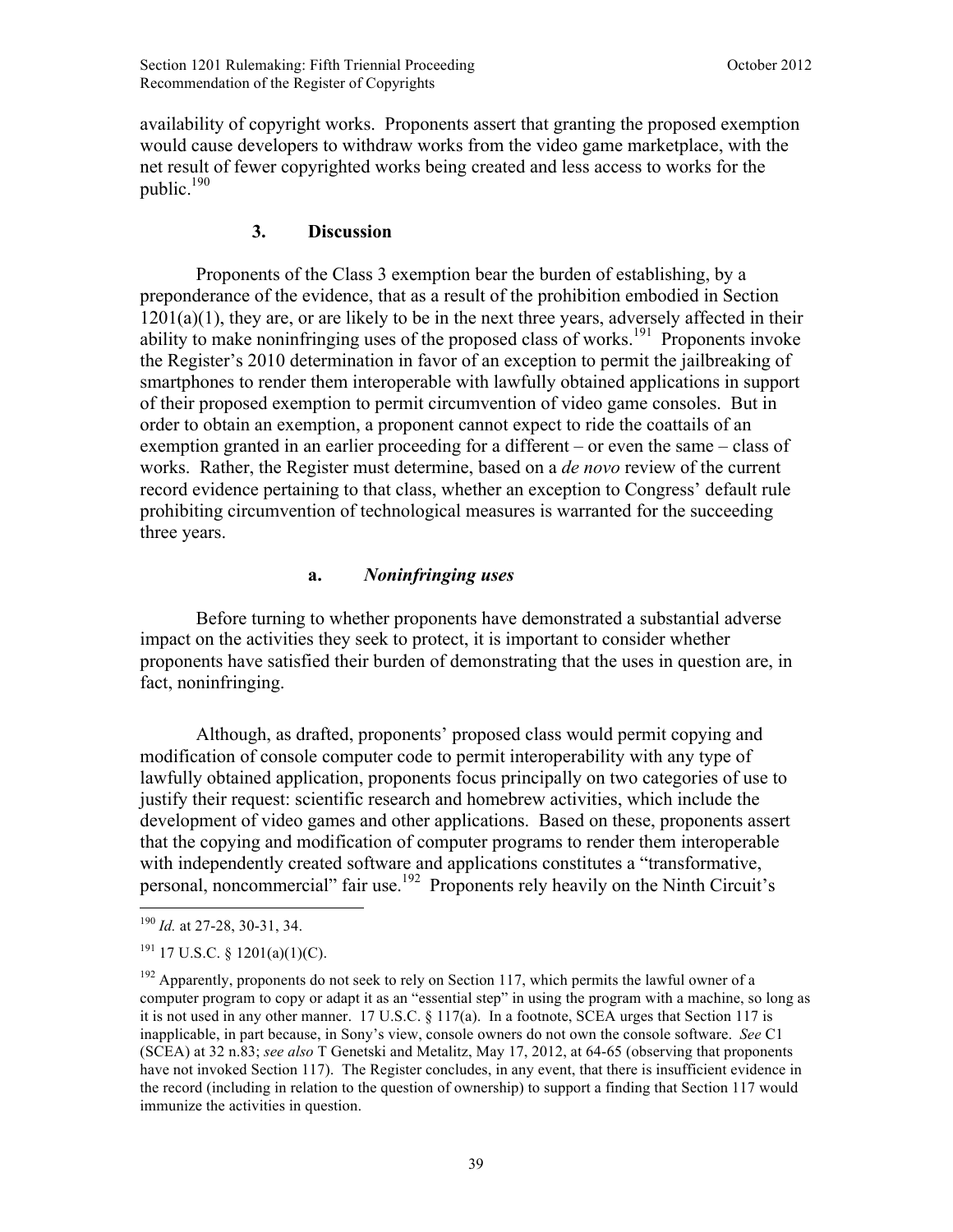availability of copyright works. Proponents assert that granting the proposed exemption would cause developers to withdraw works from the video game marketplace, with the net result of fewer copyrighted works being created and less access to works for the public.[190]

### 3. Discussion

Proponents of the Class 3 exemption bear the burden of establishing, by a preponderance of the evidence, that as a result of the prohibition embodied in Section 1201(a)(1), they are, or are likely to be in the next three years, adversely affected in their ability to make noninfringing uses of the proposed class of works.[191] Proponents invoke the Register's 2010 determination in favor of an exception to permit the jailbreaking of smartphones to render them interoperable with lawfully obtained applications in support of their proposed exemption to permit circumvention of video game consoles. But in order to obtain an exemption, a proponent cannot expect to ride the coattails of an exemption granted in an earlier proceeding for a different – or even the same – class of works. Rather, the Register must determine, based on a *de novo* review of the current record evidence pertaining to that class, whether an exception to Congress' default rule prohibiting circumvention of technological measures is warranted for the succeeding three years.

#### a. *Noninfringing uses*

Before turning to whether proponents have demonstrated a substantial adverse impact on the activities they seek to protect, it is important to consider whether proponents have satisfied their burden of demonstrating that the uses in question are, in fact, noninfringing.

Although, as drafted, proponents' proposed class would permit copying and modification of console computer code to permit interoperability with any type of lawfully obtained application, proponents focus principally on two categories of use to justify their request: scientific research and homebrew activities, which include the development of video games and other applications. Based on these, proponents assert that the copying and modification of computer programs to render them interoperable with independently created software and applications constitutes a "transformative, personal, noncommercial" fair use.[192] Proponents rely heavily on the Ninth Circuit's

---

[190] *Id.* at 27-28, 30-31, 34.

[191] 17 U.S.C. § 1201(a)(1)(C).

[192] Apparently, proponents do not seek to rely on Section 117, which permits the lawful owner of a computer program to copy or adapt it as an "essential step" in using the program with a machine, so long as it is not used in any other manner. 17 U.S.C. § 117(a). In a footnote, SCEA urges that Section 117 is inapplicable, in part because, in Sony's view, console owners do not own the console software. *See* C1 (SCEA) at 32 n.83; *see also* T Genetski and Metalitz, May 17, 2012, at 64-65 (observing that proponents have not invoked Section 117). The Register concludes, in any event, that there is insufficient evidence in the record (including in relation to the question of ownership) to support a finding that Section 117 would immunize the activities in question.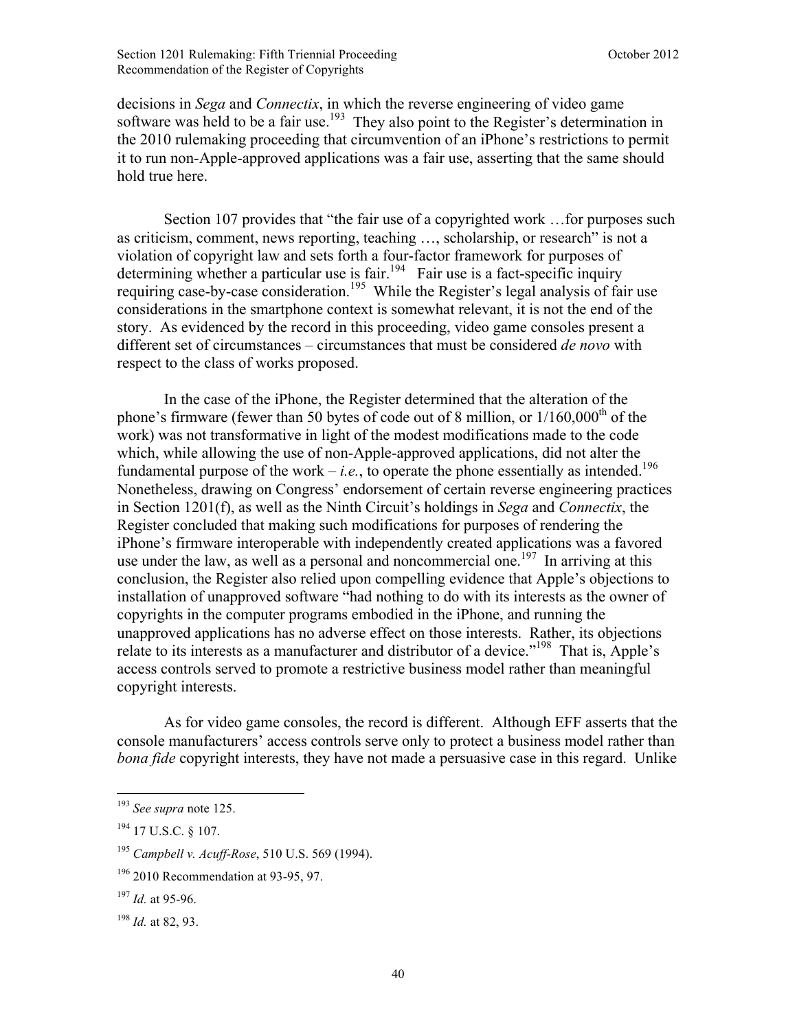decisions in *Sega* and *Connectix*, in which the reverse engineering of video game software was held to be a fair use.[193] They also point to the Register's determination in the 2010 rulemaking proceeding that circumvention of an iPhone's restrictions to permit it to run non-Apple-approved applications was a fair use, asserting that the same should hold true here.

Section 107 provides that "the fair use of a copyrighted work …for purposes such as criticism, comment, news reporting, teaching …, scholarship, or research" is not a violation of copyright law and sets forth a four-factor framework for purposes of determining whether a particular use is fair.[194] Fair use is a fact-specific inquiry requiring case-by-case consideration.[195] While the Register's legal analysis of fair use considerations in the smartphone context is somewhat relevant, it is not the end of the story. As evidenced by the record in this proceeding, video game consoles present a different set of circumstances – circumstances that must be considered *de novo* with respect to the class of works proposed.

In the case of the iPhone, the Register determined that the alteration of the phone's firmware (fewer than 50 bytes of code out of 8 million, or 1/160,000th of the work) was not transformative in light of the modest modifications made to the code which, while allowing the use of non-Apple-approved applications, did not alter the fundamental purpose of the work – *i.e.*, to operate the phone essentially as intended.[196] Nonetheless, drawing on Congress' endorsement of certain reverse engineering practices in Section 1201(f), as well as the Ninth Circuit's holdings in *Sega* and *Connectix*, the Register concluded that making such modifications for purposes of rendering the iPhone's firmware interoperable with independently created applications was a favored use under the law, as well as a personal and noncommercial one.[197] In arriving at this conclusion, the Register also relied upon compelling evidence that Apple's objections to installation of unapproved software "had nothing to do with its interests as the owner of copyrights in the computer programs embodied in the iPhone, and running the unapproved applications has no adverse effect on those interests. Rather, its objections relate to its interests as a manufacturer and distributor of a device."[198] That is, Apple's access controls served to promote a restrictive business model rather than meaningful copyright interests.

As for video game consoles, the record is different. Although EFF asserts that the console manufacturers' access controls serve only to protect a business model rather than *bona fide* copyright interests, they have not made a persuasive case in this regard. Unlike

---

[193] *See supra* note 125.

[194] 17 U.S.C. § 107.

[195] *Campbell v. Acuff-Rose*, 510 U.S. 569 (1994).

[196] 2010 Recommendation at 93-95, 97.

[197] *Id.* at 95-96.

[198] *Id.* at 82, 93.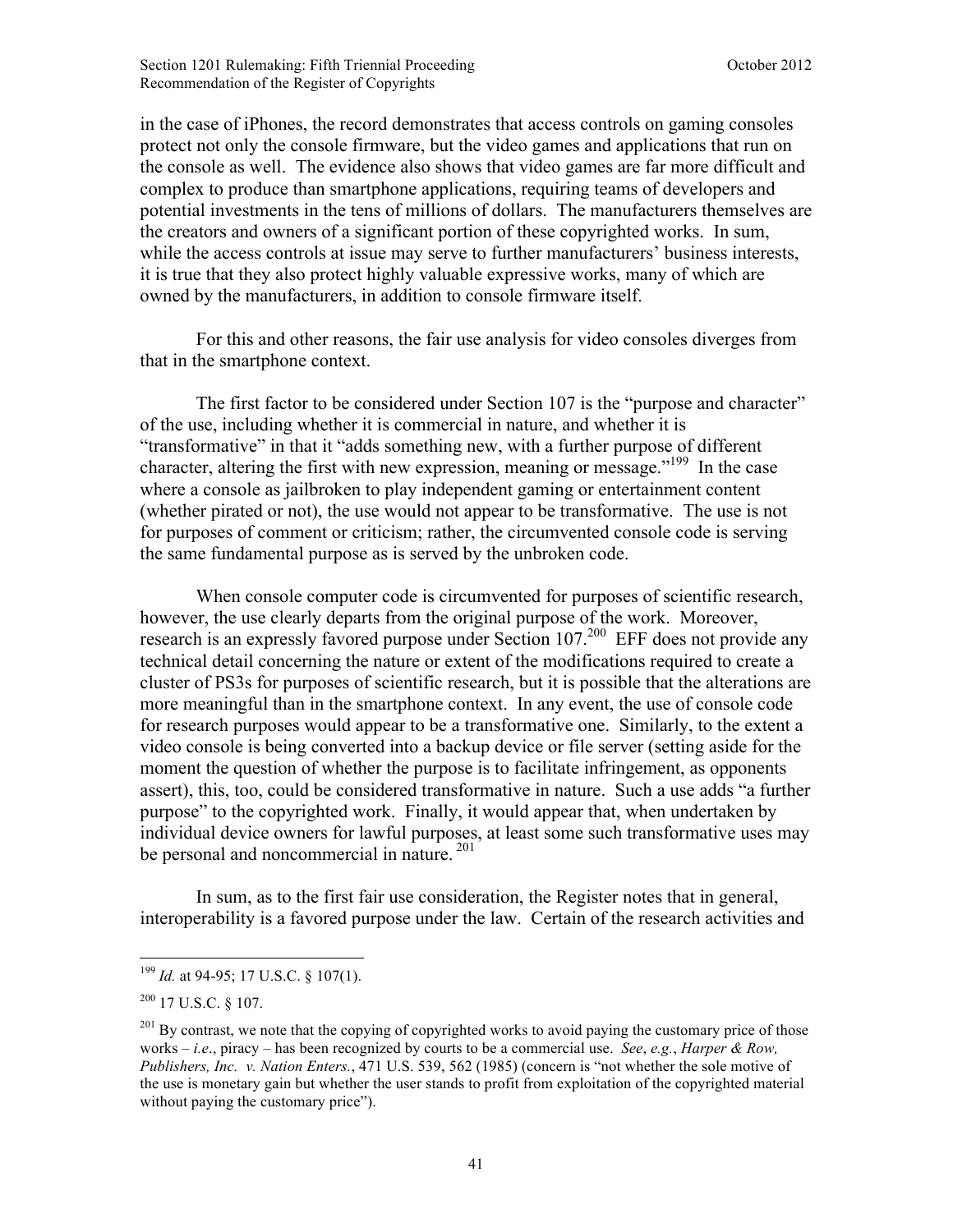in the case of iPhones, the record demonstrates that access controls on gaming consoles protect not only the console firmware, but the video games and applications that run on the console as well. The evidence also shows that video games are far more difficult and complex to produce than smartphone applications, requiring teams of developers and potential investments in the tens of millions of dollars. The manufacturers themselves are the creators and owners of a significant portion of these copyrighted works. In sum, while the access controls at issue may serve to further manufacturers' business interests, it is true that they also protect highly valuable expressive works, many of which are owned by the manufacturers, in addition to console firmware itself.

For this and other reasons, the fair use analysis for video consoles diverges from that in the smartphone context.

The first factor to be considered under Section 107 is the "purpose and character" of the use, including whether it is commercial in nature, and whether it is "transformative" in that it "adds something new, with a further purpose of different character, altering the first with new expression, meaning or message."[199] In the case where a console as jailbroken to play independent gaming or entertainment content (whether pirated or not), the use would not appear to be transformative. The use is not for purposes of comment or criticism; rather, the circumvented console code is serving the same fundamental purpose as is served by the unbroken code.

When console computer code is circumvented for purposes of scientific research, however, the use clearly departs from the original purpose of the work. Moreover, research is an expressly favored purpose under Section 107.[200] EFF does not provide any technical detail concerning the nature or extent of the modifications required to create a cluster of PS3s for purposes of scientific research, but it is possible that the alterations are more meaningful than in the smartphone context. In any event, the use of console code for research purposes would appear to be a transformative one. Similarly, to the extent a video console is being converted into a backup device or file server (setting aside for the moment the question of whether the purpose is to facilitate infringement, as opponents assert), this, too, could be considered transformative in nature. Such a use adds "a further purpose" to the copyrighted work. Finally, it would appear that, when undertaken by individual device owners for lawful purposes, at least some such transformative uses may be personal and noncommercial in nature.[201]

In sum, as to the first fair use consideration, the Register notes that in general, interoperability is a favored purpose under the law. Certain of the research activities and

---

[199] *Id.* at 94-95; 17 U.S.C. § 107(1).

[200] 17 U.S.C. § 107.

[201] By contrast, we note that the copying of copyrighted works to avoid paying the customary price of those works – *i.e*., piracy – has been recognized by courts to be a commercial use. *See*, *e.g.*, *Harper & Row, Publishers, Inc. v. Nation Enters.*, 471 U.S. 539, 562 (1985) (concern is "not whether the sole motive of the use is monetary gain but whether the user stands to profit from exploitation of the copyrighted material without paying the customary price").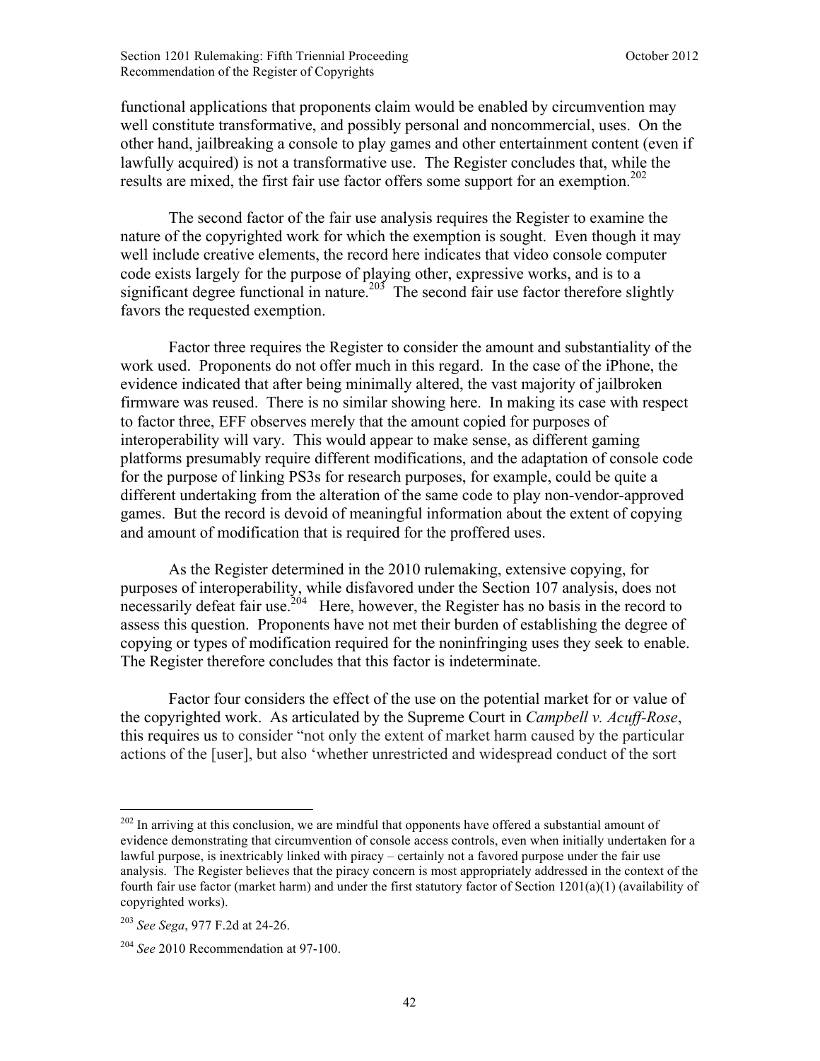functional applications that proponents claim would be enabled by circumvention may well constitute transformative, and possibly personal and noncommercial, uses. On the other hand, jailbreaking a console to play games and other entertainment content (even if lawfully acquired) is not a transformative use. The Register concludes that, while the results are mixed, the first fair use factor offers some support for an exemption.[202]

The second factor of the fair use analysis requires the Register to examine the nature of the copyrighted work for which the exemption is sought. Even though it may well include creative elements, the record here indicates that video console computer code exists largely for the purpose of playing other, expressive works, and is to a significant degree functional in nature.[203] The second fair use factor therefore slightly favors the requested exemption.

Factor three requires the Register to consider the amount and substantiality of the work used. Proponents do not offer much in this regard. In the case of the iPhone, the evidence indicated that after being minimally altered, the vast majority of jailbroken firmware was reused. There is no similar showing here. In making its case with respect to factor three, EFF observes merely that the amount copied for purposes of interoperability will vary. This would appear to make sense, as different gaming platforms presumably require different modifications, and the adaptation of console code for the purpose of linking PS3s for research purposes, for example, could be quite a different undertaking from the alteration of the same code to play non-vendor-approved games. But the record is devoid of meaningful information about the extent of copying and amount of modification that is required for the proffered uses.

As the Register determined in the 2010 rulemaking, extensive copying, for purposes of interoperability, while disfavored under the Section 107 analysis, does not necessarily defeat fair use.[204] Here, however, the Register has no basis in the record to assess this question. Proponents have not met their burden of establishing the degree of copying or types of modification required for the noninfringing uses they seek to enable. The Register therefore concludes that this factor is indeterminate.

Factor four considers the effect of the use on the potential market for or value of the copyrighted work. As articulated by the Supreme Court in *Campbell v. Acuff-Rose*, this requires us to consider "not only the extent of market harm caused by the particular actions of the [user], but also 'whether unrestricted and widespread conduct of the sort

---

[202] In arriving at this conclusion, we are mindful that opponents have offered a substantial amount of evidence demonstrating that circumvention of console access controls, even when initially undertaken for a lawful purpose, is inextricably linked with piracy – certainly not a favored purpose under the fair use analysis. The Register believes that the piracy concern is most appropriately addressed in the context of the fourth fair use factor (market harm) and under the first statutory factor of Section 1201(a)(1) (availability of copyrighted works).

[203] *See Sega*, 977 F.2d at 24-26.

[204] *See* 2010 Recommendation at 97-100.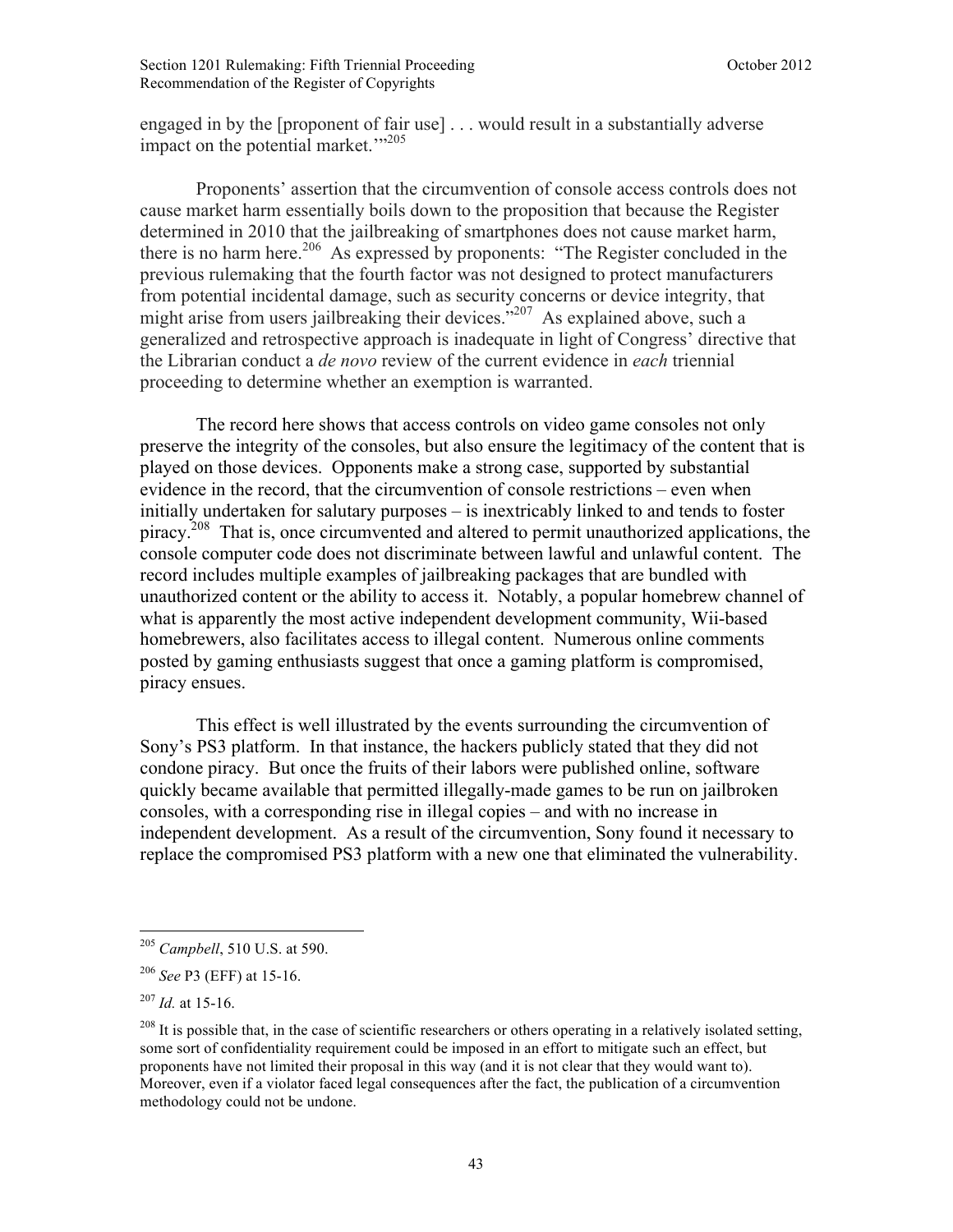engaged in by the [proponent of fair use] . . . would result in a substantially adverse impact on the potential market.'"[205]

Proponents' assertion that the circumvention of console access controls does not cause market harm essentially boils down to the proposition that because the Register determined in 2010 that the jailbreaking of smartphones does not cause market harm, there is no harm here.[206] As expressed by proponents: "The Register concluded in the previous rulemaking that the fourth factor was not designed to protect manufacturers from potential incidental damage, such as security concerns or device integrity, that might arise from users jailbreaking their devices."[207] As explained above, such a generalized and retrospective approach is inadequate in light of Congress' directive that the Librarian conduct a *de novo* review of the current evidence in *each* triennial proceeding to determine whether an exemption is warranted.

The record here shows that access controls on video game consoles not only preserve the integrity of the consoles, but also ensure the legitimacy of the content that is played on those devices. Opponents make a strong case, supported by substantial evidence in the record, that the circumvention of console restrictions – even when initially undertaken for salutary purposes – is inextricably linked to and tends to foster piracy.[208] That is, once circumvented and altered to permit unauthorized applications, the console computer code does not discriminate between lawful and unlawful content. The record includes multiple examples of jailbreaking packages that are bundled with unauthorized content or the ability to access it. Notably, a popular homebrew channel of what is apparently the most active independent development community, Wii-based homebrewers, also facilitates access to illegal content. Numerous online comments posted by gaming enthusiasts suggest that once a gaming platform is compromised, piracy ensues.

This effect is well illustrated by the events surrounding the circumvention of Sony's PS3 platform. In that instance, the hackers publicly stated that they did not condone piracy. But once the fruits of their labors were published online, software quickly became available that permitted illegally-made games to be run on jailbroken consoles, with a corresponding rise in illegal copies – and with no increase in independent development. As a result of the circumvention, Sony found it necessary to replace the compromised PS3 platform with a new one that eliminated the vulnerability.

---

[205] *Campbell*, 510 U.S. at 590.

[206] *See* P3 (EFF) at 15-16.

[207] *Id.* at 15-16.

[208] It is possible that, in the case of scientific researchers or others operating in a relatively isolated setting, some sort of confidentiality requirement could be imposed in an effort to mitigate such an effect, but proponents have not limited their proposal in this way (and it is not clear that they would want to). Moreover, even if a violator faced legal consequences after the fact, the publication of a circumvention methodology could not be undone.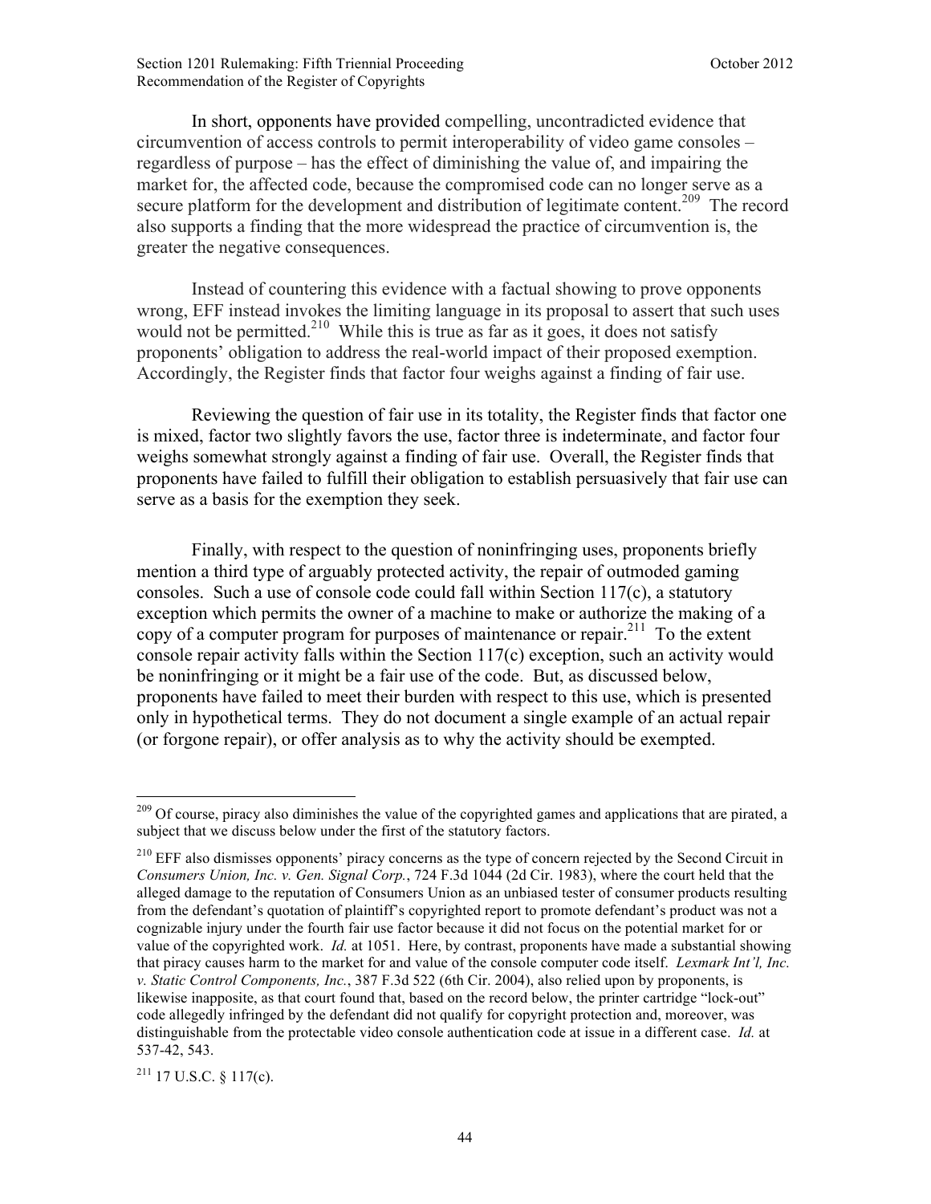In short, opponents have provided compelling, uncontradicted evidence that circumvention of access controls to permit interoperability of video game consoles – regardless of purpose – has the effect of diminishing the value of, and impairing the market for, the affected code, because the compromised code can no longer serve as a secure platform for the development and distribution of legitimate content.[209] The record also supports a finding that the more widespread the practice of circumvention is, the greater the negative consequences.

Instead of countering this evidence with a factual showing to prove opponents wrong, EFF instead invokes the limiting language in its proposal to assert that such uses would not be permitted.[210] While this is true as far as it goes, it does not satisfy proponents' obligation to address the real-world impact of their proposed exemption. Accordingly, the Register finds that factor four weighs against a finding of fair use.

Reviewing the question of fair use in its totality, the Register finds that factor one is mixed, factor two slightly favors the use, factor three is indeterminate, and factor four weighs somewhat strongly against a finding of fair use. Overall, the Register finds that proponents have failed to fulfill their obligation to establish persuasively that fair use can serve as a basis for the exemption they seek.

Finally, with respect to the question of noninfringing uses, proponents briefly mention a third type of arguably protected activity, the repair of outmoded gaming consoles. Such a use of console code could fall within Section 117(c), a statutory exception which permits the owner of a machine to make or authorize the making of a copy of a computer program for purposes of maintenance or repair.[211] To the extent console repair activity falls within the Section 117(c) exception, such an activity would be noninfringing or it might be a fair use of the code. But, as discussed below, proponents have failed to meet their burden with respect to this use, which is presented only in hypothetical terms. They do not document a single example of an actual repair (or forgone repair), or offer analysis as to why the activity should be exempted.

---

[209] Of course, piracy also diminishes the value of the copyrighted games and applications that are pirated, a subject that we discuss below under the first of the statutory factors.

[210] EFF also dismisses opponents' piracy concerns as the type of concern rejected by the Second Circuit in *Consumers Union, Inc. v. Gen. Signal Corp.*, 724 F.3d 1044 (2d Cir. 1983), where the court held that the alleged damage to the reputation of Consumers Union as an unbiased tester of consumer products resulting from the defendant's quotation of plaintiff's copyrighted report to promote defendant's product was not a cognizable injury under the fourth fair use factor because it did not focus on the potential market for or value of the copyrighted work. *Id.* at 1051. Here, by contrast, proponents have made a substantial showing that piracy causes harm to the market for and value of the console computer code itself. *Lexmark Int'l, Inc. v. Static Control Components, Inc.*, 387 F.3d 522 (6th Cir. 2004), also relied upon by proponents, is likewise inapposite, as that court found that, based on the record below, the printer cartridge "lock-out" code allegedly infringed by the defendant did not qualify for copyright protection and, moreover, was distinguishable from the protectable video console authentication code at issue in a different case. *Id.* at 537-42, 543.

[211] 17 U.S.C. § 117(c).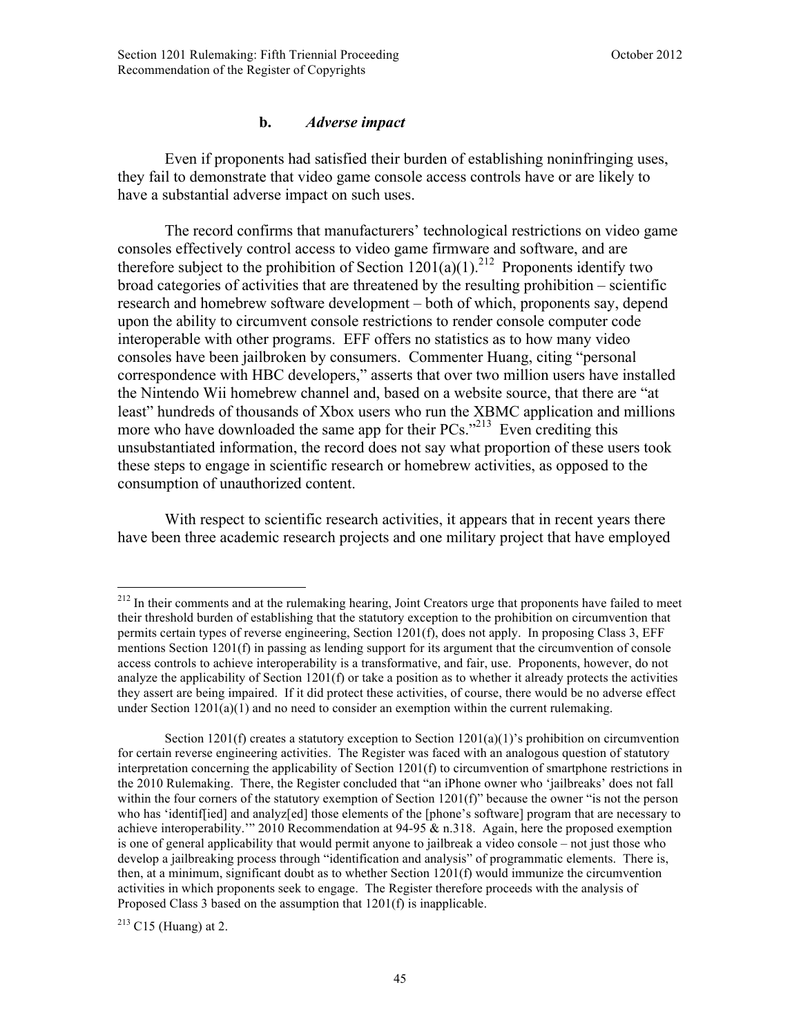### b. *Adverse impact*

Even if proponents had satisfied their burden of establishing noninfringing uses, they fail to demonstrate that video game console access controls have or are likely to have a substantial adverse impact on such uses.

The record confirms that manufacturers' technological restrictions on video game consoles effectively control access to video game firmware and software, and are therefore subject to the prohibition of Section 1201(a)(1).[212] Proponents identify two broad categories of activities that are threatened by the resulting prohibition – scientific research and homebrew software development – both of which, proponents say, depend upon the ability to circumvent console restrictions to render console computer code interoperable with other programs. EFF offers no statistics as to how many video consoles have been jailbroken by consumers. Commenter Huang, citing "personal correspondence with HBC developers," asserts that over two million users have installed the Nintendo Wii homebrew channel and, based on a website source, that there are "at least" hundreds of thousands of Xbox users who run the XBMC application and millions more who have downloaded the same app for their PCs."[213] Even crediting this unsubstantiated information, the record does not say what proportion of these users took these steps to engage in scientific research or homebrew activities, as opposed to the consumption of unauthorized content.

With respect to scientific research activities, it appears that in recent years there have been three academic research projects and one military project that have employed

---

[212] In their comments and at the rulemaking hearing, Joint Creators urge that proponents have failed to meet their threshold burden of establishing that the statutory exception to the prohibition on circumvention that permits certain types of reverse engineering, Section 1201(f), does not apply. In proposing Class 3, EFF mentions Section 1201(f) in passing as lending support for its argument that the circumvention of console access controls to achieve interoperability is a transformative, and fair, use. Proponents, however, do not analyze the applicability of Section 1201(f) or take a position as to whether it already protects the activities they assert are being impaired. If it did protect these activities, of course, there would be no adverse effect under Section 1201(a)(1) and no need to consider an exemption within the current rulemaking.

Section 1201(f) creates a statutory exception to Section 1201(a)(1)'s prohibition on circumvention for certain reverse engineering activities. The Register was faced with an analogous question of statutory interpretation concerning the applicability of Section 1201(f) to circumvention of smartphone restrictions in the 2010 Rulemaking. There, the Register concluded that "an iPhone owner who 'jailbreaks' does not fall within the four corners of the statutory exemption of Section 1201(f)" because the owner "is not the person who has 'identif[ied] and analyz[ed] those elements of the [phone's software] program that are necessary to achieve interoperability.'" 2010 Recommendation at 94-95 & n.318. Again, here the proposed exemption is one of general applicability that would permit anyone to jailbreak a video console – not just those who develop a jailbreaking process through "identification and analysis" of programmatic elements. There is, then, at a minimum, significant doubt as to whether Section 1201(f) would immunize the circumvention activities in which proponents seek to engage. The Register therefore proceeds with the analysis of Proposed Class 3 based on the assumption that 1201(f) is inapplicable.

[213] C15 (Huang) at 2.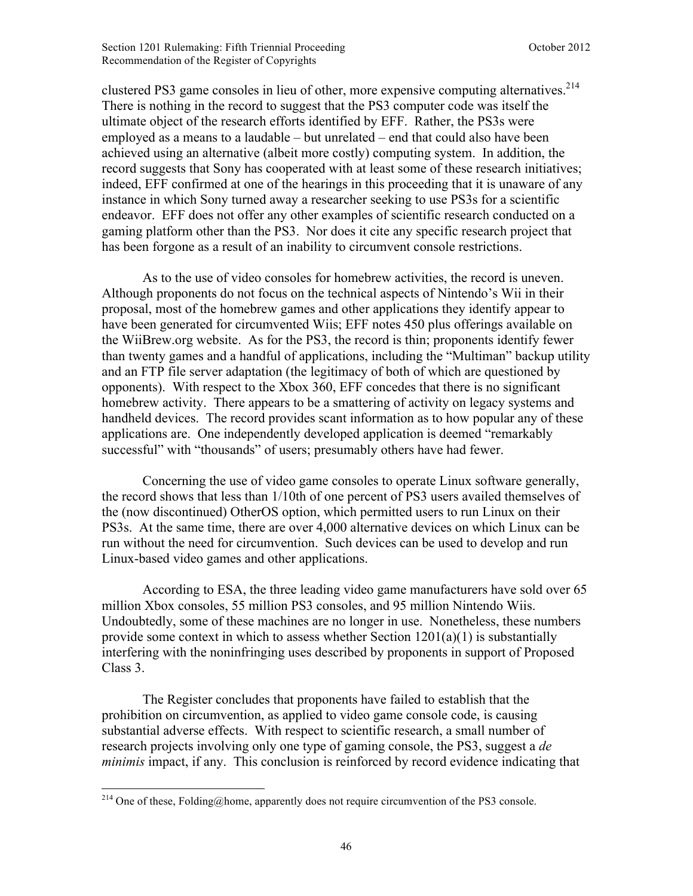clustered PS3 game consoles in lieu of other, more expensive computing alternatives.[214] There is nothing in the record to suggest that the PS3 computer code was itself the ultimate object of the research efforts identified by EFF. Rather, the PS3s were employed as a means to a laudable – but unrelated – end that could also have been achieved using an alternative (albeit more costly) computing system. In addition, the record suggests that Sony has cooperated with at least some of these research initiatives; indeed, EFF confirmed at one of the hearings in this proceeding that it is unaware of any instance in which Sony turned away a researcher seeking to use PS3s for a scientific endeavor. EFF does not offer any other examples of scientific research conducted on a gaming platform other than the PS3. Nor does it cite any specific research project that has been forgone as a result of an inability to circumvent console restrictions.

As to the use of video consoles for homebrew activities, the record is uneven. Although proponents do not focus on the technical aspects of Nintendo's Wii in their proposal, most of the homebrew games and other applications they identify appear to have been generated for circumvented Wiis; EFF notes 450 plus offerings available on the WiiBrew.org website. As for the PS3, the record is thin; proponents identify fewer than twenty games and a handful of applications, including the "Multiman" backup utility and an FTP file server adaptation (the legitimacy of both of which are questioned by opponents). With respect to the Xbox 360, EFF concedes that there is no significant homebrew activity. There appears to be a smattering of activity on legacy systems and handheld devices. The record provides scant information as to how popular any of these applications are. One independently developed application is deemed "remarkably successful" with "thousands" of users; presumably others have had fewer.

Concerning the use of video game consoles to operate Linux software generally, the record shows that less than 1/10th of one percent of PS3 users availed themselves of the (now discontinued) OtherOS option, which permitted users to run Linux on their PS3s. At the same time, there are over 4,000 alternative devices on which Linux can be run without the need for circumvention. Such devices can be used to develop and run Linux-based video games and other applications.

According to ESA, the three leading video game manufacturers have sold over 65 million Xbox consoles, 55 million PS3 consoles, and 95 million Nintendo Wiis. Undoubtedly, some of these machines are no longer in use. Nonetheless, these numbers provide some context in which to assess whether Section 1201(a)(1) is substantially interfering with the noninfringing uses described by proponents in support of Proposed Class 3.

The Register concludes that proponents have failed to establish that the prohibition on circumvention, as applied to video game console code, is causing substantial adverse effects. With respect to scientific research, a small number of research projects involving only one type of gaming console, the PS3, suggest a *de minimis* impact, if any. This conclusion is reinforced by record evidence indicating that

[214] One of these, Folding@home, apparently does not require circumvention of the PS3 console.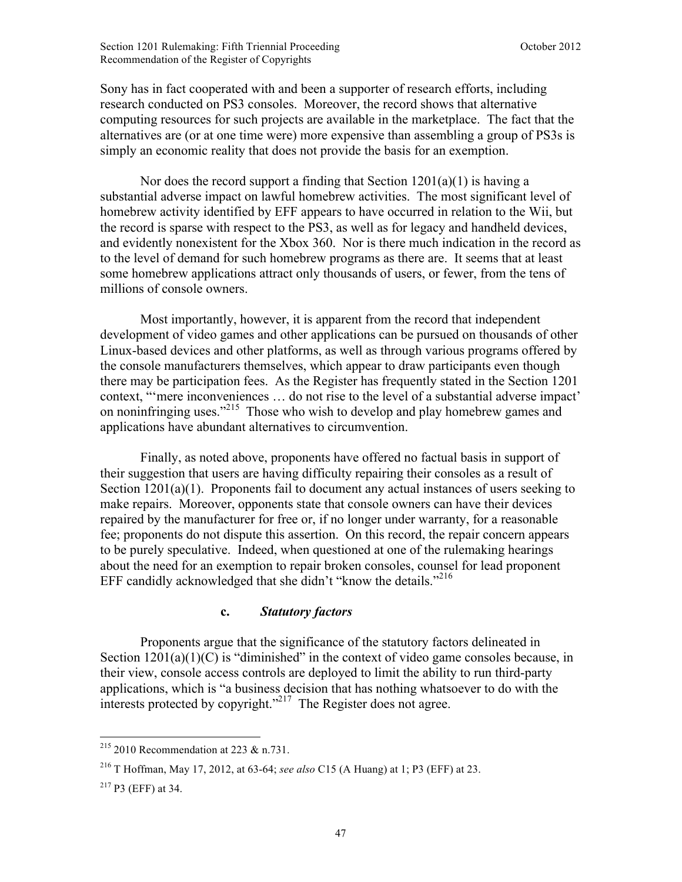Sony has in fact cooperated with and been a supporter of research efforts, including research conducted on PS3 consoles. Moreover, the record shows that alternative computing resources for such projects are available in the marketplace. The fact that the alternatives are (or at one time were) more expensive than assembling a group of PS3s is simply an economic reality that does not provide the basis for an exemption.

Nor does the record support a finding that Section 1201(a)(1) is having a substantial adverse impact on lawful homebrew activities. The most significant level of homebrew activity identified by EFF appears to have occurred in relation to the Wii, but the record is sparse with respect to the PS3, as well as for legacy and handheld devices, and evidently nonexistent for the Xbox 360. Nor is there much indication in the record as to the level of demand for such homebrew programs as there are. It seems that at least some homebrew applications attract only thousands of users, or fewer, from the tens of millions of console owners.

Most importantly, however, it is apparent from the record that independent development of video games and other applications can be pursued on thousands of other Linux-based devices and other platforms, as well as through various programs offered by the console manufacturers themselves, which appear to draw participants even though there may be participation fees. As the Register has frequently stated in the Section 1201 context, "'mere inconveniences … do not rise to the level of a substantial adverse impact' on noninfringing uses."[215] Those who wish to develop and play homebrew games and applications have abundant alternatives to circumvention.

Finally, as noted above, proponents have offered no factual basis in support of their suggestion that users are having difficulty repairing their consoles as a result of Section 1201(a)(1). Proponents fail to document any actual instances of users seeking to make repairs. Moreover, opponents state that console owners can have their devices repaired by the manufacturer for free or, if no longer under warranty, for a reasonable fee; proponents do not dispute this assertion. On this record, the repair concern appears to be purely speculative. Indeed, when questioned at one of the rulemaking hearings about the need for an exemption to repair broken consoles, counsel for lead proponent EFF candidly acknowledged that she didn't "know the details."[216]

#### c. *Statutory factors*

Proponents argue that the significance of the statutory factors delineated in Section 1201(a)(1)(C) is "diminished" in the context of video game consoles because, in their view, console access controls are deployed to limit the ability to run third-party applications, which is "a business decision that has nothing whatsoever to do with the interests protected by copyright."[217] The Register does not agree.

---

[215] 2010 Recommendation at 223 & n.731.

[216] T Hoffman, May 17, 2012, at 63-64; *see also* C15 (A Huang) at 1; P3 (EFF) at 23.

[217] P3 (EFF) at 34.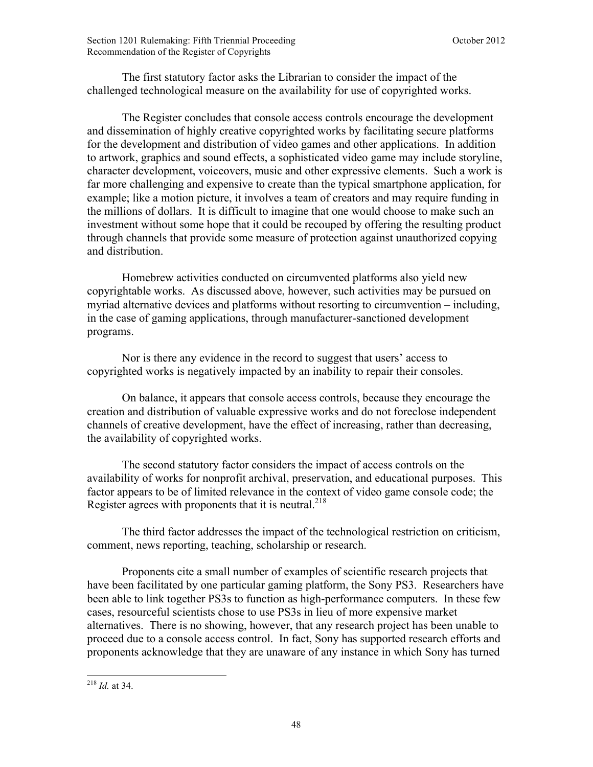The first statutory factor asks the Librarian to consider the impact of the challenged technological measure on the availability for use of copyrighted works.

The Register concludes that console access controls encourage the development and dissemination of highly creative copyrighted works by facilitating secure platforms for the development and distribution of video games and other applications. In addition to artwork, graphics and sound effects, a sophisticated video game may include storyline, character development, voiceovers, music and other expressive elements. Such a work is far more challenging and expensive to create than the typical smartphone application, for example; like a motion picture, it involves a team of creators and may require funding in the millions of dollars. It is difficult to imagine that one would choose to make such an investment without some hope that it could be recouped by offering the resulting product through channels that provide some measure of protection against unauthorized copying and distribution.

Homebrew activities conducted on circumvented platforms also yield new copyrightable works. As discussed above, however, such activities may be pursued on myriad alternative devices and platforms without resorting to circumvention – including, in the case of gaming applications, through manufacturer-sanctioned development programs.

Nor is there any evidence in the record to suggest that users' access to copyrighted works is negatively impacted by an inability to repair their consoles.

On balance, it appears that console access controls, because they encourage the creation and distribution of valuable expressive works and do not foreclose independent channels of creative development, have the effect of increasing, rather than decreasing, the availability of copyrighted works.

The second statutory factor considers the impact of access controls on the availability of works for nonprofit archival, preservation, and educational purposes. This factor appears to be of limited relevance in the context of video game console code; the Register agrees with proponents that it is neutral.[218]

The third factor addresses the impact of the technological restriction on criticism, comment, news reporting, teaching, scholarship or research.

Proponents cite a small number of examples of scientific research projects that have been facilitated by one particular gaming platform, the Sony PS3. Researchers have been able to link together PS3s to function as high-performance computers. In these few cases, resourceful scientists chose to use PS3s in lieu of more expensive market alternatives. There is no showing, however, that any research project has been unable to proceed due to a console access control. In fact, Sony has supported research efforts and proponents acknowledge that they are unaware of any instance in which Sony has turned

[218] *Id.* at 34.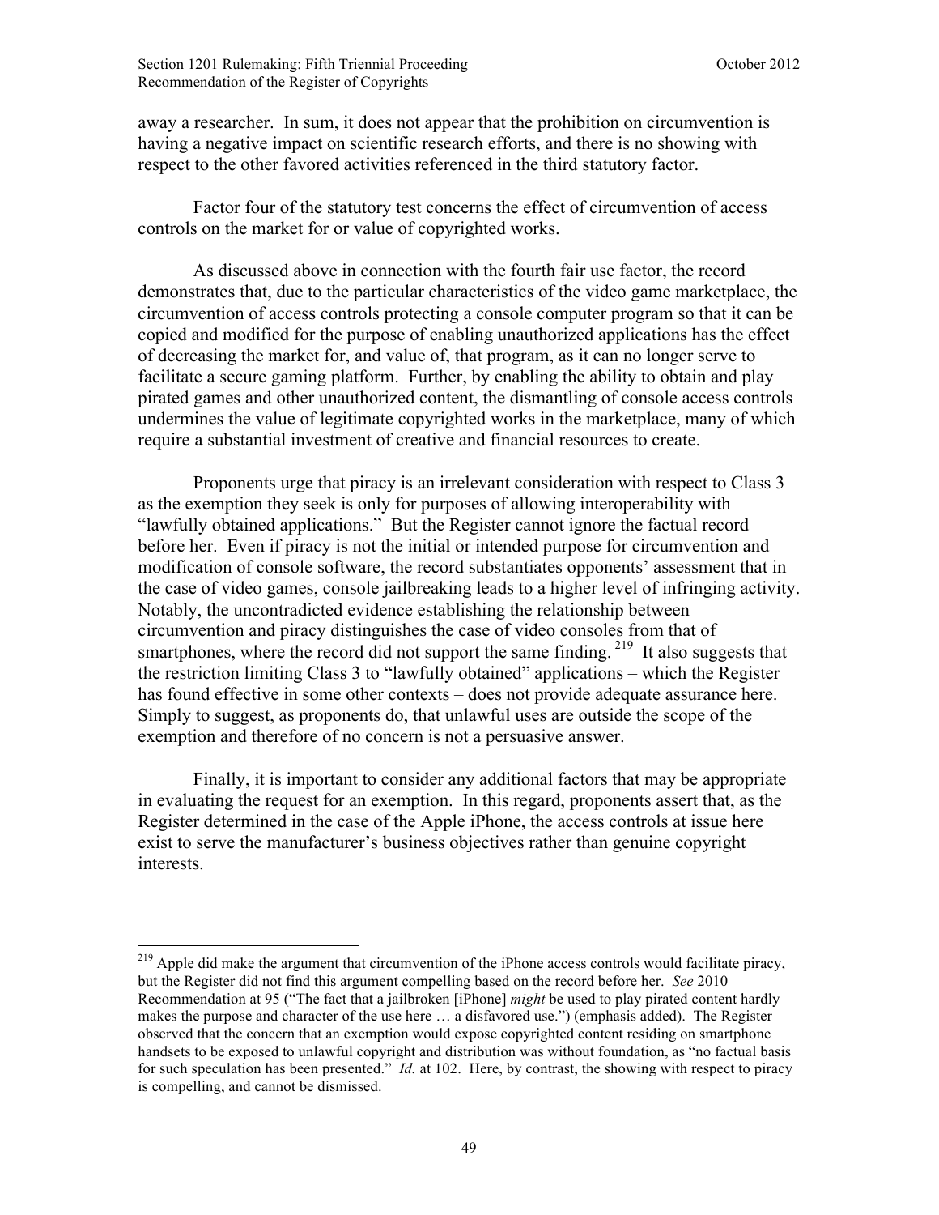away a researcher. In sum, it does not appear that the prohibition on circumvention is having a negative impact on scientific research efforts, and there is no showing with respect to the other favored activities referenced in the third statutory factor.

Factor four of the statutory test concerns the effect of circumvention of access controls on the market for or value of copyrighted works.

As discussed above in connection with the fourth fair use factor, the record demonstrates that, due to the particular characteristics of the video game marketplace, the circumvention of access controls protecting a console computer program so that it can be copied and modified for the purpose of enabling unauthorized applications has the effect of decreasing the market for, and value of, that program, as it can no longer serve to facilitate a secure gaming platform. Further, by enabling the ability to obtain and play pirated games and other unauthorized content, the dismantling of console access controls undermines the value of legitimate copyrighted works in the marketplace, many of which require a substantial investment of creative and financial resources to create.

Proponents urge that piracy is an irrelevant consideration with respect to Class 3 as the exemption they seek is only for purposes of allowing interoperability with "lawfully obtained applications." But the Register cannot ignore the factual record before her. Even if piracy is not the initial or intended purpose for circumvention and modification of console software, the record substantiates opponents' assessment that in the case of video games, console jailbreaking leads to a higher level of infringing activity. Notably, the uncontradicted evidence establishing the relationship between circumvention and piracy distinguishes the case of video consoles from that of smartphones, where the record did not support the same finding.[219] It also suggests that the restriction limiting Class 3 to "lawfully obtained" applications – which the Register has found effective in some other contexts – does not provide adequate assurance here. Simply to suggest, as proponents do, that unlawful uses are outside the scope of the exemption and therefore of no concern is not a persuasive answer.

Finally, it is important to consider any additional factors that may be appropriate in evaluating the request for an exemption. In this regard, proponents assert that, as the Register determined in the case of the Apple iPhone, the access controls at issue here exist to serve the manufacturer's business objectives rather than genuine copyright interests.

---

[219] Apple did make the argument that circumvention of the iPhone access controls would facilitate piracy, but the Register did not find this argument compelling based on the record before her. *See* 2010 Recommendation at 95 ("The fact that a jailbroken [iPhone] *might* be used to play pirated content hardly makes the purpose and character of the use here … a disfavored use.") (emphasis added). The Register observed that the concern that an exemption would expose copyrighted content residing on smartphone handsets to be exposed to unlawful copyright and distribution was without foundation, as "no factual basis for such speculation has been presented." *Id.* at 102. Here, by contrast, the showing with respect to piracy is compelling, and cannot be dismissed.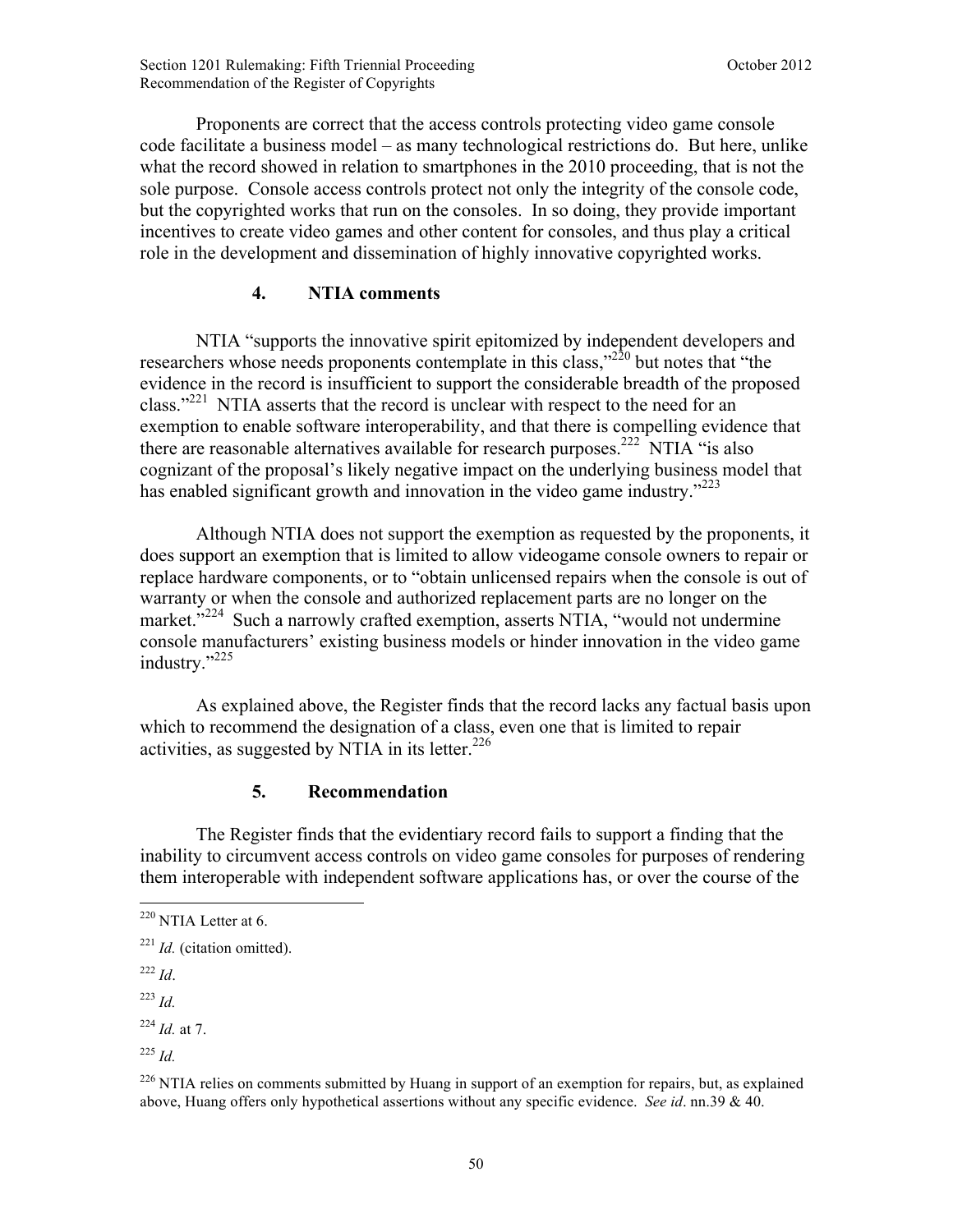Proponents are correct that the access controls protecting video game console code facilitate a business model – as many technological restrictions do. But here, unlike what the record showed in relation to smartphones in the 2010 proceeding, that is not the sole purpose. Console access controls protect not only the integrity of the console code, but the copyrighted works that run on the consoles. In so doing, they provide important incentives to create video games and other content for consoles, and thus play a critical role in the development and dissemination of highly innovative copyrighted works.

### 4. NTIA comments

NTIA "supports the innovative spirit epitomized by independent developers and researchers whose needs proponents contemplate in this class,"[220] but notes that "the evidence in the record is insufficient to support the considerable breadth of the proposed class."[221] NTIA asserts that the record is unclear with respect to the need for an exemption to enable software interoperability, and that there is compelling evidence that there are reasonable alternatives available for research purposes.[222] NTIA "is also cognizant of the proposal's likely negative impact on the underlying business model that has enabled significant growth and innovation in the video game industry."[223]

Although NTIA does not support the exemption as requested by the proponents, it does support an exemption that is limited to allow videogame console owners to repair or replace hardware components, or to "obtain unlicensed repairs when the console is out of warranty or when the console and authorized replacement parts are no longer on the market."[224] Such a narrowly crafted exemption, asserts NTIA, "would not undermine console manufacturers' existing business models or hinder innovation in the video game industry."[225]

As explained above, the Register finds that the record lacks any factual basis upon which to recommend the designation of a class, even one that is limited to repair activities, as suggested by NTIA in its letter.[226]

### 5. Recommendation

The Register finds that the evidentiary record fails to support a finding that the inability to circumvent access controls on video game consoles for purposes of rendering them interoperable with independent software applications has, or over the course of the

---

[220] NTIA Letter at 6.

[221] *Id.* (citation omitted).

[222] *Id*.

[223] *Id.*

[224] *Id.* at 7.

[225] *Id.*

[226] NTIA relies on comments submitted by Huang in support of an exemption for repairs, but, as explained above, Huang offers only hypothetical assertions without any specific evidence. *See id*. nn.39 & 40.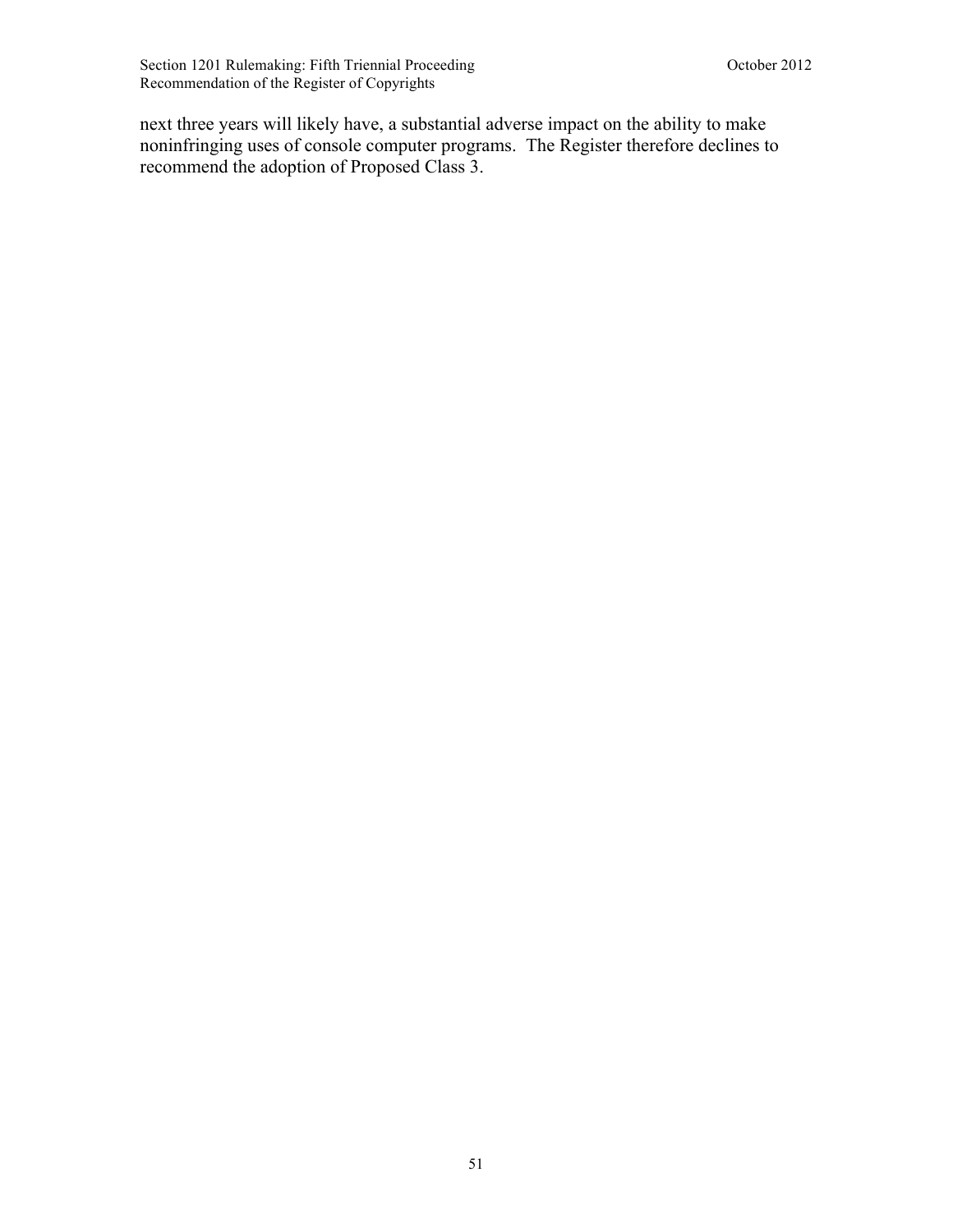next three years will likely have, a substantial adverse impact on the ability to make noninfringing uses of console computer programs. The Register therefore declines to recommend the adoption of Proposed Class 3.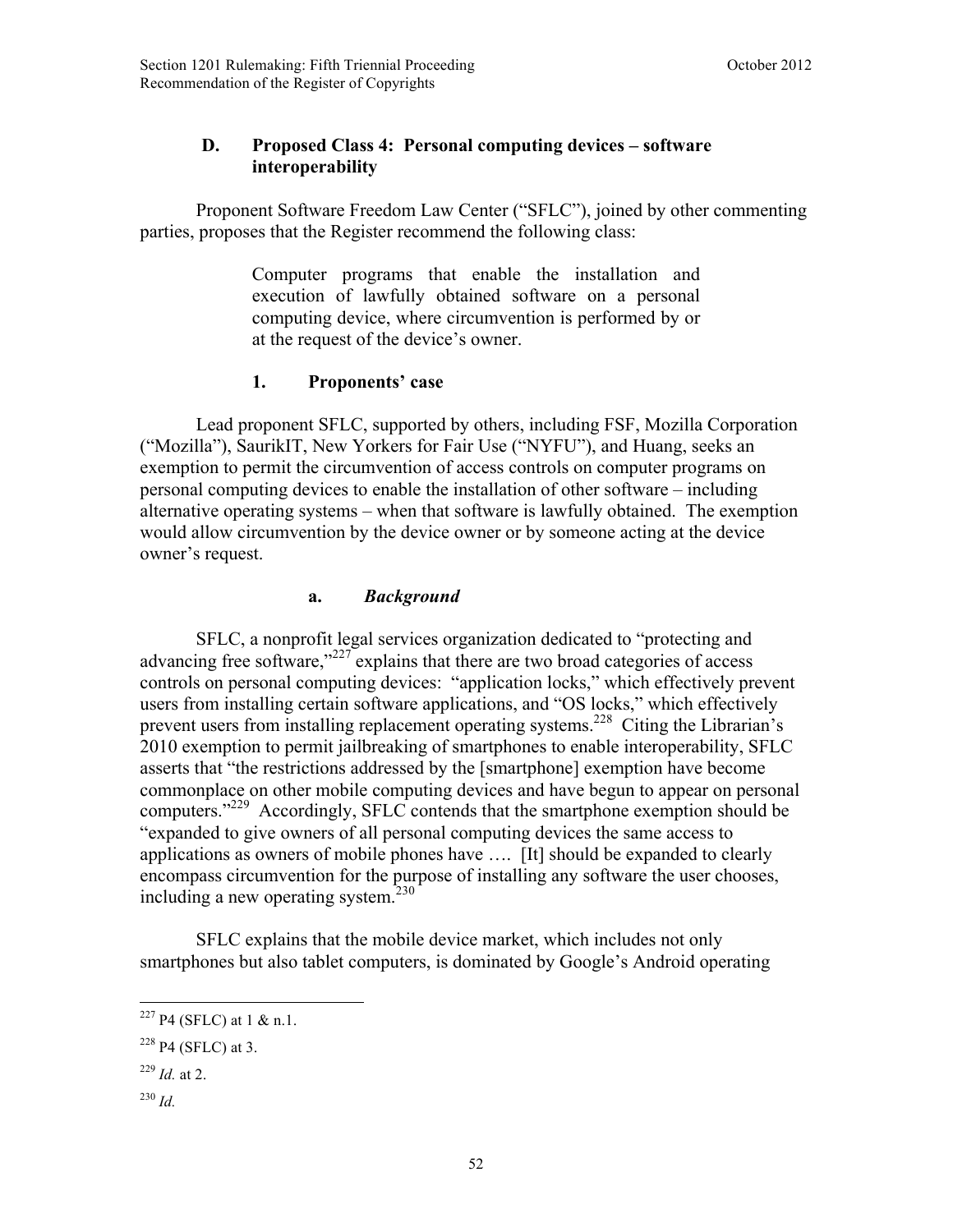### D. Proposed Class 4: Personal computing devices – software interoperability

Proponent Software Freedom Law Center ("SFLC"), joined by other commenting parties, proposes that the Register recommend the following class:

> Computer programs that enable the installation and execution of lawfully obtained software on a personal computing device, where circumvention is performed by or at the request of the device's owner.

#### 1. Proponents' case

Lead proponent SFLC, supported by others, including FSF, Mozilla Corporation ("Mozilla"), SaurikIT, New Yorkers for Fair Use ("NYFU"), and Huang, seeks an exemption to permit the circumvention of access controls on computer programs on personal computing devices to enable the installation of other software – including alternative operating systems – when that software is lawfully obtained. The exemption would allow circumvention by the device owner or by someone acting at the device owner's request.

##### a. *Background*

SFLC, a nonprofit legal services organization dedicated to "protecting and advancing free software,"[227] explains that there are two broad categories of access controls on personal computing devices: "application locks," which effectively prevent users from installing certain software applications, and "OS locks," which effectively prevent users from installing replacement operating systems.[228] Citing the Librarian's 2010 exemption to permit jailbreaking of smartphones to enable interoperability, SFLC asserts that "the restrictions addressed by the [smartphone] exemption have become commonplace on other mobile computing devices and have begun to appear on personal computers."[229] Accordingly, SFLC contends that the smartphone exemption should be "expanded to give owners of all personal computing devices the same access to applications as owners of mobile phones have …. [It] should be expanded to clearly encompass circumvention for the purpose of installing any software the user chooses, including a new operating system.[230]

SFLC explains that the mobile device market, which includes not only smartphones but also tablet computers, is dominated by Google's Android operating

---

[227] P4 (SFLC) at 1 & n.1.

[228] P4 (SFLC) at 3.

[229] *Id.* at 2.

[230] *Id.*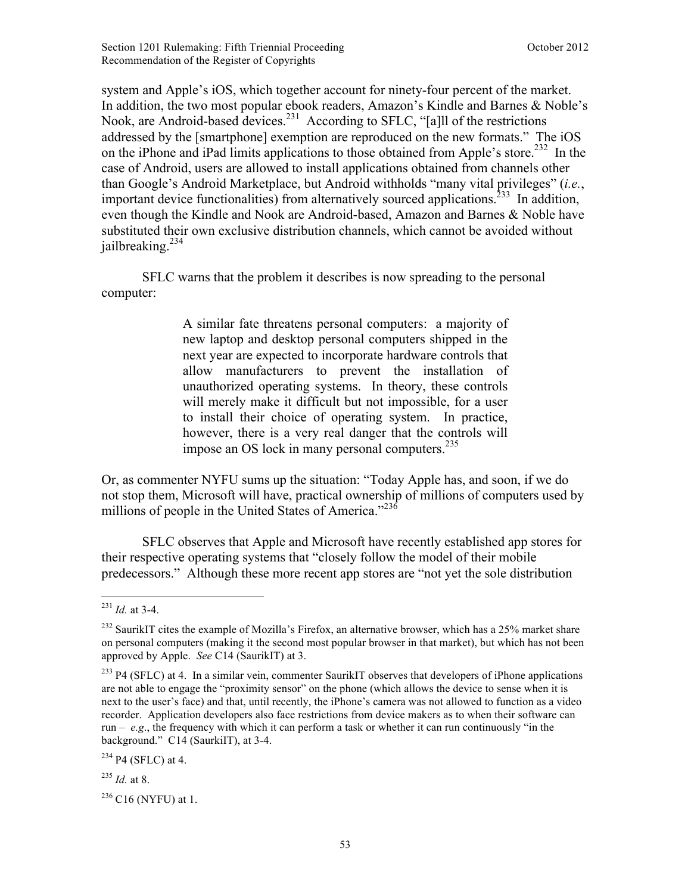system and Apple's iOS, which together account for ninety-four percent of the market. In addition, the two most popular ebook readers, Amazon's Kindle and Barnes & Noble's Nook, are Android-based devices.[231] According to SFLC, "[a]ll of the restrictions addressed by the [smartphone] exemption are reproduced on the new formats." The iOS on the iPhone and iPad limits applications to those obtained from Apple's store.[232] In the case of Android, users are allowed to install applications obtained from channels other than Google's Android Marketplace, but Android withholds "many vital privileges" (*i.e.*, important device functionalities) from alternatively sourced applications.[233] In addition, even though the Kindle and Nook are Android-based, Amazon and Barnes & Noble have substituted their own exclusive distribution channels, which cannot be avoided without jailbreaking.[234]

SFLC warns that the problem it describes is now spreading to the personal computer:

> A similar fate threatens personal computers: a majority of new laptop and desktop personal computers shipped in the next year are expected to incorporate hardware controls that allow manufacturers to prevent the installation of unauthorized operating systems. In theory, these controls will merely make it difficult but not impossible, for a user to install their choice of operating system. In practice, however, there is a very real danger that the controls will impose an OS lock in many personal computers.[235]

Or, as commenter NYFU sums up the situation: "Today Apple has, and soon, if we do not stop them, Microsoft will have, practical ownership of millions of computers used by millions of people in the United States of America."[236]

SFLC observes that Apple and Microsoft have recently established app stores for their respective operating systems that "closely follow the model of their mobile predecessors." Although these more recent app stores are "not yet the sole distribution

---

[231] *Id.* at 3-4.

[232] SaurikIT cites the example of Mozilla's Firefox, an alternative browser, which has a 25% market share on personal computers (making it the second most popular browser in that market), but which has not been approved by Apple. *See* C14 (SaurikIT) at 3.

[233] P4 (SFLC) at 4. In a similar vein, commenter SaurikIT observes that developers of iPhone applications are not able to engage the "proximity sensor" on the phone (which allows the device to sense when it is next to the user's face) and that, until recently, the iPhone's camera was not allowed to function as a video recorder. Application developers also face restrictions from device makers as to when their software can run – *e.g.*, the frequency with which it can perform a task or whether it can run continuously "in the background." C14 (SaurikIT), at 3-4.

[234] P4 (SFLC) at 4.

[235] *Id.* at 8.

[236] C16 (NYFU) at 1.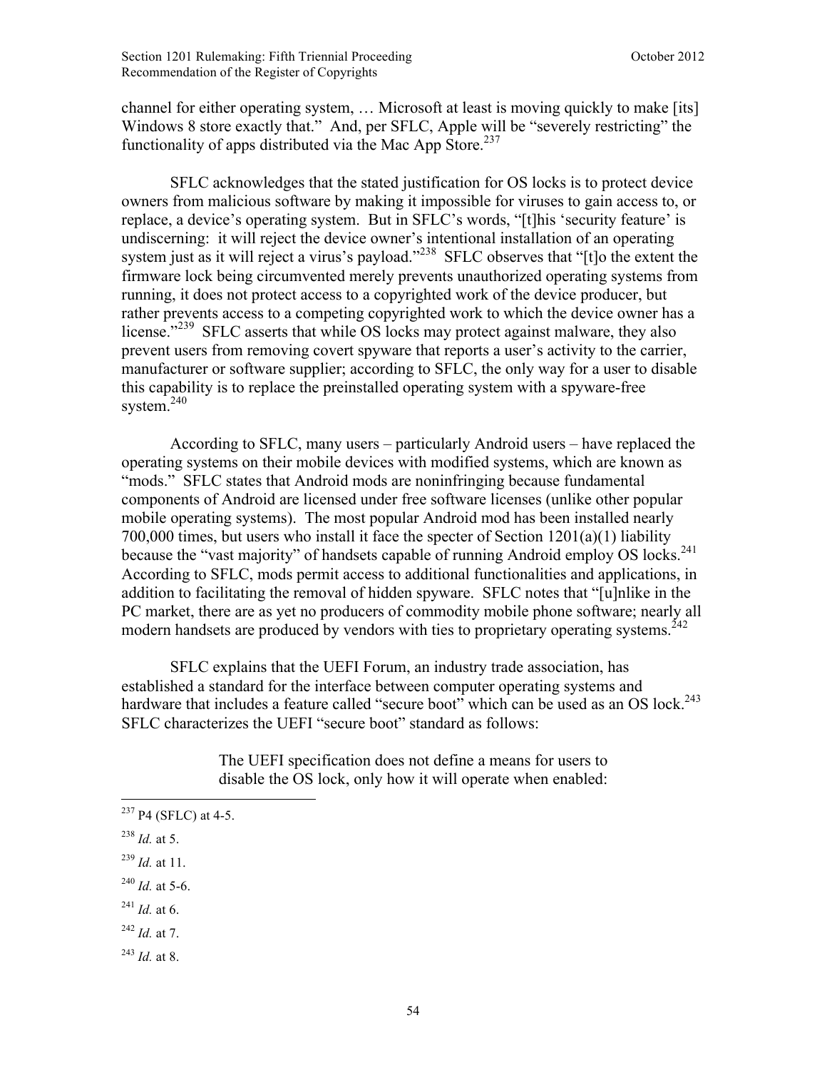channel for either operating system, … Microsoft at least is moving quickly to make [its] Windows 8 store exactly that." And, per SFLC, Apple will be "severely restricting" the functionality of apps distributed via the Mac App Store.[237]

SFLC acknowledges that the stated justification for OS locks is to protect device owners from malicious software by making it impossible for viruses to gain access to, or replace, a device's operating system. But in SFLC's words, "[t]his 'security feature' is undiscerning: it will reject the device owner's intentional installation of an operating system just as it will reject a virus's payload."[238] SFLC observes that "[t]o the extent the firmware lock being circumvented merely prevents unauthorized operating systems from running, it does not protect access to a copyrighted work of the device producer, but rather prevents access to a competing copyrighted work to which the device owner has a license."[239] SFLC asserts that while OS locks may protect against malware, they also prevent users from removing covert spyware that reports a user's activity to the carrier, manufacturer or software supplier; according to SFLC, the only way for a user to disable this capability is to replace the preinstalled operating system with a spyware-free system.[240]

According to SFLC, many users – particularly Android users – have replaced the operating systems on their mobile devices with modified systems, which are known as "mods." SFLC states that Android mods are noninfringing because fundamental components of Android are licensed under free software licenses (unlike other popular mobile operating systems). The most popular Android mod has been installed nearly 700,000 times, but users who install it face the specter of Section 1201(a)(1) liability because the "vast majority" of handsets capable of running Android employ OS locks.[241] According to SFLC, mods permit access to additional functionalities and applications, in addition to facilitating the removal of hidden spyware. SFLC notes that "[u]nlike in the PC market, there are as yet no producers of commodity mobile phone software; nearly all modern handsets are produced by vendors with ties to proprietary operating systems.[242]

SFLC explains that the UEFI Forum, an industry trade association, has established a standard for the interface between computer operating systems and hardware that includes a feature called "secure boot" which can be used as an OS lock.[243] SFLC characterizes the UEFI "secure boot" standard as follows:

> The UEFI specification does not define a means for users to disable the OS lock, only how it will operate when enabled:

---

[237] P4 (SFLC) at 4-5.

[238] *Id.* at 5.

[239] *Id.* at 11.

[240] *Id.* at 5-6.

[241] *Id.* at 6.

[242] *Id.* at 7.

[243] *Id.* at 8.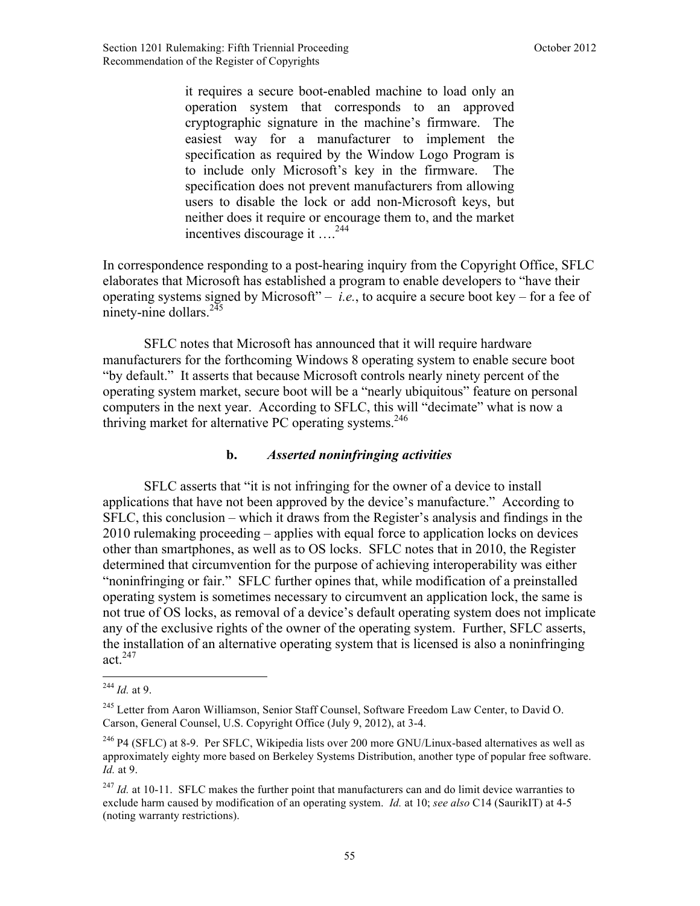> it requires a secure boot-enabled machine to load only an operation system that corresponds to an approved cryptographic signature in the machine's firmware. The easiest way for a manufacturer to implement the specification as required by the Window Logo Program is to include only Microsoft's key in the firmware. The specification does not prevent manufacturers from allowing users to disable the lock or add non-Microsoft keys, but neither does it require or encourage them to, and the market incentives discourage it ….[244]

In correspondence responding to a post-hearing inquiry from the Copyright Office, SFLC elaborates that Microsoft has established a program to enable developers to "have their operating systems signed by Microsoft" – *i.e.*, to acquire a secure boot key – for a fee of ninety-nine dollars.[245]

SFLC notes that Microsoft has announced that it will require hardware manufacturers for the forthcoming Windows 8 operating system to enable secure boot "by default." It asserts that because Microsoft controls nearly ninety percent of the operating system market, secure boot will be a "nearly ubiquitous" feature on personal computers in the next year. According to SFLC, this will "decimate" what is now a thriving market for alternative PC operating systems.[246]

### b. *Asserted noninfringing activities*

SFLC asserts that "it is not infringing for the owner of a device to install applications that have not been approved by the device's manufacture." According to SFLC, this conclusion – which it draws from the Register's analysis and findings in the 2010 rulemaking proceeding – applies with equal force to application locks on devices other than smartphones, as well as to OS locks. SFLC notes that in 2010, the Register determined that circumvention for the purpose of achieving interoperability was either "noninfringing or fair." SFLC further opines that, while modification of a preinstalled operating system is sometimes necessary to circumvent an application lock, the same is not true of OS locks, as removal of a device's default operating system does not implicate any of the exclusive rights of the owner of the operating system. Further, SFLC asserts, the installation of an alternative operating system that is licensed is also a noninfringing act.[247]

---

[244] *Id.* at 9.

[245] Letter from Aaron Williamson, Senior Staff Counsel, Software Freedom Law Center, to David O. Carson, General Counsel, U.S. Copyright Office (July 9, 2012), at 3-4.

[246] P4 (SFLC) at 8-9. Per SFLC, Wikipedia lists over 200 more GNU/Linux-based alternatives as well as approximately eighty more based on Berkeley Systems Distribution, another type of popular free software. *Id.* at 9.

[247] *Id.* at 10-11. SFLC makes the further point that manufacturers can and do limit device warranties to exclude harm caused by modification of an operating system. *Id.* at 10; *see also* C14 (SaurikIT) at 4-5 (noting warranty restrictions).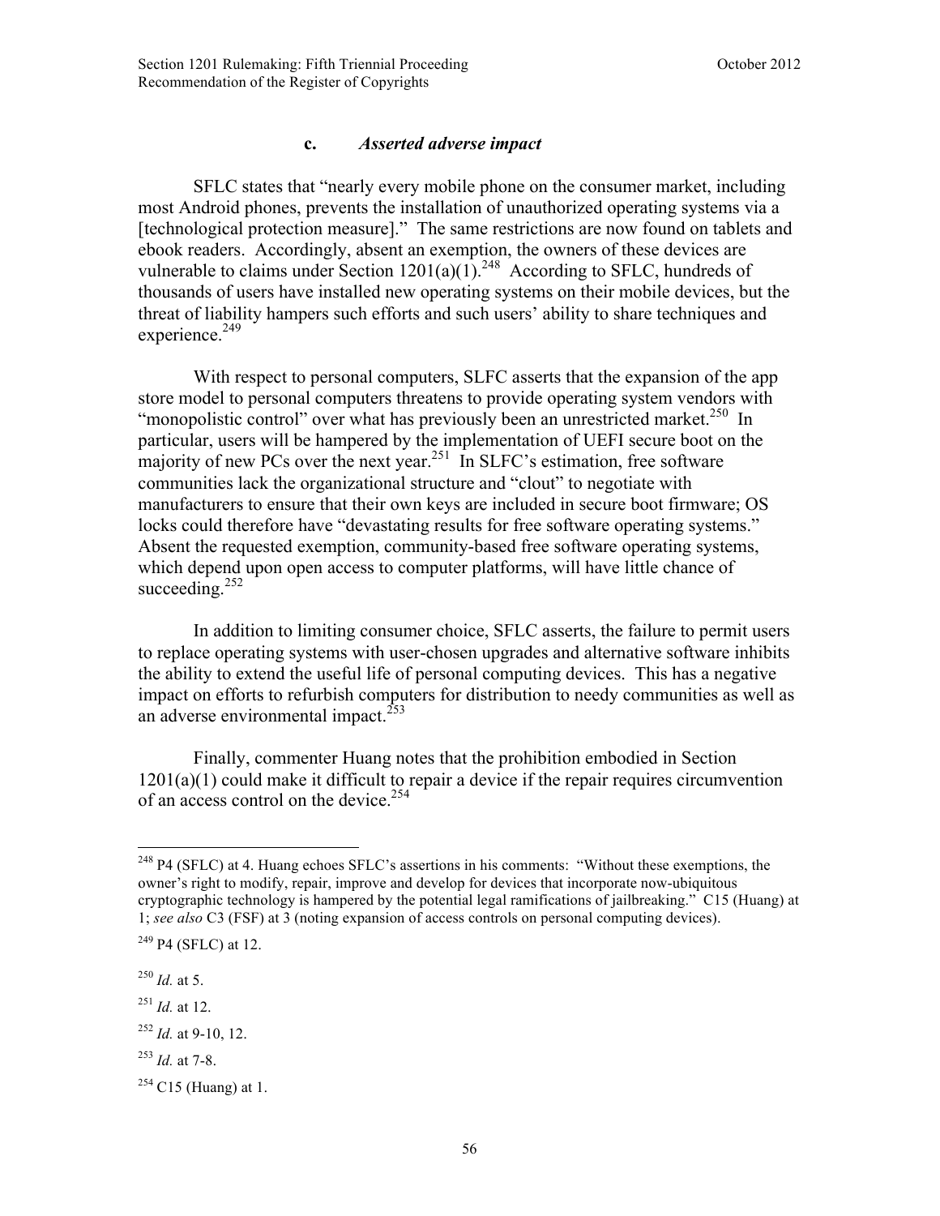### c. *Asserted adverse impact*

SFLC states that "nearly every mobile phone on the consumer market, including most Android phones, prevents the installation of unauthorized operating systems via a [technological protection measure]." The same restrictions are now found on tablets and ebook readers. Accordingly, absent an exemption, the owners of these devices are vulnerable to claims under Section 1201(a)(1).[248] According to SFLC, hundreds of thousands of users have installed new operating systems on their mobile devices, but the threat of liability hampers such efforts and such users' ability to share techniques and experience.[249]

With respect to personal computers, SLFC asserts that the expansion of the app store model to personal computers threatens to provide operating system vendors with "monopolistic control" over what has previously been an unrestricted market.[250] In particular, users will be hampered by the implementation of UEFI secure boot on the majority of new PCs over the next year.[251] In SLFC's estimation, free software communities lack the organizational structure and "clout" to negotiate with manufacturers to ensure that their own keys are included in secure boot firmware; OS locks could therefore have "devastating results for free software operating systems." Absent the requested exemption, community-based free software operating systems, which depend upon open access to computer platforms, will have little chance of succeeding.[252]

In addition to limiting consumer choice, SFLC asserts, the failure to permit users to replace operating systems with user-chosen upgrades and alternative software inhibits the ability to extend the useful life of personal computing devices. This has a negative impact on efforts to refurbish computers for distribution to needy communities as well as an adverse environmental impact.[253]

Finally, commenter Huang notes that the prohibition embodied in Section 1201(a)(1) could make it difficult to repair a device if the repair requires circumvention of an access control on the device.[254]

---

[248] P4 (SFLC) at 4. Huang echoes SFLC's assertions in his comments: "Without these exemptions, the owner's right to modify, repair, improve and develop for devices that incorporate now-ubiquitous cryptographic technology is hampered by the potential legal ramifications of jailbreaking." C15 (Huang) at 1; *see also* C3 (FSF) at 3 (noting expansion of access controls on personal computing devices).

[249] P4 (SFLC) at 12.

[250] *Id.* at 5.

[251] *Id.* at 12.

[252] *Id.* at 9-10, 12.

[253] *Id.* at 7-8.

[254] C15 (Huang) at 1.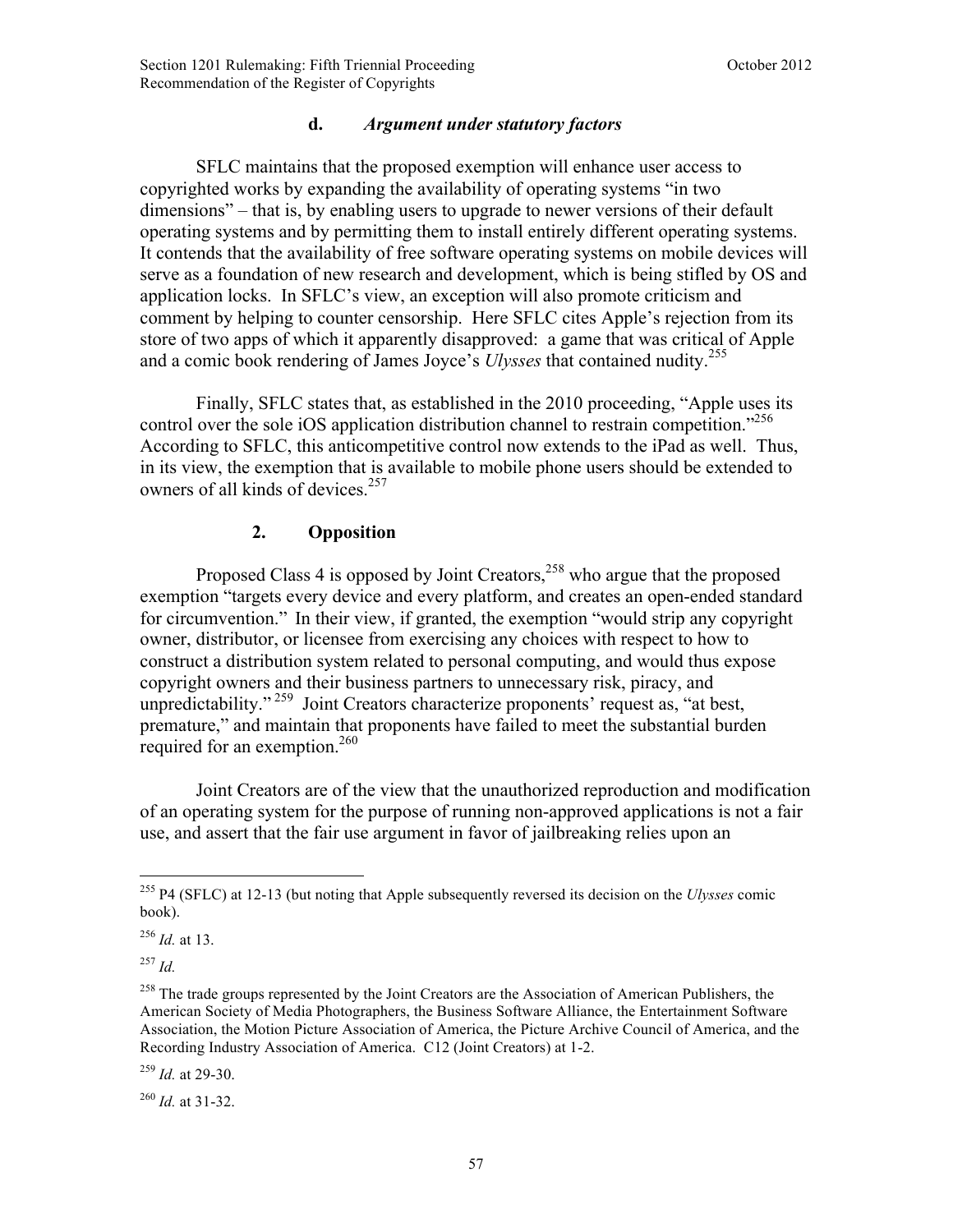### d. *Argument under statutory factors*

SFLC maintains that the proposed exemption will enhance user access to copyrighted works by expanding the availability of operating systems "in two dimensions" – that is, by enabling users to upgrade to newer versions of their default operating systems and by permitting them to install entirely different operating systems. It contends that the availability of free software operating systems on mobile devices will serve as a foundation of new research and development, which is being stifled by OS and application locks. In SFLC's view, an exception will also promote criticism and comment by helping to counter censorship. Here SFLC cites Apple's rejection from its store of two apps of which it apparently disapproved: a game that was critical of Apple and a comic book rendering of James Joyce's *Ulysses* that contained nudity.[255]

Finally, SFLC states that, as established in the 2010 proceeding, "Apple uses its control over the sole iOS application distribution channel to restrain competition."[256] According to SFLC, this anticompetitive control now extends to the iPad as well. Thus, in its view, the exemption that is available to mobile phone users should be extended to owners of all kinds of devices.[257]

## 2. Opposition

Proposed Class 4 is opposed by Joint Creators,[258] who argue that the proposed exemption "targets every device and every platform, and creates an open-ended standard for circumvention." In their view, if granted, the exemption "would strip any copyright owner, distributor, or licensee from exercising any choices with respect to how to construct a distribution system related to personal computing, and would thus expose copyright owners and their business partners to unnecessary risk, piracy, and unpredictability."[259] Joint Creators characterize proponents' request as, "at best, premature," and maintain that proponents have failed to meet the substantial burden required for an exemption.[260]

Joint Creators are of the view that the unauthorized reproduction and modification of an operating system for the purpose of running non-approved applications is not a fair use, and assert that the fair use argument in favor of jailbreaking relies upon an

---

[255] P4 (SFLC) at 12-13 (but noting that Apple subsequently reversed its decision on the *Ulysses* comic book).

[256] *Id.* at 13.

[257] *Id.*

[258] The trade groups represented by the Joint Creators are the Association of American Publishers, the American Society of Media Photographers, the Business Software Alliance, the Entertainment Software Association, the Motion Picture Association of America, the Picture Archive Council of America, and the Recording Industry Association of America. C12 (Joint Creators) at 1-2.

[259] *Id.* at 29-30.

[260] *Id.* at 31-32.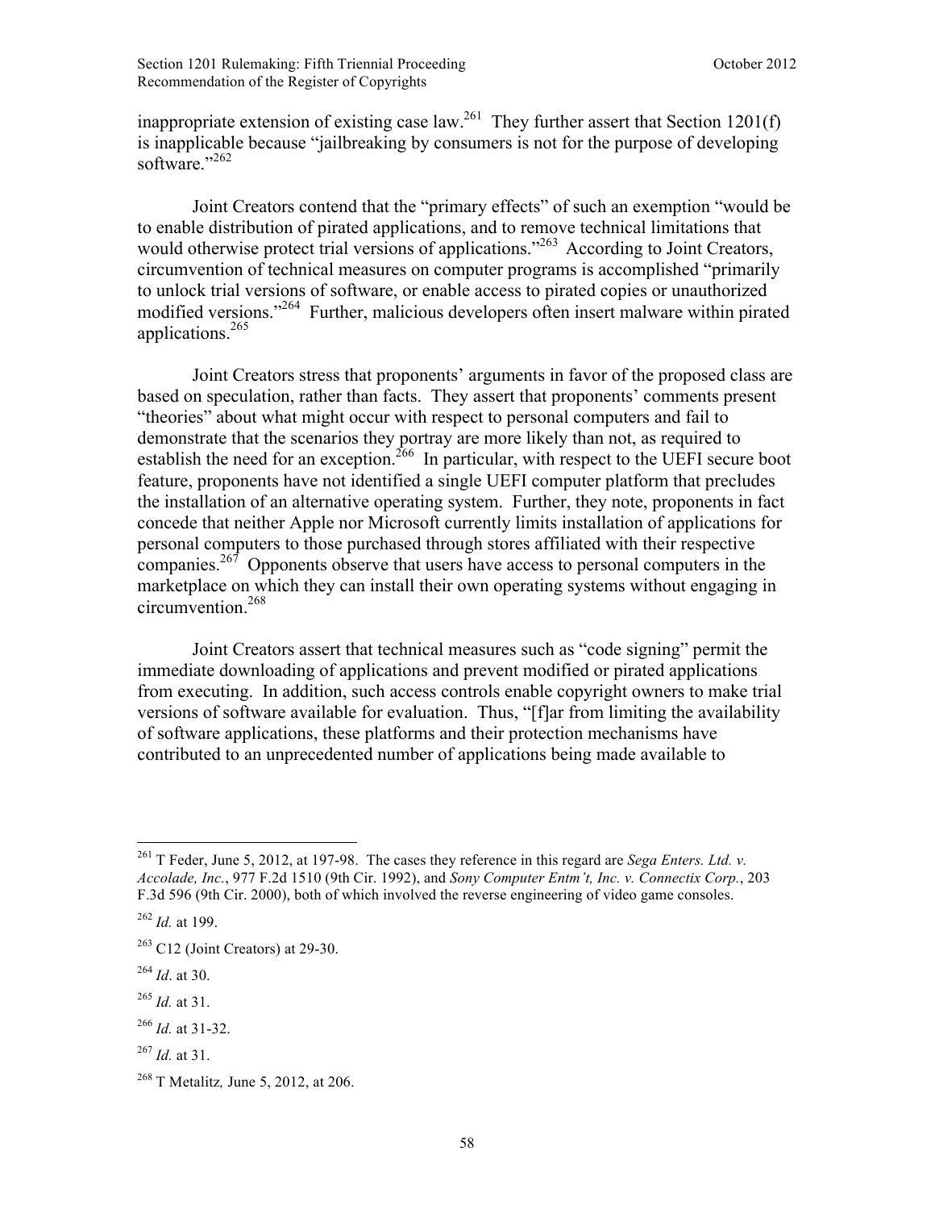inappropriate extension of existing case law.[261] They further assert that Section 1201(f) is inapplicable because "jailbreaking by consumers is not for the purpose of developing software."[262]

Joint Creators contend that the "primary effects" of such an exemption "would be to enable distribution of pirated applications, and to remove technical limitations that would otherwise protect trial versions of applications."[263] According to Joint Creators, circumvention of technical measures on computer programs is accomplished "primarily to unlock trial versions of software, or enable access to pirated copies or unauthorized modified versions."[264] Further, malicious developers often insert malware within pirated applications.[265]

Joint Creators stress that proponents' arguments in favor of the proposed class are based on speculation, rather than facts. They assert that proponents' comments present "theories" about what might occur with respect to personal computers and fail to demonstrate that the scenarios they portray are more likely than not, as required to establish the need for an exception.[266] In particular, with respect to the UEFI secure boot feature, proponents have not identified a single UEFI computer platform that precludes the installation of an alternative operating system. Further, they note, proponents in fact concede that neither Apple nor Microsoft currently limits installation of applications for personal computers to those purchased through stores affiliated with their respective companies.[267] Opponents observe that users have access to personal computers in the marketplace on which they can install their own operating systems without engaging in circumvention.[268]

Joint Creators assert that technical measures such as "code signing" permit the immediate downloading of applications and prevent modified or pirated applications from executing. In addition, such access controls enable copyright owners to make trial versions of software available for evaluation. Thus, "[f]ar from limiting the availability of software applications, these platforms and their protection mechanisms have contributed to an unprecedented number of applications being made available to

---

[261] T Feder, June 5, 2012, at 197-98. The cases they reference in this regard are *Sega Enters. Ltd. v. Accolade, Inc.*, 977 F.2d 1510 (9th Cir. 1992), and *Sony Computer Entm't, Inc. v. Connectix Corp.*, 203 F.3d 596 (9th Cir. 2000), both of which involved the reverse engineering of video game consoles.

[262] *Id.* at 199.

[263] C12 (Joint Creators) at 29-30.

[264] *Id*. at 30.

[265] *Id.* at 31.

[266] *Id.* at 31-32.

[267] *Id.* at 31.

[268] T Metalitz, June 5, 2012, at 206.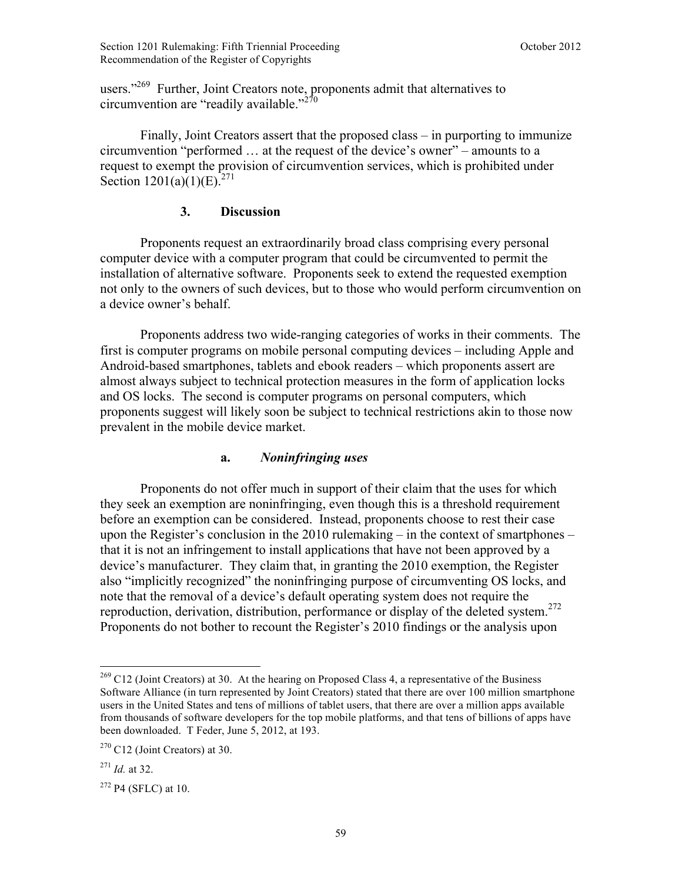users."[269] Further, Joint Creators note, proponents admit that alternatives to circumvention are "readily available."[270]

Finally, Joint Creators assert that the proposed class – in purporting to immunize circumvention "performed … at the request of the device's owner" – amounts to a request to exempt the provision of circumvention services, which is prohibited under Section 1201(a)(1)(E).[271]

### 3. Discussion

Proponents request an extraordinarily broad class comprising every personal computer device with a computer program that could be circumvented to permit the installation of alternative software. Proponents seek to extend the requested exemption not only to the owners of such devices, but to those who would perform circumvention on a device owner's behalf.

Proponents address two wide-ranging categories of works in their comments. The first is computer programs on mobile personal computing devices – including Apple and Android-based smartphones, tablets and ebook readers – which proponents assert are almost always subject to technical protection measures in the form of application locks and OS locks. The second is computer programs on personal computers, which proponents suggest will likely soon be subject to technical restrictions akin to those now prevalent in the mobile device market.

#### a. *Noninfringing uses*

Proponents do not offer much in support of their claim that the uses for which they seek an exemption are noninfringing, even though this is a threshold requirement before an exemption can be considered. Instead, proponents choose to rest their case upon the Register's conclusion in the 2010 rulemaking – in the context of smartphones – that it is not an infringement to install applications that have not been approved by a device's manufacturer. They claim that, in granting the 2010 exemption, the Register also "implicitly recognized" the noninfringing purpose of circumventing OS locks, and note that the removal of a device's default operating system does not require the reproduction, derivation, distribution, performance or display of the deleted system.[272] Proponents do not bother to recount the Register's 2010 findings or the analysis upon

---

[269] C12 (Joint Creators) at 30. At the hearing on Proposed Class 4, a representative of the Business Software Alliance (in turn represented by Joint Creators) stated that there are over 100 million smartphone users in the United States and tens of millions of tablet users, that there are over a million apps available from thousands of software developers for the top mobile platforms, and that tens of billions of apps have been downloaded. T Feder, June 5, 2012, at 193.

[270] C12 (Joint Creators) at 30.

[271] *Id.* at 32.

[272] P4 (SFLC) at 10.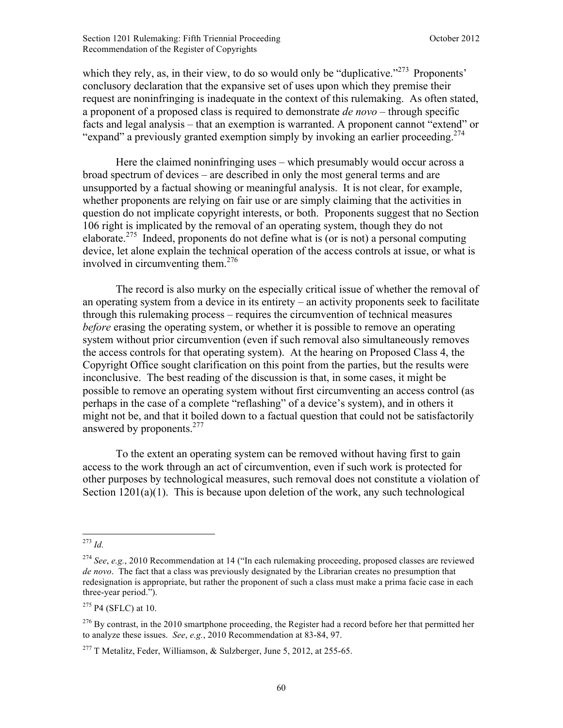which they rely, as, in their view, to do so would only be "duplicative."[273] Proponents' conclusory declaration that the expansive set of uses upon which they premise their request are noninfringing is inadequate in the context of this rulemaking. As often stated, a proponent of a proposed class is required to demonstrate *de novo* – through specific facts and legal analysis – that an exemption is warranted. A proponent cannot "extend" or "expand" a previously granted exemption simply by invoking an earlier proceeding.[274]

Here the claimed noninfringing uses – which presumably would occur across a broad spectrum of devices – are described in only the most general terms and are unsupported by a factual showing or meaningful analysis. It is not clear, for example, whether proponents are relying on fair use or are simply claiming that the activities in question do not implicate copyright interests, or both. Proponents suggest that no Section 106 right is implicated by the removal of an operating system, though they do not elaborate.[275] Indeed, proponents do not define what is (or is not) a personal computing device, let alone explain the technical operation of the access controls at issue, or what is involved in circumventing them.[276]

The record is also murky on the especially critical issue of whether the removal of an operating system from a device in its entirety – an activity proponents seek to facilitate through this rulemaking process – requires the circumvention of technical measures *before* erasing the operating system, or whether it is possible to remove an operating system without prior circumvention (even if such removal also simultaneously removes the access controls for that operating system). At the hearing on Proposed Class 4, the Copyright Office sought clarification on this point from the parties, but the results were inconclusive. The best reading of the discussion is that, in some cases, it might be possible to remove an operating system without first circumventing an access control (as perhaps in the case of a complete "reflashing" of a device's system), and in others it might not be, and that it boiled down to a factual question that could not be satisfactorily answered by proponents.[277]

To the extent an operating system can be removed without having first to gain access to the work through an act of circumvention, even if such work is protected for other purposes by technological measures, such removal does not constitute a violation of Section 1201(a)(1). This is because upon deletion of the work, any such technological

---

[273] *Id.*

[274] *See*, *e.g.*, 2010 Recommendation at 14 ("In each rulemaking proceeding, proposed classes are reviewed *de novo*. The fact that a class was previously designated by the Librarian creates no presumption that redesignation is appropriate, but rather the proponent of such a class must make a prima facie case in each three-year period.").

[275] P4 (SFLC) at 10.

[276] By contrast, in the 2010 smartphone proceeding, the Register had a record before her that permitted her to analyze these issues. *See*, *e.g.*, 2010 Recommendation at 83-84, 97.

[277] T Metalitz, Feder, Williamson, & Sulzberger, June 5, 2012, at 255-65.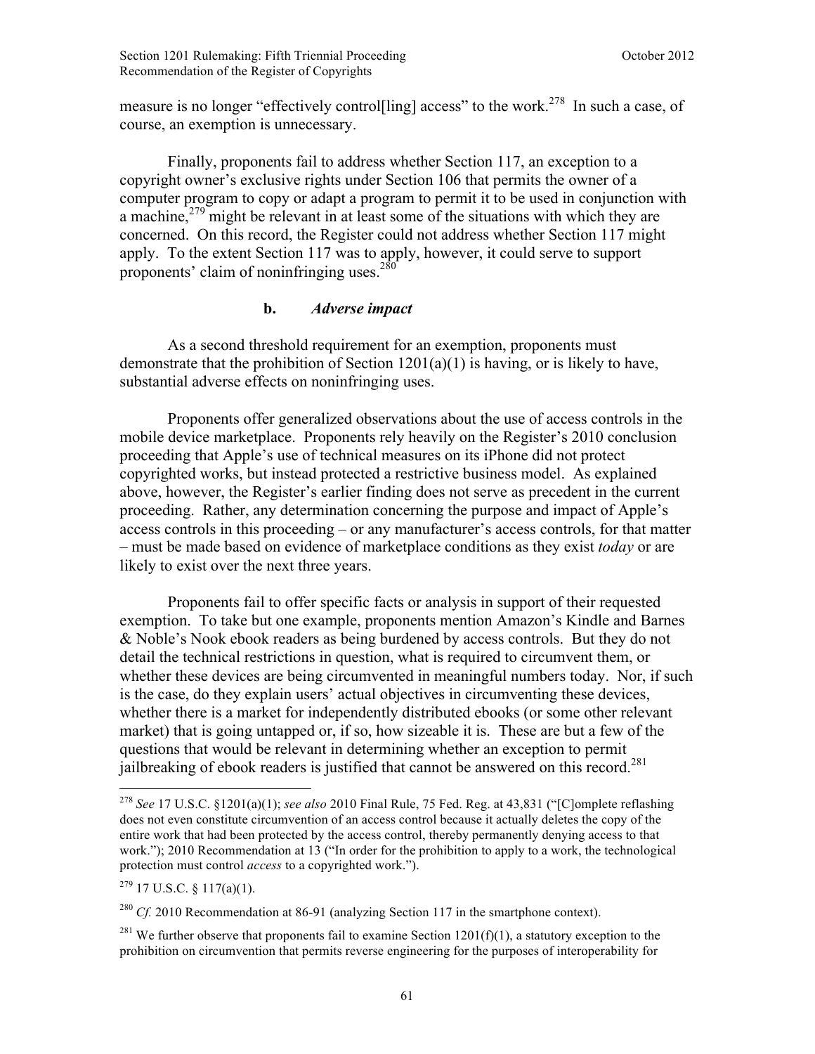measure is no longer "effectively control[ling] access" to the work.[278] In such a case, of course, an exemption is unnecessary.

Finally, proponents fail to address whether Section 117, an exception to a copyright owner's exclusive rights under Section 106 that permits the owner of a computer program to copy or adapt a program to permit it to be used in conjunction with a machine,[279] might be relevant in at least some of the situations with which they are concerned. On this record, the Register could not address whether Section 117 might apply. To the extent Section 117 was to apply, however, it could serve to support proponents' claim of noninfringing uses.[280]

### b. *Adverse impact*

As a second threshold requirement for an exemption, proponents must demonstrate that the prohibition of Section 1201(a)(1) is having, or is likely to have, substantial adverse effects on noninfringing uses.

Proponents offer generalized observations about the use of access controls in the mobile device marketplace. Proponents rely heavily on the Register's 2010 conclusion proceeding that Apple's use of technical measures on its iPhone did not protect copyrighted works, but instead protected a restrictive business model. As explained above, however, the Register's earlier finding does not serve as precedent in the current proceeding. Rather, any determination concerning the purpose and impact of Apple's access controls in this proceeding – or any manufacturer's access controls, for that matter – must be made based on evidence of marketplace conditions as they exist *today* or are likely to exist over the next three years.

Proponents fail to offer specific facts or analysis in support of their requested exemption. To take but one example, proponents mention Amazon's Kindle and Barnes & Noble's Nook ebook readers as being burdened by access controls. But they do not detail the technical restrictions in question, what is required to circumvent them, or whether these devices are being circumvented in meaningful numbers today. Nor, if such is the case, do they explain users' actual objectives in circumventing these devices, whether there is a market for independently distributed ebooks (or some other relevant market) that is going untapped or, if so, how sizeable it is. These are but a few of the questions that would be relevant in determining whether an exception to permit jailbreaking of ebook readers is justified that cannot be answered on this record.[281]

---

[278] *See* 17 U.S.C. §1201(a)(1); *see also* 2010 Final Rule, 75 Fed. Reg. at 43,831 ("[C]omplete reflashing does not even constitute circumvention of an access control because it actually deletes the copy of the entire work that had been protected by the access control, thereby permanently denying access to that work."); 2010 Recommendation at 13 ("In order for the prohibition to apply to a work, the technological protection must control *access* to a copyrighted work.").

[279] 17 U.S.C. § 117(a)(1).

[280] *Cf.* 2010 Recommendation at 86-91 (analyzing Section 117 in the smartphone context).

[281] We further observe that proponents fail to examine Section 1201(f)(1), a statutory exception to the prohibition on circumvention that permits reverse engineering for the purposes of interoperability for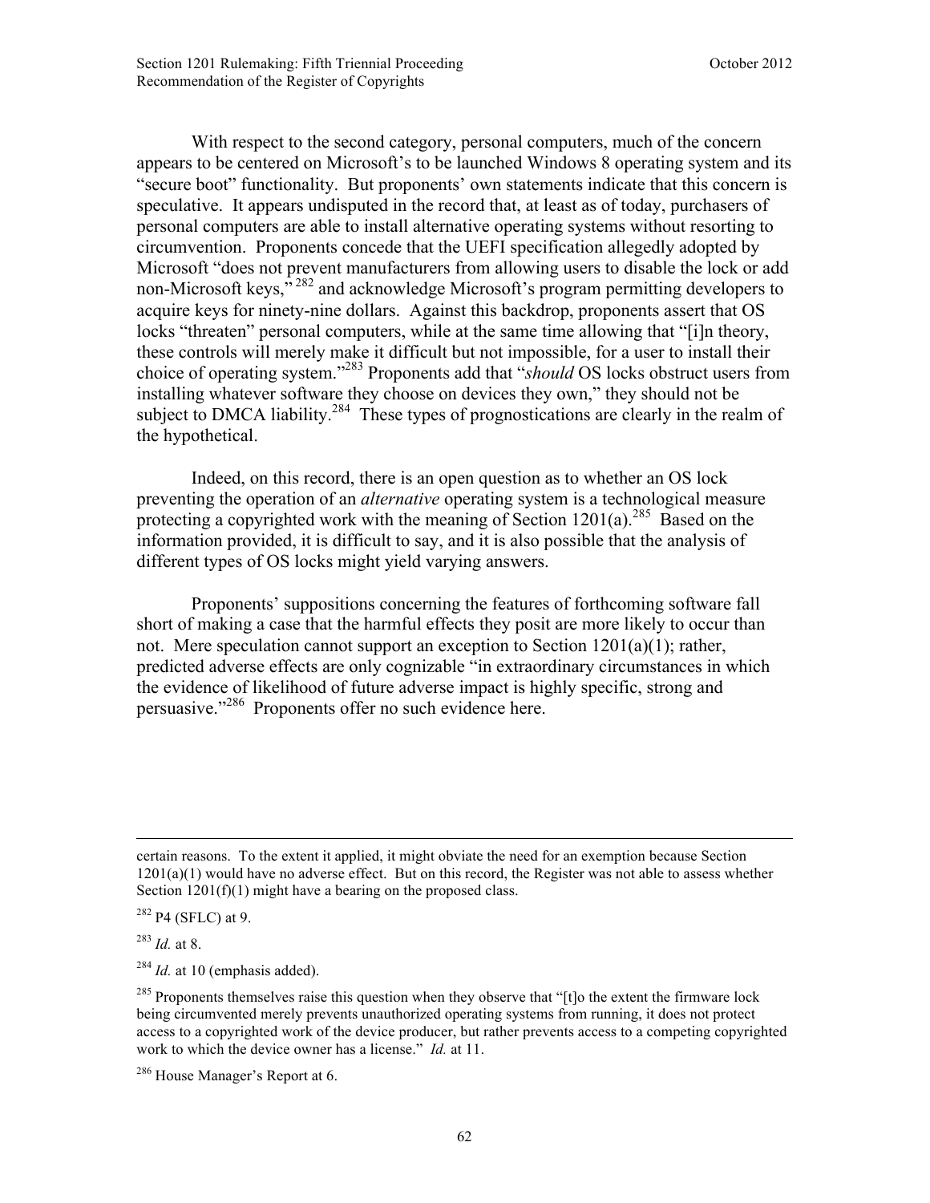With respect to the second category, personal computers, much of the concern appears to be centered on Microsoft's to be launched Windows 8 operating system and its "secure boot" functionality. But proponents' own statements indicate that this concern is speculative. It appears undisputed in the record that, at least as of today, purchasers of personal computers are able to install alternative operating systems without resorting to circumvention. Proponents concede that the UEFI specification allegedly adopted by Microsoft "does not prevent manufacturers from allowing users to disable the lock or add non-Microsoft keys,"[282] and acknowledge Microsoft's program permitting developers to acquire keys for ninety-nine dollars. Against this backdrop, proponents assert that OS locks "threaten" personal computers, while at the same time allowing that "[i]n theory, these controls will merely make it difficult but not impossible, for a user to install their choice of operating system."[283] Proponents add that "*should* OS locks obstruct users from installing whatever software they choose on devices they own," they should not be subject to DMCA liability.[284] These types of prognostications are clearly in the realm of the hypothetical.

Indeed, on this record, there is an open question as to whether an OS lock preventing the operation of an *alternative* operating system is a technological measure protecting a copyrighted work with the meaning of Section 1201(a).[285] Based on the information provided, it is difficult to say, and it is also possible that the analysis of different types of OS locks might yield varying answers.

Proponents' suppositions concerning the features of forthcoming software fall short of making a case that the harmful effects they posit are more likely to occur than not. Mere speculation cannot support an exception to Section 1201(a)(1); rather, predicted adverse effects are only cognizable "in extraordinary circumstances in which the evidence of likelihood of future adverse impact is highly specific, strong and persuasive."[286] Proponents offer no such evidence here.

---

certain reasons. To the extent it applied, it might obviate the need for an exemption because Section 1201(a)(1) would have no adverse effect. But on this record, the Register was not able to assess whether Section 1201(f)(1) might have a bearing on the proposed class.

[282] P4 (SFLC) at 9.

[283] *Id.* at 8.

[284] *Id.* at 10 (emphasis added).

[285] Proponents themselves raise this question when they observe that "[t]o the extent the firmware lock being circumvented merely prevents unauthorized operating systems from running, it does not protect access to a copyrighted work of the device producer, but rather prevents access to a competing copyrighted work to which the device owner has a license." *Id.* at 11.

[286] House Manager's Report at 6.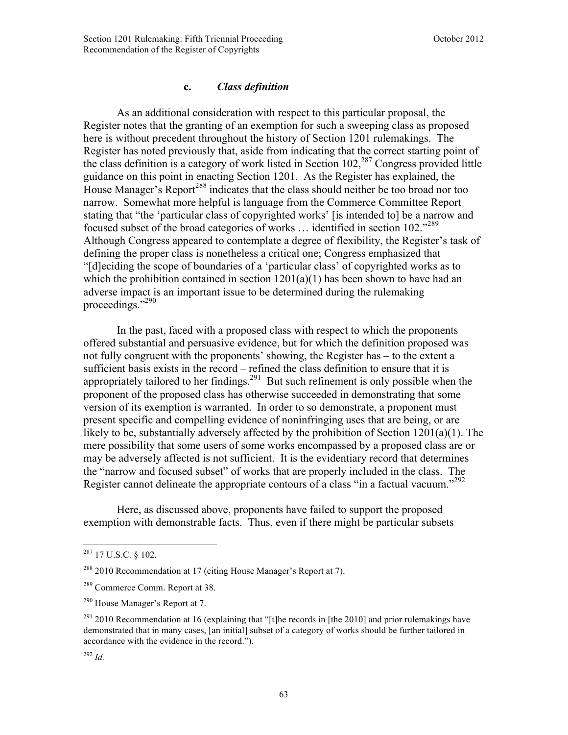### c. *Class definition*

As an additional consideration with respect to this particular proposal, the Register notes that the granting of an exemption for such a sweeping class as proposed here is without precedent throughout the history of Section 1201 rulemakings. The Register has noted previously that, aside from indicating that the correct starting point of the class definition is a category of work listed in Section 102,[287] Congress provided little guidance on this point in enacting Section 1201. As the Register has explained, the House Manager's Report[288] indicates that the class should neither be too broad nor too narrow. Somewhat more helpful is language from the Commerce Committee Report stating that "the 'particular class of copyrighted works' [is intended to] be a narrow and focused subset of the broad categories of works … identified in section 102."[289] Although Congress appeared to contemplate a degree of flexibility, the Register's task of defining the proper class is nonetheless a critical one; Congress emphasized that "[d]eciding the scope of boundaries of a 'particular class' of copyrighted works as to which the prohibition contained in section 1201(a)(1) has been shown to have had an adverse impact is an important issue to be determined during the rulemaking proceedings."[290]

In the past, faced with a proposed class with respect to which the proponents offered substantial and persuasive evidence, but for which the definition proposed was not fully congruent with the proponents' showing, the Register has – to the extent a sufficient basis exists in the record – refined the class definition to ensure that it is appropriately tailored to her findings.[291] But such refinement is only possible when the proponent of the proposed class has otherwise succeeded in demonstrating that some version of its exemption is warranted. In order to so demonstrate, a proponent must present specific and compelling evidence of noninfringing uses that are being, or are likely to be, substantially adversely affected by the prohibition of Section 1201(a)(1). The mere possibility that some users of some works encompassed by a proposed class are or may be adversely affected is not sufficient. It is the evidentiary record that determines the "narrow and focused subset" of works that are properly included in the class. The Register cannot delineate the appropriate contours of a class "in a factual vacuum."[292]

Here, as discussed above, proponents have failed to support the proposed exemption with demonstrable facts. Thus, even if there might be particular subsets

---

[287] 17 U.S.C. § 102.

[288] 2010 Recommendation at 17 (citing House Manager's Report at 7).

[289] Commerce Comm. Report at 38.

[290] House Manager's Report at 7.

[291] 2010 Recommendation at 16 (explaining that "[t]he records in [the 2010] and prior rulemakings have demonstrated that in many cases, [an initial] subset of a category of works should be further tailored in accordance with the evidence in the record.").

[292] *Id.*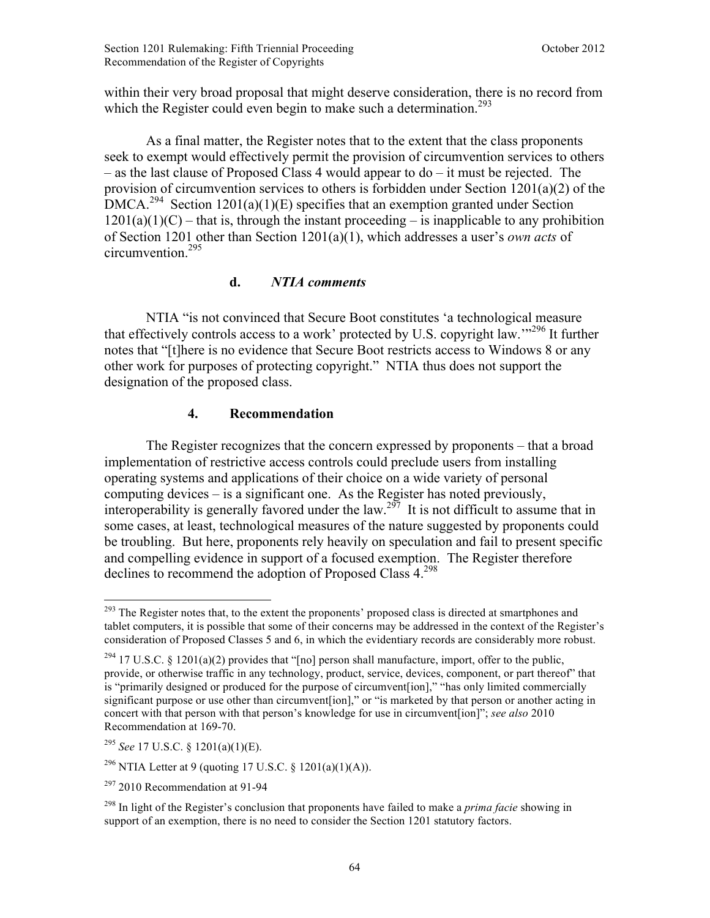within their very broad proposal that might deserve consideration, there is no record from which the Register could even begin to make such a determination.[293]

As a final matter, the Register notes that to the extent that the class proponents seek to exempt would effectively permit the provision of circumvention services to others – as the last clause of Proposed Class 4 would appear to do – it must be rejected. The provision of circumvention services to others is forbidden under Section 1201(a)(2) of the DMCA.[294] Section 1201(a)(1)(E) specifies that an exemption granted under Section 1201(a)(1)(C) – that is, through the instant proceeding – is inapplicable to any prohibition of Section 1201 other than Section 1201(a)(1), which addresses a user's *own acts* of circumvention.[295]

#### d. *NTIA comments*

NTIA "is not convinced that Secure Boot constitutes 'a technological measure that effectively controls access to a work' protected by U.S. copyright law.'"[296] It further notes that "[t]here is no evidence that Secure Boot restricts access to Windows 8 or any other work for purposes of protecting copyright." NTIA thus does not support the designation of the proposed class.

### 4. Recommendation

The Register recognizes that the concern expressed by proponents – that a broad implementation of restrictive access controls could preclude users from installing operating systems and applications of their choice on a wide variety of personal computing devices – is a significant one. As the Register has noted previously, interoperability is generally favored under the law.[297] It is not difficult to assume that in some cases, at least, technological measures of the nature suggested by proponents could be troubling. But here, proponents rely heavily on speculation and fail to present specific and compelling evidence in support of a focused exemption. The Register therefore declines to recommend the adoption of Proposed Class 4.[298]

---

[293] The Register notes that, to the extent the proponents' proposed class is directed at smartphones and tablet computers, it is possible that some of their concerns may be addressed in the context of the Register's consideration of Proposed Classes 5 and 6, in which the evidentiary records are considerably more robust.

[294] 17 U.S.C. § 1201(a)(2) provides that "[no] person shall manufacture, import, offer to the public, provide, or otherwise traffic in any technology, product, service, devices, component, or part thereof" that is "primarily designed or produced for the purpose of circumvent[ion]," "has only limited commercially significant purpose or use other than circumvent[ion]," or "is marketed by that person or another acting in concert with that person with that person's knowledge for use in circumvent[ion]"; *see also* 2010 Recommendation at 169-70.

[295] *See* 17 U.S.C. § 1201(a)(1)(E).

[296] NTIA Letter at 9 (quoting 17 U.S.C. § 1201(a)(1)(A)).

[297] 2010 Recommendation at 91-94

[298] In light of the Register's conclusion that proponents have failed to make a *prima facie* showing in support of an exemption, there is no need to consider the Section 1201 statutory factors.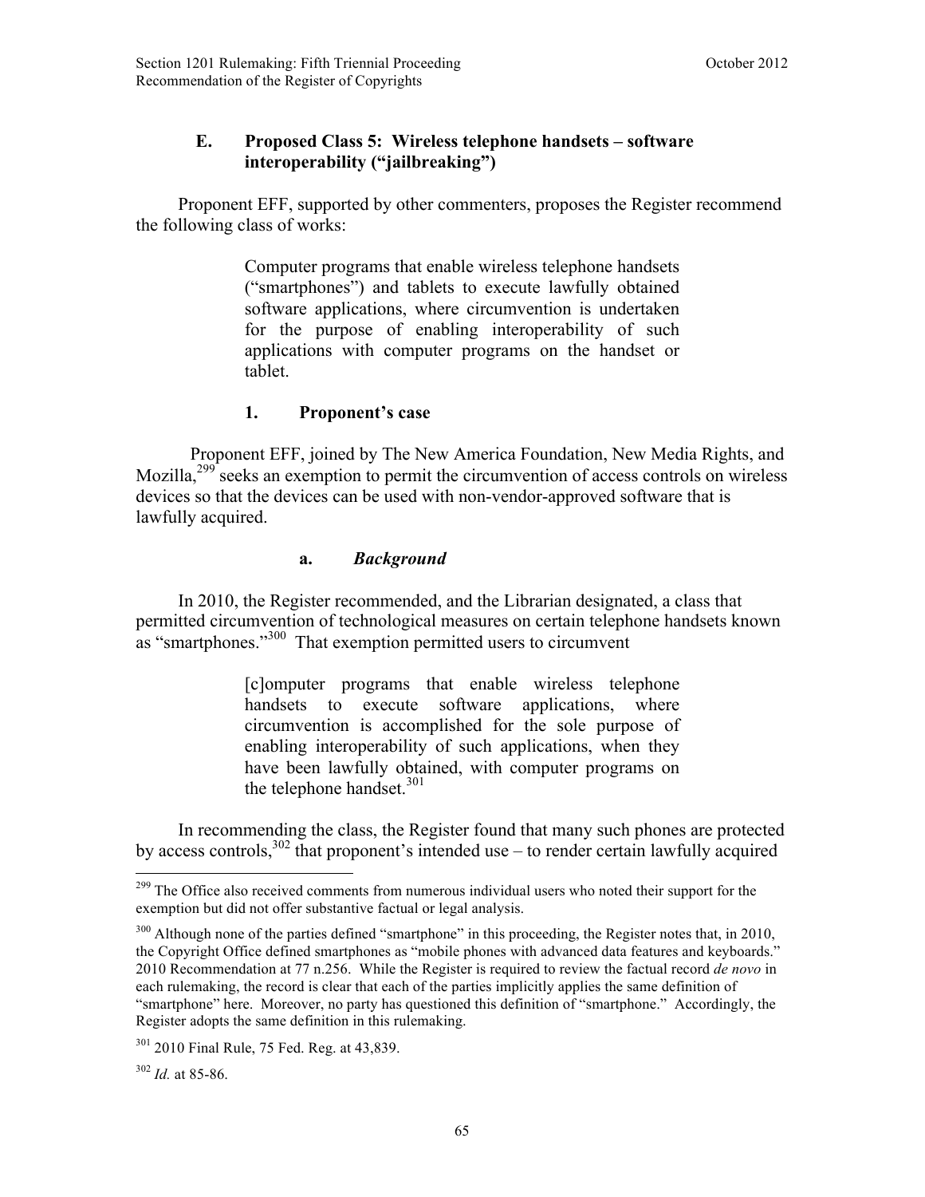### E. Proposed Class 5: Wireless telephone handsets – software interoperability (“jailbreaking”)

Proponent EFF, supported by other commenters, proposes the Register recommend the following class of works:

> Computer programs that enable wireless telephone handsets (“smartphones”) and tablets to execute lawfully obtained software applications, where circumvention is undertaken for the purpose of enabling interoperability of such applications with computer programs on the handset or tablet.

#### 1. Proponent’s case

Proponent EFF, joined by The New America Foundation, New Media Rights, and Mozilla,[299] seeks an exemption to permit the circumvention of access controls on wireless devices so that the devices can be used with non-vendor-approved software that is lawfully acquired.

##### a. *Background*

In 2010, the Register recommended, and the Librarian designated, a class that permitted circumvention of technological measures on certain telephone handsets known as “smartphones.”[300] That exemption permitted users to circumvent

> [c]omputer programs that enable wireless telephone handsets to execute software applications, where circumvention is accomplished for the sole purpose of enabling interoperability of such applications, when they have been lawfully obtained, with computer programs on the telephone handset.[301]

In recommending the class, the Register found that many such phones are protected by access controls,[302] that proponent’s intended use – to render certain lawfully acquired

---

[299] The Office also received comments from numerous individual users who noted their support for the exemption but did not offer substantive factual or legal analysis.

[300] Although none of the parties defined “smartphone” in this proceeding, the Register notes that, in 2010, the Copyright Office defined smartphones as “mobile phones with advanced data features and keyboards.” 2010 Recommendation at 77 n.256. While the Register is required to review the factual record *de novo* in each rulemaking, the record is clear that each of the parties implicitly applies the same definition of “smartphone” here. Moreover, no party has questioned this definition of “smartphone.” Accordingly, the Register adopts the same definition in this rulemaking.

[301] 2010 Final Rule, 75 Fed. Reg. at 43,839.

[302] *Id.* at 85-86.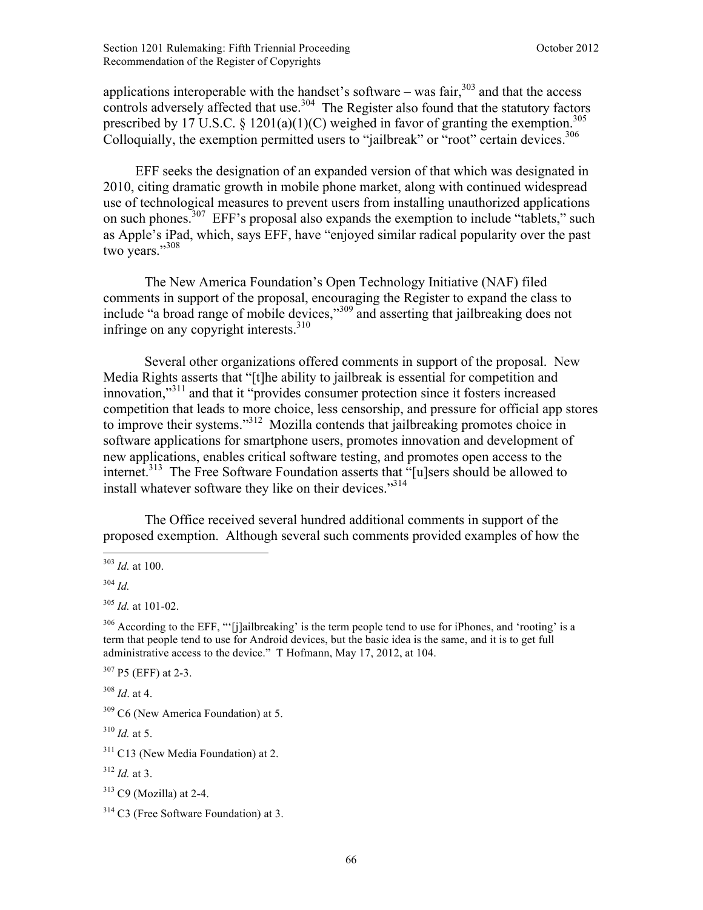applications interoperable with the handset's software – was fair,[303] and that the access controls adversely affected that use.[304] The Register also found that the statutory factors prescribed by 17 U.S.C. § 1201(a)(1)(C) weighed in favor of granting the exemption.[305] Colloquially, the exemption permitted users to "jailbreak" or "root" certain devices.[306]

EFF seeks the designation of an expanded version of that which was designated in 2010, citing dramatic growth in mobile phone market, along with continued widespread use of technological measures to prevent users from installing unauthorized applications on such phones.[307] EFF's proposal also expands the exemption to include "tablets," such as Apple's iPad, which, says EFF, have "enjoyed similar radical popularity over the past two years."[308]

The New America Foundation's Open Technology Initiative (NAF) filed comments in support of the proposal, encouraging the Register to expand the class to include "a broad range of mobile devices,"[309] and asserting that jailbreaking does not infringe on any copyright interests.[310]

Several other organizations offered comments in support of the proposal. New Media Rights asserts that "[t]he ability to jailbreak is essential for competition and innovation,"[311] and that it "provides consumer protection since it fosters increased competition that leads to more choice, less censorship, and pressure for official app stores to improve their systems."[312] Mozilla contends that jailbreaking promotes choice in software applications for smartphone users, promotes innovation and development of new applications, enables critical software testing, and promotes open access to the internet.[313] The Free Software Foundation asserts that "[u]sers should be allowed to install whatever software they like on their devices."[314]

The Office received several hundred additional comments in support of the proposed exemption. Although several such comments provided examples of how the

---

[303] *Id.* at 100.

[304] *Id.*

[305] *Id.* at 101-02.

[306] According to the EFF, "'[j]ailbreaking' is the term people tend to use for iPhones, and 'rooting' is a term that people tend to use for Android devices, but the basic idea is the same, and it is to get full administrative access to the device." T Hofmann, May 17, 2012, at 104.

[307] P5 (EFF) at 2-3.

[308] *Id*. at 4.

[309] C6 (New America Foundation) at 5.

[310] *Id.* at 5.

[311] C13 (New Media Foundation) at 2.

[312] *Id.* at 3.

[313] C9 (Mozilla) at 2-4.

[314] C3 (Free Software Foundation) at 3.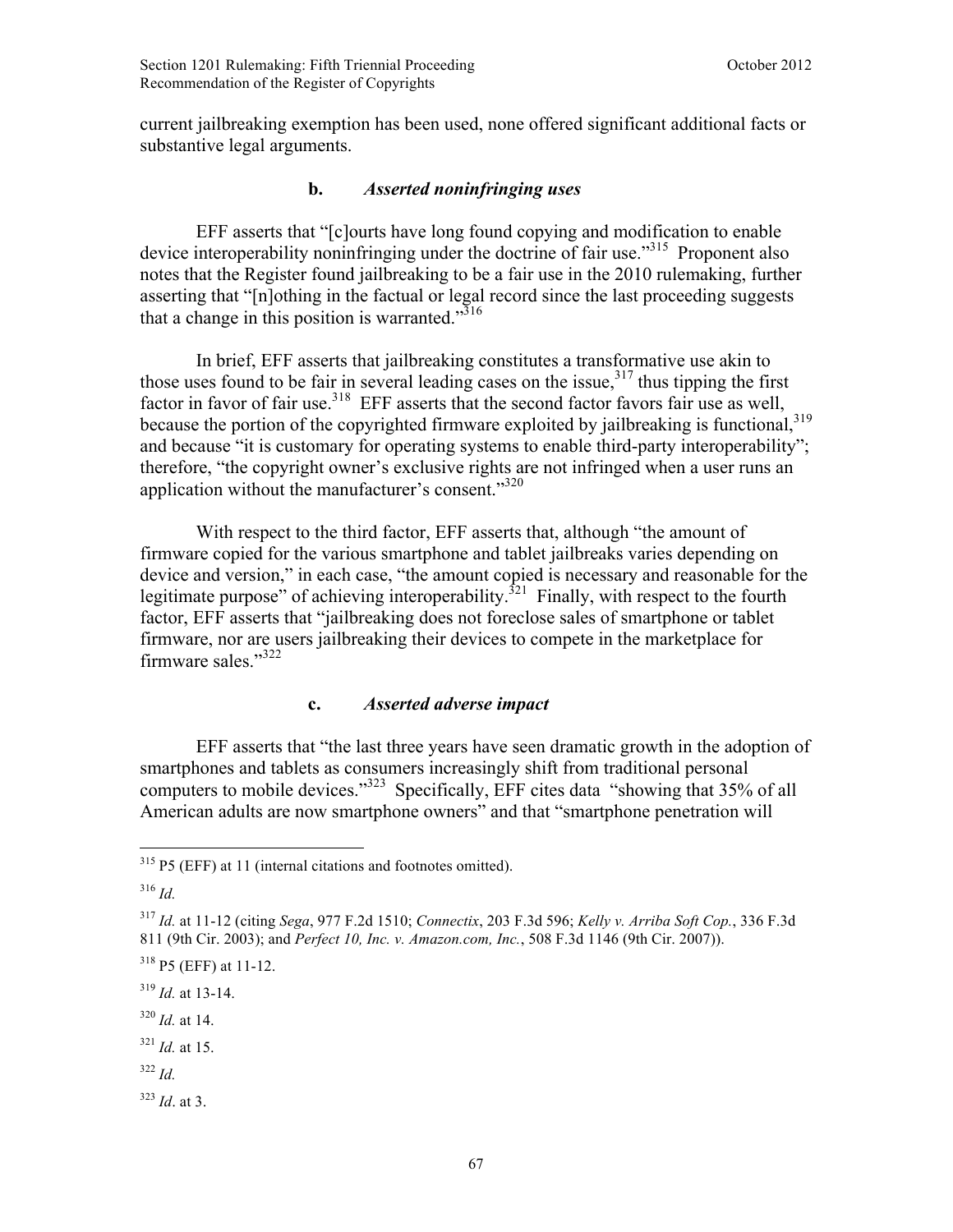current jailbreaking exemption has been used, none offered significant additional facts or substantive legal arguments.

### b. *Asserted noninfringing uses*

EFF asserts that "[c]ourts have long found copying and modification to enable device interoperability noninfringing under the doctrine of fair use."[315] Proponent also notes that the Register found jailbreaking to be a fair use in the 2010 rulemaking, further asserting that "[n]othing in the factual or legal record since the last proceeding suggests that a change in this position is warranted."[316]

In brief, EFF asserts that jailbreaking constitutes a transformative use akin to those uses found to be fair in several leading cases on the issue,[317] thus tipping the first factor in favor of fair use.[318] EFF asserts that the second factor favors fair use as well, because the portion of the copyrighted firmware exploited by jailbreaking is functional,[319] and because "it is customary for operating systems to enable third-party interoperability"; therefore, "the copyright owner's exclusive rights are not infringed when a user runs an application without the manufacturer's consent."[320]

With respect to the third factor, EFF asserts that, although "the amount of firmware copied for the various smartphone and tablet jailbreaks varies depending on device and version," in each case, "the amount copied is necessary and reasonable for the legitimate purpose" of achieving interoperability.[321] Finally, with respect to the fourth factor, EFF asserts that "jailbreaking does not foreclose sales of smartphone or tablet firmware, nor are users jailbreaking their devices to compete in the marketplace for firmware sales."[322]

### c. *Asserted adverse impact*

EFF asserts that "the last three years have seen dramatic growth in the adoption of smartphones and tablets as consumers increasingly shift from traditional personal computers to mobile devices."[323] Specifically, EFF cites data "showing that 35% of all American adults are now smartphone owners" and that "smartphone penetration will

---

[315] P5 (EFF) at 11 (internal citations and footnotes omitted).

[316] *Id.*

[317] *Id.* at 11-12 (citing *Sega*, 977 F.2d 1510; *Connectix*, 203 F.3d 596; *Kelly v. Arriba Soft Cop.*, 336 F.3d 811 (9th Cir. 2003); and *Perfect 10, Inc. v. Amazon.com, Inc.*, 508 F.3d 1146 (9th Cir. 2007)).

[318] P5 (EFF) at 11-12.

[319] *Id.* at 13-14.

[320] *Id.* at 14.

[321] *Id.* at 15.

[322] *Id.*

[323] *Id*. at 3.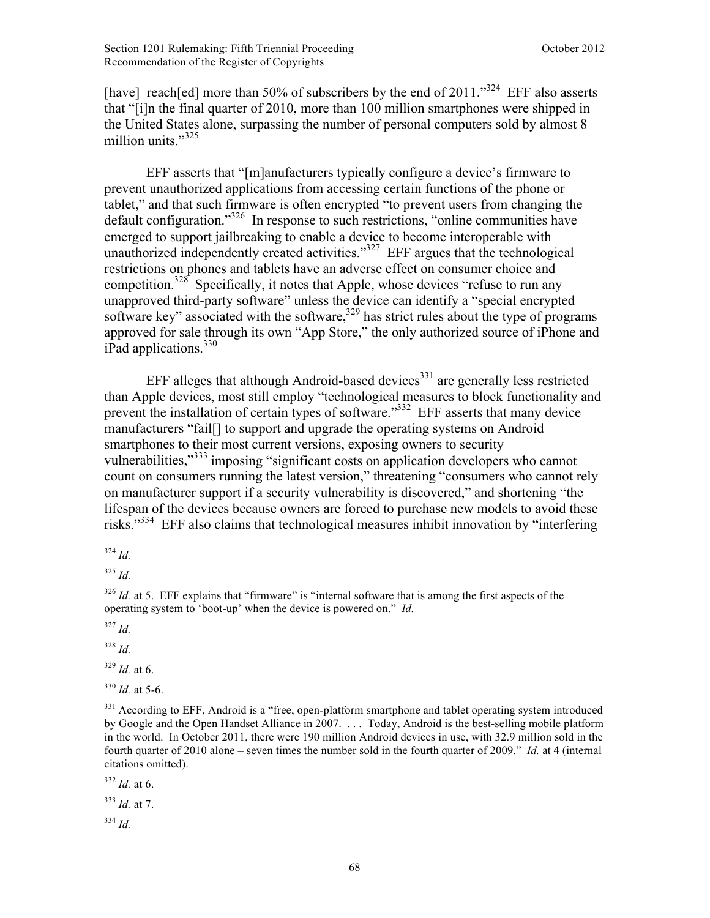[have] reach[ed] more than 50% of subscribers by the end of 2011."[324] EFF also asserts that "[i]n the final quarter of 2010, more than 100 million smartphones were shipped in the United States alone, surpassing the number of personal computers sold by almost 8 million units."[325]

EFF asserts that "[m]anufacturers typically configure a device's firmware to prevent unauthorized applications from accessing certain functions of the phone or tablet," and that such firmware is often encrypted "to prevent users from changing the default configuration."[326] In response to such restrictions, "online communities have emerged to support jailbreaking to enable a device to become interoperable with unauthorized independently created activities."[327] EFF argues that the technological restrictions on phones and tablets have an adverse effect on consumer choice and competition.[328] Specifically, it notes that Apple, whose devices "refuse to run any unapproved third-party software" unless the device can identify a "special encrypted software key" associated with the software,[329] has strict rules about the type of programs approved for sale through its own "App Store," the only authorized source of iPhone and iPad applications.[330]

EFF alleges that although Android-based devices[331] are generally less restricted than Apple devices, most still employ "technological measures to block functionality and prevent the installation of certain types of software."[332] EFF asserts that many device manufacturers "fail[] to support and upgrade the operating systems on Android smartphones to their most current versions, exposing owners to security vulnerabilities,"[333] imposing "significant costs on application developers who cannot count on consumers running the latest version," threatening "consumers who cannot rely on manufacturer support if a security vulnerability is discovered," and shortening "the lifespan of the devices because owners are forced to purchase new models to avoid these risks."[334] EFF also claims that technological measures inhibit innovation by "interfering

---

[324] *Id.*

[325] *Id.*

[326] *Id.* at 5. EFF explains that "firmware" is "internal software that is among the first aspects of the operating system to 'boot-up' when the device is powered on." *Id.*

[327] *Id.*

[328] *Id.*

[329] *Id.* at 6.

[330] *Id.* at 5-6.

[331] According to EFF, Android is a "free, open-platform smartphone and tablet operating system introduced by Google and the Open Handset Alliance in 2007. . . . Today, Android is the best-selling mobile platform in the world. In October 2011, there were 190 million Android devices in use, with 32.9 million sold in the fourth quarter of 2010 alone – seven times the number sold in the fourth quarter of 2009." *Id.* at 4 (internal citations omitted).

[332] *Id.* at 6.

[333] *Id.* at 7.

[334] *Id.*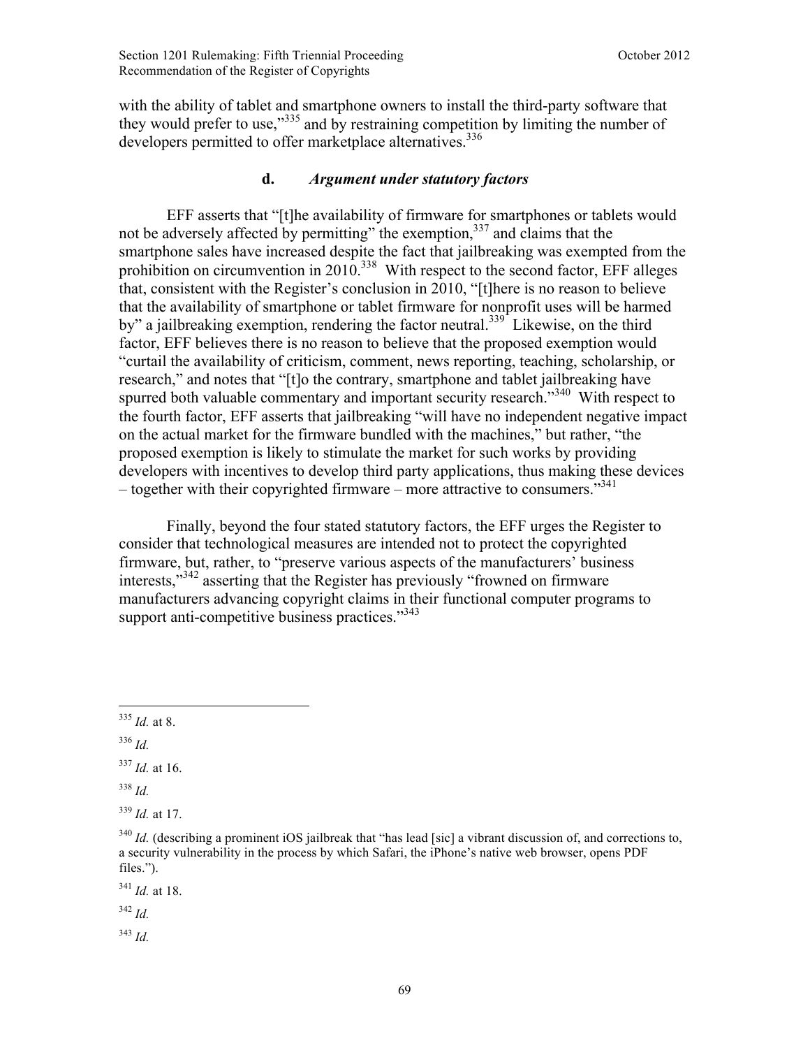with the ability of tablet and smartphone owners to install the third-party software that they would prefer to use,"[335] and by restraining competition by limiting the number of developers permitted to offer marketplace alternatives.[336]

### d. *Argument under statutory factors*

EFF asserts that "[t]he availability of firmware for smartphones or tablets would not be adversely affected by permitting" the exemption,[337] and claims that the smartphone sales have increased despite the fact that jailbreaking was exempted from the prohibition on circumvention in 2010.[338] With respect to the second factor, EFF alleges that, consistent with the Register's conclusion in 2010, "[t]here is no reason to believe that the availability of smartphone or tablet firmware for nonprofit uses will be harmed by" a jailbreaking exemption, rendering the factor neutral.[339] Likewise, on the third factor, EFF believes there is no reason to believe that the proposed exemption would "curtail the availability of criticism, comment, news reporting, teaching, scholarship, or research," and notes that "[t]o the contrary, smartphone and tablet jailbreaking have spurred both valuable commentary and important security research."[340] With respect to the fourth factor, EFF asserts that jailbreaking "will have no independent negative impact on the actual market for the firmware bundled with the machines," but rather, "the proposed exemption is likely to stimulate the market for such works by providing developers with incentives to develop third party applications, thus making these devices – together with their copyrighted firmware – more attractive to consumers."[341]

Finally, beyond the four stated statutory factors, the EFF urges the Register to consider that technological measures are intended not to protect the copyrighted firmware, but, rather, to "preserve various aspects of the manufacturers' business interests,"[342] asserting that the Register has previously "frowned on firmware manufacturers advancing copyright claims in their functional computer programs to support anti-competitive business practices."[343]

---

[335] *Id.* at 8.

[336] *Id.*

[337] *Id.* at 16.

[338] *Id.*

[339] *Id.* at 17.

[340] *Id.* (describing a prominent iOS jailbreak that "has lead [sic] a vibrant discussion of, and corrections to, a security vulnerability in the process by which Safari, the iPhone's native web browser, opens PDF files.").

[341] *Id.* at 18.

[342] *Id.*

[343] *Id.*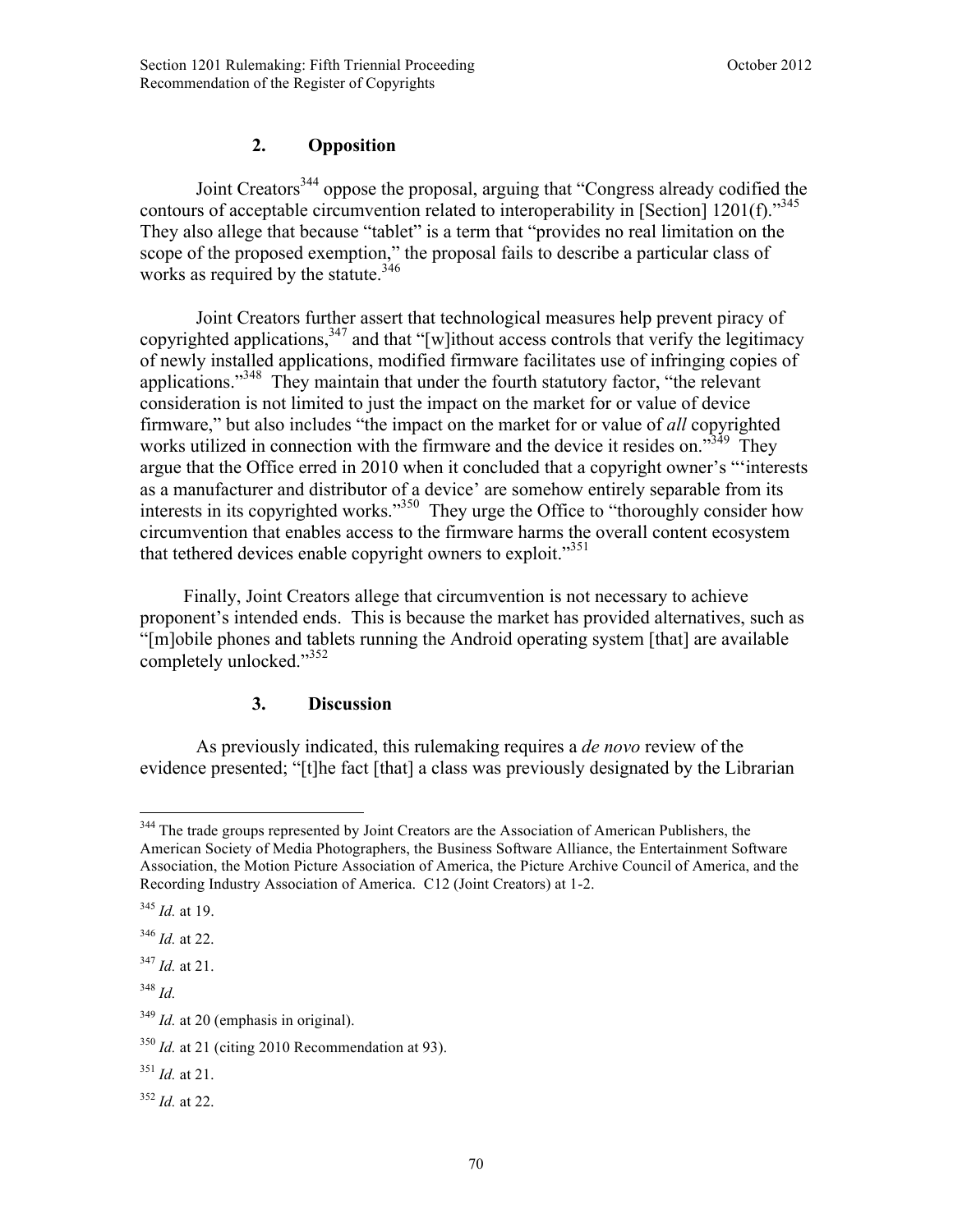### 2. Opposition

Joint Creators[344] oppose the proposal, arguing that "Congress already codified the contours of acceptable circumvention related to interoperability in [Section] 1201(f)."[345] They also allege that because "tablet" is a term that "provides no real limitation on the scope of the proposed exemption," the proposal fails to describe a particular class of works as required by the statute.[346]

Joint Creators further assert that technological measures help prevent piracy of copyrighted applications,[347] and that "[w]ithout access controls that verify the legitimacy of newly installed applications, modified firmware facilitates use of infringing copies of applications."[348] They maintain that under the fourth statutory factor, "the relevant consideration is not limited to just the impact on the market for or value of device firmware," but also includes "the impact on the market for or value of *all* copyrighted works utilized in connection with the firmware and the device it resides on."[349] They argue that the Office erred in 2010 when it concluded that a copyright owner's "'interests as a manufacturer and distributor of a device' are somehow entirely separable from its interests in its copyrighted works."[350] They urge the Office to "thoroughly consider how circumvention that enables access to the firmware harms the overall content ecosystem that tethered devices enable copyright owners to exploit."[351]

Finally, Joint Creators allege that circumvention is not necessary to achieve proponent's intended ends. This is because the market has provided alternatives, such as "[m]obile phones and tablets running the Android operating system [that] are available completely unlocked."[352]

### 3. Discussion

As previously indicated, this rulemaking requires a *de novo* review of the evidence presented; "[t]he fact [that] a class was previously designated by the Librarian

---

[344] The trade groups represented by Joint Creators are the Association of American Publishers, the American Society of Media Photographers, the Business Software Alliance, the Entertainment Software Association, the Motion Picture Association of America, the Picture Archive Council of America, and the Recording Industry Association of America. C12 (Joint Creators) at 1-2.

[345] *Id.* at 19.

[346] *Id.* at 22.

[347] *Id.* at 21.

[348] *Id.*

[349] *Id.* at 20 (emphasis in original).

[350] *Id.* at 21 (citing 2010 Recommendation at 93).

[351] *Id.* at 21.

[352] *Id.* at 22.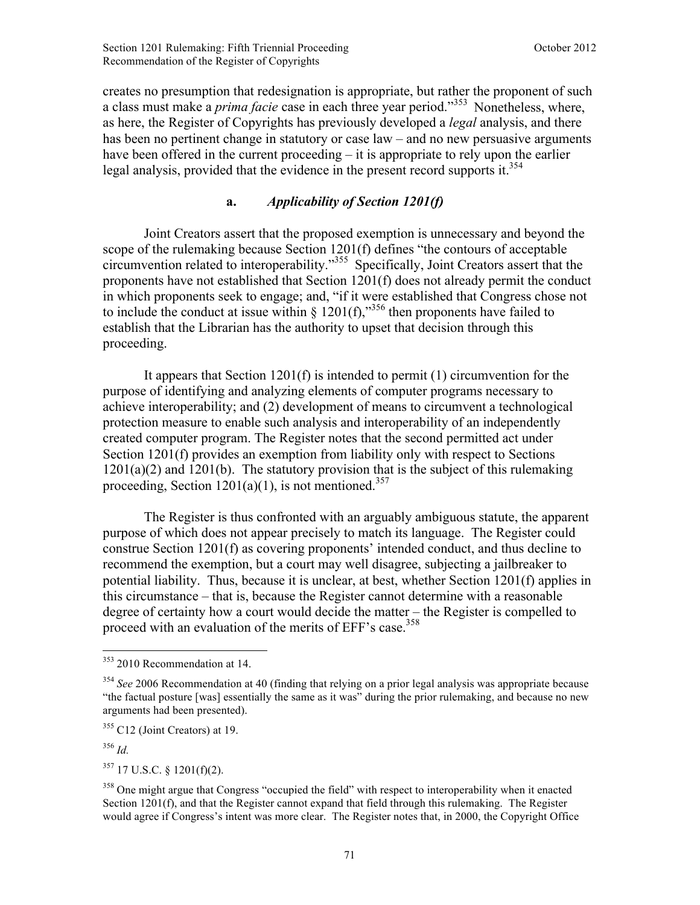creates no presumption that redesignation is appropriate, but rather the proponent of such a class must make a *prima facie* case in each three year period."[353] Nonetheless, where, as here, the Register of Copyrights has previously developed a *legal* analysis, and there has been no pertinent change in statutory or case law – and no new persuasive arguments have been offered in the current proceeding – it is appropriate to rely upon the earlier legal analysis, provided that the evidence in the present record supports it.[354]

### a. *Applicability of Section 1201(f)*

Joint Creators assert that the proposed exemption is unnecessary and beyond the scope of the rulemaking because Section 1201(f) defines "the contours of acceptable circumvention related to interoperability."[355] Specifically, Joint Creators assert that the proponents have not established that Section 1201(f) does not already permit the conduct in which proponents seek to engage; and, "if it were established that Congress chose not to include the conduct at issue within § 1201(f),"[356] then proponents have failed to establish that the Librarian has the authority to upset that decision through this proceeding.

It appears that Section 1201(f) is intended to permit (1) circumvention for the purpose of identifying and analyzing elements of computer programs necessary to achieve interoperability; and (2) development of means to circumvent a technological protection measure to enable such analysis and interoperability of an independently created computer program. The Register notes that the second permitted act under Section 1201(f) provides an exemption from liability only with respect to Sections 1201(a)(2) and 1201(b). The statutory provision that is the subject of this rulemaking proceeding, Section 1201(a)(1), is not mentioned.[357]

The Register is thus confronted with an arguably ambiguous statute, the apparent purpose of which does not appear precisely to match its language. The Register could construe Section 1201(f) as covering proponents' intended conduct, and thus decline to recommend the exemption, but a court may well disagree, subjecting a jailbreaker to potential liability. Thus, because it is unclear, at best, whether Section 1201(f) applies in this circumstance – that is, because the Register cannot determine with a reasonable degree of certainty how a court would decide the matter – the Register is compelled to proceed with an evaluation of the merits of EFF's case.[358]

---

[353] 2010 Recommendation at 14.

[354] *See* 2006 Recommendation at 40 (finding that relying on a prior legal analysis was appropriate because "the factual posture [was] essentially the same as it was" during the prior rulemaking, and because no new arguments had been presented).

[355] C12 (Joint Creators) at 19.

[356] *Id.*

[357] 17 U.S.C. § 1201(f)(2).

[358] One might argue that Congress "occupied the field" with respect to interoperability when it enacted Section 1201(f), and that the Register cannot expand that field through this rulemaking. The Register would agree if Congress's intent was more clear. The Register notes that, in 2000, the Copyright Office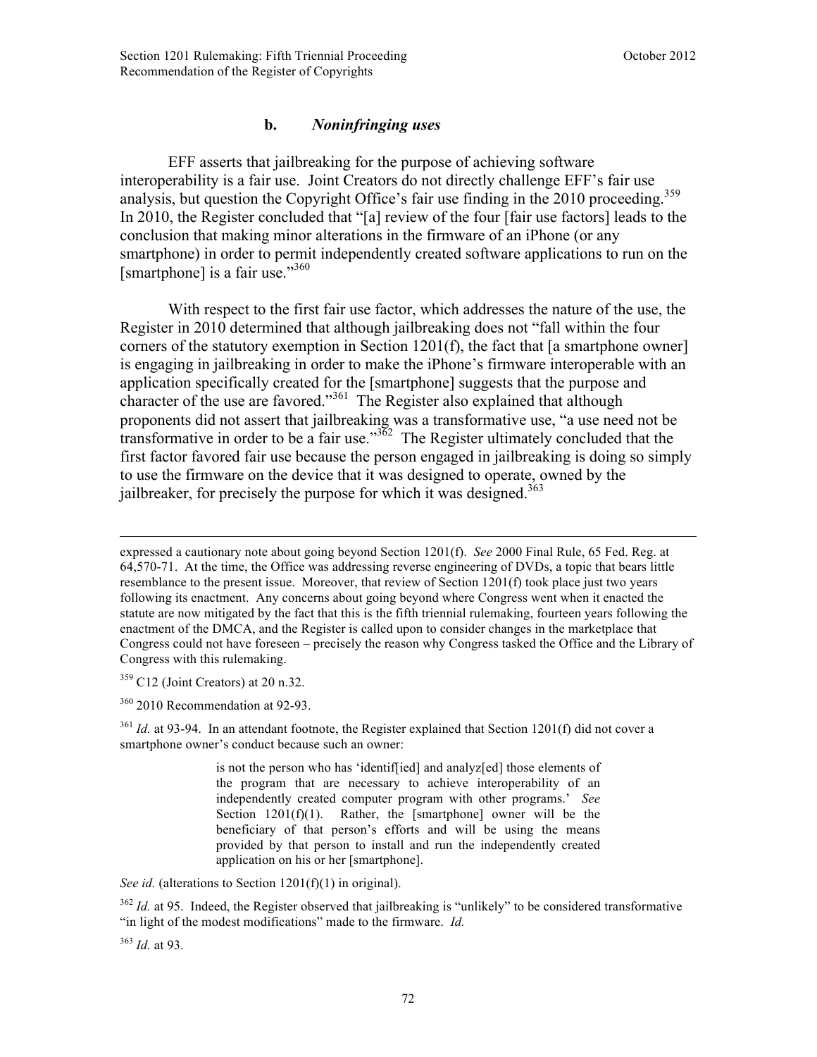### b. *Noninfringing uses*

EFF asserts that jailbreaking for the purpose of achieving software interoperability is a fair use. Joint Creators do not directly challenge EFF's fair use analysis, but question the Copyright Office's fair use finding in the 2010 proceeding.[359] In 2010, the Register concluded that "[a] review of the four [fair use factors] leads to the conclusion that making minor alterations in the firmware of an iPhone (or any smartphone) in order to permit independently created software applications to run on the [smartphone] is a fair use."[360]

With respect to the first fair use factor, which addresses the nature of the use, the Register in 2010 determined that although jailbreaking does not "fall within the four corners of the statutory exemption in Section 1201(f), the fact that [a smartphone owner] is engaging in jailbreaking in order to make the iPhone's firmware interoperable with an application specifically created for the [smartphone] suggests that the purpose and character of the use are favored."[361] The Register also explained that although proponents did not assert that jailbreaking was a transformative use, "a use need not be transformative in order to be a fair use."[362] The Register ultimately concluded that the first factor favored fair use because the person engaged in jailbreaking is doing so simply to use the firmware on the device that it was designed to operate, owned by the jailbreaker, for precisely the purpose for which it was designed.[363]

---

expressed a cautionary note about going beyond Section 1201(f). *See* 2000 Final Rule, 65 Fed. Reg. at 64,570-71. At the time, the Office was addressing reverse engineering of DVDs, a topic that bears little resemblance to the present issue. Moreover, that review of Section 1201(f) took place just two years following its enactment. Any concerns about going beyond where Congress went when it enacted the statute are now mitigated by the fact that this is the fifth triennial rulemaking, fourteen years following the enactment of the DMCA, and the Register is called upon to consider changes in the marketplace that Congress could not have foreseen – precisely the reason why Congress tasked the Office and the Library of Congress with this rulemaking.

[359] C12 (Joint Creators) at 20 n.32.

[360] 2010 Recommendation at 92-93.

[361] *Id.* at 93-94. In an attendant footnote, the Register explained that Section 1201(f) did not cover a smartphone owner's conduct because such an owner:

> is not the person who has 'identif[ied] and analyz[ed] those elements of the program that are necessary to achieve interoperability of an independently created computer program with other programs.' *See* Section 1201(f)(1). Rather, the [smartphone] owner will be the beneficiary of that person's efforts and will be using the means provided by that person to install and run the independently created application on his or her [smartphone].

*See id.* (alterations to Section 1201(f)(1) in original).

[362] *Id.* at 95. Indeed, the Register observed that jailbreaking is "unlikely" to be considered transformative "in light of the modest modifications" made to the firmware. *Id.*

[363] *Id.* at 93.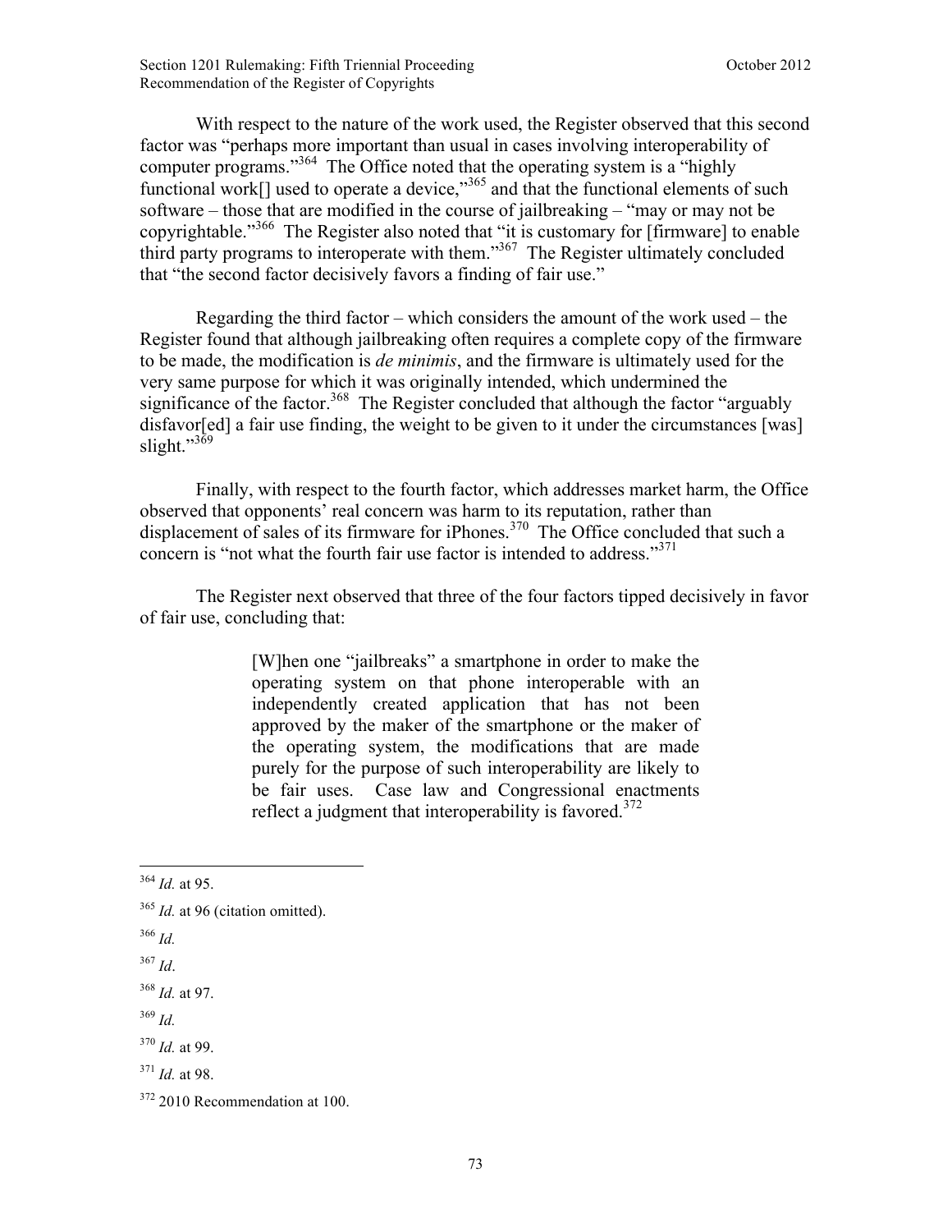With respect to the nature of the work used, the Register observed that this second factor was "perhaps more important than usual in cases involving interoperability of computer programs."[364] The Office noted that the operating system is a "highly functional work[] used to operate a device,"[365] and that the functional elements of such software – those that are modified in the course of jailbreaking – "may or may not be copyrightable."[366] The Register also noted that "it is customary for [firmware] to enable third party programs to interoperate with them."[367] The Register ultimately concluded that "the second factor decisively favors a finding of fair use."

Regarding the third factor – which considers the amount of the work used – the Register found that although jailbreaking often requires a complete copy of the firmware to be made, the modification is *de minimis*, and the firmware is ultimately used for the very same purpose for which it was originally intended, which undermined the significance of the factor.[368] The Register concluded that although the factor "arguably disfavor[ed] a fair use finding, the weight to be given to it under the circumstances [was] slight."[369]

Finally, with respect to the fourth factor, which addresses market harm, the Office observed that opponents' real concern was harm to its reputation, rather than displacement of sales of its firmware for iPhones.[370] The Office concluded that such a concern is "not what the fourth fair use factor is intended to address."[371]

The Register next observed that three of the four factors tipped decisively in favor of fair use, concluding that:

> [W]hen one "jailbreaks" a smartphone in order to make the operating system on that phone interoperable with an independently created application that has not been approved by the maker of the smartphone or the maker of the operating system, the modifications that are made purely for the purpose of such interoperability are likely to be fair uses. Case law and Congressional enactments reflect a judgment that interoperability is favored.[372]

---

[364] *Id.* at 95.

[365] *Id.* at 96 (citation omitted).

[366] *Id.*

[367] *Id*.

[368] *Id.* at 97.

[369] *Id.*

[370] *Id.* at 99.

[371] *Id.* at 98.

[372] 2010 Recommendation at 100.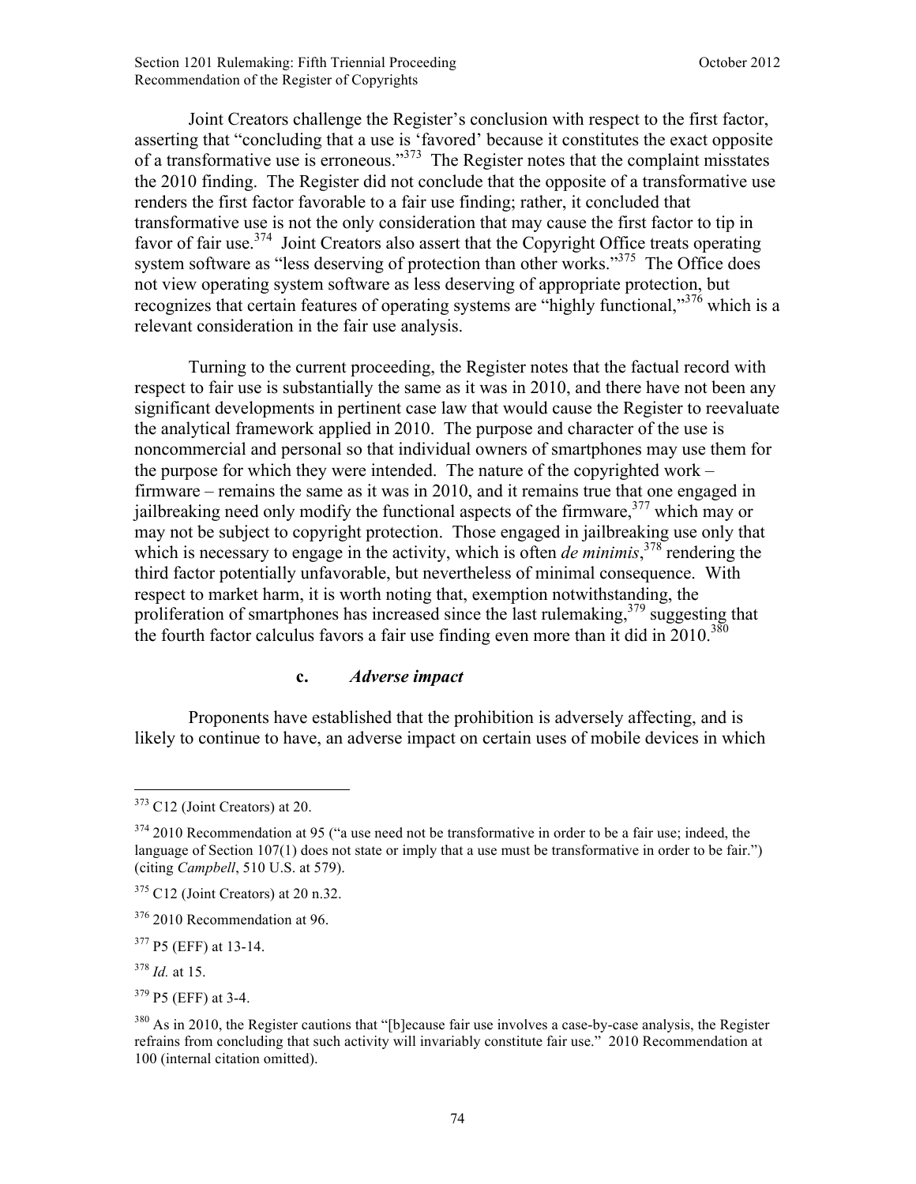Joint Creators challenge the Register's conclusion with respect to the first factor, asserting that "concluding that a use is 'favored' because it constitutes the exact opposite of a transformative use is erroneous."[373] The Register notes that the complaint misstates the 2010 finding. The Register did not conclude that the opposite of a transformative use renders the first factor favorable to a fair use finding; rather, it concluded that transformative use is not the only consideration that may cause the first factor to tip in favor of fair use.[374] Joint Creators also assert that the Copyright Office treats operating system software as "less deserving of protection than other works."[375] The Office does not view operating system software as less deserving of appropriate protection, but recognizes that certain features of operating systems are "highly functional,"[376] which is a relevant consideration in the fair use analysis.

Turning to the current proceeding, the Register notes that the factual record with respect to fair use is substantially the same as it was in 2010, and there have not been any significant developments in pertinent case law that would cause the Register to reevaluate the analytical framework applied in 2010. The purpose and character of the use is noncommercial and personal so that individual owners of smartphones may use them for the purpose for which they were intended. The nature of the copyrighted work – firmware – remains the same as it was in 2010, and it remains true that one engaged in jailbreaking need only modify the functional aspects of the firmware,[377] which may or may not be subject to copyright protection. Those engaged in jailbreaking use only that which is necessary to engage in the activity, which is often *de minimis*,[378] rendering the third factor potentially unfavorable, but nevertheless of minimal consequence. With respect to market harm, it is worth noting that, exemption notwithstanding, the proliferation of smartphones has increased since the last rulemaking,[379] suggesting that the fourth factor calculus favors a fair use finding even more than it did in 2010.[380]

#### c. *Adverse impact*

Proponents have established that the prohibition is adversely affecting, and is likely to continue to have, an adverse impact on certain uses of mobile devices in which

---

[373] C12 (Joint Creators) at 20.

[374] 2010 Recommendation at 95 ("a use need not be transformative in order to be a fair use; indeed, the language of Section 107(1) does not state or imply that a use must be transformative in order to be fair.") (citing *Campbell*, 510 U.S. at 579).

[375] C12 (Joint Creators) at 20 n.32.

[376] 2010 Recommendation at 96.

[377] P5 (EFF) at 13-14.

[378] *Id.* at 15.

[379] P5 (EFF) at 3-4.

[380] As in 2010, the Register cautions that "[b]ecause fair use involves a case-by-case analysis, the Register refrains from concluding that such activity will invariably constitute fair use." 2010 Recommendation at 100 (internal citation omitted).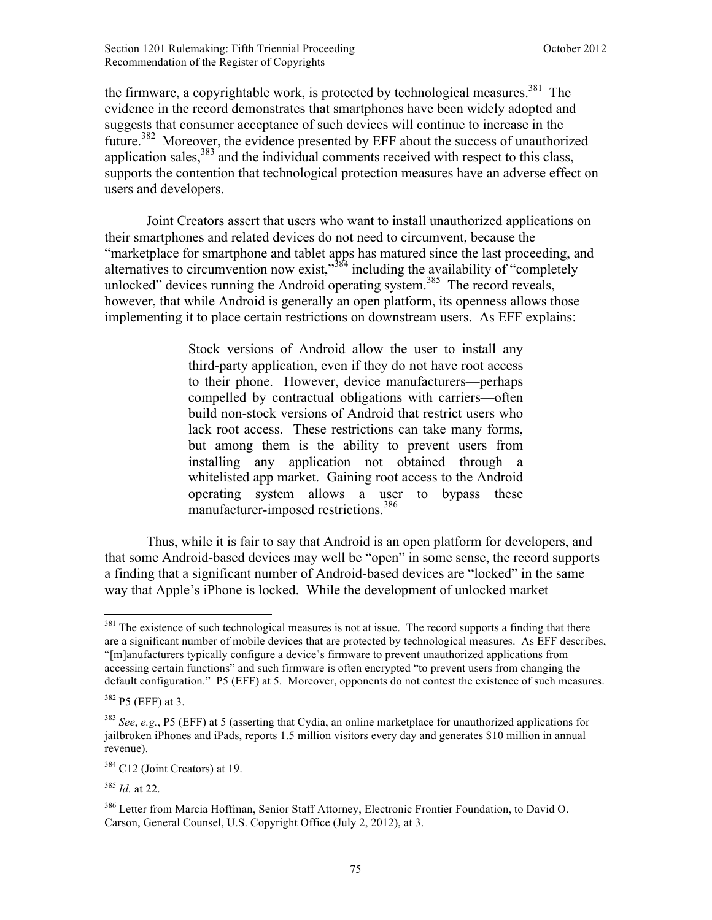the firmware, a copyrightable work, is protected by technological measures.[381] The evidence in the record demonstrates that smartphones have been widely adopted and suggests that consumer acceptance of such devices will continue to increase in the future.[382] Moreover, the evidence presented by EFF about the success of unauthorized application sales,[383] and the individual comments received with respect to this class, supports the contention that technological protection measures have an adverse effect on users and developers.

Joint Creators assert that users who want to install unauthorized applications on their smartphones and related devices do not need to circumvent, because the "marketplace for smartphone and tablet apps has matured since the last proceeding, and alternatives to circumvention now exist,"[384] including the availability of "completely unlocked" devices running the Android operating system.[385] The record reveals, however, that while Android is generally an open platform, its openness allows those implementing it to place certain restrictions on downstream users. As EFF explains:

> Stock versions of Android allow the user to install any third-party application, even if they do not have root access to their phone. However, device manufacturers—perhaps compelled by contractual obligations with carriers—often build non-stock versions of Android that restrict users who lack root access. These restrictions can take many forms, but among them is the ability to prevent users from installing any application not obtained through a whitelisted app market. Gaining root access to the Android operating system allows a user to bypass these manufacturer-imposed restrictions.[386]

Thus, while it is fair to say that Android is an open platform for developers, and that some Android-based devices may well be "open" in some sense, the record supports a finding that a significant number of Android-based devices are "locked" in the same way that Apple's iPhone is locked. While the development of unlocked market

---

[381] The existence of such technological measures is not at issue. The record supports a finding that there are a significant number of mobile devices that are protected by technological measures. As EFF describes, "[m]anufacturers typically configure a device's firmware to prevent unauthorized applications from accessing certain functions" and such firmware is often encrypted "to prevent users from changing the default configuration." P5 (EFF) at 5. Moreover, opponents do not contest the existence of such measures.

[382] P5 (EFF) at 3.

[383] *See*, *e.g.*, P5 (EFF) at 5 (asserting that Cydia, an online marketplace for unauthorized applications for jailbroken iPhones and iPads, reports 1.5 million visitors every day and generates $10 million in annual revenue).

[384] C12 (Joint Creators) at 19.

[385] *Id.* at 22.

[386] Letter from Marcia Hoffman, Senior Staff Attorney, Electronic Frontier Foundation, to David O. Carson, General Counsel, U.S. Copyright Office (July 2, 2012), at 3.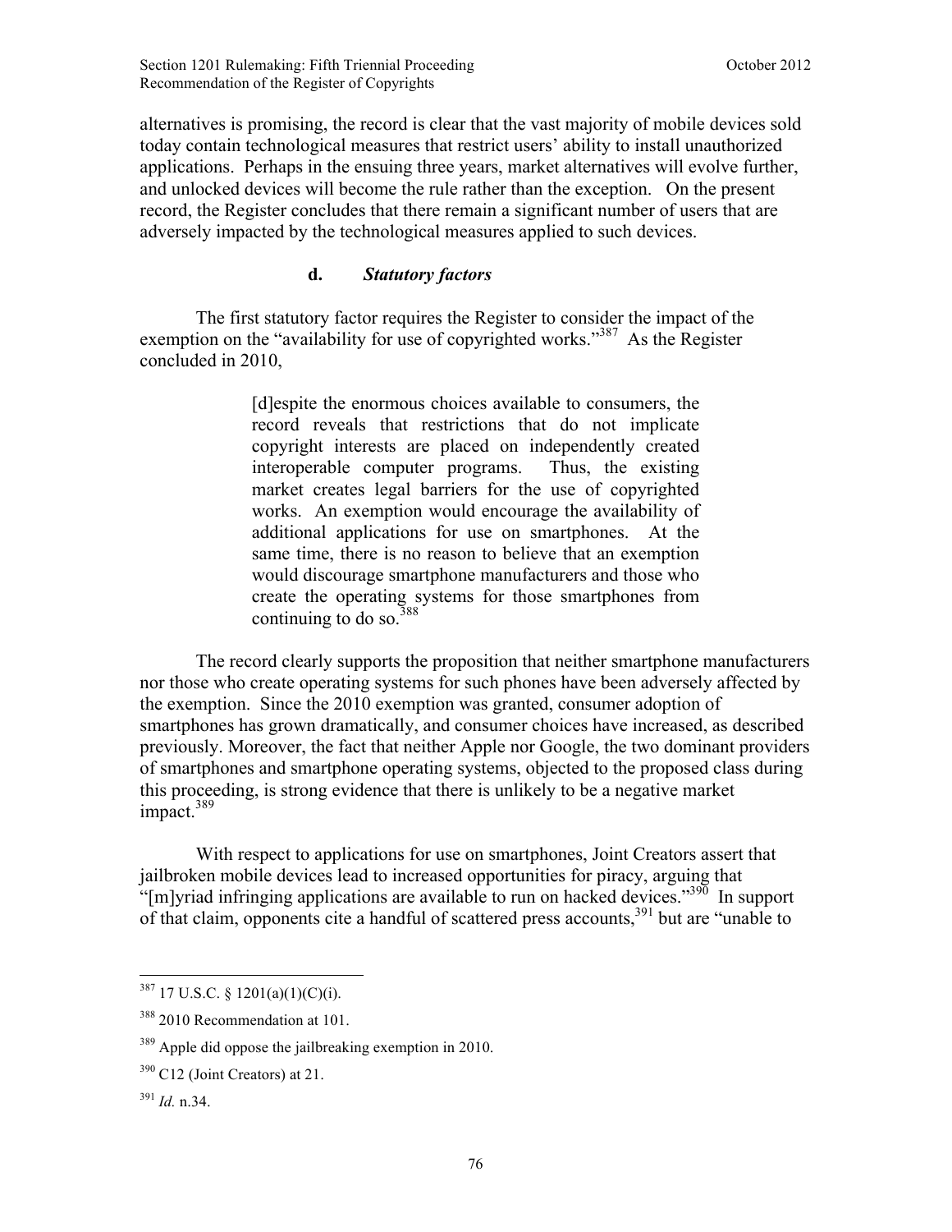alternatives is promising, the record is clear that the vast majority of mobile devices sold today contain technological measures that restrict users' ability to install unauthorized applications. Perhaps in the ensuing three years, market alternatives will evolve further, and unlocked devices will become the rule rather than the exception. On the present record, the Register concludes that there remain a significant number of users that are adversely impacted by the technological measures applied to such devices.

#### d. *Statutory factors*

The first statutory factor requires the Register to consider the impact of the exemption on the "availability for use of copyrighted works."[387] As the Register concluded in 2010,

> [d]espite the enormous choices available to consumers, the record reveals that restrictions that do not implicate copyright interests are placed on independently created interoperable computer programs. Thus, the existing market creates legal barriers for the use of copyrighted works. An exemption would encourage the availability of additional applications for use on smartphones. At the same time, there is no reason to believe that an exemption would discourage smartphone manufacturers and those who create the operating systems for those smartphones from continuing to do so.[388]

The record clearly supports the proposition that neither smartphone manufacturers nor those who create operating systems for such phones have been adversely affected by the exemption. Since the 2010 exemption was granted, consumer adoption of smartphones has grown dramatically, and consumer choices have increased, as described previously. Moreover, the fact that neither Apple nor Google, the two dominant providers of smartphones and smartphone operating systems, objected to the proposed class during this proceeding, is strong evidence that there is unlikely to be a negative market impact.[389]

With respect to applications for use on smartphones, Joint Creators assert that jailbroken mobile devices lead to increased opportunities for piracy, arguing that "[m]yriad infringing applications are available to run on hacked devices."[390] In support of that claim, opponents cite a handful of scattered press accounts,[391] but are "unable to

---

[387] 17 U.S.C. § 1201(a)(1)(C)(i).

[388] 2010 Recommendation at 101.

[389] Apple did oppose the jailbreaking exemption in 2010.

[390] C12 (Joint Creators) at 21.

[391] *Id.* n.34.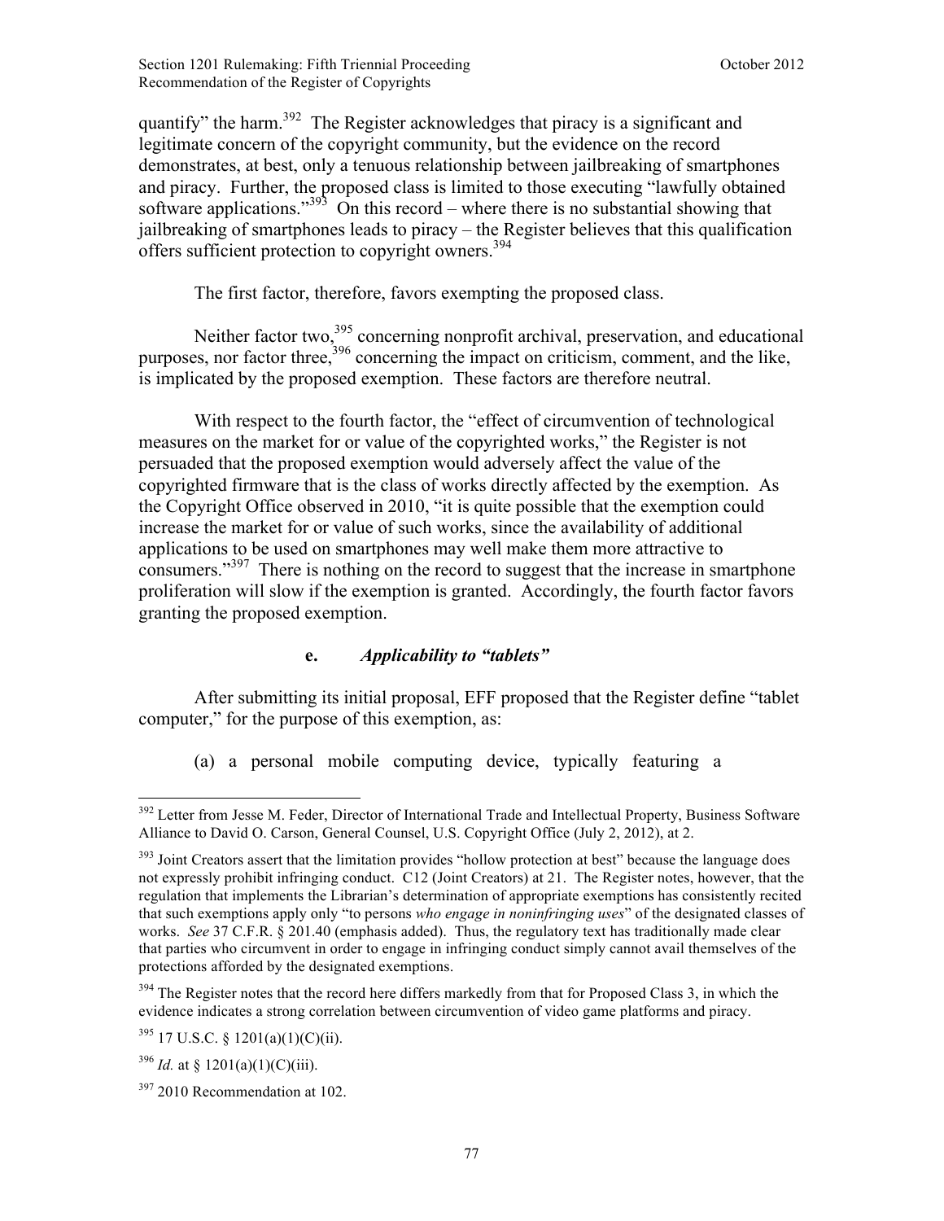quantify" the harm.[392] The Register acknowledges that piracy is a significant and legitimate concern of the copyright community, but the evidence on the record demonstrates, at best, only a tenuous relationship between jailbreaking of smartphones and piracy. Further, the proposed class is limited to those executing "lawfully obtained software applications."[393] On this record – where there is no substantial showing that jailbreaking of smartphones leads to piracy – the Register believes that this qualification offers sufficient protection to copyright owners.[394]

The first factor, therefore, favors exempting the proposed class.

Neither factor two,[395] concerning nonprofit archival, preservation, and educational purposes, nor factor three,[396] concerning the impact on criticism, comment, and the like, is implicated by the proposed exemption. These factors are therefore neutral.

With respect to the fourth factor, the "effect of circumvention of technological measures on the market for or value of the copyrighted works," the Register is not persuaded that the proposed exemption would adversely affect the value of the copyrighted firmware that is the class of works directly affected by the exemption. As the Copyright Office observed in 2010, "it is quite possible that the exemption could increase the market for or value of such works, since the availability of additional applications to be used on smartphones may well make them more attractive to consumers."[397] There is nothing on the record to suggest that the increase in smartphone proliferation will slow if the exemption is granted. Accordingly, the fourth factor favors granting the proposed exemption.

#### e. *Applicability to "tablets"*

After submitting its initial proposal, EFF proposed that the Register define "tablet computer," for the purpose of this exemption, as:

(a) a personal mobile computing device, typically featuring a

---

[392] Letter from Jesse M. Feder, Director of International Trade and Intellectual Property, Business Software Alliance to David O. Carson, General Counsel, U.S. Copyright Office (July 2, 2012), at 2.

[393] Joint Creators assert that the limitation provides "hollow protection at best" because the language does not expressly prohibit infringing conduct. C12 (Joint Creators) at 21. The Register notes, however, that the regulation that implements the Librarian's determination of appropriate exemptions has consistently recited that such exemptions apply only "to persons *who engage in noninfringing uses*" of the designated classes of works. *See* 37 C.F.R. § 201.40 (emphasis added). Thus, the regulatory text has traditionally made clear that parties who circumvent in order to engage in infringing conduct simply cannot avail themselves of the protections afforded by the designated exemptions.

[394] The Register notes that the record here differs markedly from that for Proposed Class 3, in which the evidence indicates a strong correlation between circumvention of video game platforms and piracy.

[395] 17 U.S.C. § 1201(a)(1)(C)(ii).

[396] *Id.* at § 1201(a)(1)(C)(iii).

[397] 2010 Recommendation at 102.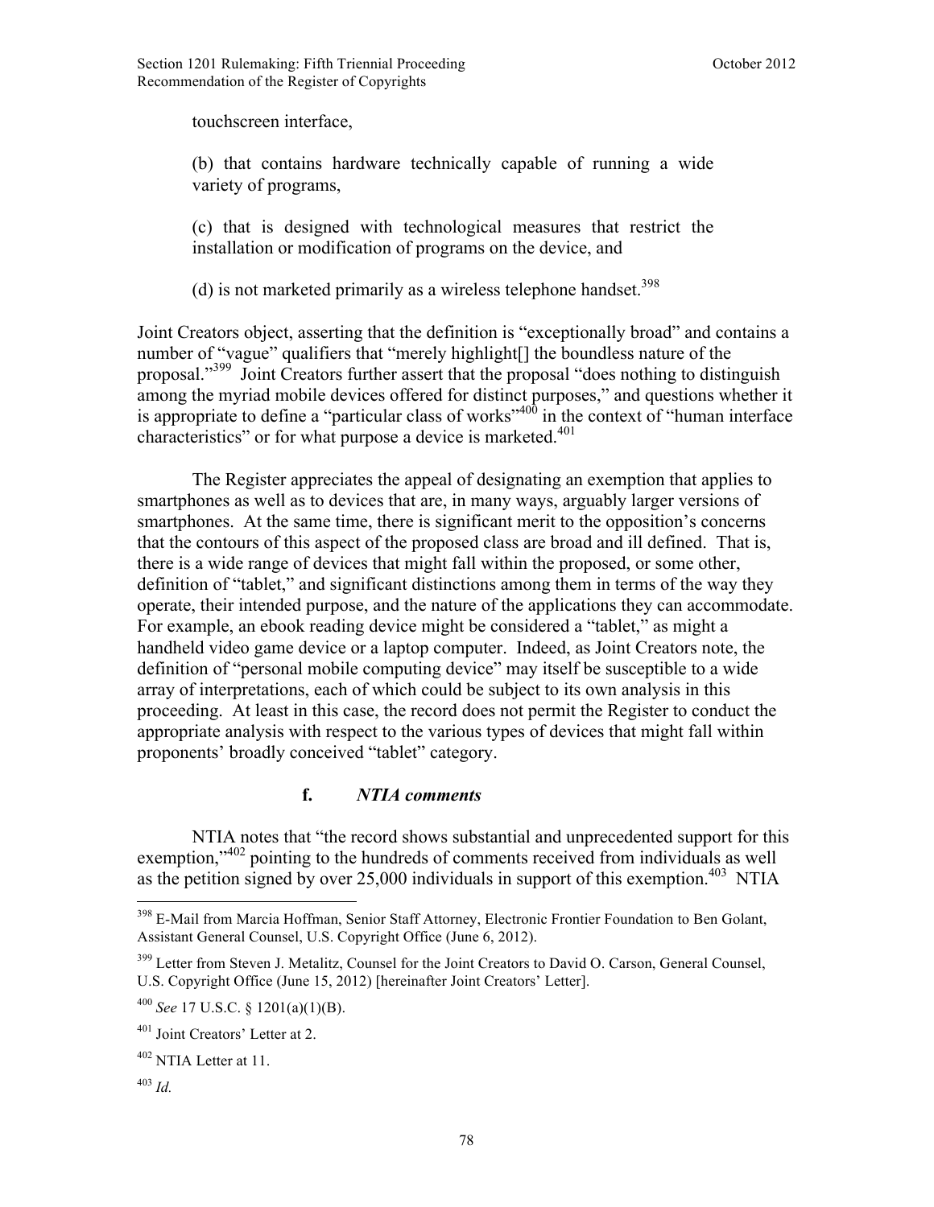touchscreen interface,

(b) that contains hardware technically capable of running a wide variety of programs,

(c) that is designed with technological measures that restrict the installation or modification of programs on the device, and

(d) is not marketed primarily as a wireless telephone handset.[398]

Joint Creators object, asserting that the definition is "exceptionally broad" and contains a number of "vague" qualifiers that "merely highlight[] the boundless nature of the proposal."[399] Joint Creators further assert that the proposal "does nothing to distinguish among the myriad mobile devices offered for distinct purposes," and questions whether it is appropriate to define a "particular class of works"[400] in the context of "human interface characteristics" or for what purpose a device is marketed.[401]

The Register appreciates the appeal of designating an exemption that applies to smartphones as well as to devices that are, in many ways, arguably larger versions of smartphones. At the same time, there is significant merit to the opposition's concerns that the contours of this aspect of the proposed class are broad and ill defined. That is, there is a wide range of devices that might fall within the proposed, or some other, definition of "tablet," and significant distinctions among them in terms of the way they operate, their intended purpose, and the nature of the applications they can accommodate. For example, an ebook reading device might be considered a "tablet," as might a handheld video game device or a laptop computer. Indeed, as Joint Creators note, the definition of "personal mobile computing device" may itself be susceptible to a wide array of interpretations, each of which could be subject to its own analysis in this proceeding. At least in this case, the record does not permit the Register to conduct the appropriate analysis with respect to the various types of devices that might fall within proponents' broadly conceived "tablet" category.

#### f. *NTIA comments*

NTIA notes that "the record shows substantial and unprecedented support for this exemption,"[402] pointing to the hundreds of comments received from individuals as well as the petition signed by over 25,000 individuals in support of this exemption.[403] NTIA

---

[398] E-Mail from Marcia Hoffman, Senior Staff Attorney, Electronic Frontier Foundation to Ben Golant, Assistant General Counsel, U.S. Copyright Office (June 6, 2012).

[399] Letter from Steven J. Metalitz, Counsel for the Joint Creators to David O. Carson, General Counsel, U.S. Copyright Office (June 15, 2012) [hereinafter Joint Creators' Letter].

[400] *See* 17 U.S.C. § 1201(a)(1)(B).

[401] Joint Creators' Letter at 2.

[402] NTIA Letter at 11.

[403] *Id.*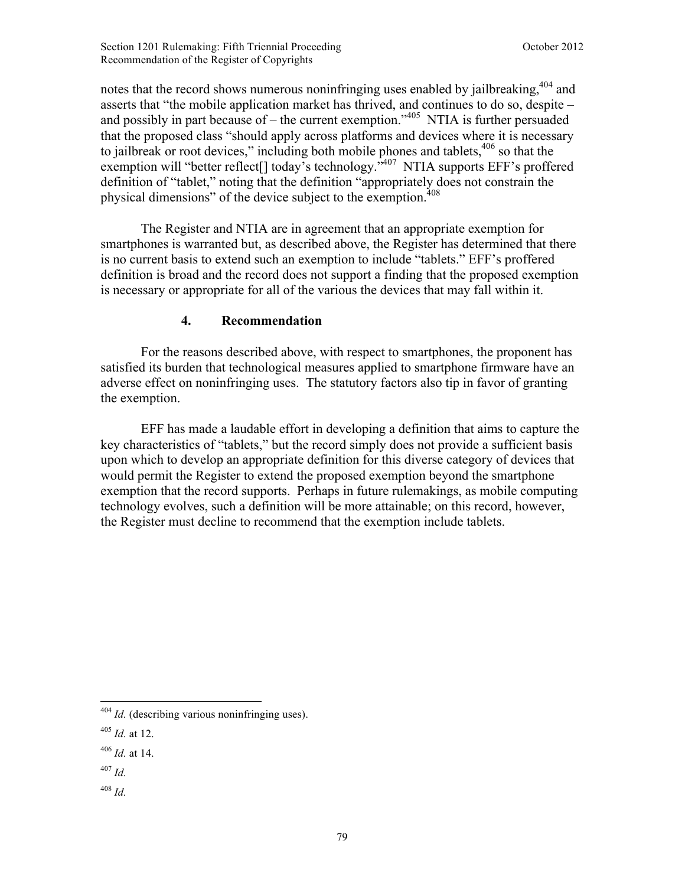notes that the record shows numerous noninfringing uses enabled by jailbreaking,[404] and asserts that "the mobile application market has thrived, and continues to do so, despite – and possibly in part because of – the current exemption."[405] NTIA is further persuaded that the proposed class "should apply across platforms and devices where it is necessary to jailbreak or root devices," including both mobile phones and tablets,[406] so that the exemption will "better reflect[] today's technology."[407] NTIA supports EFF's proffered definition of "tablet," noting that the definition "appropriately does not constrain the physical dimensions" of the device subject to the exemption.[408]

The Register and NTIA are in agreement that an appropriate exemption for smartphones is warranted but, as described above, the Register has determined that there is no current basis to extend such an exemption to include "tablets." EFF's proffered definition is broad and the record does not support a finding that the proposed exemption is necessary or appropriate for all of the various the devices that may fall within it.

#### 4. Recommendation

For the reasons described above, with respect to smartphones, the proponent has satisfied its burden that technological measures applied to smartphone firmware have an adverse effect on noninfringing uses. The statutory factors also tip in favor of granting the exemption.

EFF has made a laudable effort in developing a definition that aims to capture the key characteristics of "tablets," but the record simply does not provide a sufficient basis upon which to develop an appropriate definition for this diverse category of devices that would permit the Register to extend the proposed exemption beyond the smartphone exemption that the record supports. Perhaps in future rulemakings, as mobile computing technology evolves, such a definition will be more attainable; on this record, however, the Register must decline to recommend that the exemption include tablets.

---

[404] *Id.* (describing various noninfringing uses).

[405] *Id.* at 12.

[406] *Id.* at 14.

[407] *Id.*

[408] *Id.*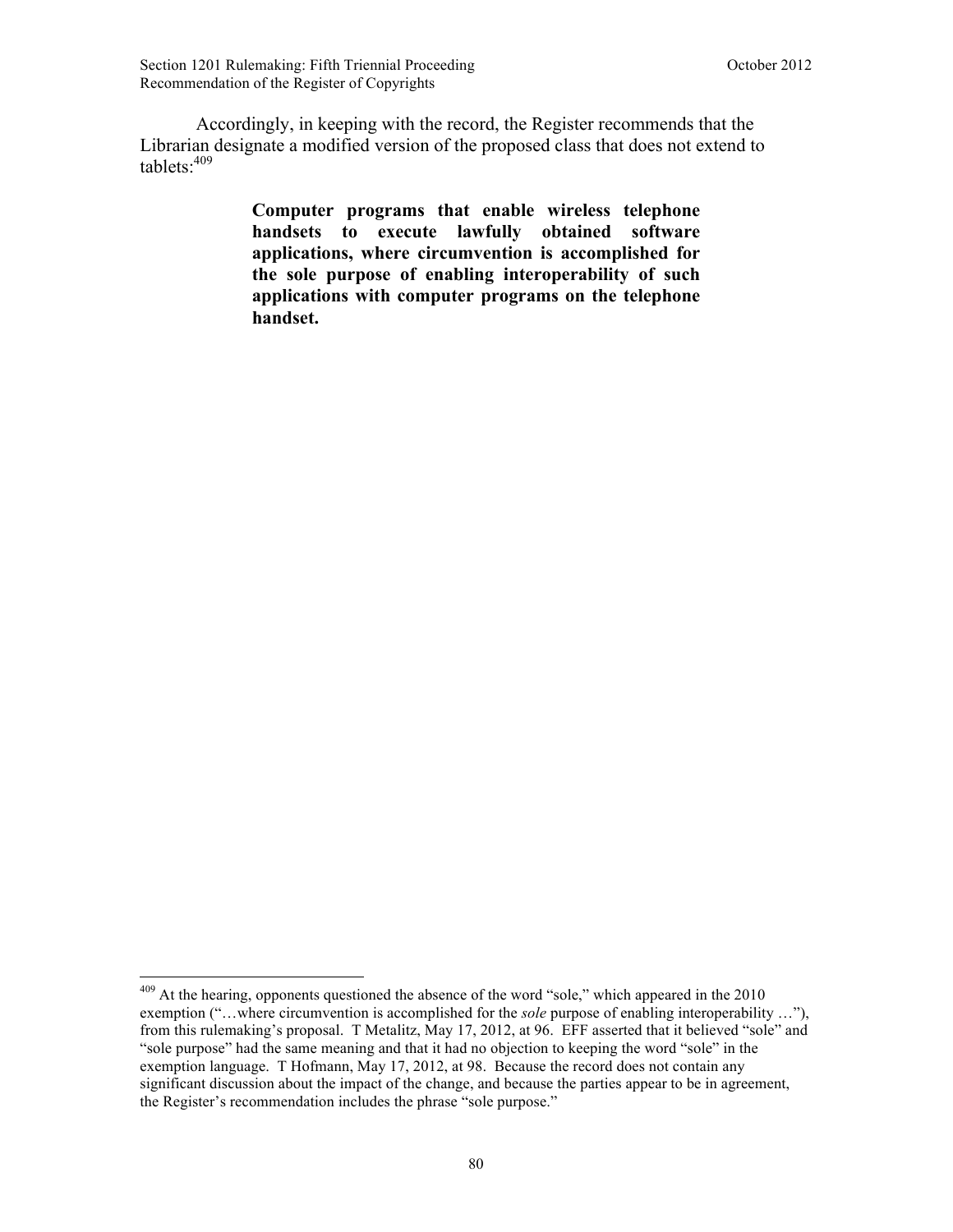Accordingly, in keeping with the record, the Register recommends that the Librarian designate a modified version of the proposed class that does not extend to tablets:[409]

> **Computer programs that enable wireless telephone handsets to execute lawfully obtained software applications, where circumvention is accomplished for the sole purpose of enabling interoperability of such applications with computer programs on the telephone handset.**

---

[409] At the hearing, opponents questioned the absence of the word "sole," which appeared in the 2010 exemption ("…where circumvention is accomplished for the *sole* purpose of enabling interoperability …"), from this rulemaking's proposal. T Metalitz, May 17, 2012, at 96. EFF asserted that it believed "sole" and "sole purpose" had the same meaning and that it had no objection to keeping the word "sole" in the exemption language. T Hofmann, May 17, 2012, at 98. Because the record does not contain any significant discussion about the impact of the change, and because the parties appear to be in agreement, the Register's recommendation includes the phrase "sole purpose."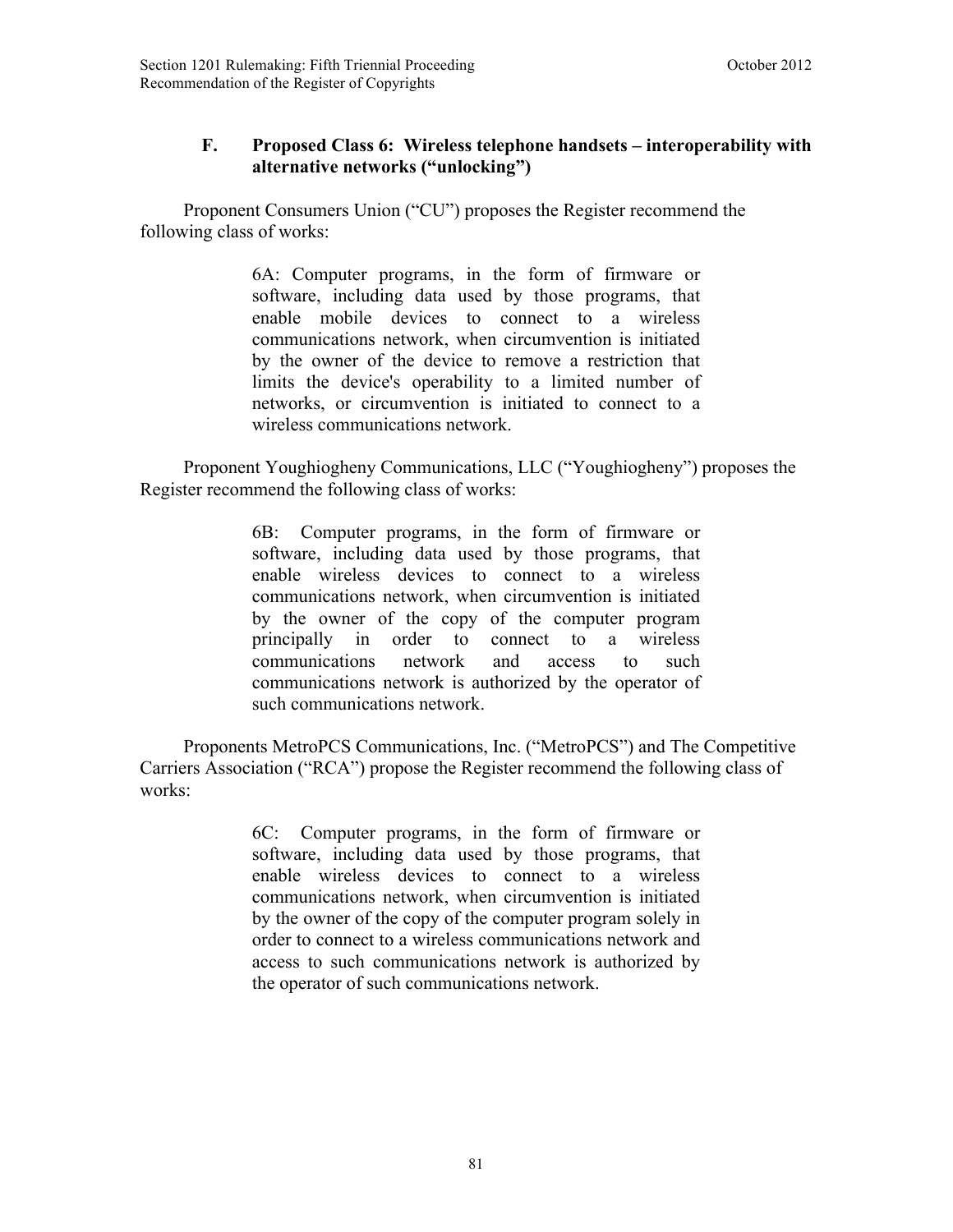### F. Proposed Class 6: Wireless telephone handsets – interoperability with alternative networks ("unlocking")

Proponent Consumers Union ("CU") proposes the Register recommend the following class of works:

> 6A: Computer programs, in the form of firmware or software, including data used by those programs, that enable mobile devices to connect to a wireless communications network, when circumvention is initiated by the owner of the device to remove a restriction that limits the device's operability to a limited number of networks, or circumvention is initiated to connect to a wireless communications network.

Proponent Youghiogheny Communications, LLC ("Youghiogheny") proposes the Register recommend the following class of works:

> 6B: Computer programs, in the form of firmware or software, including data used by those programs, that enable wireless devices to connect to a wireless communications network, when circumvention is initiated by the owner of the copy of the computer program principally in order to connect to a wireless communications network and access to such communications network is authorized by the operator of such communications network.

Proponents MetroPCS Communications, Inc. ("MetroPCS") and The Competitive Carriers Association ("RCA") propose the Register recommend the following class of works:

> 6C: Computer programs, in the form of firmware or software, including data used by those programs, that enable wireless devices to connect to a wireless communications network, when circumvention is initiated by the owner of the copy of the computer program solely in order to connect to a wireless communications network and access to such communications network is authorized by the operator of such communications network.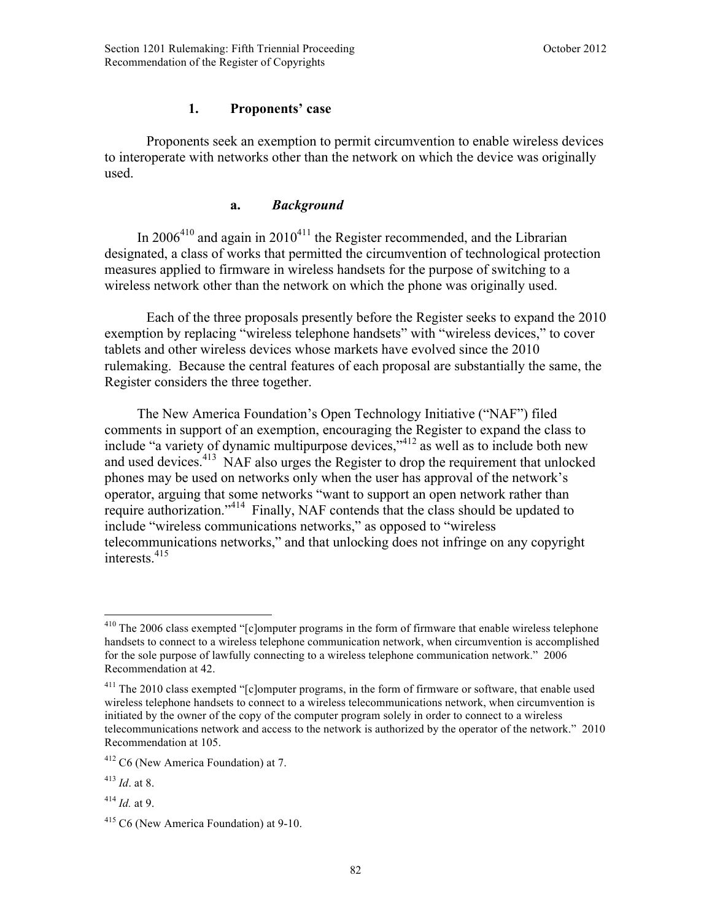### 1. Proponents' case

Proponents seek an exemption to permit circumvention to enable wireless devices to interoperate with networks other than the network on which the device was originally used.

#### a. *Background*

In 2006[410] and again in 2010[411] the Register recommended, and the Librarian designated, a class of works that permitted the circumvention of technological protection measures applied to firmware in wireless handsets for the purpose of switching to a wireless network other than the network on which the phone was originally used.

Each of the three proposals presently before the Register seeks to expand the 2010 exemption by replacing "wireless telephone handsets" with "wireless devices," to cover tablets and other wireless devices whose markets have evolved since the 2010 rulemaking. Because the central features of each proposal are substantially the same, the Register considers the three together.

The New America Foundation's Open Technology Initiative ("NAF") filed comments in support of an exemption, encouraging the Register to expand the class to include "a variety of dynamic multipurpose devices,"[412] as well as to include both new and used devices.[413] NAF also urges the Register to drop the requirement that unlocked phones may be used on networks only when the user has approval of the network's operator, arguing that some networks "want to support an open network rather than require authorization."[414] Finally, NAF contends that the class should be updated to include "wireless communications networks," as opposed to "wireless telecommunications networks," and that unlocking does not infringe on any copyright interests.[415]

---

[410] The 2006 class exempted "[c]omputer programs in the form of firmware that enable wireless telephone handsets to connect to a wireless telephone communication network, when circumvention is accomplished for the sole purpose of lawfully connecting to a wireless telephone communication network." 2006 Recommendation at 42.

[411] The 2010 class exempted "[c]omputer programs, in the form of firmware or software, that enable used wireless telephone handsets to connect to a wireless telecommunications network, when circumvention is initiated by the owner of the copy of the computer program solely in order to connect to a wireless telecommunications network and access to the network is authorized by the operator of the network." 2010 Recommendation at 105.

[412] C6 (New America Foundation) at 7.

[413] *Id*. at 8.

[414] *Id.* at 9.

[415] C6 (New America Foundation) at 9-10.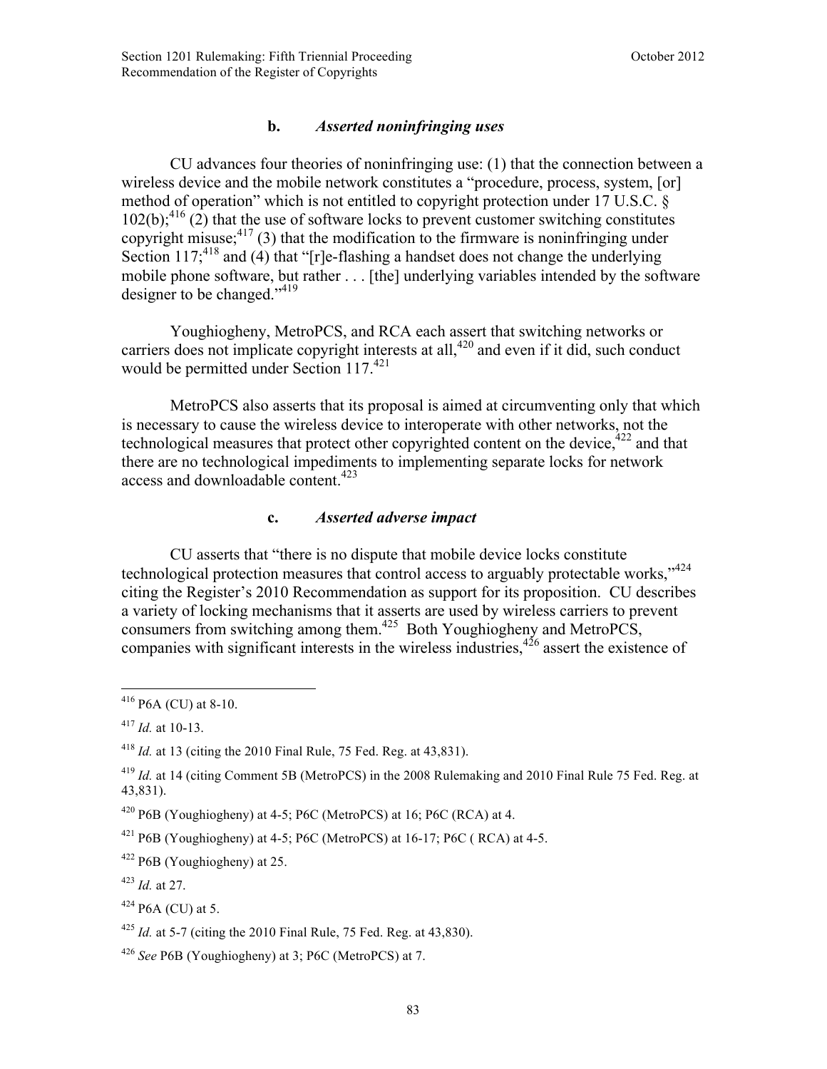#### b. *Asserted noninfringing uses*

CU advances four theories of noninfringing use: (1) that the connection between a wireless device and the mobile network constitutes a "procedure, process, system, [or] method of operation" which is not entitled to copyright protection under 17 U.S.C. § 102(b);[416] (2) that the use of software locks to prevent customer switching constitutes copyright misuse;[417] (3) that the modification to the firmware is noninfringing under Section 117;[418] and (4) that "[r]e-flashing a handset does not change the underlying mobile phone software, but rather . . . [the] underlying variables intended by the software designer to be changed."[419]

Youghiogheny, MetroPCS, and RCA each assert that switching networks or carriers does not implicate copyright interests at all,[420] and even if it did, such conduct would be permitted under Section 117.[421]

MetroPCS also asserts that its proposal is aimed at circumventing only that which is necessary to cause the wireless device to interoperate with other networks, not the technological measures that protect other copyrighted content on the device,[422] and that there are no technological impediments to implementing separate locks for network access and downloadable content.[423]

#### c. *Asserted adverse impact*

CU asserts that "there is no dispute that mobile device locks constitute technological protection measures that control access to arguably protectable works,"[424] citing the Register's 2010 Recommendation as support for its proposition. CU describes a variety of locking mechanisms that it asserts are used by wireless carriers to prevent consumers from switching among them.[425] Both Youghiogheny and MetroPCS, companies with significant interests in the wireless industries,[426] assert the existence of

---

[416] P6A (CU) at 8-10.

[417] *Id.* at 10-13.

[418] *Id.* at 13 (citing the 2010 Final Rule, 75 Fed. Reg. at 43,831).

[419] *Id.* at 14 (citing Comment 5B (MetroPCS) in the 2008 Rulemaking and 2010 Final Rule 75 Fed. Reg. at 43,831).

[420] P6B (Youghiogheny) at 4-5; P6C (MetroPCS) at 16; P6C (RCA) at 4.

[421] P6B (Youghiogheny) at 4-5; P6C (MetroPCS) at 16-17; P6C ( RCA) at 4-5.

[422] P6B (Youghiogheny) at 25.

[423] *Id.* at 27.

[424] P6A (CU) at 5.

[425] *Id.* at 5-7 (citing the 2010 Final Rule, 75 Fed. Reg. at 43,830).

[426] *See* P6B (Youghiogheny) at 3; P6C (MetroPCS) at 7.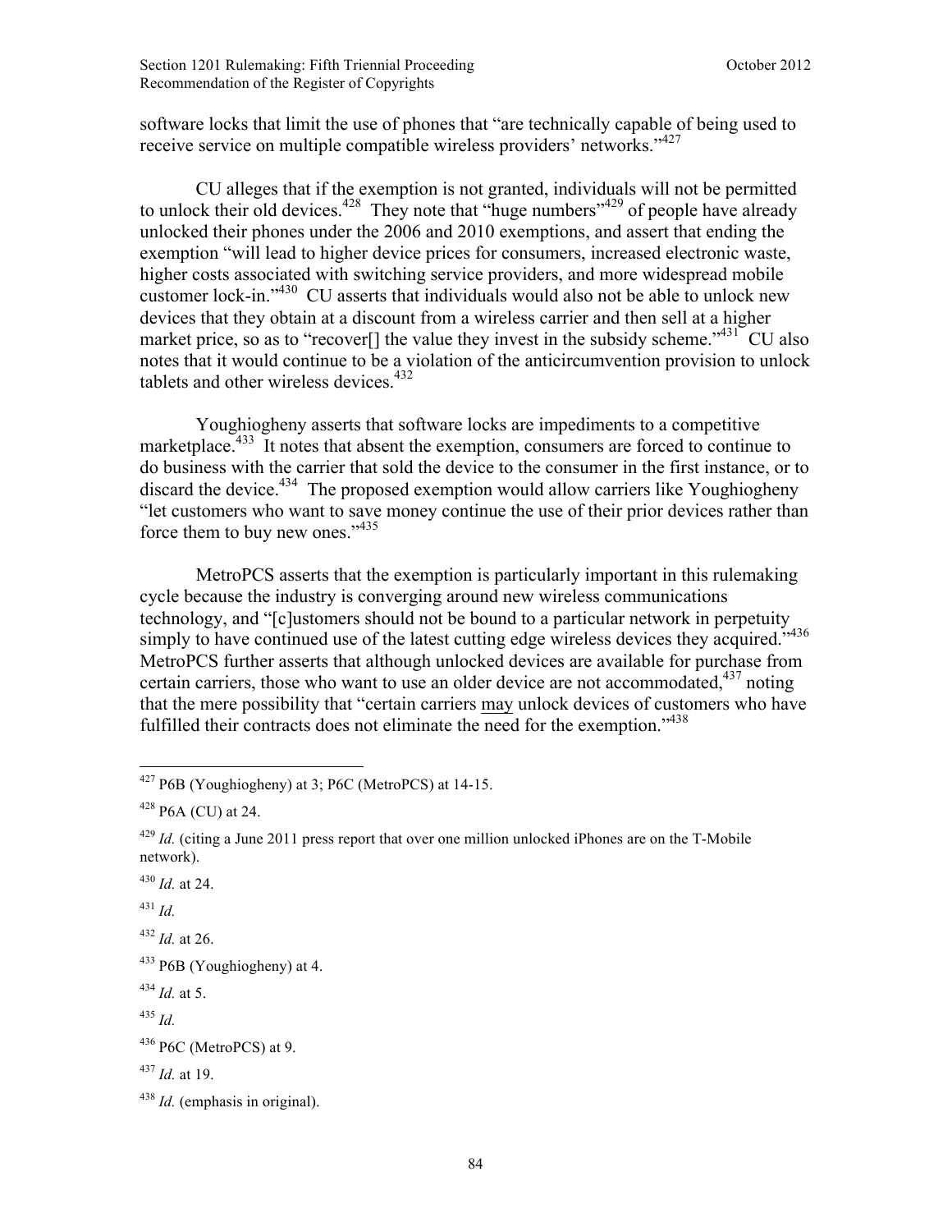software locks that limit the use of phones that "are technically capable of being used to receive service on multiple compatible wireless providers' networks."[427]

CU alleges that if the exemption is not granted, individuals will not be permitted to unlock their old devices.[428] They note that "huge numbers"[429] of people have already unlocked their phones under the 2006 and 2010 exemptions, and assert that ending the exemption "will lead to higher device prices for consumers, increased electronic waste, higher costs associated with switching service providers, and more widespread mobile customer lock-in."[430] CU asserts that individuals would also not be able to unlock new devices that they obtain at a discount from a wireless carrier and then sell at a higher market price, so as to "recover[] the value they invest in the subsidy scheme."[431] CU also notes that it would continue to be a violation of the anticircumvention provision to unlock tablets and other wireless devices.[432]

Youghiogheny asserts that software locks are impediments to a competitive marketplace.[433] It notes that absent the exemption, consumers are forced to continue to do business with the carrier that sold the device to the consumer in the first instance, or to discard the device.[434] The proposed exemption would allow carriers like Youghiogheny "let customers who want to save money continue the use of their prior devices rather than force them to buy new ones."[435]

MetroPCS asserts that the exemption is particularly important in this rulemaking cycle because the industry is converging around new wireless communications technology, and "[c]ustomers should not be bound to a particular network in perpetuity simply to have continued use of the latest cutting edge wireless devices they acquired."[436] MetroPCS further asserts that although unlocked devices are available for purchase from certain carriers, those who want to use an older device are not accommodated,[437] noting that the mere possibility that "certain carriers <u>may</u> unlock devices of customers who have fulfilled their contracts does not eliminate the need for the exemption."[438]

---

[427] P6B (Youghiogheny) at 3; P6C (MetroPCS) at 14-15.

[428] P6A (CU) at 24.

[429] *Id.* (citing a June 2011 press report that over one million unlocked iPhones are on the T-Mobile network).

[430] *Id.* at 24.

[431] *Id.*

[432] *Id.* at 26.

[433] P6B (Youghiogheny) at 4.

[434] *Id.* at 5.

[435] *Id.*

[436] P6C (MetroPCS) at 9.

[437] *Id.* at 19.

[438] *Id.* (emphasis in original).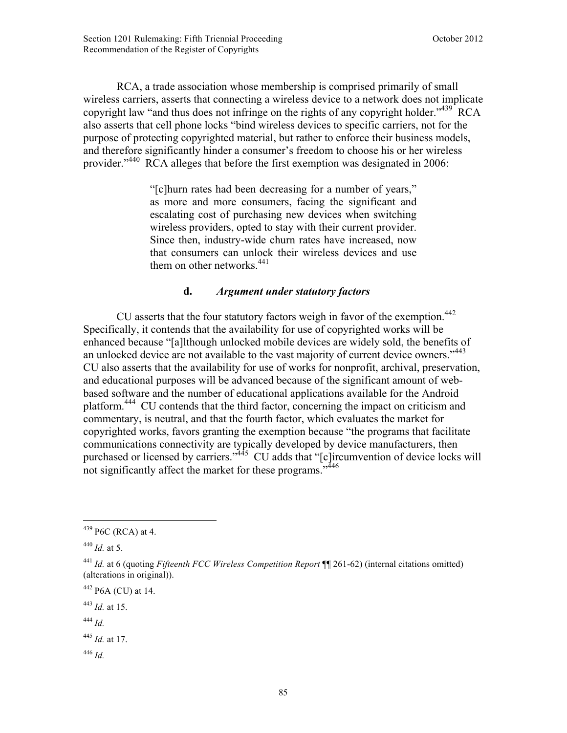RCA, a trade association whose membership is comprised primarily of small wireless carriers, asserts that connecting a wireless device to a network does not implicate copyright law "and thus does not infringe on the rights of any copyright holder."[439] RCA also asserts that cell phone locks "bind wireless devices to specific carriers, not for the purpose of protecting copyrighted material, but rather to enforce their business models, and therefore significantly hinder a consumer's freedom to choose his or her wireless provider."[440] RCA alleges that before the first exemption was designated in 2006:

> "[c]hurn rates had been decreasing for a number of years," as more and more consumers, facing the significant and escalating cost of purchasing new devices when switching wireless providers, opted to stay with their current provider. Since then, industry-wide churn rates have increased, now that consumers can unlock their wireless devices and use them on other networks.[441]

#### d. *Argument under statutory factors*

CU asserts that the four statutory factors weigh in favor of the exemption.[442] Specifically, it contends that the availability for use of copyrighted works will be enhanced because "[a]lthough unlocked mobile devices are widely sold, the benefits of an unlocked device are not available to the vast majority of current device owners."[443] CU also asserts that the availability for use of works for nonprofit, archival, preservation, and educational purposes will be advanced because of the significant amount of web-based software and the number of educational applications available for the Android platform.[444] CU contends that the third factor, concerning the impact on criticism and commentary, is neutral, and that the fourth factor, which evaluates the market for copyrighted works, favors granting the exemption because "the programs that facilitate communications connectivity are typically developed by device manufacturers, then purchased or licensed by carriers."[445] CU adds that "[c]ircumvention of device locks will not significantly affect the market for these programs."[446]

---

[439] P6C (RCA) at 4.

[440] *Id.* at 5.

[441] *Id.* at 6 (quoting *Fifteenth FCC Wireless Competition Report* ¶¶ 261-62) (internal citations omitted) (alterations in original)).

[442] P6A (CU) at 14.

[443] *Id.* at 15.

[444] *Id.*

[445] *Id.* at 17.

[446] *Id.*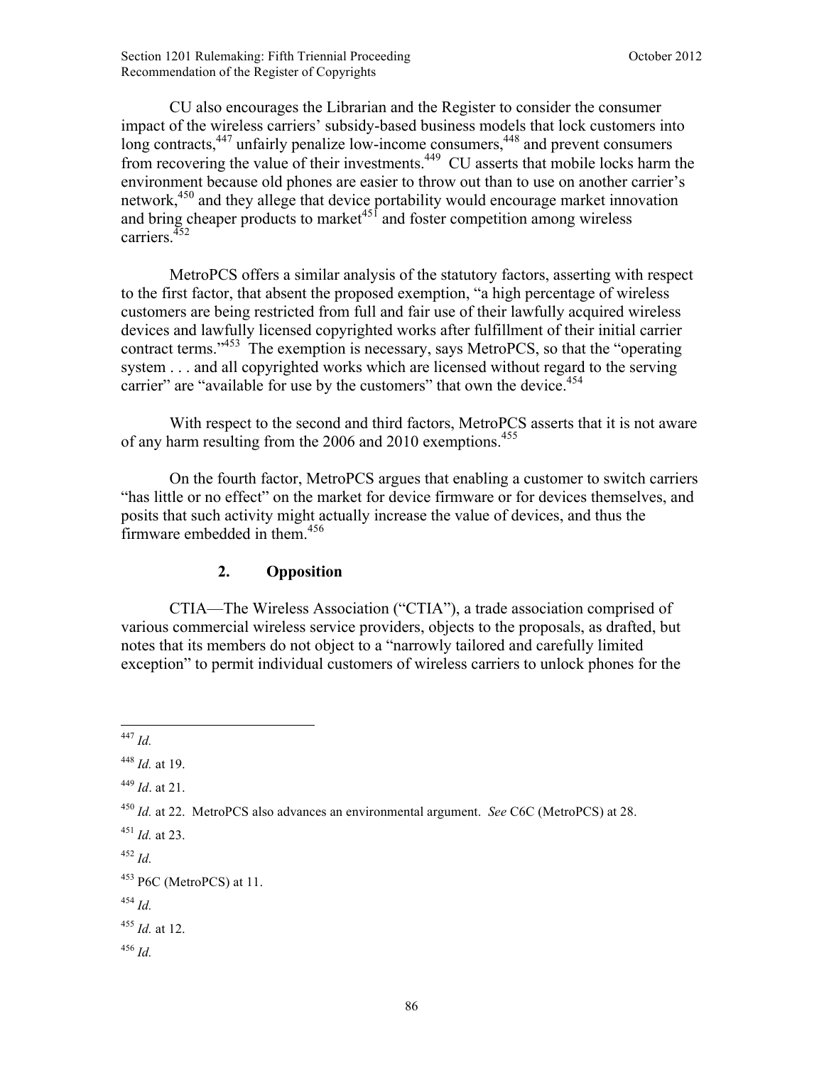CU also encourages the Librarian and the Register to consider the consumer impact of the wireless carriers' subsidy-based business models that lock customers into long contracts,[447] unfairly penalize low-income consumers,[448] and prevent consumers from recovering the value of their investments.[449] CU asserts that mobile locks harm the environment because old phones are easier to throw out than to use on another carrier's network,[450] and they allege that device portability would encourage market innovation and bring cheaper products to market[451] and foster competition among wireless carriers.[452]

MetroPCS offers a similar analysis of the statutory factors, asserting with respect to the first factor, that absent the proposed exemption, "a high percentage of wireless customers are being restricted from full and fair use of their lawfully acquired wireless devices and lawfully licensed copyrighted works after fulfillment of their initial carrier contract terms."[453] The exemption is necessary, says MetroPCS, so that the "operating system . . . and all copyrighted works which are licensed without regard to the serving carrier" are "available for use by the customers" that own the device.[454]

With respect to the second and third factors, MetroPCS asserts that it is not aware of any harm resulting from the 2006 and 2010 exemptions.[455]

On the fourth factor, MetroPCS argues that enabling a customer to switch carriers "has little or no effect" on the market for device firmware or for devices themselves, and posits that such activity might actually increase the value of devices, and thus the firmware embedded in them.[456]

### 2. Opposition

CTIA—The Wireless Association ("CTIA"), a trade association comprised of various commercial wireless service providers, objects to the proposals, as drafted, but notes that its members do not object to a "narrowly tailored and carefully limited exception" to permit individual customers of wireless carriers to unlock phones for the

---

[447] *Id.*

[448] *Id.* at 19.

[449] *Id*. at 21.

[450] *Id.* at 22. MetroPCS also advances an environmental argument. *See* C6C (MetroPCS) at 28.

[451] *Id.* at 23.

[452] *Id.*

[453] P6C (MetroPCS) at 11.

[454] *Id.*

[455] *Id.* at 12.

[456] *Id.*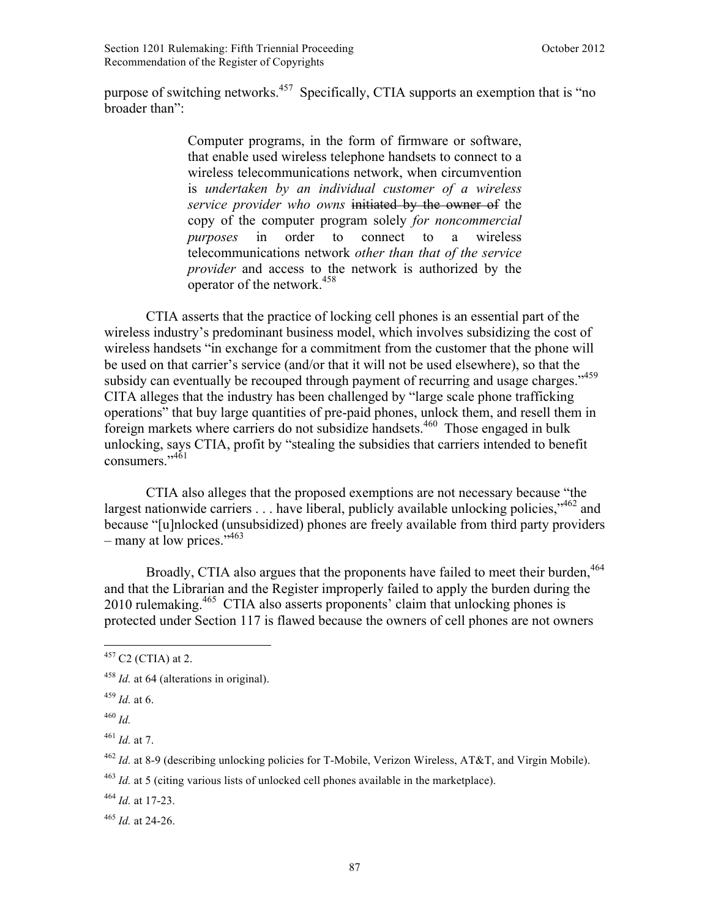purpose of switching networks.[457] Specifically, CTIA supports an exemption that is "no broader than":

> Computer programs, in the form of firmware or software, that enable used wireless telephone handsets to connect to a wireless telecommunications network, when circumvention is *undertaken by an individual customer of a wireless service provider who owns* ~~initiated by the owner of~~ the copy of the computer program solely *for noncommercial purposes* in order to connect to a wireless telecommunications network *other than that of the service provider* and access to the network is authorized by the operator of the network.[458]

CTIA asserts that the practice of locking cell phones is an essential part of the wireless industry's predominant business model, which involves subsidizing the cost of wireless handsets "in exchange for a commitment from the customer that the phone will be used on that carrier's service (and/or that it will not be used elsewhere), so that the subsidy can eventually be recouped through payment of recurring and usage charges."[459] CITA alleges that the industry has been challenged by "large scale phone trafficking operations" that buy large quantities of pre-paid phones, unlock them, and resell them in foreign markets where carriers do not subsidize handsets.[460] Those engaged in bulk unlocking, says CTIA, profit by "stealing the subsidies that carriers intended to benefit consumers."[461]

CTIA also alleges that the proposed exemptions are not necessary because "the largest nationwide carriers . . . have liberal, publicly available unlocking policies,"[462] and because "[u]nlocked (unsubsidized) phones are freely available from third party providers – many at low prices."[463]

Broadly, CTIA also argues that the proponents have failed to meet their burden,[464] and that the Librarian and the Register improperly failed to apply the burden during the 2010 rulemaking.[465] CTIA also asserts proponents' claim that unlocking phones is protected under Section 117 is flawed because the owners of cell phones are not owners

---

[457] C2 (CTIA) at 2.

[458] *Id.* at 64 (alterations in original).

[459] *Id.* at 6.

[460] *Id.*

[461] *Id.* at 7.

[462] *Id.* at 8-9 (describing unlocking policies for T-Mobile, Verizon Wireless, AT&T, and Virgin Mobile).

[463] *Id.* at 5 (citing various lists of unlocked cell phones available in the marketplace).

[464] *Id.* at 17-23.

[465] *Id.* at 24-26.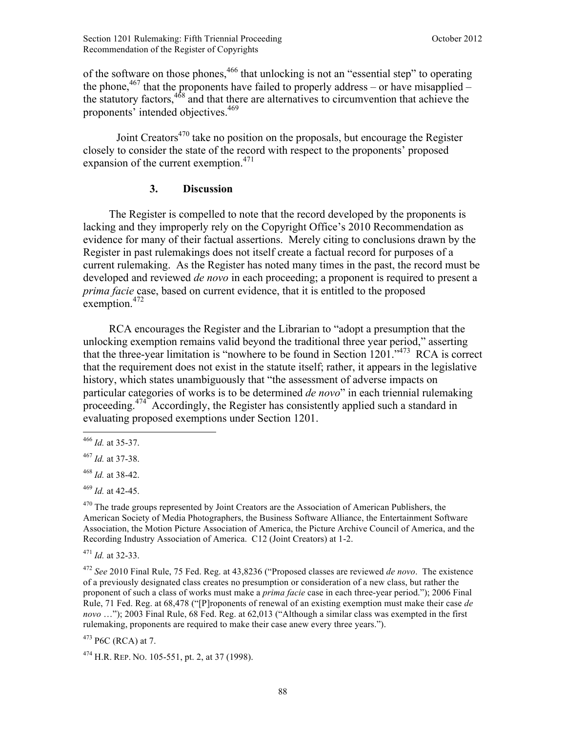of the software on those phones,[466] that unlocking is not an "essential step" to operating the phone,[467] that the proponents have failed to properly address – or have misapplied – the statutory factors,[468] and that there are alternatives to circumvention that achieve the proponents' intended objectives.[469]

Joint Creators[470] take no position on the proposals, but encourage the Register closely to consider the state of the record with respect to the proponents' proposed expansion of the current exemption.[471]

### 3. Discussion

The Register is compelled to note that the record developed by the proponents is lacking and they improperly rely on the Copyright Office's 2010 Recommendation as evidence for many of their factual assertions. Merely citing to conclusions drawn by the Register in past rulemakings does not itself create a factual record for purposes of a current rulemaking. As the Register has noted many times in the past, the record must be developed and reviewed *de novo* in each proceeding; a proponent is required to present a *prima facie* case, based on current evidence, that it is entitled to the proposed exemption.[472]

RCA encourages the Register and the Librarian to "adopt a presumption that the unlocking exemption remains valid beyond the traditional three year period," asserting that the three-year limitation is "nowhere to be found in Section 1201."[473] RCA is correct that the requirement does not exist in the statute itself; rather, it appears in the legislative history, which states unambiguously that "the assessment of adverse impacts on particular categories of works is to be determined *de novo*" in each triennial rulemaking proceeding.[474] Accordingly, the Register has consistently applied such a standard in evaluating proposed exemptions under Section 1201.

---

[466] *Id.* at 35-37.

[467] *Id.* at 37-38.

[468] *Id.* at 38-42.

[469] *Id.* at 42-45.

[470] The trade groups represented by Joint Creators are the Association of American Publishers, the American Society of Media Photographers, the Business Software Alliance, the Entertainment Software Association, the Motion Picture Association of America, the Picture Archive Council of America, and the Recording Industry Association of America. C12 (Joint Creators) at 1-2.

[471] *Id.* at 32-33.

[472] *See* 2010 Final Rule, 75 Fed. Reg. at 43,8236 ("Proposed classes are reviewed *de novo*. The existence of a previously designated class creates no presumption or consideration of a new class, but rather the proponent of such a class of works must make a *prima facie* case in each three-year period."); 2006 Final Rule, 71 Fed. Reg. at 68,478 ("[P]roponents of renewal of an existing exemption must make their case *de novo* …"); 2003 Final Rule, 68 Fed. Reg. at 62,013 ("Although a similar class was exempted in the first rulemaking, proponents are required to make their case anew every three years.").

[473] P6C (RCA) at 7.

[474] H.R. REP. NO. 105-551, pt. 2, at 37 (1998).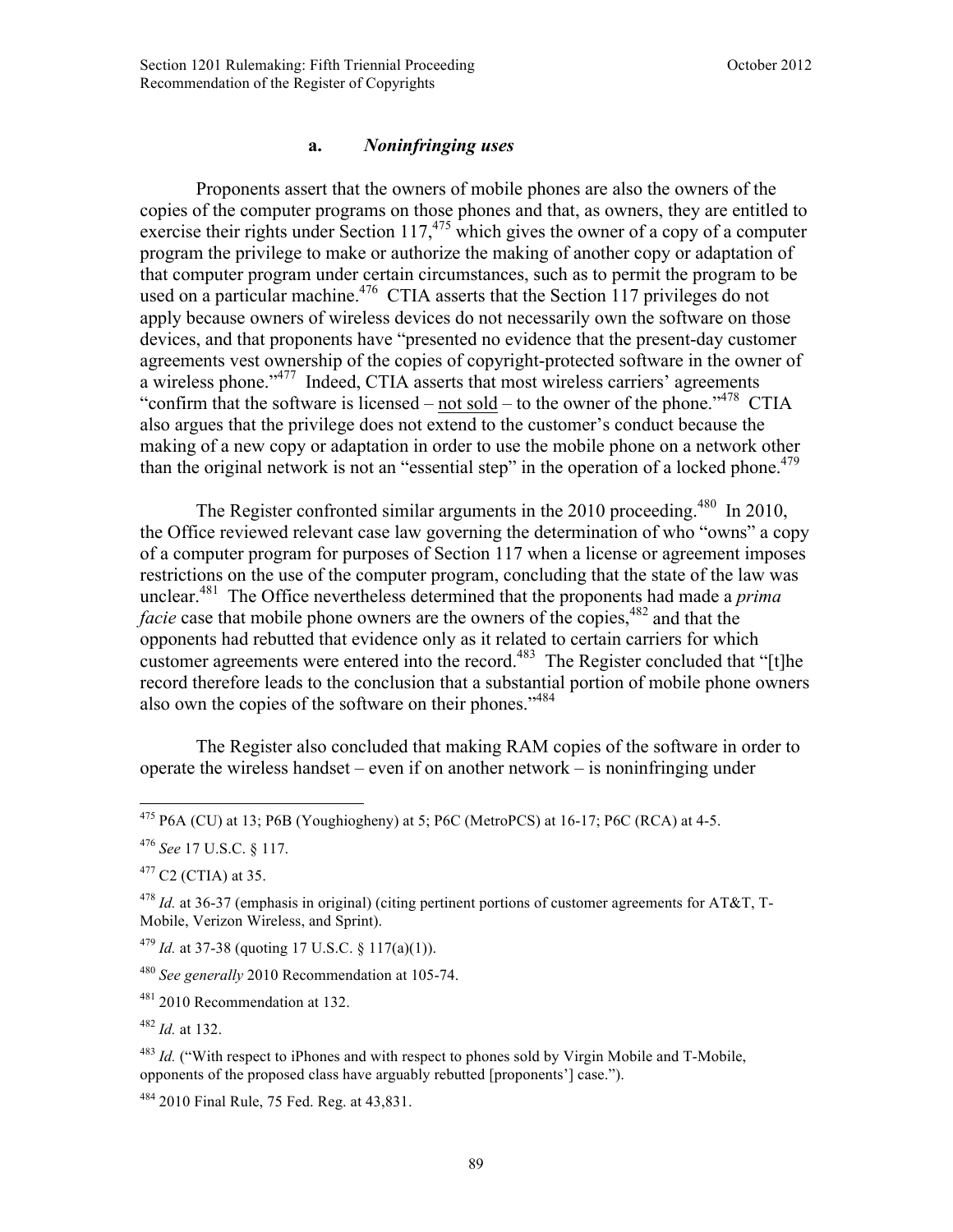### a. *Noninfringing uses*

Proponents assert that the owners of mobile phones are also the owners of the copies of the computer programs on those phones and that, as owners, they are entitled to exercise their rights under Section 117,[475] which gives the owner of a copy of a computer program the privilege to make or authorize the making of another copy or adaptation of that computer program under certain circumstances, such as to permit the program to be used on a particular machine.[476] CTIA asserts that the Section 117 privileges do not apply because owners of wireless devices do not necessarily own the software on those devices, and that proponents have "presented no evidence that the present-day customer agreements vest ownership of the copies of copyright-protected software in the owner of a wireless phone."[477] Indeed, CTIA asserts that most wireless carriers' agreements "confirm that the software is licensed – not sold – to the owner of the phone."[478] CTIA also argues that the privilege does not extend to the customer's conduct because the making of a new copy or adaptation in order to use the mobile phone on a network other than the original network is not an "essential step" in the operation of a locked phone.[479]

The Register confronted similar arguments in the 2010 proceeding.[480] In 2010, the Office reviewed relevant case law governing the determination of who "owns" a copy of a computer program for purposes of Section 117 when a license or agreement imposes restrictions on the use of the computer program, concluding that the state of the law was unclear.[481] The Office nevertheless determined that the proponents had made a *prima facie* case that mobile phone owners are the owners of the copies,[482] and that the opponents had rebutted that evidence only as it related to certain carriers for which customer agreements were entered into the record.[483] The Register concluded that "[t]he record therefore leads to the conclusion that a substantial portion of mobile phone owners also own the copies of the software on their phones."[484]

The Register also concluded that making RAM copies of the software in order to operate the wireless handset – even if on another network – is noninfringing under

---

[475] P6A (CU) at 13; P6B (Youghiogheny) at 5; P6C (MetroPCS) at 16-17; P6C (RCA) at 4-5.

[476] *See* 17 U.S.C. § 117.

[477] C2 (CTIA) at 35.

[478] *Id.* at 36-37 (emphasis in original) (citing pertinent portions of customer agreements for AT&T, T-Mobile, Verizon Wireless, and Sprint).

[479] *Id.* at 37-38 (quoting 17 U.S.C. § 117(a)(1)).

[480] *See generally* 2010 Recommendation at 105-74.

[481] 2010 Recommendation at 132.

[482] *Id.* at 132.

[483] *Id.* ("With respect to iPhones and with respect to phones sold by Virgin Mobile and T-Mobile, opponents of the proposed class have arguably rebutted [proponents'] case.").

[484] 2010 Final Rule, 75 Fed. Reg. at 43,831.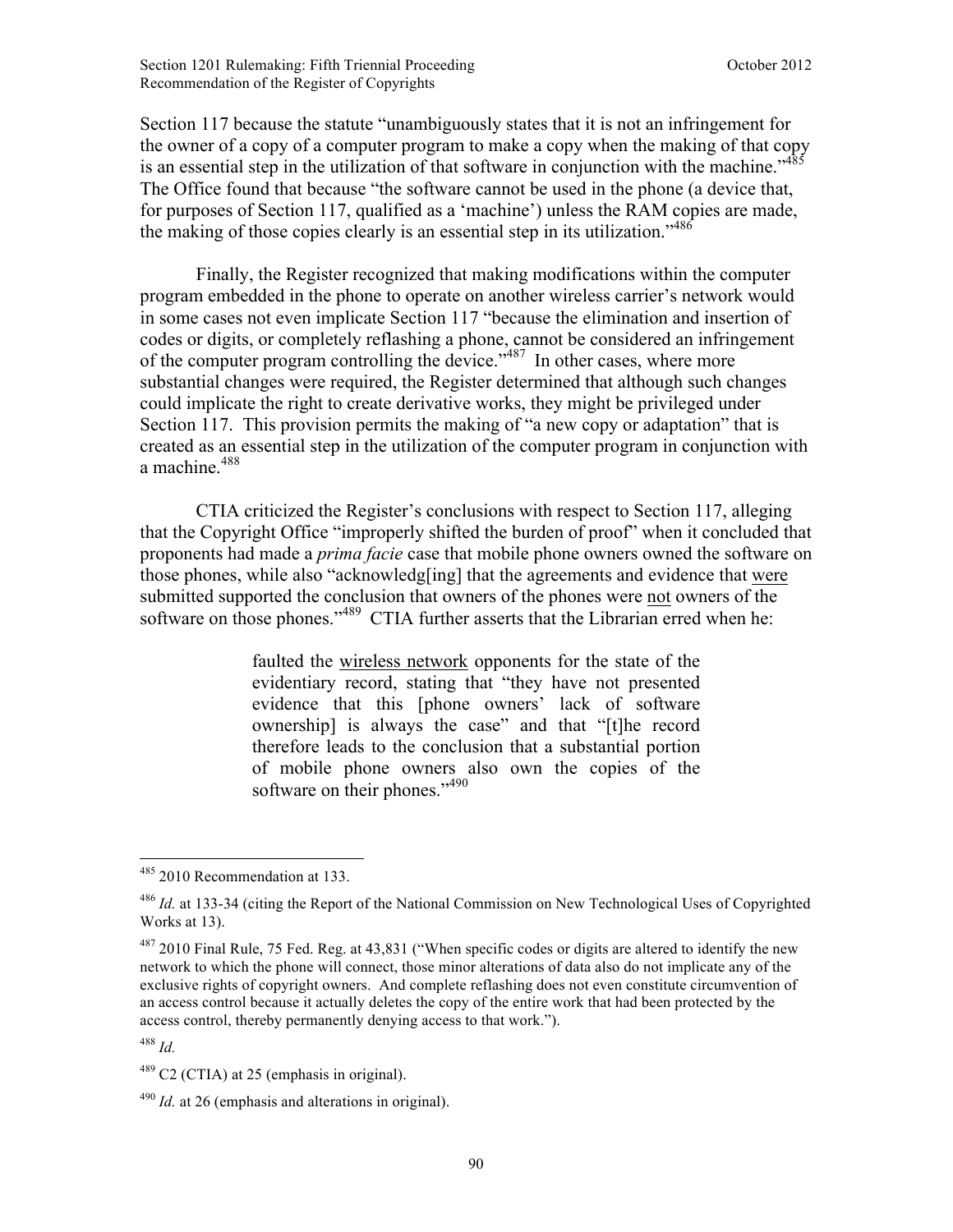Section 117 because the statute "unambiguously states that it is not an infringement for the owner of a copy of a computer program to make a copy when the making of that copy is an essential step in the utilization of that software in conjunction with the machine."[485] The Office found that because "the software cannot be used in the phone (a device that, for purposes of Section 117, qualified as a 'machine') unless the RAM copies are made, the making of those copies clearly is an essential step in its utilization."[486]

Finally, the Register recognized that making modifications within the computer program embedded in the phone to operate on another wireless carrier's network would in some cases not even implicate Section 117 "because the elimination and insertion of codes or digits, or completely reflashing a phone, cannot be considered an infringement of the computer program controlling the device."[487] In other cases, where more substantial changes were required, the Register determined that although such changes could implicate the right to create derivative works, they might be privileged under Section 117. This provision permits the making of "a new copy or adaptation" that is created as an essential step in the utilization of the computer program in conjunction with a machine.[488]

CTIA criticized the Register's conclusions with respect to Section 117, alleging that the Copyright Office "improperly shifted the burden of proof" when it concluded that proponents had made a *prima facie* case that mobile phone owners owned the software on those phones, while also "acknowledg[ing] that the agreements and evidence that <u>were</u> submitted supported the conclusion that owners of the phones were <u>not</u> owners of the software on those phones."[489] CTIA further asserts that the Librarian erred when he:

> faulted the <u>wireless network</u> opponents for the state of the evidentiary record, stating that "they have not presented evidence that this [phone owners' lack of software ownership] is always the case" and that "[t]he record therefore leads to the conclusion that a substantial portion of mobile phone owners also own the copies of the software on their phones."[490]

---

[485] 2010 Recommendation at 133.

[486] *Id.* at 133-34 (citing the Report of the National Commission on New Technological Uses of Copyrighted Works at 13).

[487] 2010 Final Rule, 75 Fed. Reg. at 43,831 ("When specific codes or digits are altered to identify the new network to which the phone will connect, those minor alterations of data also do not implicate any of the exclusive rights of copyright owners. And complete reflashing does not even constitute circumvention of an access control because it actually deletes the copy of the entire work that had been protected by the access control, thereby permanently denying access to that work.").

[488] *Id.*

[489] C2 (CTIA) at 25 (emphasis in original).

[490] *Id.* at 26 (emphasis and alterations in original).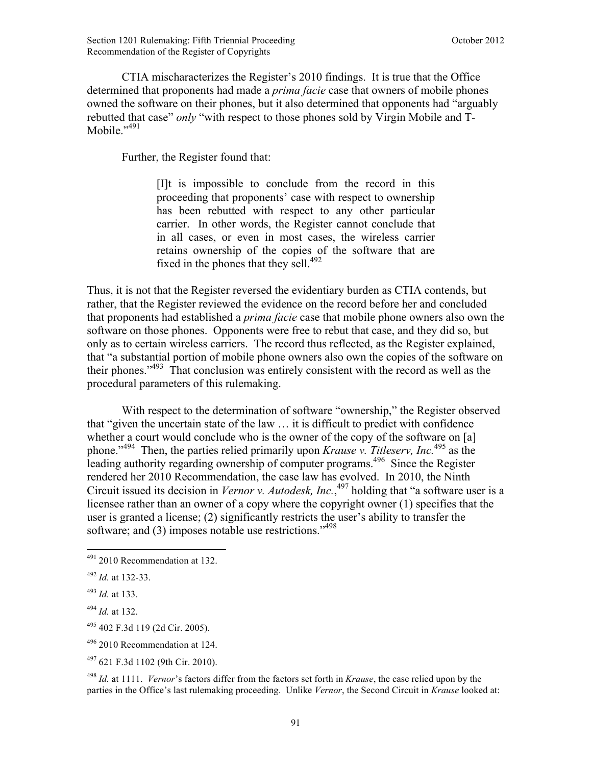CTIA mischaracterizes the Register's 2010 findings. It is true that the Office determined that proponents had made a *prima facie* case that owners of mobile phones owned the software on their phones, but it also determined that opponents had "arguably rebutted that case" *only* "with respect to those phones sold by Virgin Mobile and T-Mobile."[491]

Further, the Register found that:

> [I]t is impossible to conclude from the record in this proceeding that proponents' case with respect to ownership has been rebutted with respect to any other particular carrier. In other words, the Register cannot conclude that in all cases, or even in most cases, the wireless carrier retains ownership of the copies of the software that are fixed in the phones that they sell.[492]

Thus, it is not that the Register reversed the evidentiary burden as CTIA contends, but rather, that the Register reviewed the evidence on the record before her and concluded that proponents had established a *prima facie* case that mobile phone owners also own the software on those phones. Opponents were free to rebut that case, and they did so, but only as to certain wireless carriers. The record thus reflected, as the Register explained, that "a substantial portion of mobile phone owners also own the copies of the software on their phones."[493] That conclusion was entirely consistent with the record as well as the procedural parameters of this rulemaking.

With respect to the determination of software "ownership," the Register observed that "given the uncertain state of the law … it is difficult to predict with confidence whether a court would conclude who is the owner of the copy of the software on [a] phone."[494] Then, the parties relied primarily upon *Krause v. Titleserv, Inc.*[495] as the leading authority regarding ownership of computer programs.[496] Since the Register rendered her 2010 Recommendation, the case law has evolved. In 2010, the Ninth Circuit issued its decision in *Vernor v. Autodesk, Inc.*,[497] holding that "a software user is a licensee rather than an owner of a copy where the copyright owner (1) specifies that the user is granted a license; (2) significantly restricts the user's ability to transfer the software; and (3) imposes notable use restrictions."[498]

---

[491] 2010 Recommendation at 132.

[492] *Id.* at 132-33.

[493] *Id.* at 133.

[494] *Id.* at 132.

[495] 402 F.3d 119 (2d Cir. 2005).

[496] 2010 Recommendation at 124.

[497] 621 F.3d 1102 (9th Cir. 2010).

[498] *Id.* at 1111. *Vernor*'s factors differ from the factors set forth in *Krause*, the case relied upon by the parties in the Office's last rulemaking proceeding. Unlike *Vernor*, the Second Circuit in *Krause* looked at: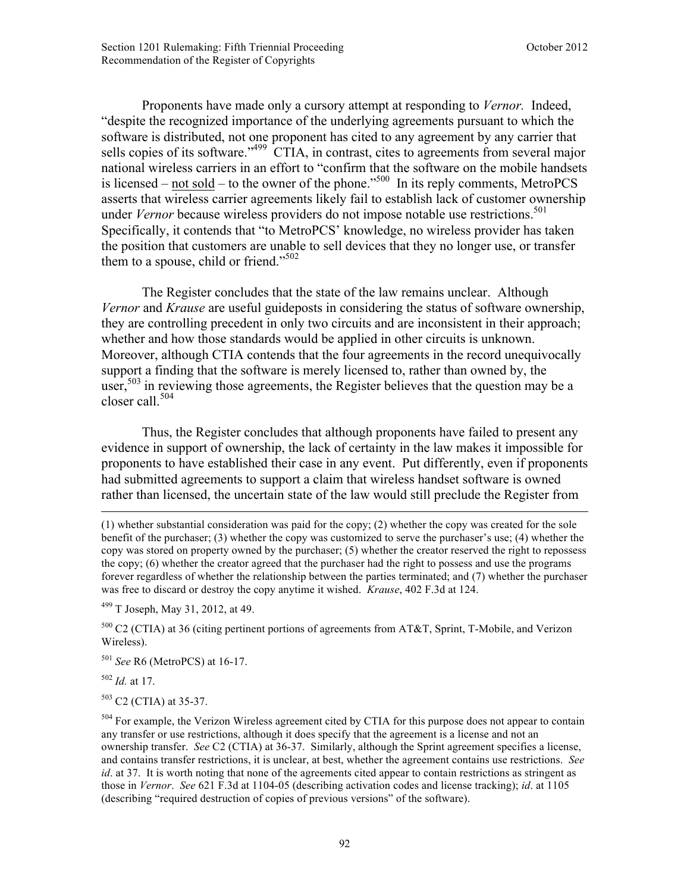Proponents have made only a cursory attempt at responding to *Vernor.* Indeed, "despite the recognized importance of the underlying agreements pursuant to which the software is distributed, not one proponent has cited to any agreement by any carrier that sells copies of its software."[499] CTIA, in contrast, cites to agreements from several major national wireless carriers in an effort to "confirm that the software on the mobile handsets is licensed – not sold – to the owner of the phone."[500] In its reply comments, MetroPCS asserts that wireless carrier agreements likely fail to establish lack of customer ownership under *Vernor* because wireless providers do not impose notable use restrictions.[501] Specifically, it contends that "to MetroPCS' knowledge, no wireless provider has taken the position that customers are unable to sell devices that they no longer use, or transfer them to a spouse, child or friend."[502]

The Register concludes that the state of the law remains unclear. Although *Vernor* and *Krause* are useful guideposts in considering the status of software ownership, they are controlling precedent in only two circuits and are inconsistent in their approach; whether and how those standards would be applied in other circuits is unknown. Moreover, although CTIA contends that the four agreements in the record unequivocally support a finding that the software is merely licensed to, rather than owned by, the user,[503] in reviewing those agreements, the Register believes that the question may be a closer call.[504]

Thus, the Register concludes that although proponents have failed to present any evidence in support of ownership, the lack of certainty in the law makes it impossible for proponents to have established their case in any event. Put differently, even if proponents had submitted agreements to support a claim that wireless handset software is owned rather than licensed, the uncertain state of the law would still preclude the Register from

---

(1) whether substantial consideration was paid for the copy; (2) whether the copy was created for the sole benefit of the purchaser; (3) whether the copy was customized to serve the purchaser's use; (4) whether the copy was stored on property owned by the purchaser; (5) whether the creator reserved the right to repossess the copy; (6) whether the creator agreed that the purchaser had the right to possess and use the programs forever regardless of whether the relationship between the parties terminated; and (7) whether the purchaser was free to discard or destroy the copy anytime it wished. *Krause*, 402 F.3d at 124.

[499] T Joseph, May 31, 2012, at 49.

[500] C2 (CTIA) at 36 (citing pertinent portions of agreements from AT&T, Sprint, T-Mobile, and Verizon Wireless).

[501] *See* R6 (MetroPCS) at 16-17.

[502] *Id.* at 17.

[503] C2 (CTIA) at 35-37.

[504] For example, the Verizon Wireless agreement cited by CTIA for this purpose does not appear to contain any transfer or use restrictions, although it does specify that the agreement is a license and not an ownership transfer. *See* C2 (CTIA) at 36-37. Similarly, although the Sprint agreement specifies a license, and contains transfer restrictions, it is unclear, at best, whether the agreement contains use restrictions. *See id*. at 37. It is worth noting that none of the agreements cited appear to contain restrictions as stringent as those in *Vernor*. *See* 621 F.3d at 1104-05 (describing activation codes and license tracking); *id*. at 1105 (describing "required destruction of copies of previous versions" of the software).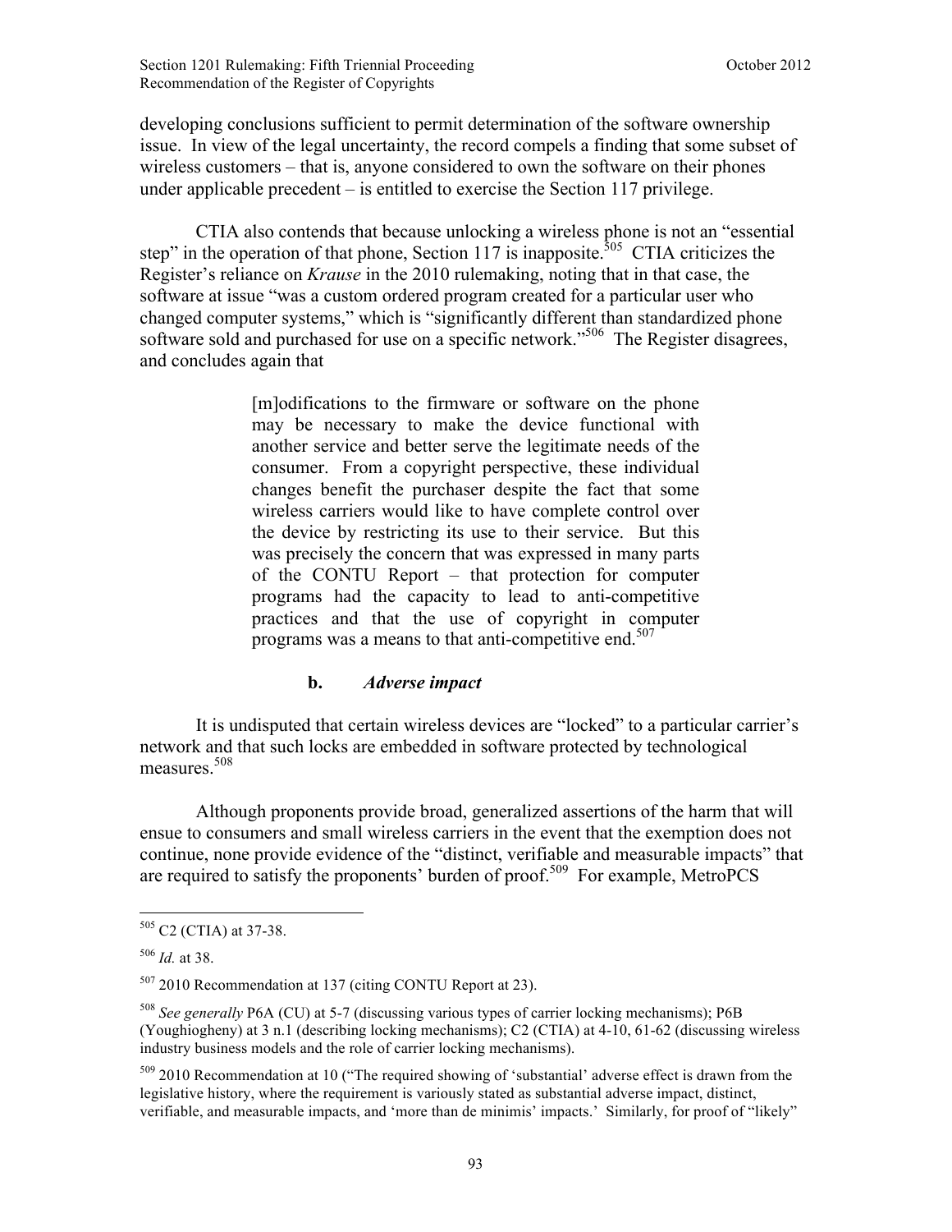developing conclusions sufficient to permit determination of the software ownership issue. In view of the legal uncertainty, the record compels a finding that some subset of wireless customers – that is, anyone considered to own the software on their phones under applicable precedent – is entitled to exercise the Section 117 privilege.

CTIA also contends that because unlocking a wireless phone is not an "essential step" in the operation of that phone, Section 117 is inapposite.[505] CTIA criticizes the Register's reliance on *Krause* in the 2010 rulemaking, noting that in that case, the software at issue "was a custom ordered program created for a particular user who changed computer systems," which is "significantly different than standardized phone software sold and purchased for use on a specific network."[506] The Register disagrees, and concludes again that

> [m]odifications to the firmware or software on the phone may be necessary to make the device functional with another service and better serve the legitimate needs of the consumer. From a copyright perspective, these individual changes benefit the purchaser despite the fact that some wireless carriers would like to have complete control over the device by restricting its use to their service. But this was precisely the concern that was expressed in many parts of the CONTU Report – that protection for computer programs had the capacity to lead to anti-competitive practices and that the use of copyright in computer programs was a means to that anti-competitive end.[507]

#### b. *Adverse impact*

It is undisputed that certain wireless devices are "locked" to a particular carrier's network and that such locks are embedded in software protected by technological measures.[508]

Although proponents provide broad, generalized assertions of the harm that will ensue to consumers and small wireless carriers in the event that the exemption does not continue, none provide evidence of the "distinct, verifiable and measurable impacts" that are required to satisfy the proponents' burden of proof.[509] For example, MetroPCS

---

[505] C2 (CTIA) at 37-38.

[506] *Id.* at 38.

[507] 2010 Recommendation at 137 (citing CONTU Report at 23).

[508] *See generally* P6A (CU) at 5-7 (discussing various types of carrier locking mechanisms); P6B (Youghiogheny) at 3 n.1 (describing locking mechanisms); C2 (CTIA) at 4-10, 61-62 (discussing wireless industry business models and the role of carrier locking mechanisms).

[509] 2010 Recommendation at 10 ("The required showing of 'substantial' adverse effect is drawn from the legislative history, where the requirement is variously stated as substantial adverse impact, distinct, verifiable, and measurable impacts, and 'more than de minimis' impacts.' Similarly, for proof of "likely"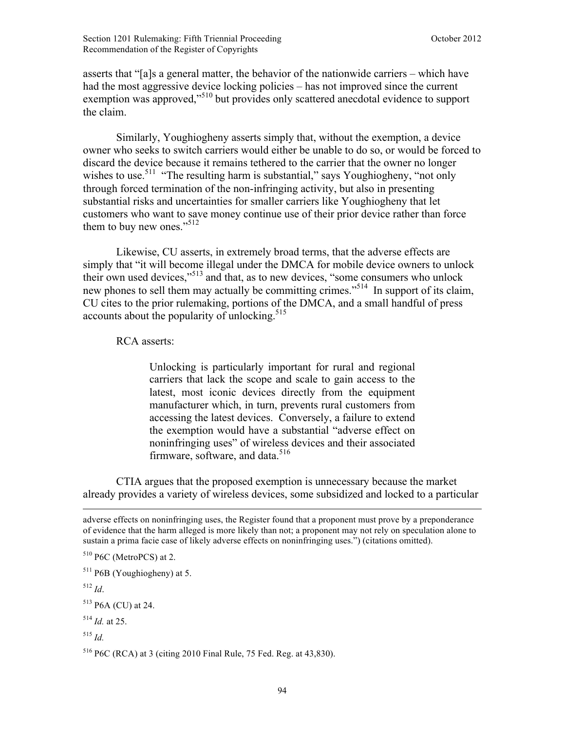asserts that "[a]s a general matter, the behavior of the nationwide carriers – which have had the most aggressive device locking policies – has not improved since the current exemption was approved,"[510] but provides only scattered anecdotal evidence to support the claim.

Similarly, Youghiogheny asserts simply that, without the exemption, a device owner who seeks to switch carriers would either be unable to do so, or would be forced to discard the device because it remains tethered to the carrier that the owner no longer wishes to use.[511] "The resulting harm is substantial," says Youghiogheny, "not only through forced termination of the non-infringing activity, but also in presenting substantial risks and uncertainties for smaller carriers like Youghiogheny that let customers who want to save money continue use of their prior device rather than force them to buy new ones."[512]

Likewise, CU asserts, in extremely broad terms, that the adverse effects are simply that "it will become illegal under the DMCA for mobile device owners to unlock their own used devices,"[513] and that, as to new devices, "some consumers who unlock new phones to sell them may actually be committing crimes."[514] In support of its claim, CU cites to the prior rulemaking, portions of the DMCA, and a small handful of press accounts about the popularity of unlocking.[515]

RCA asserts:

> Unlocking is particularly important for rural and regional carriers that lack the scope and scale to gain access to the latest, most iconic devices directly from the equipment manufacturer which, in turn, prevents rural customers from accessing the latest devices. Conversely, a failure to extend the exemption would have a substantial "adverse effect on noninfringing uses" of wireless devices and their associated firmware, software, and data.[516]

CTIA argues that the proposed exemption is unnecessary because the market already provides a variety of wireless devices, some subsidized and locked to a particular

---

adverse effects on noninfringing uses, the Register found that a proponent must prove by a preponderance of evidence that the harm alleged is more likely than not; a proponent may not rely on speculation alone to sustain a prima facie case of likely adverse effects on noninfringing uses.") (citations omitted).

[510] P6C (MetroPCS) at 2.

[511] P6B (Youghiogheny) at 5.

[512] *Id*.

[513] P6A (CU) at 24.

[514] *Id.* at 25.

[515] *Id.*

[516] P6C (RCA) at 3 (citing 2010 Final Rule, 75 Fed. Reg. at 43,830).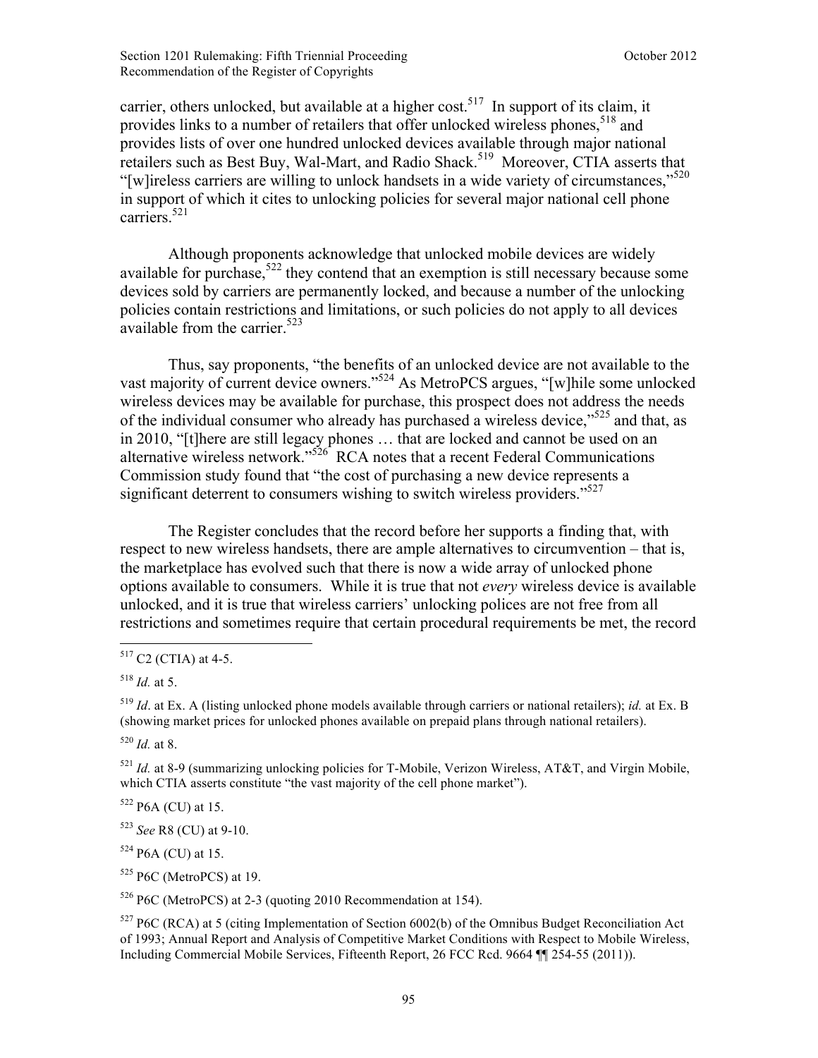carrier, others unlocked, but available at a higher cost.[517] In support of its claim, it provides links to a number of retailers that offer unlocked wireless phones,[518] and provides lists of over one hundred unlocked devices available through major national retailers such as Best Buy, Wal-Mart, and Radio Shack.[519] Moreover, CTIA asserts that "[w]ireless carriers are willing to unlock handsets in a wide variety of circumstances,"[520] in support of which it cites to unlocking policies for several major national cell phone carriers.[521]

Although proponents acknowledge that unlocked mobile devices are widely available for purchase,[522] they contend that an exemption is still necessary because some devices sold by carriers are permanently locked, and because a number of the unlocking policies contain restrictions and limitations, or such policies do not apply to all devices available from the carrier.[523]

Thus, say proponents, "the benefits of an unlocked device are not available to the vast majority of current device owners."[524] As MetroPCS argues, "[w]hile some unlocked wireless devices may be available for purchase, this prospect does not address the needs of the individual consumer who already has purchased a wireless device,"[525] and that, as in 2010, "[t]here are still legacy phones … that are locked and cannot be used on an alternative wireless network."[526] RCA notes that a recent Federal Communications Commission study found that "the cost of purchasing a new device represents a significant deterrent to consumers wishing to switch wireless providers."[527]

The Register concludes that the record before her supports a finding that, with respect to new wireless handsets, there are ample alternatives to circumvention – that is, the marketplace has evolved such that there is now a wide array of unlocked phone options available to consumers. While it is true that not *every* wireless device is available unlocked, and it is true that wireless carriers' unlocking polices are not free from all restrictions and sometimes require that certain procedural requirements be met, the record

---

[517] C2 (CTIA) at 4-5.

[518] *Id.* at 5.

[519] *Id*. at Ex. A (listing unlocked phone models available through carriers or national retailers); *id.* at Ex. B (showing market prices for unlocked phones available on prepaid plans through national retailers).

[520] *Id.* at 8.

[521] *Id.* at 8-9 (summarizing unlocking policies for T-Mobile, Verizon Wireless, AT&T, and Virgin Mobile, which CTIA asserts constitute "the vast majority of the cell phone market").

[522] P6A (CU) at 15.

[523] *See* R8 (CU) at 9-10.

[524] P6A (CU) at 15.

[525] P6C (MetroPCS) at 19.

[526] P6C (MetroPCS) at 2-3 (quoting 2010 Recommendation at 154).

[527] P6C (RCA) at 5 (citing Implementation of Section 6002(b) of the Omnibus Budget Reconciliation Act of 1993; Annual Report and Analysis of Competitive Market Conditions with Respect to Mobile Wireless, Including Commercial Mobile Services, Fifteenth Report, 26 FCC Rcd. 9664 ¶¶ 254-55 (2011)).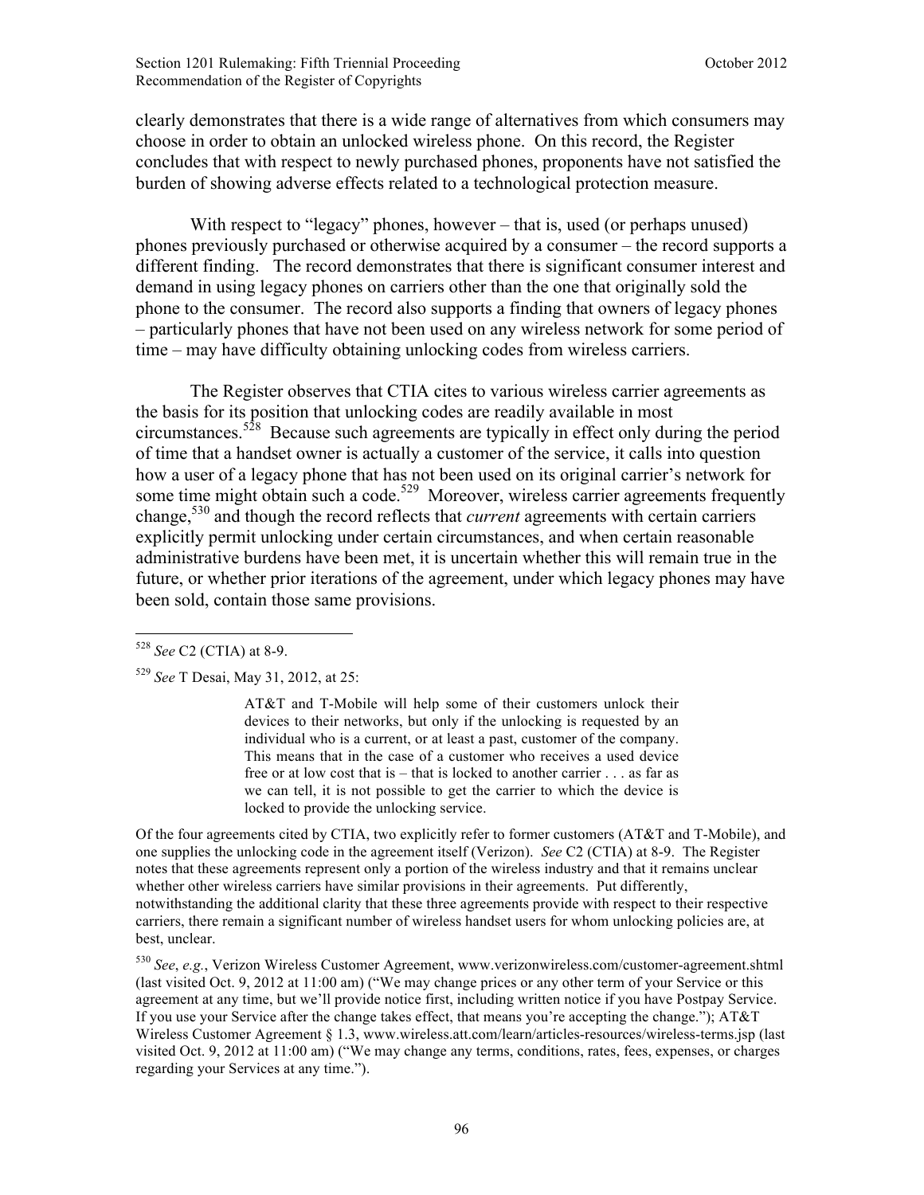clearly demonstrates that there is a wide range of alternatives from which consumers may choose in order to obtain an unlocked wireless phone. On this record, the Register concludes that with respect to newly purchased phones, proponents have not satisfied the burden of showing adverse effects related to a technological protection measure.

With respect to "legacy" phones, however – that is, used (or perhaps unused) phones previously purchased or otherwise acquired by a consumer – the record supports a different finding. The record demonstrates that there is significant consumer interest and demand in using legacy phones on carriers other than the one that originally sold the phone to the consumer. The record also supports a finding that owners of legacy phones – particularly phones that have not been used on any wireless network for some period of time – may have difficulty obtaining unlocking codes from wireless carriers.

The Register observes that CTIA cites to various wireless carrier agreements as the basis for its position that unlocking codes are readily available in most circumstances.[528] Because such agreements are typically in effect only during the period of time that a handset owner is actually a customer of the service, it calls into question how a user of a legacy phone that has not been used on its original carrier's network for some time might obtain such a code.[529] Moreover, wireless carrier agreements frequently change,[530] and though the record reflects that *current* agreements with certain carriers explicitly permit unlocking under certain circumstances, and when certain reasonable administrative burdens have been met, it is uncertain whether this will remain true in the future, or whether prior iterations of the agreement, under which legacy phones may have been sold, contain those same provisions.

---

[528] *See* C2 (CTIA) at 8-9.

[529] *See* T Desai, May 31, 2012, at 25:

> AT&T and T-Mobile will help some of their customers unlock their devices to their networks, but only if the unlocking is requested by an individual who is a current, or at least a past, customer of the company. This means that in the case of a customer who receives a used device free or at low cost that is – that is locked to another carrier . . . as far as we can tell, it is not possible to get the carrier to which the device is locked to provide the unlocking service.

Of the four agreements cited by CTIA, two explicitly refer to former customers (AT&T and T-Mobile), and one supplies the unlocking code in the agreement itself (Verizon). *See* C2 (CTIA) at 8-9. The Register notes that these agreements represent only a portion of the wireless industry and that it remains unclear whether other wireless carriers have similar provisions in their agreements. Put differently, notwithstanding the additional clarity that these three agreements provide with respect to their respective carriers, there remain a significant number of wireless handset users for whom unlocking policies are, at best, unclear.

[530] *See*, *e.g.*, Verizon Wireless Customer Agreement, www.verizonwireless.com/customer-agreement.shtml (last visited Oct. 9, 2012 at 11:00 am) ("We may change prices or any other term of your Service or this agreement at any time, but we'll provide notice first, including written notice if you have Postpay Service. If you use your Service after the change takes effect, that means you're accepting the change."); AT&T Wireless Customer Agreement § 1.3, www.wireless.att.com/learn/articles-resources/wireless-terms.jsp (last visited Oct. 9, 2012 at 11:00 am) ("We may change any terms, conditions, rates, fees, expenses, or charges regarding your Services at any time.").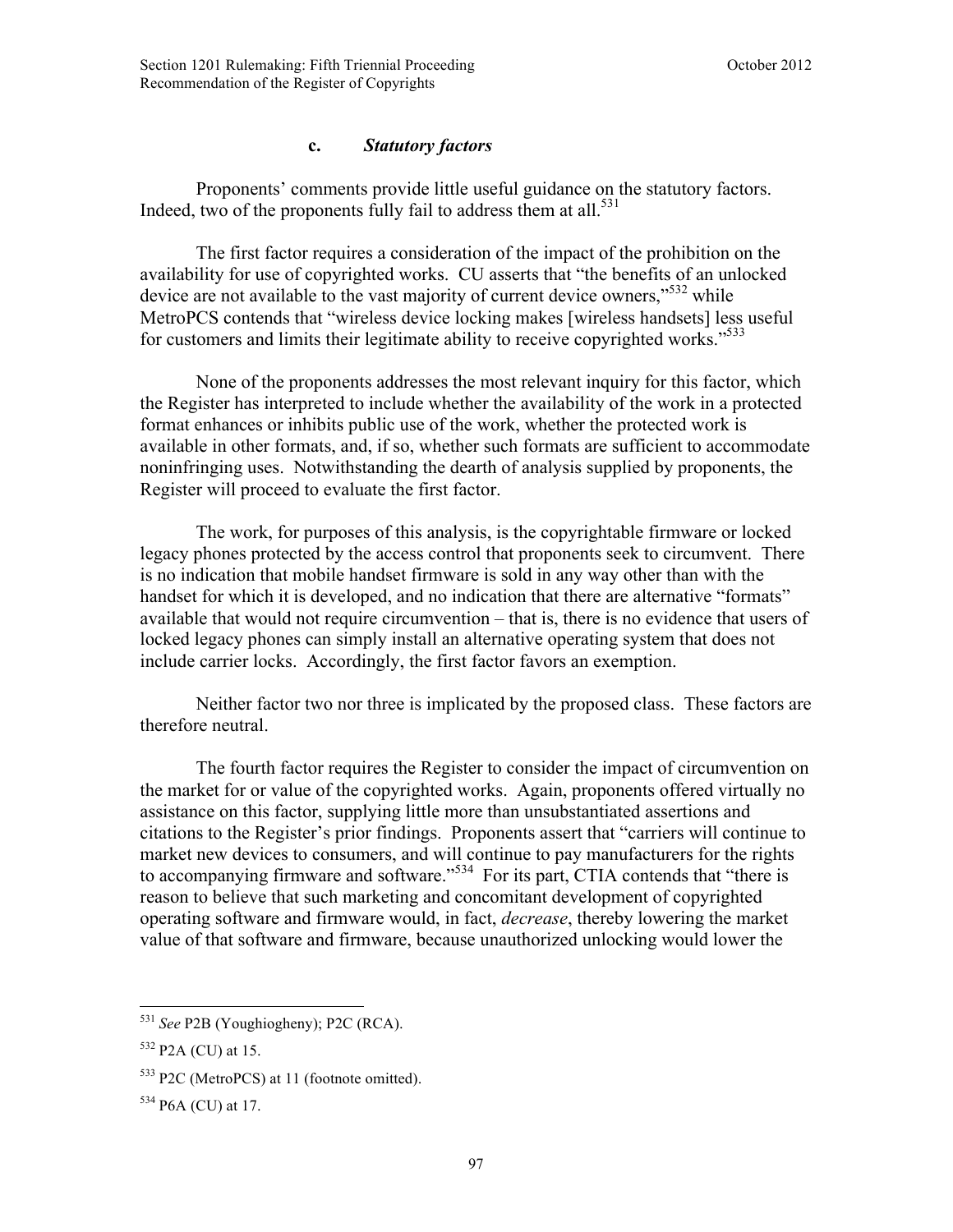### c. *Statutory factors*

Proponents' comments provide little useful guidance on the statutory factors. Indeed, two of the proponents fully fail to address them at all.[531]

The first factor requires a consideration of the impact of the prohibition on the availability for use of copyrighted works. CU asserts that "the benefits of an unlocked device are not available to the vast majority of current device owners,"[532] while MetroPCS contends that "wireless device locking makes [wireless handsets] less useful for customers and limits their legitimate ability to receive copyrighted works."[533]

None of the proponents addresses the most relevant inquiry for this factor, which the Register has interpreted to include whether the availability of the work in a protected format enhances or inhibits public use of the work, whether the protected work is available in other formats, and, if so, whether such formats are sufficient to accommodate noninfringing uses. Notwithstanding the dearth of analysis supplied by proponents, the Register will proceed to evaluate the first factor.

The work, for purposes of this analysis, is the copyrightable firmware or locked legacy phones protected by the access control that proponents seek to circumvent. There is no indication that mobile handset firmware is sold in any way other than with the handset for which it is developed, and no indication that there are alternative "formats" available that would not require circumvention – that is, there is no evidence that users of locked legacy phones can simply install an alternative operating system that does not include carrier locks. Accordingly, the first factor favors an exemption.

Neither factor two nor three is implicated by the proposed class. These factors are therefore neutral.

The fourth factor requires the Register to consider the impact of circumvention on the market for or value of the copyrighted works. Again, proponents offered virtually no assistance on this factor, supplying little more than unsubstantiated assertions and citations to the Register's prior findings. Proponents assert that "carriers will continue to market new devices to consumers, and will continue to pay manufacturers for the rights to accompanying firmware and software."[534] For its part, CTIA contends that "there is reason to believe that such marketing and concomitant development of copyrighted operating software and firmware would, in fact, *decrease*, thereby lowering the market value of that software and firmware, because unauthorized unlocking would lower the

---

[531] *See* P2B (Youghiogheny); P2C (RCA).

[532] P2A (CU) at 15.

[533] P2C (MetroPCS) at 11 (footnote omitted).

[534] P6A (CU) at 17.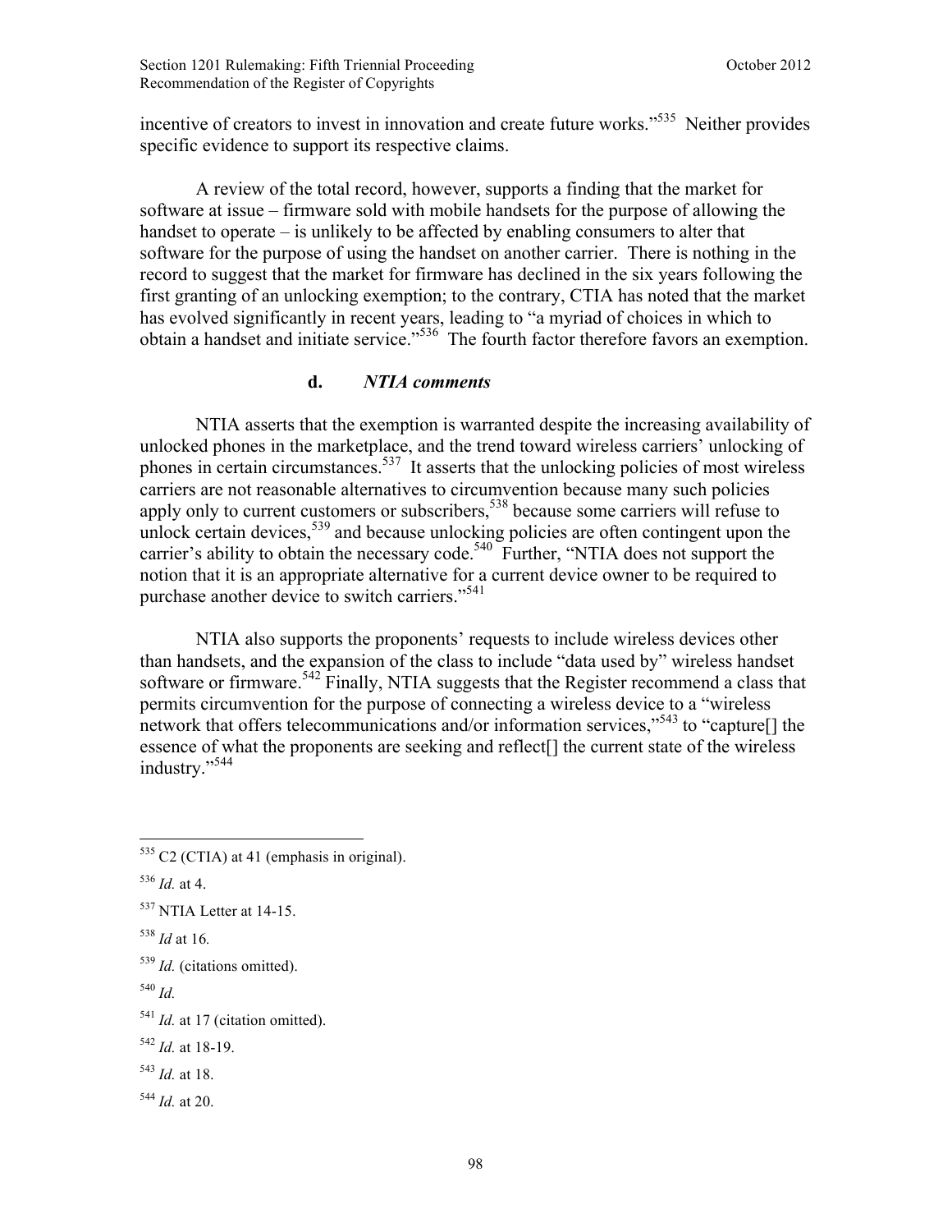incentive of creators to invest in innovation and create future works."[535] Neither provides specific evidence to support its respective claims.

A review of the total record, however, supports a finding that the market for software at issue – firmware sold with mobile handsets for the purpose of allowing the handset to operate – is unlikely to be affected by enabling consumers to alter that software for the purpose of using the handset on another carrier. There is nothing in the record to suggest that the market for firmware has declined in the six years following the first granting of an unlocking exemption; to the contrary, CTIA has noted that the market has evolved significantly in recent years, leading to "a myriad of choices in which to obtain a handset and initiate service."[536] The fourth factor therefore favors an exemption.

#### d. *NTIA comments*

NTIA asserts that the exemption is warranted despite the increasing availability of unlocked phones in the marketplace, and the trend toward wireless carriers' unlocking of phones in certain circumstances.[537] It asserts that the unlocking policies of most wireless carriers are not reasonable alternatives to circumvention because many such policies apply only to current customers or subscribers,[538] because some carriers will refuse to unlock certain devices,[539] and because unlocking policies are often contingent upon the carrier's ability to obtain the necessary code.[540] Further, "NTIA does not support the notion that it is an appropriate alternative for a current device owner to be required to purchase another device to switch carriers."[541]

NTIA also supports the proponents' requests to include wireless devices other than handsets, and the expansion of the class to include "data used by" wireless handset software or firmware.[542] Finally, NTIA suggests that the Register recommend a class that permits circumvention for the purpose of connecting a wireless device to a "wireless network that offers telecommunications and/or information services,"[543] to "capture[] the essence of what the proponents are seeking and reflect[] the current state of the wireless industry."[544]

---

[535] C2 (CTIA) at 41 (emphasis in original).

[536] *Id.* at 4.

[537] NTIA Letter at 14-15.

[538] *Id* at 16.

[539] *Id.* (citations omitted).

[540] *Id.*

[541] *Id.* at 17 (citation omitted).

[542] *Id.* at 18-19.

[543] *Id.* at 18.

[544] *Id.* at 20.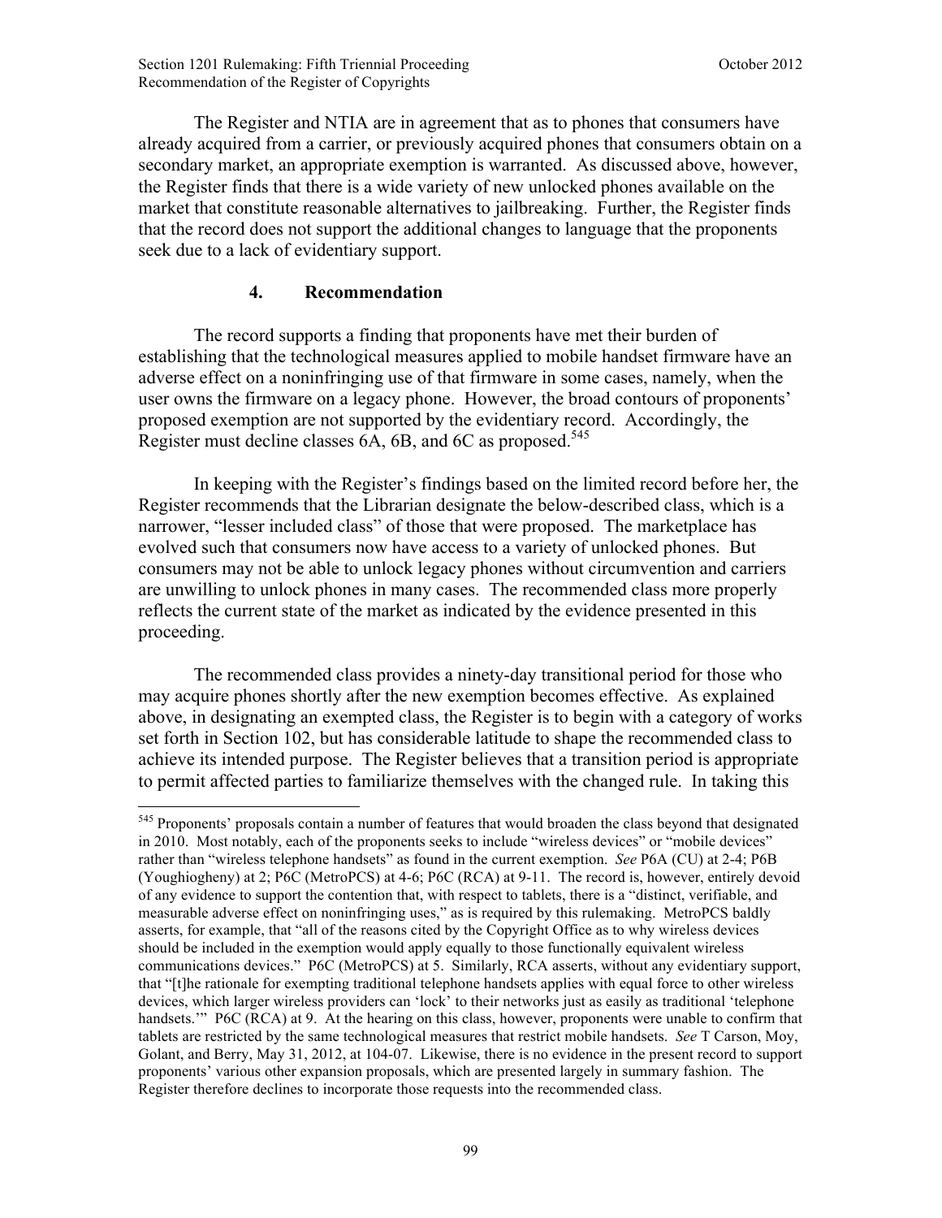The Register and NTIA are in agreement that as to phones that consumers have already acquired from a carrier, or previously acquired phones that consumers obtain on a secondary market, an appropriate exemption is warranted. As discussed above, however, the Register finds that there is a wide variety of new unlocked phones available on the market that constitute reasonable alternatives to jailbreaking. Further, the Register finds that the record does not support the additional changes to language that the proponents seek due to a lack of evidentiary support.

### 4. Recommendation

The record supports a finding that proponents have met their burden of establishing that the technological measures applied to mobile handset firmware have an adverse effect on a noninfringing use of that firmware in some cases, namely, when the user owns the firmware on a legacy phone. However, the broad contours of proponents' proposed exemption are not supported by the evidentiary record. Accordingly, the Register must decline classes 6A, 6B, and 6C as proposed.[545]

In keeping with the Register's findings based on the limited record before her, the Register recommends that the Librarian designate the below-described class, which is a narrower, "lesser included class" of those that were proposed. The marketplace has evolved such that consumers now have access to a variety of unlocked phones. But consumers may not be able to unlock legacy phones without circumvention and carriers are unwilling to unlock phones in many cases. The recommended class more properly reflects the current state of the market as indicated by the evidence presented in this proceeding.

The recommended class provides a ninety-day transitional period for those who may acquire phones shortly after the new exemption becomes effective. As explained above, in designating an exempted class, the Register is to begin with a category of works set forth in Section 102, but has considerable latitude to shape the recommended class to achieve its intended purpose. The Register believes that a transition period is appropriate to permit affected parties to familiarize themselves with the changed rule. In taking this

---

[545] Proponents' proposals contain a number of features that would broaden the class beyond that designated in 2010. Most notably, each of the proponents seeks to include "wireless devices" or "mobile devices" rather than "wireless telephone handsets" as found in the current exemption. *See* P6A (CU) at 2-4; P6B (Youghiogheny) at 2; P6C (MetroPCS) at 4-6; P6C (RCA) at 9-11. The record is, however, entirely devoid of any evidence to support the contention that, with respect to tablets, there is a "distinct, verifiable, and measurable adverse effect on noninfringing uses," as is required by this rulemaking. MetroPCS baldly asserts, for example, that "all of the reasons cited by the Copyright Office as to why wireless devices should be included in the exemption would apply equally to those functionally equivalent wireless communications devices." P6C (MetroPCS) at 5. Similarly, RCA asserts, without any evidentiary support, that "[t]he rationale for exempting traditional telephone handsets applies with equal force to other wireless devices, which larger wireless providers can 'lock' to their networks just as easily as traditional 'telephone handsets.'" P6C (RCA) at 9. At the hearing on this class, however, proponents were unable to confirm that tablets are restricted by the same technological measures that restrict mobile handsets. *See* T Carson, Moy, Golant, and Berry, May 31, 2012, at 104-07. Likewise, there is no evidence in the present record to support proponents' various other expansion proposals, which are presented largely in summary fashion. The Register therefore declines to incorporate those requests into the recommended class.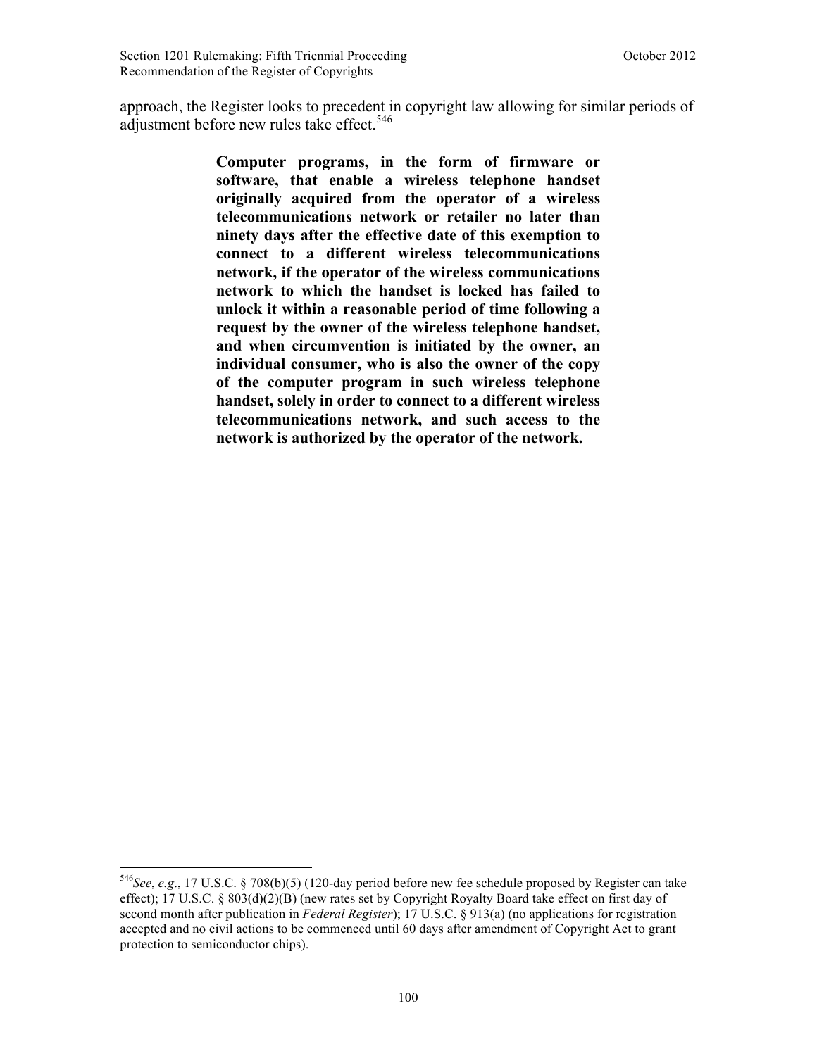approach, the Register looks to precedent in copyright law allowing for similar periods of adjustment before new rules take effect.[546]

> **Computer programs, in the form of firmware or software, that enable a wireless telephone handset originally acquired from the operator of a wireless telecommunications network or retailer no later than ninety days after the effective date of this exemption to connect to a different wireless telecommunications network, if the operator of the wireless communications network to which the handset is locked has failed to unlock it within a reasonable period of time following a request by the owner of the wireless telephone handset, and when circumvention is initiated by the owner, an individual consumer, who is also the owner of the copy of the computer program in such wireless telephone handset, solely in order to connect to a different wireless telecommunications network, and such access to the network is authorized by the operator of the network.**

---

[546] *See*, *e.g*., 17 U.S.C. § 708(b)(5) (120-day period before new fee schedule proposed by Register can take effect); 17 U.S.C. § 803(d)(2)(B) (new rates set by Copyright Royalty Board take effect on first day of second month after publication in *Federal Register*); 17 U.S.C. § 913(a) (no applications for registration accepted and no civil actions to be commenced until 60 days after amendment of Copyright Act to grant protection to semiconductor chips).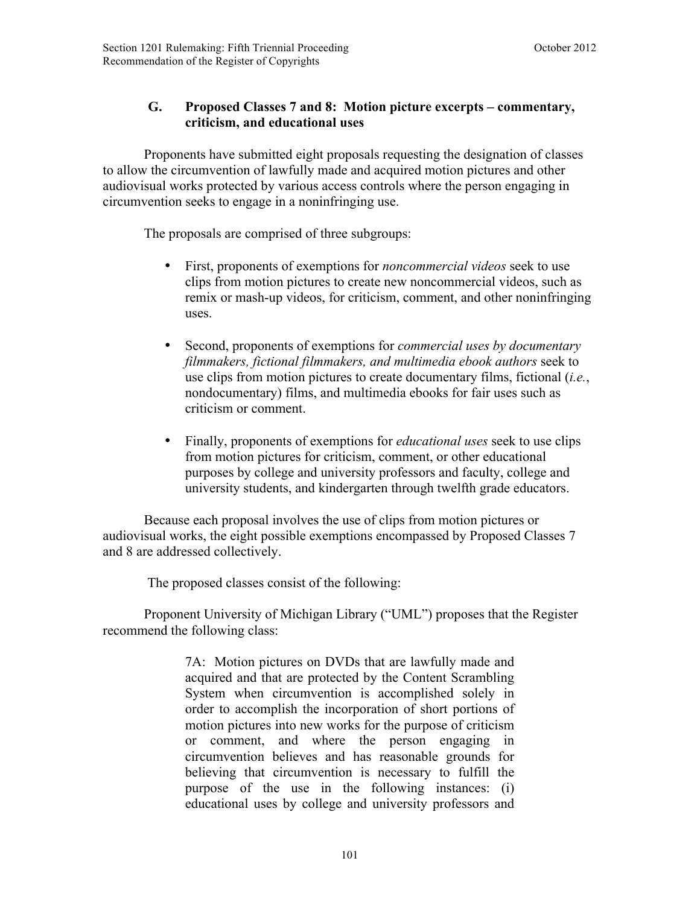### G. Proposed Classes 7 and 8: Motion picture excerpts – commentary, criticism, and educational uses

Proponents have submitted eight proposals requesting the designation of classes to allow the circumvention of lawfully made and acquired motion pictures and other audiovisual works protected by various access controls where the person engaging in circumvention seeks to engage in a noninfringing use.

The proposals are comprised of three subgroups:

- First, proponents of exemptions for *noncommercial videos* seek to use clips from motion pictures to create new noncommercial videos, such as remix or mash-up videos, for criticism, comment, and other noninfringing uses.

- Second, proponents of exemptions for *commercial uses by documentary filmmakers, fictional filmmakers, and multimedia ebook authors* seek to use clips from motion pictures to create documentary films, fictional (*i.e.*, nondocumentary) films, and multimedia ebooks for fair uses such as criticism or comment.

- Finally, proponents of exemptions for *educational uses* seek to use clips from motion pictures for criticism, comment, or other educational purposes by college and university professors and faculty, college and university students, and kindergarten through twelfth grade educators.

Because each proposal involves the use of clips from motion pictures or audiovisual works, the eight possible exemptions encompassed by Proposed Classes 7 and 8 are addressed collectively.

The proposed classes consist of the following:

Proponent University of Michigan Library ("UML") proposes that the Register recommend the following class:

> 7A: Motion pictures on DVDs that are lawfully made and acquired and that are protected by the Content Scrambling System when circumvention is accomplished solely in order to accomplish the incorporation of short portions of motion pictures into new works for the purpose of criticism or comment, and where the person engaging in circumvention believes and has reasonable grounds for believing that circumvention is necessary to fulfill the purpose of the use in the following instances: (i) educational uses by college and university professors and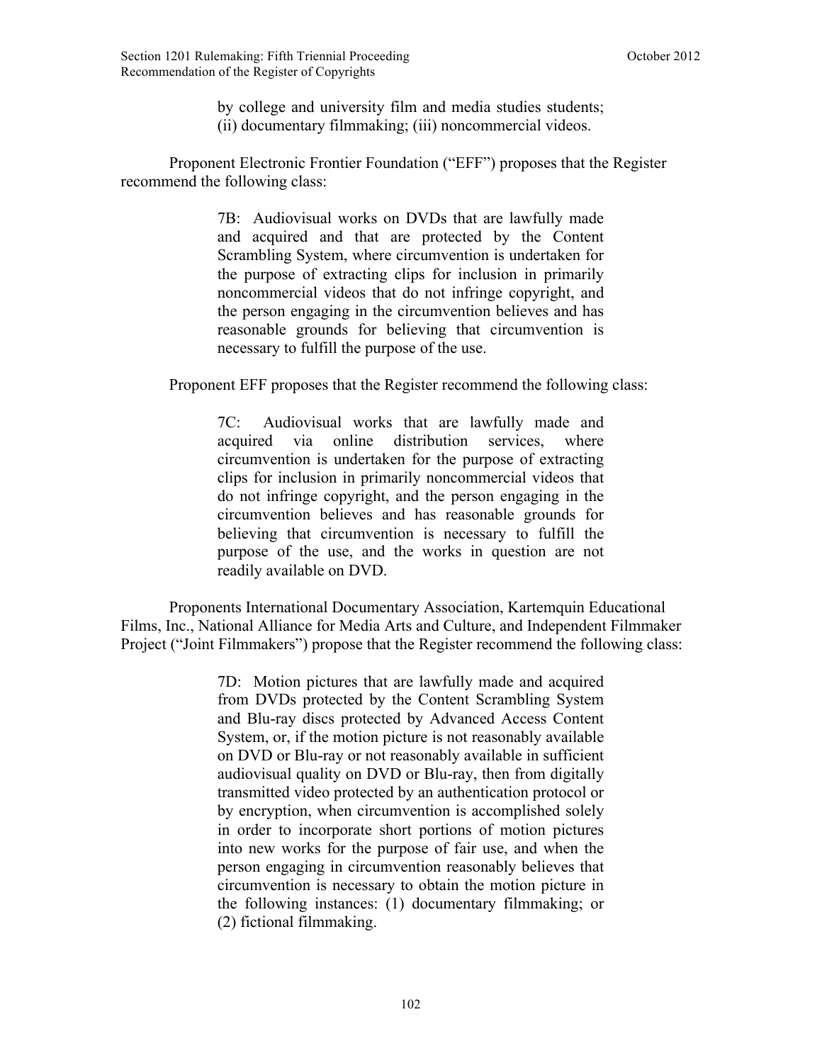> by college and university film and media studies students; (ii) documentary filmmaking; (iii) noncommercial videos.

Proponent Electronic Frontier Foundation ("EFF") proposes that the Register recommend the following class:

> 7B: Audiovisual works on DVDs that are lawfully made and acquired and that are protected by the Content Scrambling System, where circumvention is undertaken for the purpose of extracting clips for inclusion in primarily noncommercial videos that do not infringe copyright, and the person engaging in the circumvention believes and has reasonable grounds for believing that circumvention is necessary to fulfill the purpose of the use.

Proponent EFF proposes that the Register recommend the following class:

> 7C: Audiovisual works that are lawfully made and acquired via online distribution services, where circumvention is undertaken for the purpose of extracting clips for inclusion in primarily noncommercial videos that do not infringe copyright, and the person engaging in the circumvention believes and has reasonable grounds for believing that circumvention is necessary to fulfill the purpose of the use, and the works in question are not readily available on DVD.

Proponents International Documentary Association, Kartemquin Educational Films, Inc., National Alliance for Media Arts and Culture, and Independent Filmmaker Project ("Joint Filmmakers") propose that the Register recommend the following class:

> 7D: Motion pictures that are lawfully made and acquired from DVDs protected by the Content Scrambling System and Blu-ray discs protected by Advanced Access Content System, or, if the motion picture is not reasonably available on DVD or Blu-ray or not reasonably available in sufficient audiovisual quality on DVD or Blu-ray, then from digitally transmitted video protected by an authentication protocol or by encryption, when circumvention is accomplished solely in order to incorporate short portions of motion pictures into new works for the purpose of fair use, and when the person engaging in circumvention reasonably believes that circumvention is necessary to obtain the motion picture in the following instances: (1) documentary filmmaking; or (2) fictional filmmaking.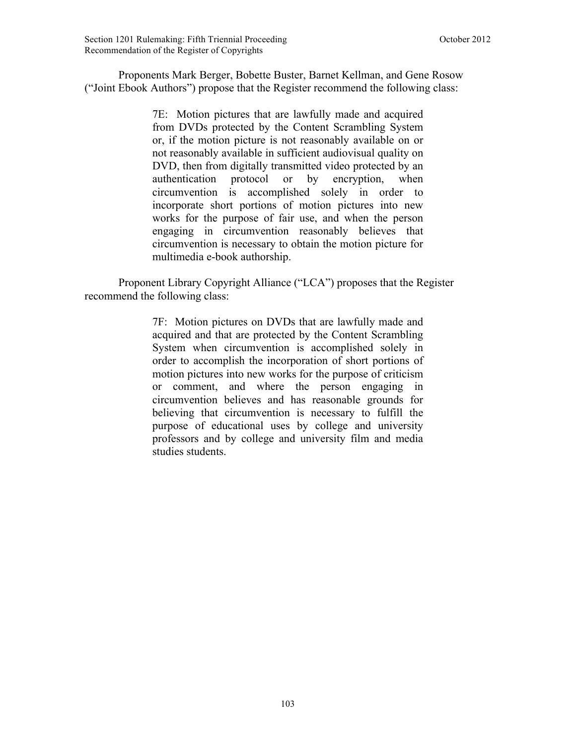Proponents Mark Berger, Bobette Buster, Barnet Kellman, and Gene Rosow ("Joint Ebook Authors") propose that the Register recommend the following class:

> 7E: Motion pictures that are lawfully made and acquired from DVDs protected by the Content Scrambling System or, if the motion picture is not reasonably available on or not reasonably available in sufficient audiovisual quality on DVD, then from digitally transmitted video protected by an authentication protocol or by encryption, when circumvention is accomplished solely in order to incorporate short portions of motion pictures into new works for the purpose of fair use, and when the person engaging in circumvention reasonably believes that circumvention is necessary to obtain the motion picture for multimedia e-book authorship.

Proponent Library Copyright Alliance ("LCA") proposes that the Register recommend the following class:

> 7F: Motion pictures on DVDs that are lawfully made and acquired and that are protected by the Content Scrambling System when circumvention is accomplished solely in order to accomplish the incorporation of short portions of motion pictures into new works for the purpose of criticism or comment, and where the person engaging in circumvention believes and has reasonable grounds for believing that circumvention is necessary to fulfill the purpose of educational uses by college and university professors and by college and university film and media studies students.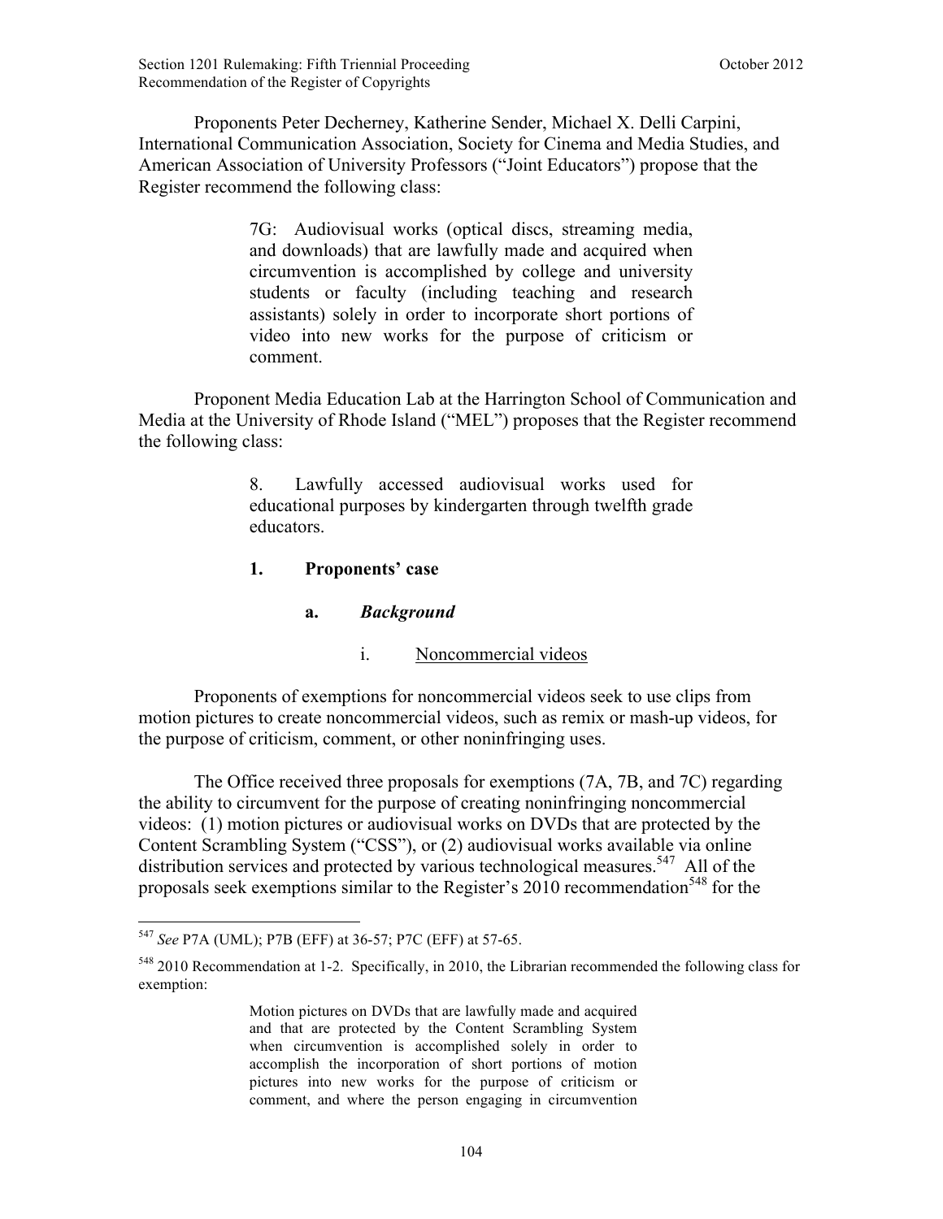Proponents Peter Decherney, Katherine Sender, Michael X. Delli Carpini, International Communication Association, Society for Cinema and Media Studies, and American Association of University Professors ("Joint Educators") propose that the Register recommend the following class:

> 7G: Audiovisual works (optical discs, streaming media, and downloads) that are lawfully made and acquired when circumvention is accomplished by college and university students or faculty (including teaching and research assistants) solely in order to incorporate short portions of video into new works for the purpose of criticism or comment.

Proponent Media Education Lab at the Harrington School of Communication and Media at the University of Rhode Island ("MEL") proposes that the Register recommend the following class:

> 8. Lawfully accessed audiovisual works used for educational purposes by kindergarten through twelfth grade educators.

### 1. Proponents' case

#### a. *Background*

##### i. Noncommercial videos

Proponents of exemptions for noncommercial videos seek to use clips from motion pictures to create noncommercial videos, such as remix or mash-up videos, for the purpose of criticism, comment, or other noninfringing uses.

The Office received three proposals for exemptions (7A, 7B, and 7C) regarding the ability to circumvent for the purpose of creating noninfringing noncommercial videos: (1) motion pictures or audiovisual works on DVDs that are protected by the Content Scrambling System ("CSS"), or (2) audiovisual works available via online distribution services and protected by various technological measures.[547] All of the proposals seek exemptions similar to the Register's 2010 recommendation[548] for the

---

[547] *See* P7A (UML); P7B (EFF) at 36-57; P7C (EFF) at 57-65.

[548] 2010 Recommendation at 1-2. Specifically, in 2010, the Librarian recommended the following class for exemption:

> Motion pictures on DVDs that are lawfully made and acquired and that are protected by the Content Scrambling System when circumvention is accomplished solely in order to accomplish the incorporation of short portions of motion pictures into new works for the purpose of criticism or comment, and where the person engaging in circumvention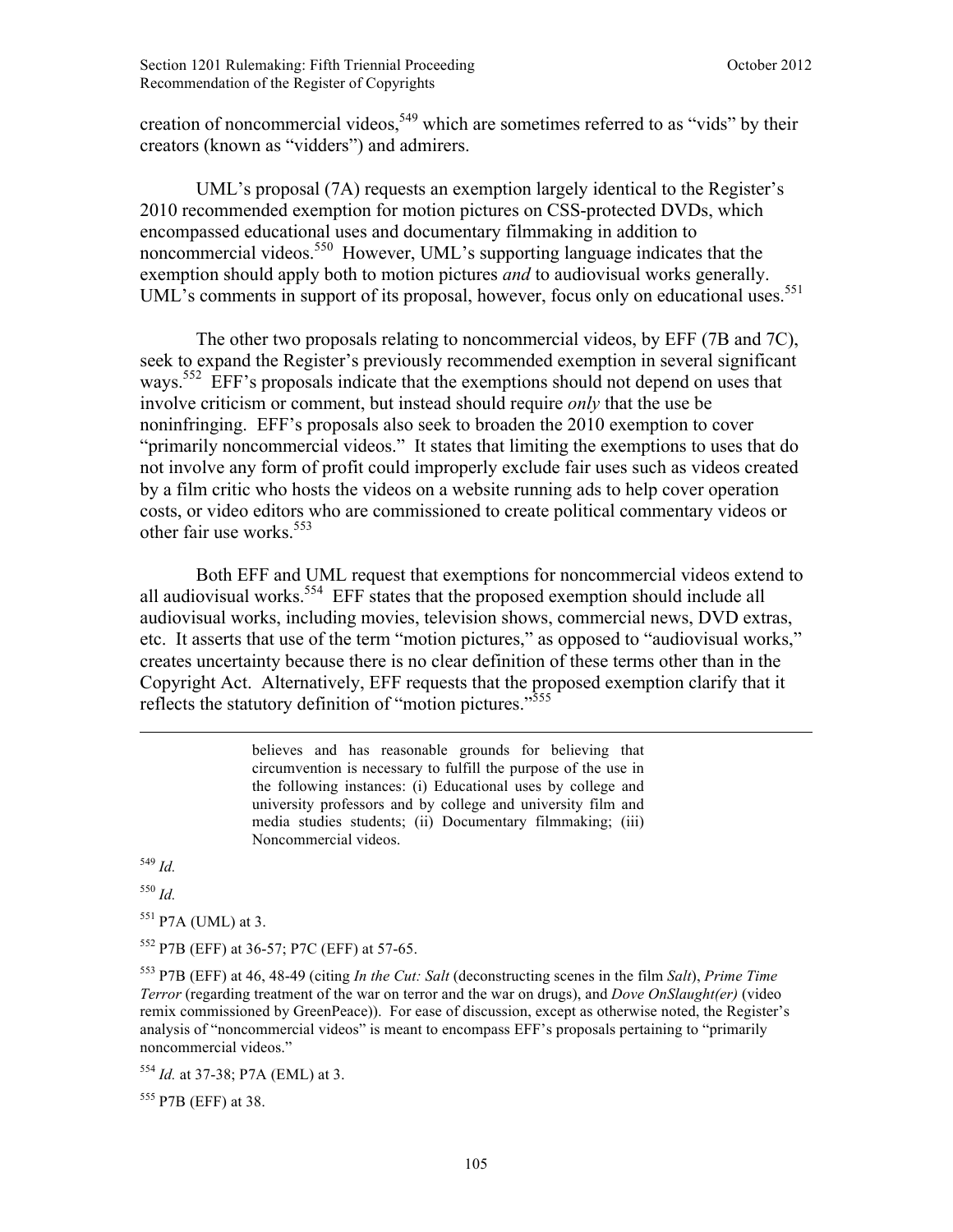creation of noncommercial videos,[549] which are sometimes referred to as "vids" by their creators (known as "vidders") and admirers.

UML's proposal (7A) requests an exemption largely identical to the Register's 2010 recommended exemption for motion pictures on CSS-protected DVDs, which encompassed educational uses and documentary filmmaking in addition to noncommercial videos.[550] However, UML's supporting language indicates that the exemption should apply both to motion pictures *and* to audiovisual works generally. UML's comments in support of its proposal, however, focus only on educational uses.[551]

The other two proposals relating to noncommercial videos, by EFF (7B and 7C), seek to expand the Register's previously recommended exemption in several significant ways.[552] EFF's proposals indicate that the exemptions should not depend on uses that involve criticism or comment, but instead should require *only* that the use be noninfringing. EFF's proposals also seek to broaden the 2010 exemption to cover "primarily noncommercial videos." It states that limiting the exemptions to uses that do not involve any form of profit could improperly exclude fair uses such as videos created by a film critic who hosts the videos on a website running ads to help cover operation costs, or video editors who are commissioned to create political commentary videos or other fair use works.[553]

Both EFF and UML request that exemptions for noncommercial videos extend to all audiovisual works.[554] EFF states that the proposed exemption should include all audiovisual works, including movies, television shows, commercial news, DVD extras, etc. It asserts that use of the term "motion pictures," as opposed to "audiovisual works," creates uncertainty because there is no clear definition of these terms other than in the Copyright Act. Alternatively, EFF requests that the proposed exemption clarify that it reflects the statutory definition of "motion pictures."[555]

---

> believes and has reasonable grounds for believing that circumvention is necessary to fulfill the purpose of the use in the following instances: (i) Educational uses by college and university professors and by college and university film and media studies students; (ii) Documentary filmmaking; (iii) Noncommercial videos.

[549] *Id.*

[550] *Id.*

[551] P7A (UML) at 3.

[552] P7B (EFF) at 36-57; P7C (EFF) at 57-65.

[553] P7B (EFF) at 46, 48-49 (citing *In the Cut: Salt* (deconstructing scenes in the film *Salt*), *Prime Time Terror* (regarding treatment of the war on terror and the war on drugs), and *Dove OnSlaught(er)* (video remix commissioned by GreenPeace)). For ease of discussion, except as otherwise noted, the Register's analysis of "noncommercial videos" is meant to encompass EFF's proposals pertaining to "primarily noncommercial videos."

[554] *Id.* at 37-38; P7A (EML) at 3.

[555] P7B (EFF) at 38.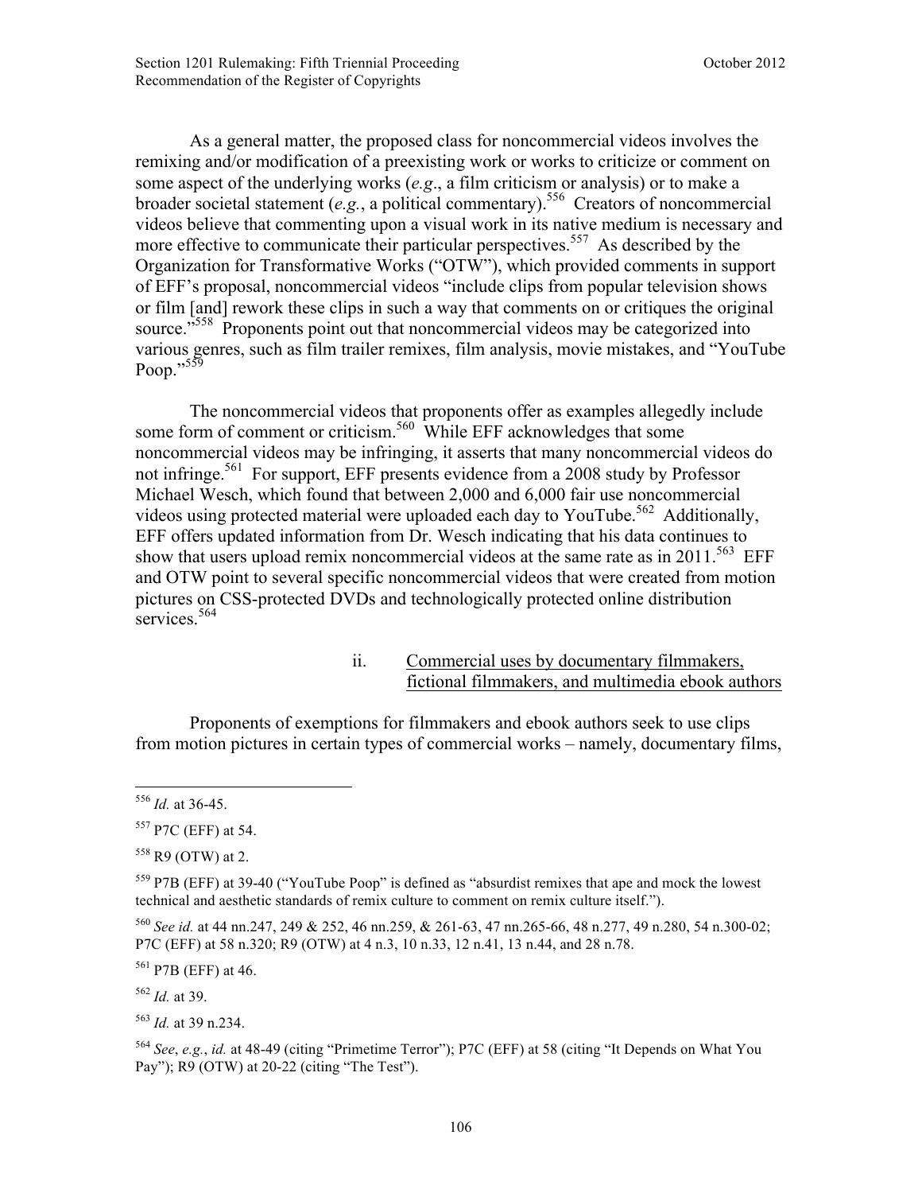As a general matter, the proposed class for noncommercial videos involves the remixing and/or modification of a preexisting work or works to criticize or comment on some aspect of the underlying works (*e.g*., a film criticism or analysis) or to make a broader societal statement (*e.g.*, a political commentary).[556] Creators of noncommercial videos believe that commenting upon a visual work in its native medium is necessary and more effective to communicate their particular perspectives.[557] As described by the Organization for Transformative Works ("OTW"), which provided comments in support of EFF's proposal, noncommercial videos "include clips from popular television shows or film [and] rework these clips in such a way that comments on or critiques the original source."[558] Proponents point out that noncommercial videos may be categorized into various genres, such as film trailer remixes, film analysis, movie mistakes, and "YouTube Poop."[559]

The noncommercial videos that proponents offer as examples allegedly include some form of comment or criticism.[560] While EFF acknowledges that some noncommercial videos may be infringing, it asserts that many noncommercial videos do not infringe.[561] For support, EFF presents evidence from a 2008 study by Professor Michael Wesch, which found that between 2,000 and 6,000 fair use noncommercial videos using protected material were uploaded each day to YouTube.[562] Additionally, EFF offers updated information from Dr. Wesch indicating that his data continues to show that users upload remix noncommercial videos at the same rate as in 2011.[563] EFF and OTW point to several specific noncommercial videos that were created from motion pictures on CSS-protected DVDs and technologically protected online distribution services.[564]

ii. Commercial uses by documentary filmmakers, fictional filmmakers, and multimedia ebook authors

Proponents of exemptions for filmmakers and ebook authors seek to use clips from motion pictures in certain types of commercial works – namely, documentary films,

---

[556] *Id.* at 36-45.

[557] P7C (EFF) at 54.

[558] R9 (OTW) at 2.

[559] P7B (EFF) at 39-40 ("YouTube Poop" is defined as "absurdist remixes that ape and mock the lowest technical and aesthetic standards of remix culture to comment on remix culture itself.").

[560] *See id.* at 44 nn.247, 249 & 252, 46 nn.259, & 261-63, 47 nn.265-66, 48 n.277, 49 n.280, 54 n.300-02; P7C (EFF) at 58 n.320; R9 (OTW) at 4 n.3, 10 n.33, 12 n.41, 13 n.44, and 28 n.78.

[561] P7B (EFF) at 46.

[562] *Id.* at 39.

[563] *Id.* at 39 n.234.

[564] *See*, *e.g.*, *id.* at 48-49 (citing "Primetime Terror"); P7C (EFF) at 58 (citing "It Depends on What You Pay"); R9 (OTW) at 20-22 (citing "The Test").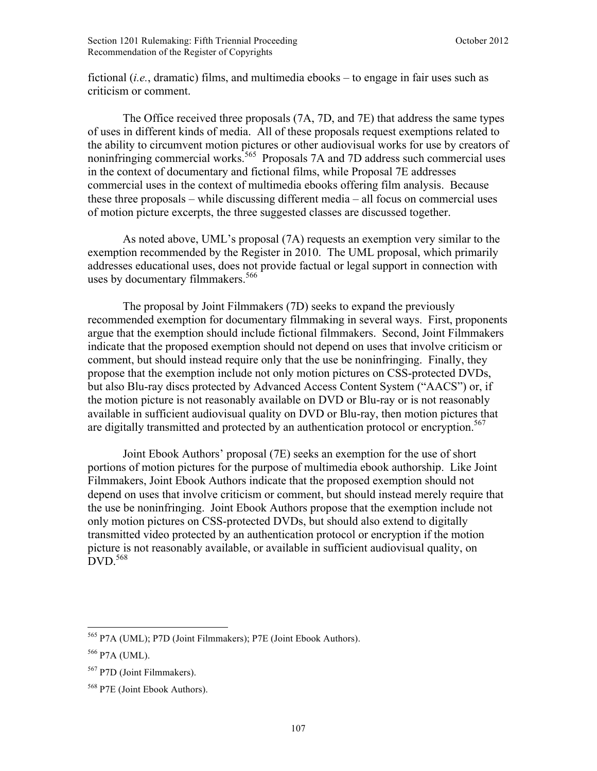fictional (*i.e.*, dramatic) films, and multimedia ebooks – to engage in fair uses such as criticism or comment.

The Office received three proposals (7A, 7D, and 7E) that address the same types of uses in different kinds of media. All of these proposals request exemptions related to the ability to circumvent motion pictures or other audiovisual works for use by creators of noninfringing commercial works.[565] Proposals 7A and 7D address such commercial uses in the context of documentary and fictional films, while Proposal 7E addresses commercial uses in the context of multimedia ebooks offering film analysis. Because these three proposals – while discussing different media – all focus on commercial uses of motion picture excerpts, the three suggested classes are discussed together.

As noted above, UML's proposal (7A) requests an exemption very similar to the exemption recommended by the Register in 2010. The UML proposal, which primarily addresses educational uses, does not provide factual or legal support in connection with uses by documentary filmmakers.[566]

The proposal by Joint Filmmakers (7D) seeks to expand the previously recommended exemption for documentary filmmaking in several ways. First, proponents argue that the exemption should include fictional filmmakers. Second, Joint Filmmakers indicate that the proposed exemption should not depend on uses that involve criticism or comment, but should instead require only that the use be noninfringing. Finally, they propose that the exemption include not only motion pictures on CSS-protected DVDs, but also Blu-ray discs protected by Advanced Access Content System ("AACS") or, if the motion picture is not reasonably available on DVD or Blu-ray or is not reasonably available in sufficient audiovisual quality on DVD or Blu-ray, then motion pictures that are digitally transmitted and protected by an authentication protocol or encryption.[567]

Joint Ebook Authors' proposal (7E) seeks an exemption for the use of short portions of motion pictures for the purpose of multimedia ebook authorship. Like Joint Filmmakers, Joint Ebook Authors indicate that the proposed exemption should not depend on uses that involve criticism or comment, but should instead merely require that the use be noninfringing. Joint Ebook Authors propose that the exemption include not only motion pictures on CSS-protected DVDs, but should also extend to digitally transmitted video protected by an authentication protocol or encryption if the motion picture is not reasonably available, or available in sufficient audiovisual quality, on DVD.[568]

---

[565] P7A (UML); P7D (Joint Filmmakers); P7E (Joint Ebook Authors).

[566] P7A (UML).

[567] P7D (Joint Filmmakers).

[568] P7E (Joint Ebook Authors).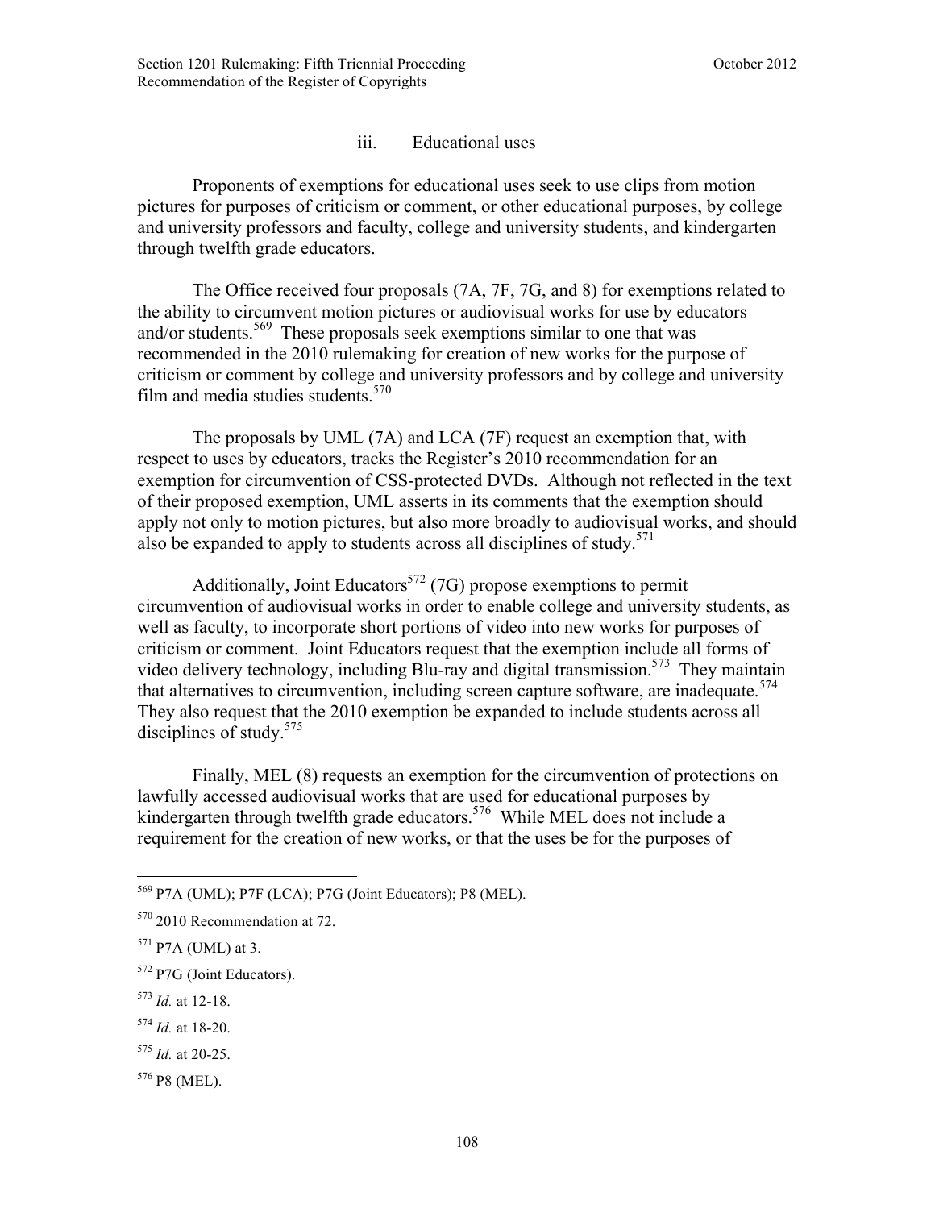### iii. Educational uses

Proponents of exemptions for educational uses seek to use clips from motion pictures for purposes of criticism or comment, or other educational purposes, by college and university professors and faculty, college and university students, and kindergarten through twelfth grade educators.

The Office received four proposals (7A, 7F, 7G, and 8) for exemptions related to the ability to circumvent motion pictures or audiovisual works for use by educators and/or students.[569] These proposals seek exemptions similar to one that was recommended in the 2010 rulemaking for creation of new works for the purpose of criticism or comment by college and university professors and by college and university film and media studies students.[570]

The proposals by UML (7A) and LCA (7F) request an exemption that, with respect to uses by educators, tracks the Register's 2010 recommendation for an exemption for circumvention of CSS-protected DVDs. Although not reflected in the text of their proposed exemption, UML asserts in its comments that the exemption should apply not only to motion pictures, but also more broadly to audiovisual works, and should also be expanded to apply to students across all disciplines of study.[571]

Additionally, Joint Educators[572] (7G) propose exemptions to permit circumvention of audiovisual works in order to enable college and university students, as well as faculty, to incorporate short portions of video into new works for purposes of criticism or comment. Joint Educators request that the exemption include all forms of video delivery technology, including Blu-ray and digital transmission.[573] They maintain that alternatives to circumvention, including screen capture software, are inadequate.[574] They also request that the 2010 exemption be expanded to include students across all disciplines of study.[575]

Finally, MEL (8) requests an exemption for the circumvention of protections on lawfully accessed audiovisual works that are used for educational purposes by kindergarten through twelfth grade educators.[576] While MEL does not include a requirement for the creation of new works, or that the uses be for the purposes of

---

[569] P7A (UML); P7F (LCA); P7G (Joint Educators); P8 (MEL).

[570] 2010 Recommendation at 72.

[571] P7A (UML) at 3.

[572] P7G (Joint Educators).

[573] *Id.* at 12-18.

[574] *Id.* at 18-20.

[575] *Id.* at 20-25.

[576] P8 (MEL).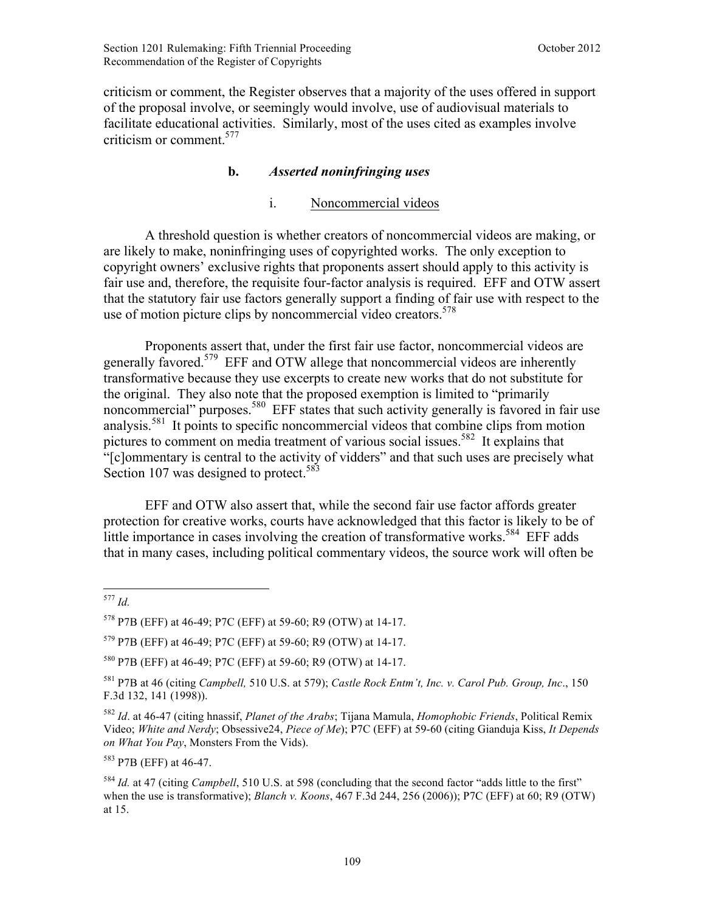criticism or comment, the Register observes that a majority of the uses offered in support of the proposal involve, or seemingly would involve, use of audiovisual materials to facilitate educational activities. Similarly, most of the uses cited as examples involve criticism or comment.[577]

### b. *Asserted noninfringing uses*

#### i. Noncommercial videos

A threshold question is whether creators of noncommercial videos are making, or are likely to make, noninfringing uses of copyrighted works. The only exception to copyright owners' exclusive rights that proponents assert should apply to this activity is fair use and, therefore, the requisite four-factor analysis is required. EFF and OTW assert that the statutory fair use factors generally support a finding of fair use with respect to the use of motion picture clips by noncommercial video creators.[578]

Proponents assert that, under the first fair use factor, noncommercial videos are generally favored.[579] EFF and OTW allege that noncommercial videos are inherently transformative because they use excerpts to create new works that do not substitute for the original. They also note that the proposed exemption is limited to "primarily noncommercial" purposes.[580] EFF states that such activity generally is favored in fair use analysis.[581] It points to specific noncommercial videos that combine clips from motion pictures to comment on media treatment of various social issues.[582] It explains that "[c]ommentary is central to the activity of vidders" and that such uses are precisely what Section 107 was designed to protect.[583]

EFF and OTW also assert that, while the second fair use factor affords greater protection for creative works, courts have acknowledged that this factor is likely to be of little importance in cases involving the creation of transformative works.[584] EFF adds that in many cases, including political commentary videos, the source work will often be

---

[577] *Id.*

[578] P7B (EFF) at 46-49; P7C (EFF) at 59-60; R9 (OTW) at 14-17.

[579] P7B (EFF) at 46-49; P7C (EFF) at 59-60; R9 (OTW) at 14-17.

[580] P7B (EFF) at 46-49; P7C (EFF) at 59-60; R9 (OTW) at 14-17.

[581] P7B at 46 (citing *Campbell,* 510 U.S. at 579); *Castle Rock Entm't, Inc. v. Carol Pub. Group, Inc*., 150 F.3d 132, 141 (1998)).

[582] *Id*. at 46-47 (citing hnassif, *Planet of the Arabs*; Tijana Mamula, *Homophobic Friends*, Political Remix Video; *White and Nerdy*; Obsessive24, *Piece of Me*); P7C (EFF) at 59-60 (citing Gianduja Kiss, *It Depends on What You Pay*, Monsters From the Vids).

[583] P7B (EFF) at 46-47.

[584] *Id.* at 47 (citing *Campbell*, 510 U.S. at 598 (concluding that the second factor "adds little to the first" when the use is transformative); *Blanch v. Koons*, 467 F.3d 244, 256 (2006)); P7C (EFF) at 60; R9 (OTW) at 15.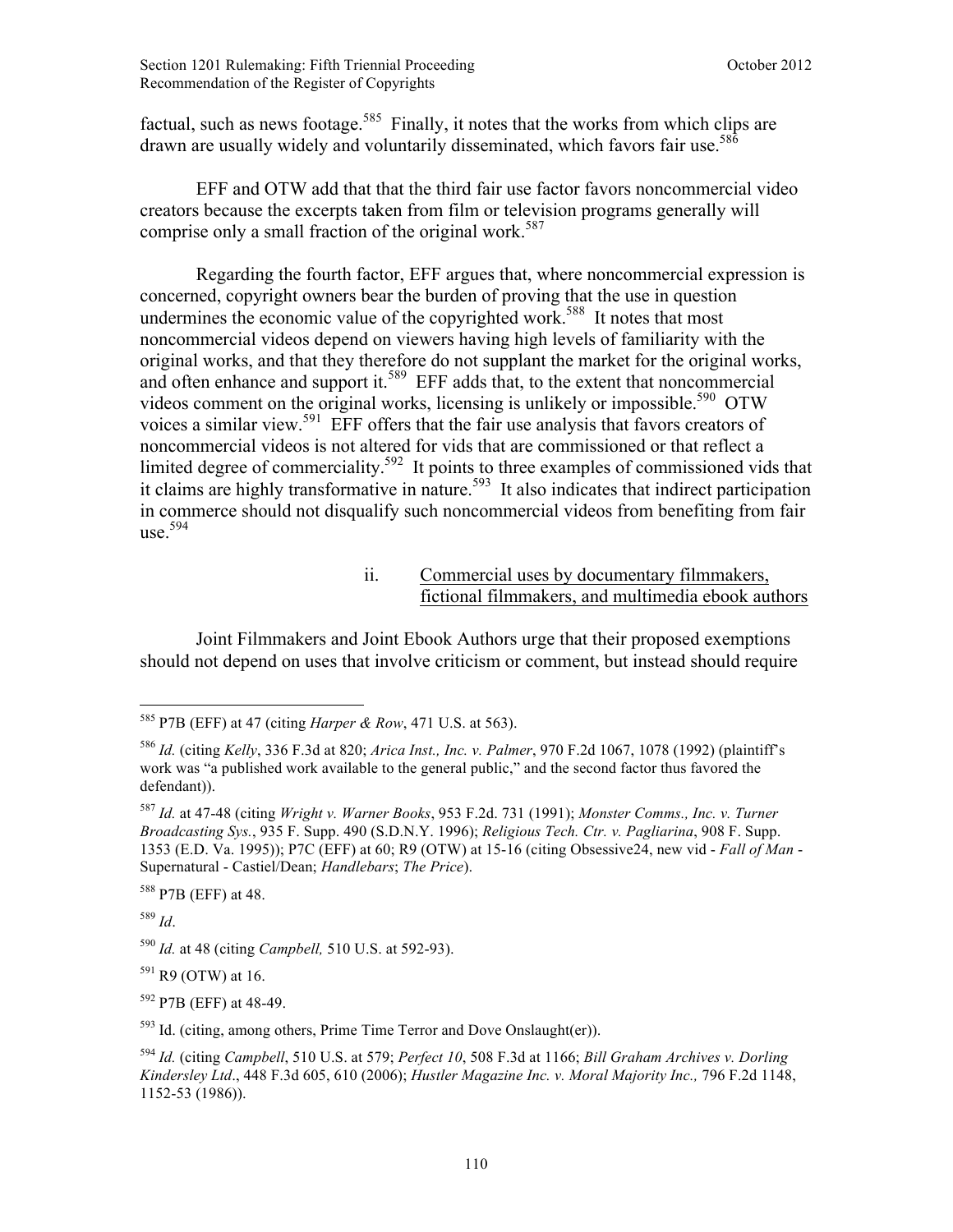factual, such as news footage.[585] Finally, it notes that the works from which clips are drawn are usually widely and voluntarily disseminated, which favors fair use.[586]

EFF and OTW add that that the third fair use factor favors noncommercial video creators because the excerpts taken from film or television programs generally will comprise only a small fraction of the original work.[587]

Regarding the fourth factor, EFF argues that, where noncommercial expression is concerned, copyright owners bear the burden of proving that the use in question undermines the economic value of the copyrighted work.[588] It notes that most noncommercial videos depend on viewers having high levels of familiarity with the original works, and that they therefore do not supplant the market for the original works, and often enhance and support it.[589] EFF adds that, to the extent that noncommercial videos comment on the original works, licensing is unlikely or impossible.[590] OTW voices a similar view.[591] EFF offers that the fair use analysis that favors creators of noncommercial videos is not altered for vids that are commissioned or that reflect a limited degree of commerciality.[592] It points to three examples of commissioned vids that it claims are highly transformative in nature.[593] It also indicates that indirect participation in commerce should not disqualify such noncommercial videos from benefiting from fair use.[594]

ii. Commercial uses by documentary filmmakers, fictional filmmakers, and multimedia ebook authors

Joint Filmmakers and Joint Ebook Authors urge that their proposed exemptions should not depend on uses that involve criticism or comment, but instead should require

---

[585] P7B (EFF) at 47 (citing *Harper & Row*, 471 U.S. at 563).

[586] *Id.* (citing *Kelly*, 336 F.3d at 820; *Arica Inst., Inc. v. Palmer*, 970 F.2d 1067, 1078 (1992) (plaintiff's work was "a published work available to the general public," and the second factor thus favored the defendant)).

[587] *Id.* at 47-48 (citing *Wright v. Warner Books*, 953 F.2d. 731 (1991); *Monster Comms., Inc. v. Turner Broadcasting Sys.*, 935 F. Supp. 490 (S.D.N.Y. 1996); *Religious Tech. Ctr. v. Pagliarina*, 908 F. Supp. 1353 (E.D. Va. 1995)); P7C (EFF) at 60; R9 (OTW) at 15-16 (citing Obsessive24, new vid - *Fall of Man* - Supernatural - Castiel/Dean; *Handlebars*; *The Price*).

[588] P7B (EFF) at 48.

[589] *Id*.

[590] *Id.* at 48 (citing *Campbell,* 510 U.S. at 592-93).

[591] R9 (OTW) at 16.

[592] P7B (EFF) at 48-49.

[593] Id. (citing, among others, Prime Time Terror and Dove Onslaught(er)).

[594] *Id.* (citing *Campbell*, 510 U.S. at 579; *Perfect 10*, 508 F.3d at 1166; *Bill Graham Archives v. Dorling Kindersley Ltd*., 448 F.3d 605, 610 (2006); *Hustler Magazine Inc. v. Moral Majority Inc.,* 796 F.2d 1148, 1152-53 (1986)).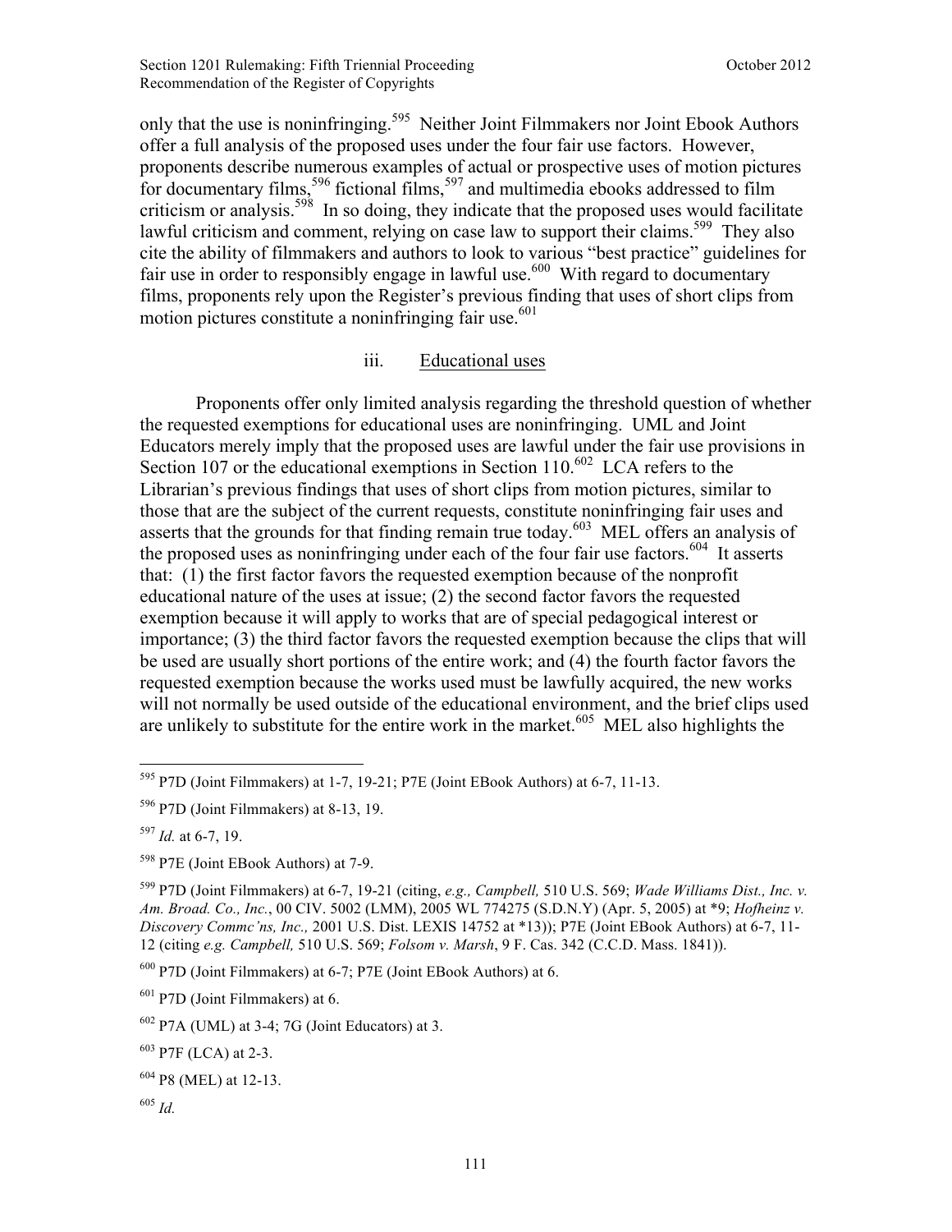only that the use is noninfringing.[595] Neither Joint Filmmakers nor Joint Ebook Authors offer a full analysis of the proposed uses under the four fair use factors. However, proponents describe numerous examples of actual or prospective uses of motion pictures for documentary films,[596] fictional films,[597] and multimedia ebooks addressed to film criticism or analysis.[598] In so doing, they indicate that the proposed uses would facilitate lawful criticism and comment, relying on case law to support their claims.[599] They also cite the ability of filmmakers and authors to look to various "best practice" guidelines for fair use in order to responsibly engage in lawful use.[600] With regard to documentary films, proponents rely upon the Register's previous finding that uses of short clips from motion pictures constitute a noninfringing fair use.[601]

#### iii. Educational uses

Proponents offer only limited analysis regarding the threshold question of whether the requested exemptions for educational uses are noninfringing. UML and Joint Educators merely imply that the proposed uses are lawful under the fair use provisions in Section 107 or the educational exemptions in Section 110.[602] LCA refers to the Librarian's previous findings that uses of short clips from motion pictures, similar to those that are the subject of the current requests, constitute noninfringing fair uses and asserts that the grounds for that finding remain true today.[603] MEL offers an analysis of the proposed uses as noninfringing under each of the four fair use factors.[604] It asserts that: (1) the first factor favors the requested exemption because of the nonprofit educational nature of the uses at issue; (2) the second factor favors the requested exemption because it will apply to works that are of special pedagogical interest or importance; (3) the third factor favors the requested exemption because the clips that will be used are usually short portions of the entire work; and (4) the fourth factor favors the requested exemption because the works used must be lawfully acquired, the new works will not normally be used outside of the educational environment, and the brief clips used are unlikely to substitute for the entire work in the market.[605] MEL also highlights the

---

[595] P7D (Joint Filmmakers) at 1-7, 19-21; P7E (Joint EBook Authors) at 6-7, 11-13.

[596] P7D (Joint Filmmakers) at 8-13, 19.

[597] *Id.* at 6-7, 19.

[598] P7E (Joint EBook Authors) at 7-9.

[599] P7D (Joint Filmmakers) at 6-7, 19-21 (citing, *e.g., Campbell,* 510 U.S. 569; *Wade Williams Dist., Inc. v. Am. Broad. Co., Inc.*, 00 CIV. 5002 (LMM), 2005 WL 774275 (S.D.N.Y) (Apr. 5, 2005) at *9; *Hofheinz v. Discovery Commc'ns, Inc.,* 2001 U.S. Dist. LEXIS 14752 at *13)); P7E (Joint EBook Authors) at 6-7, 11-12 (citing *e.g. Campbell,* 510 U.S. 569; *Folsom v. Marsh*, 9 F. Cas. 342 (C.C.D. Mass. 1841)).

[600] P7D (Joint Filmmakers) at 6-7; P7E (Joint EBook Authors) at 6.

[601] P7D (Joint Filmmakers) at 6.

[602] P7A (UML) at 3-4; 7G (Joint Educators) at 3.

[603] P7F (LCA) at 2-3.

[604] P8 (MEL) at 12-13.

[605] *Id.*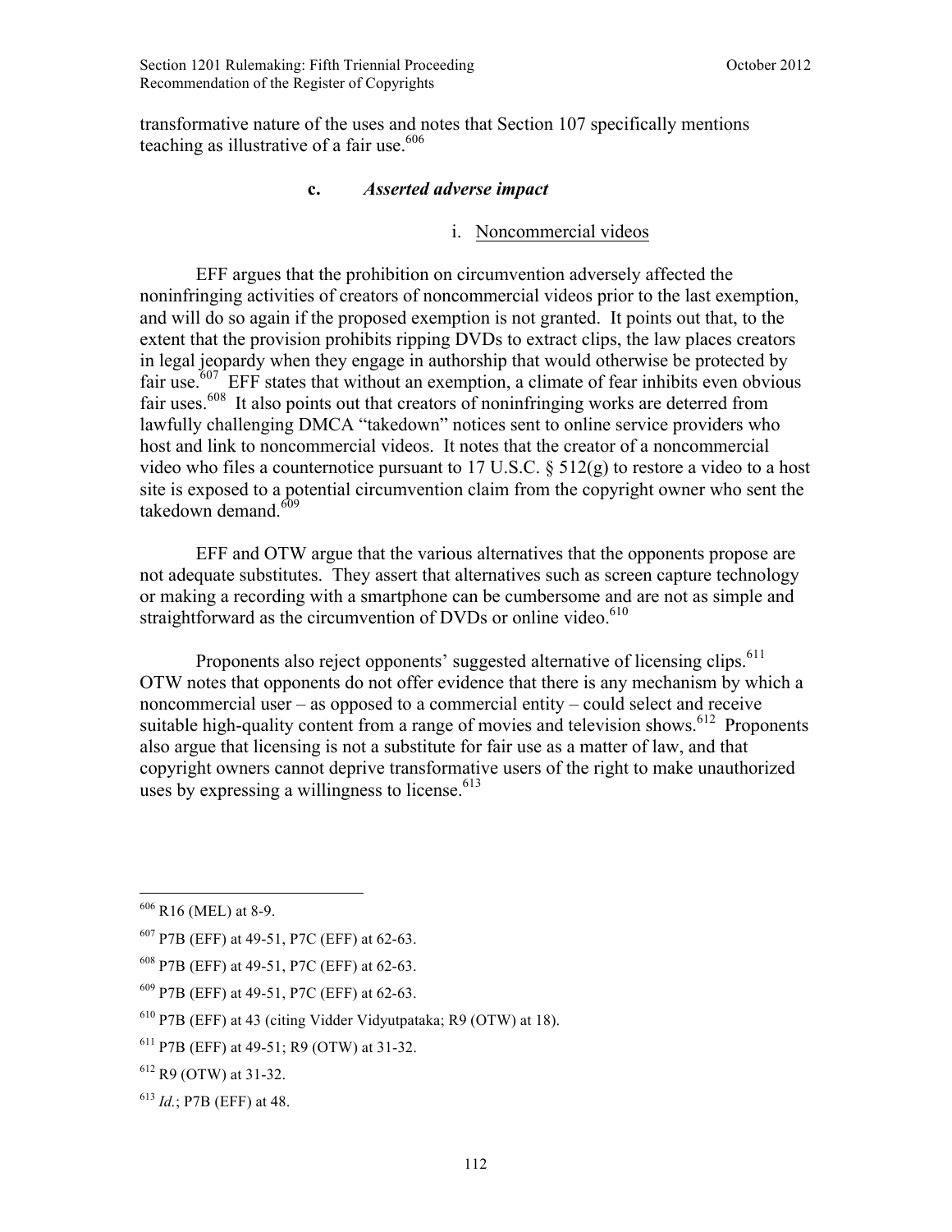transformative nature of the uses and notes that Section 107 specifically mentions teaching as illustrative of a fair use.[606]

#### c. *Asserted adverse impact*

##### i. Noncommercial videos

EFF argues that the prohibition on circumvention adversely affected the noninfringing activities of creators of noncommercial videos prior to the last exemption, and will do so again if the proposed exemption is not granted. It points out that, to the extent that the provision prohibits ripping DVDs to extract clips, the law places creators in legal jeopardy when they engage in authorship that would otherwise be protected by fair use.[607] EFF states that without an exemption, a climate of fear inhibits even obvious fair uses.[608] It also points out that creators of noninfringing works are deterred from lawfully challenging DMCA "takedown" notices sent to online service providers who host and link to noncommercial videos. It notes that the creator of a noncommercial video who files a counternotice pursuant to 17 U.S.C. § 512(g) to restore a video to a host site is exposed to a potential circumvention claim from the copyright owner who sent the takedown demand.[609]

EFF and OTW argue that the various alternatives that the opponents propose are not adequate substitutes. They assert that alternatives such as screen capture technology or making a recording with a smartphone can be cumbersome and are not as simple and straightforward as the circumvention of DVDs or online video.[610]

Proponents also reject opponents' suggested alternative of licensing clips.[611] OTW notes that opponents do not offer evidence that there is any mechanism by which a noncommercial user – as opposed to a commercial entity – could select and receive suitable high-quality content from a range of movies and television shows.[612] Proponents also argue that licensing is not a substitute for fair use as a matter of law, and that copyright owners cannot deprive transformative users of the right to make unauthorized uses by expressing a willingness to license.[613]

---

[606] R16 (MEL) at 8-9.

[607] P7B (EFF) at 49-51, P7C (EFF) at 62-63.

[608] P7B (EFF) at 49-51, P7C (EFF) at 62-63.

[609] P7B (EFF) at 49-51, P7C (EFF) at 62-63.

[610] P7B (EFF) at 43 (citing Vidder Vidyutpataka; R9 (OTW) at 18).

[611] P7B (EFF) at 49-51; R9 (OTW) at 31-32.

[612] R9 (OTW) at 31-32.

[613] *Id.*; P7B (EFF) at 48.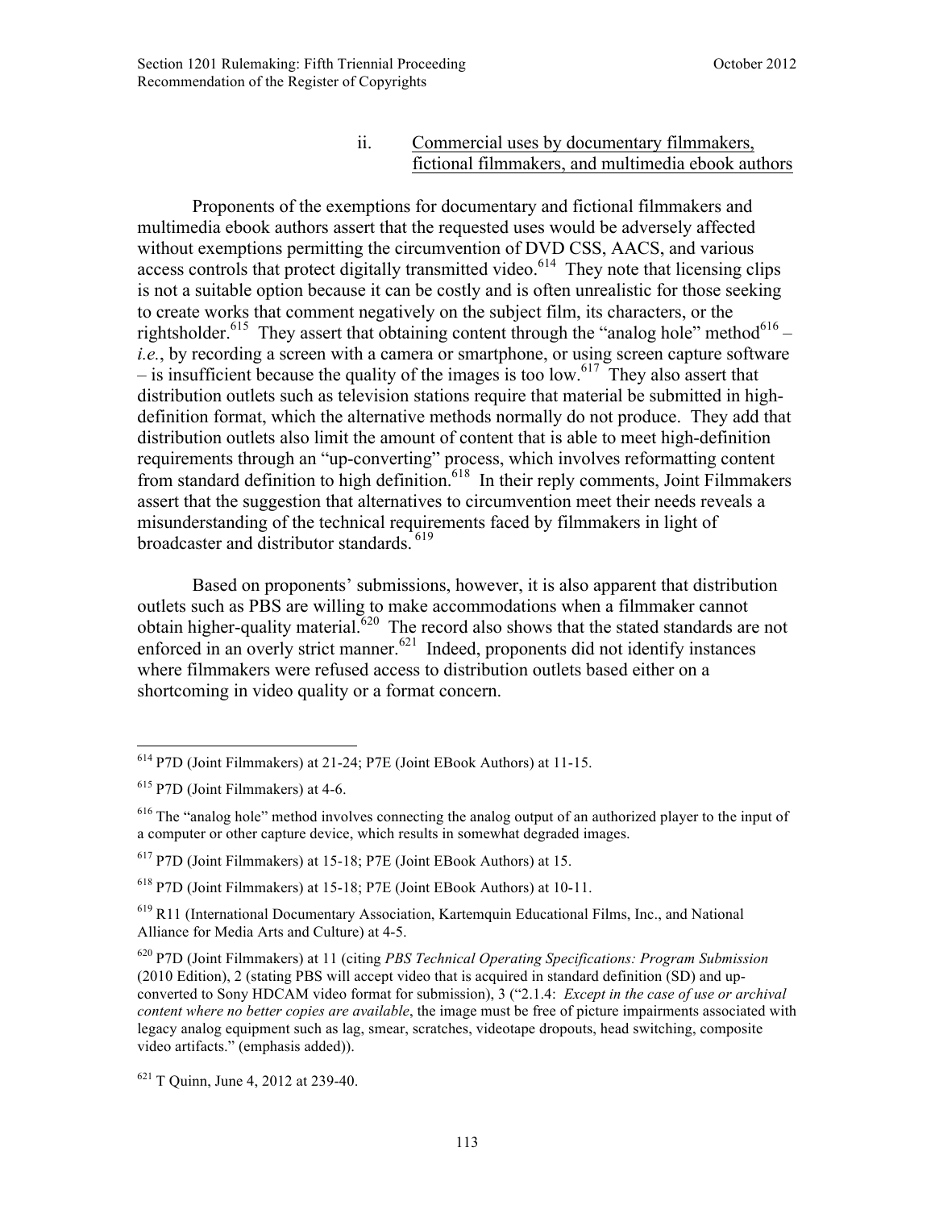#### ii. Commercial uses by documentary filmmakers, fictional filmmakers, and multimedia ebook authors

Proponents of the exemptions for documentary and fictional filmmakers and multimedia ebook authors assert that the requested uses would be adversely affected without exemptions permitting the circumvention of DVD CSS, AACS, and various access controls that protect digitally transmitted video.[614] They note that licensing clips is not a suitable option because it can be costly and is often unrealistic for those seeking to create works that comment negatively on the subject film, its characters, or the rightsholder.[615] They assert that obtaining content through the "analog hole" method[616] – *i.e.*, by recording a screen with a camera or smartphone, or using screen capture software – is insufficient because the quality of the images is too low.[617] They also assert that distribution outlets such as television stations require that material be submitted in high-definition format, which the alternative methods normally do not produce. They add that distribution outlets also limit the amount of content that is able to meet high-definition requirements through an "up-converting" process, which involves reformatting content from standard definition to high definition.[618] In their reply comments, Joint Filmmakers assert that the suggestion that alternatives to circumvention meet their needs reveals a misunderstanding of the technical requirements faced by filmmakers in light of broadcaster and distributor standards.[619]

Based on proponents' submissions, however, it is also apparent that distribution outlets such as PBS are willing to make accommodations when a filmmaker cannot obtain higher-quality material.[620] The record also shows that the stated standards are not enforced in an overly strict manner.[621] Indeed, proponents did not identify instances where filmmakers were refused access to distribution outlets based either on a shortcoming in video quality or a format concern.

---

[614] P7D (Joint Filmmakers) at 21-24; P7E (Joint EBook Authors) at 11-15.

[615] P7D (Joint Filmmakers) at 4-6.

[616] The "analog hole" method involves connecting the analog output of an authorized player to the input of a computer or other capture device, which results in somewhat degraded images.

[617] P7D (Joint Filmmakers) at 15-18; P7E (Joint EBook Authors) at 15.

[618] P7D (Joint Filmmakers) at 15-18; P7E (Joint EBook Authors) at 10-11.

[619] R11 (International Documentary Association, Kartemquin Educational Films, Inc., and National Alliance for Media Arts and Culture) at 4-5.

[620] P7D (Joint Filmmakers) at 11 (citing *PBS Technical Operating Specifications: Program Submission* (2010 Edition), 2 (stating PBS will accept video that is acquired in standard definition (SD) and up-converted to Sony HDCAM video format for submission), 3 ("2.1.4: *Except in the case of use or archival content where no better copies are available*, the image must be free of picture impairments associated with legacy analog equipment such as lag, smear, scratches, videotape dropouts, head switching, composite video artifacts." (emphasis added)).

[621] T Quinn, June 4, 2012 at 239-40.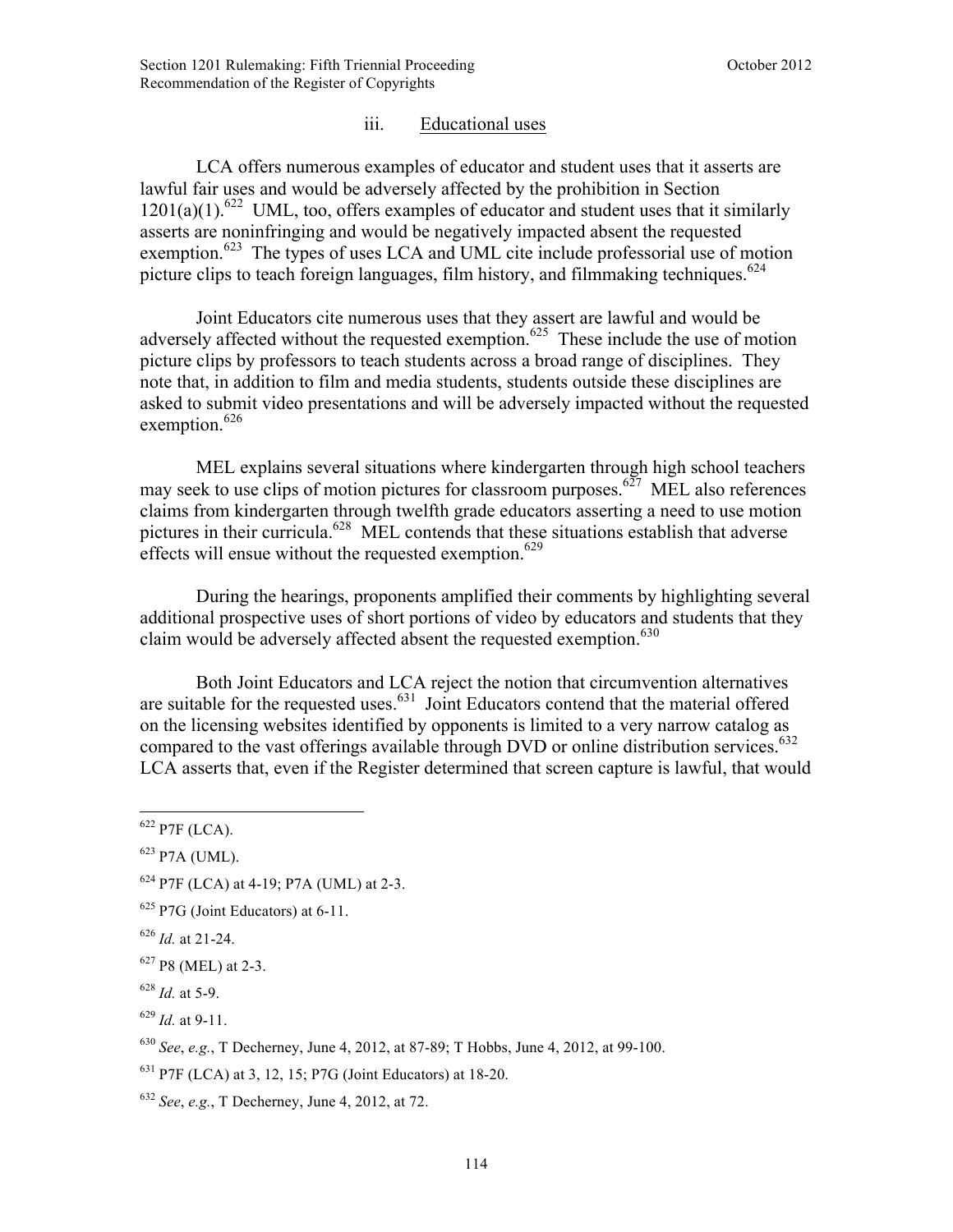### iii. Educational uses

LCA offers numerous examples of educator and student uses that it asserts are lawful fair uses and would be adversely affected by the prohibition in Section 1201(a)(1).[622] UML, too, offers examples of educator and student uses that it similarly asserts are noninfringing and would be negatively impacted absent the requested exemption.[623] The types of uses LCA and UML cite include professorial use of motion picture clips to teach foreign languages, film history, and filmmaking techniques.[624]

Joint Educators cite numerous uses that they assert are lawful and would be adversely affected without the requested exemption.[625] These include the use of motion picture clips by professors to teach students across a broad range of disciplines. They note that, in addition to film and media students, students outside these disciplines are asked to submit video presentations and will be adversely impacted without the requested exemption.[626]

MEL explains several situations where kindergarten through high school teachers may seek to use clips of motion pictures for classroom purposes.[627] MEL also references claims from kindergarten through twelfth grade educators asserting a need to use motion pictures in their curricula.[628] MEL contends that these situations establish that adverse effects will ensue without the requested exemption.[629]

During the hearings, proponents amplified their comments by highlighting several additional prospective uses of short portions of video by educators and students that they claim would be adversely affected absent the requested exemption.[630]

Both Joint Educators and LCA reject the notion that circumvention alternatives are suitable for the requested uses.[631] Joint Educators contend that the material offered on the licensing websites identified by opponents is limited to a very narrow catalog as compared to the vast offerings available through DVD or online distribution services.[632] LCA asserts that, even if the Register determined that screen capture is lawful, that would

---

[622] P7F (LCA).

[623] P7A (UML).

[624] P7F (LCA) at 4-19; P7A (UML) at 2-3.

[625] P7G (Joint Educators) at 6-11.

[626] *Id.* at 21-24.

[627] P8 (MEL) at 2-3.

[628] *Id.* at 5-9.

[629] *Id.* at 9-11.

[630] *See*, *e.g.*, T Decherney, June 4, 2012, at 87-89; T Hobbs, June 4, 2012, at 99-100.

[631] P7F (LCA) at 3, 12, 15; P7G (Joint Educators) at 18-20.

[632] *See*, *e.g.*, T Decherney, June 4, 2012, at 72.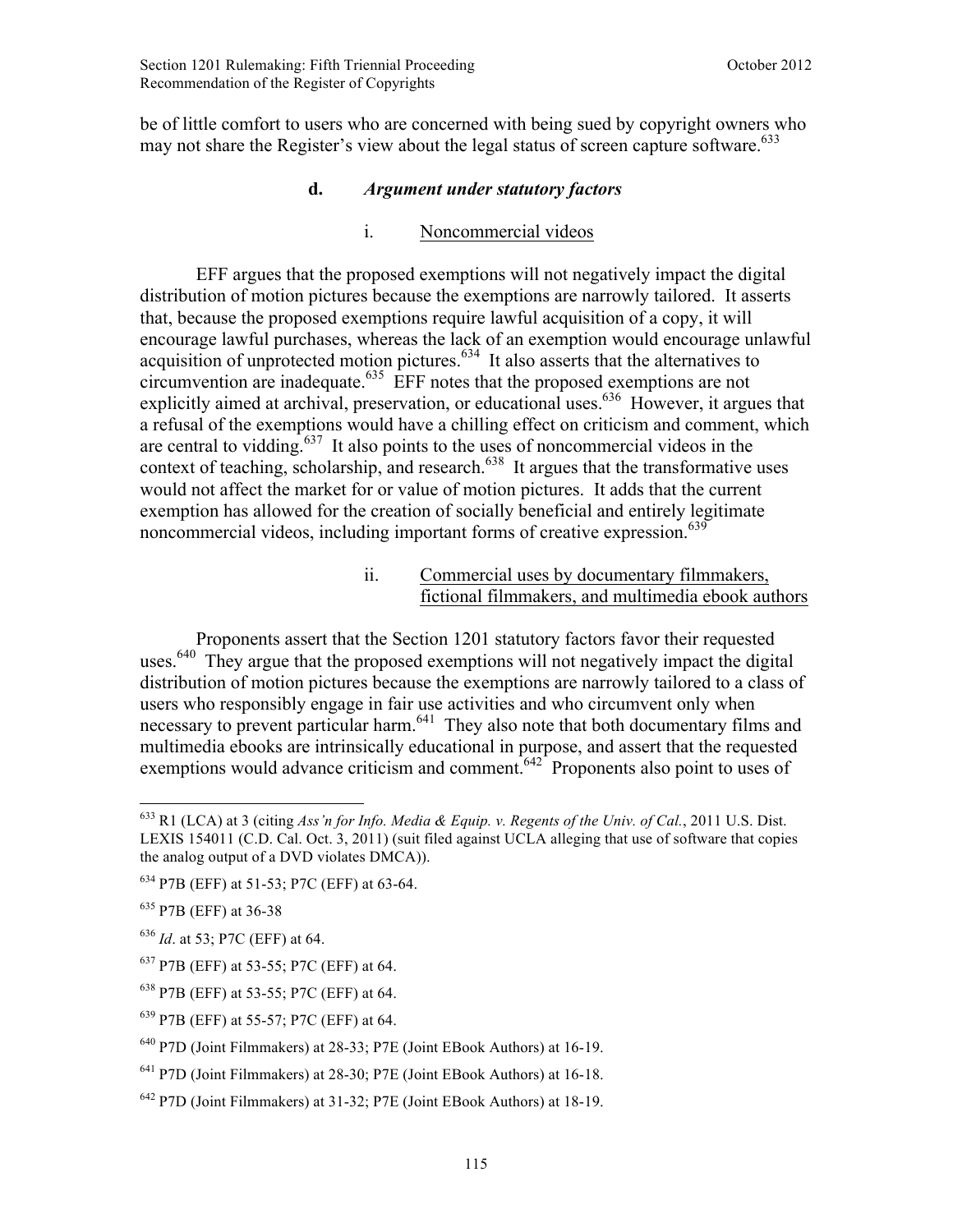be of little comfort to users who are concerned with being sued by copyright owners who may not share the Register's view about the legal status of screen capture software.[633]

#### d. *Argument under statutory factors*

##### i. Noncommercial videos

EFF argues that the proposed exemptions will not negatively impact the digital distribution of motion pictures because the exemptions are narrowly tailored. It asserts that, because the proposed exemptions require lawful acquisition of a copy, it will encourage lawful purchases, whereas the lack of an exemption would encourage unlawful acquisition of unprotected motion pictures.[634] It also asserts that the alternatives to circumvention are inadequate.[635] EFF notes that the proposed exemptions are not explicitly aimed at archival, preservation, or educational uses.[636] However, it argues that a refusal of the exemptions would have a chilling effect on criticism and comment, which are central to vidding.[637] It also points to the uses of noncommercial videos in the context of teaching, scholarship, and research.[638] It argues that the transformative uses would not affect the market for or value of motion pictures. It adds that the current exemption has allowed for the creation of socially beneficial and entirely legitimate noncommercial videos, including important forms of creative expression.[639]

##### ii. Commercial uses by documentary filmmakers, fictional filmmakers, and multimedia ebook authors

Proponents assert that the Section 1201 statutory factors favor their requested uses.[640] They argue that the proposed exemptions will not negatively impact the digital distribution of motion pictures because the exemptions are narrowly tailored to a class of users who responsibly engage in fair use activities and who circumvent only when necessary to prevent particular harm.[641] They also note that both documentary films and multimedia ebooks are intrinsically educational in purpose, and assert that the requested exemptions would advance criticism and comment.[642] Proponents also point to uses of

---

[633] R1 (LCA) at 3 (citing *Ass'n for Info. Media & Equip. v. Regents of the Univ. of Cal.*, 2011 U.S. Dist. LEXIS 154011 (C.D. Cal. Oct. 3, 2011) (suit filed against UCLA alleging that use of software that copies the analog output of a DVD violates DMCA)).

[634] P7B (EFF) at 51-53; P7C (EFF) at 63-64.

[635] P7B (EFF) at 36-38

[636] *Id*. at 53; P7C (EFF) at 64.

[637] P7B (EFF) at 53-55; P7C (EFF) at 64.

[638] P7B (EFF) at 53-55; P7C (EFF) at 64.

[639] P7B (EFF) at 55-57; P7C (EFF) at 64.

[640] P7D (Joint Filmmakers) at 28-33; P7E (Joint EBook Authors) at 16-19.

[641] P7D (Joint Filmmakers) at 28-30; P7E (Joint EBook Authors) at 16-18.

[642] P7D (Joint Filmmakers) at 31-32; P7E (Joint EBook Authors) at 18-19.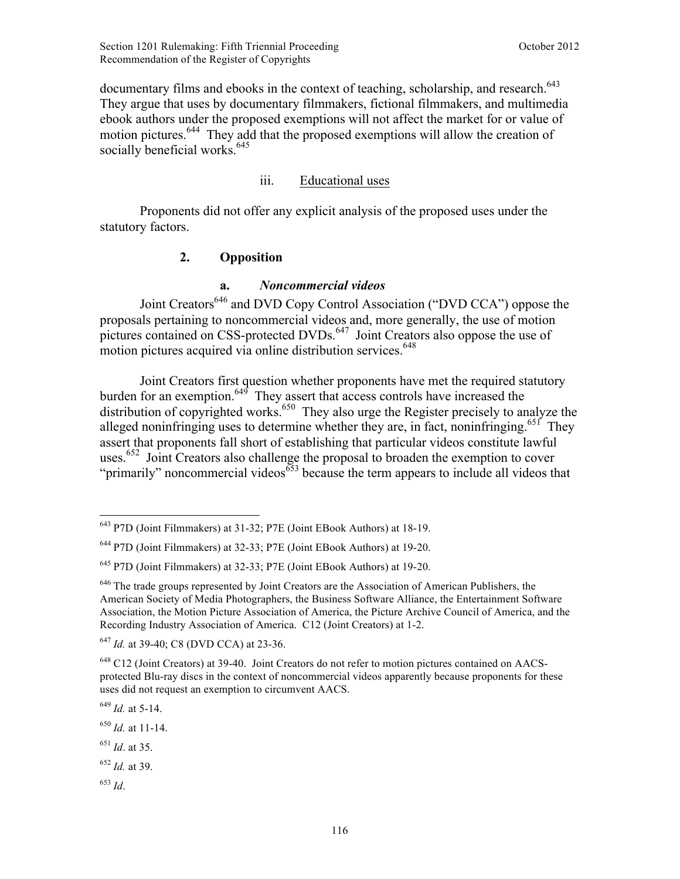documentary films and ebooks in the context of teaching, scholarship, and research.[643] They argue that uses by documentary filmmakers, fictional filmmakers, and multimedia ebook authors under the proposed exemptions will not affect the market for or value of motion pictures.[644] They add that the proposed exemptions will allow the creation of socially beneficial works.[645]

iii. Educational uses

Proponents did not offer any explicit analysis of the proposed uses under the statutory factors.

### 2. Opposition

#### a. *Noncommercial videos*

Joint Creators[646] and DVD Copy Control Association ("DVD CCA") oppose the proposals pertaining to noncommercial videos and, more generally, the use of motion pictures contained on CSS-protected DVDs.[647] Joint Creators also oppose the use of motion pictures acquired via online distribution services.[648]

Joint Creators first question whether proponents have met the required statutory burden for an exemption.[649] They assert that access controls have increased the distribution of copyrighted works.[650] They also urge the Register precisely to analyze the alleged noninfringing uses to determine whether they are, in fact, noninfringing.[651] They assert that proponents fall short of establishing that particular videos constitute lawful uses.[652] Joint Creators also challenge the proposal to broaden the exemption to cover "primarily" noncommercial videos[653] because the term appears to include all videos that

---

[643] P7D (Joint Filmmakers) at 31-32; P7E (Joint EBook Authors) at 18-19.

[644] P7D (Joint Filmmakers) at 32-33; P7E (Joint EBook Authors) at 19-20.

[645] P7D (Joint Filmmakers) at 32-33; P7E (Joint EBook Authors) at 19-20.

[646] The trade groups represented by Joint Creators are the Association of American Publishers, the American Society of Media Photographers, the Business Software Alliance, the Entertainment Software Association, the Motion Picture Association of America, the Picture Archive Council of America, and the Recording Industry Association of America. C12 (Joint Creators) at 1-2.

[647] *Id.* at 39-40; C8 (DVD CCA) at 23-36.

[648] C12 (Joint Creators) at 39-40. Joint Creators do not refer to motion pictures contained on AACS-protected Blu-ray discs in the context of noncommercial videos apparently because proponents for these uses did not request an exemption to circumvent AACS.

[649] *Id.* at 5-14.

[650] *Id.* at 11-14.

[651] *Id*. at 35.

[652] *Id.* at 39.

[653] *Id*.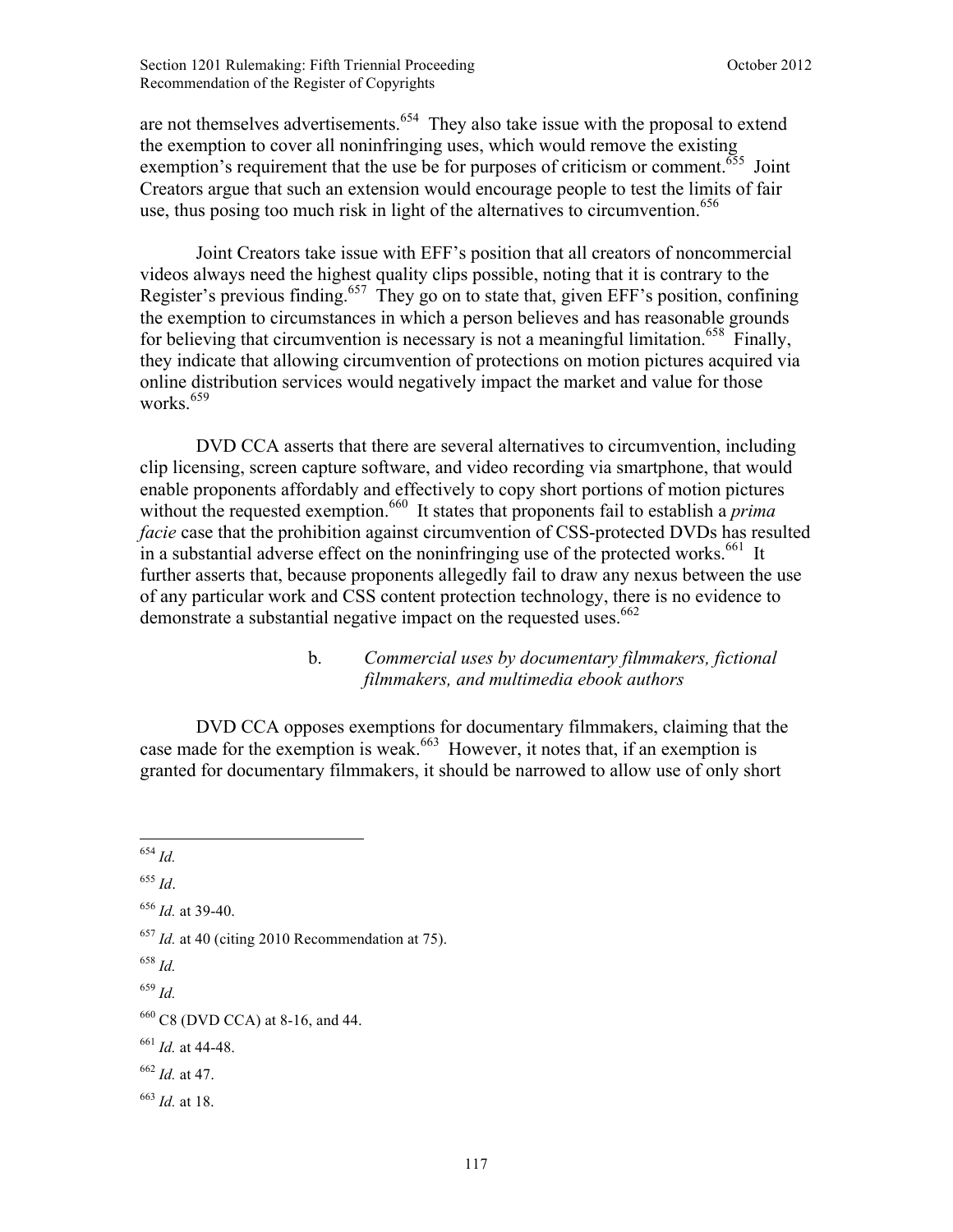are not themselves advertisements.[654] They also take issue with the proposal to extend the exemption to cover all noninfringing uses, which would remove the existing exemption's requirement that the use be for purposes of criticism or comment.[655] Joint Creators argue that such an extension would encourage people to test the limits of fair use, thus posing too much risk in light of the alternatives to circumvention.[656]

Joint Creators take issue with EFF's position that all creators of noncommercial videos always need the highest quality clips possible, noting that it is contrary to the Register's previous finding.[657] They go on to state that, given EFF's position, confining the exemption to circumstances in which a person believes and has reasonable grounds for believing that circumvention is necessary is not a meaningful limitation.[658] Finally, they indicate that allowing circumvention of protections on motion pictures acquired via online distribution services would negatively impact the market and value for those works.[659]

DVD CCA asserts that there are several alternatives to circumvention, including clip licensing, screen capture software, and video recording via smartphone, that would enable proponents affordably and effectively to copy short portions of motion pictures without the requested exemption.[660] It states that proponents fail to establish a *prima facie* case that the prohibition against circumvention of CSS-protected DVDs has resulted in a substantial adverse effect on the noninfringing use of the protected works.[661] It further asserts that, because proponents allegedly fail to draw any nexus between the use of any particular work and CSS content protection technology, there is no evidence to demonstrate a substantial negative impact on the requested uses.[662]

b. *Commercial uses by documentary filmmakers, fictional filmmakers, and multimedia ebook authors*

DVD CCA opposes exemptions for documentary filmmakers, claiming that the case made for the exemption is weak.[663] However, it notes that, if an exemption is granted for documentary filmmakers, it should be narrowed to allow use of only short

---

[654] *Id.*

[655] *Id*.

[656] *Id.* at 39-40.

[657] *Id.* at 40 (citing 2010 Recommendation at 75).

[658] *Id.*

[659] *Id.*

[660] C8 (DVD CCA) at 8-16, and 44.

[661] *Id.* at 44-48.

[662] *Id.* at 47.

[663] *Id.* at 18.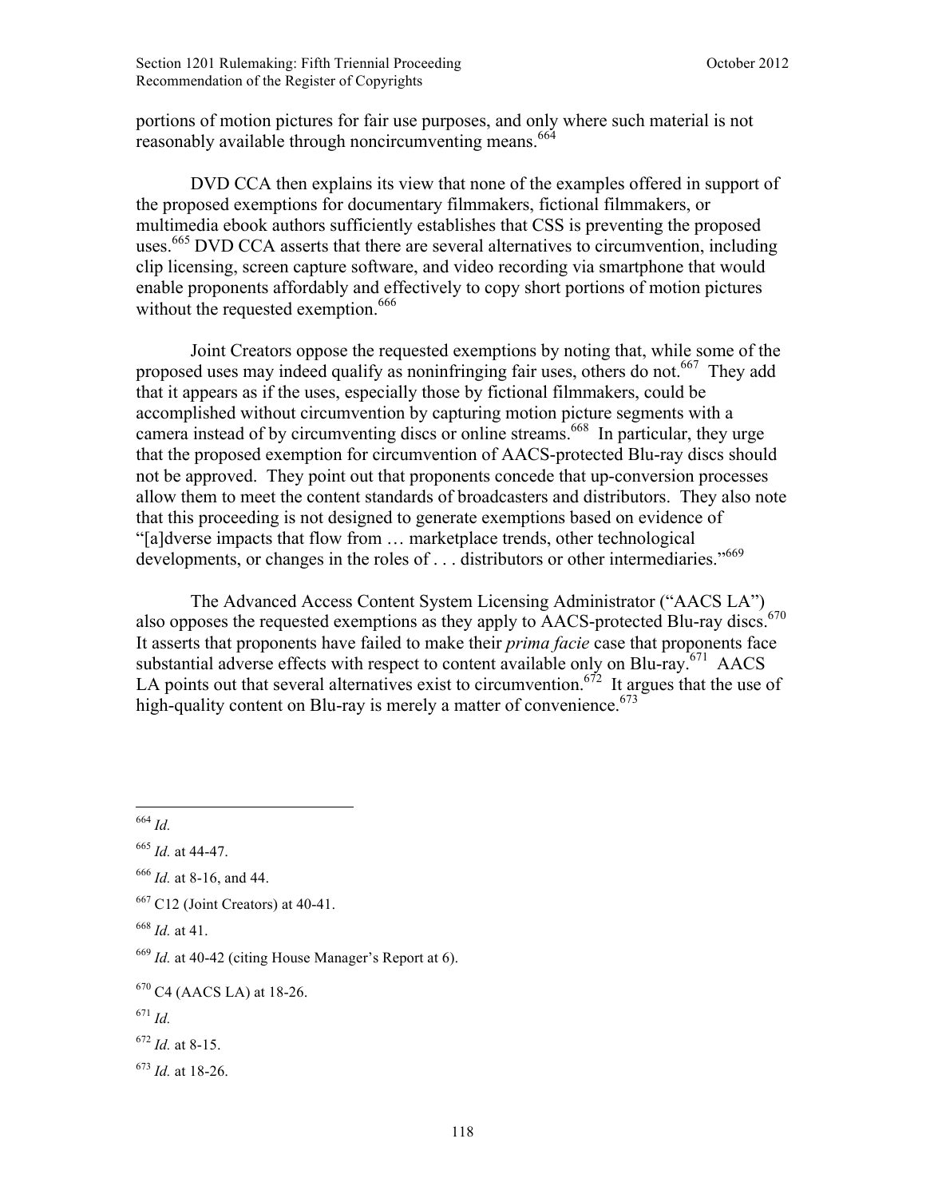portions of motion pictures for fair use purposes, and only where such material is not reasonably available through noncircumventing means.[664]

DVD CCA then explains its view that none of the examples offered in support of the proposed exemptions for documentary filmmakers, fictional filmmakers, or multimedia ebook authors sufficiently establishes that CSS is preventing the proposed uses.[665] DVD CCA asserts that there are several alternatives to circumvention, including clip licensing, screen capture software, and video recording via smartphone that would enable proponents affordably and effectively to copy short portions of motion pictures without the requested exemption.[666]

Joint Creators oppose the requested exemptions by noting that, while some of the proposed uses may indeed qualify as noninfringing fair uses, others do not.[667] They add that it appears as if the uses, especially those by fictional filmmakers, could be accomplished without circumvention by capturing motion picture segments with a camera instead of by circumventing discs or online streams.[668] In particular, they urge that the proposed exemption for circumvention of AACS-protected Blu-ray discs should not be approved. They point out that proponents concede that up-conversion processes allow them to meet the content standards of broadcasters and distributors. They also note that this proceeding is not designed to generate exemptions based on evidence of "[a]dverse impacts that flow from … marketplace trends, other technological developments, or changes in the roles of . . . distributors or other intermediaries."[669]

The Advanced Access Content System Licensing Administrator ("AACS LA") also opposes the requested exemptions as they apply to AACS-protected Blu-ray discs.[670] It asserts that proponents have failed to make their *prima facie* case that proponents face substantial adverse effects with respect to content available only on Blu-ray.[671] AACS LA points out that several alternatives exist to circumvention.[672] It argues that the use of high-quality content on Blu-ray is merely a matter of convenience.[673]

---

[664] *Id.*

[665] *Id.* at 44-47.

[666] *Id.* at 8-16, and 44.

[667] C12 (Joint Creators) at 40-41.

[668] *Id.* at 41.

[669] *Id.* at 40-42 (citing House Manager's Report at 6).

[670] C4 (AACS LA) at 18-26.

[671] *Id.*

[672] *Id.* at 8-15.

[673] *Id.* at 18-26.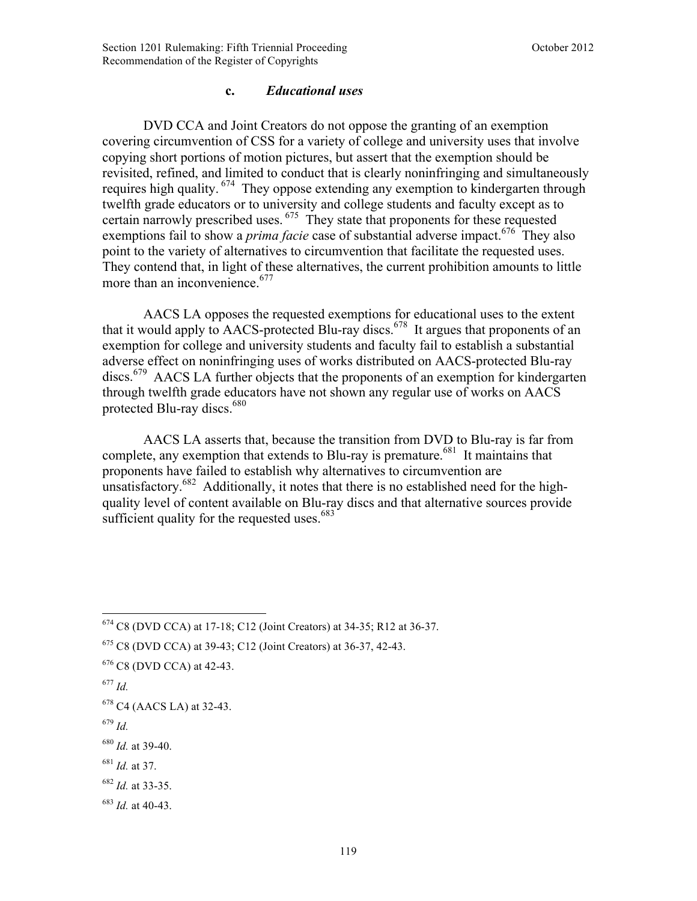### c. *Educational uses*

DVD CCA and Joint Creators do not oppose the granting of an exemption covering circumvention of CSS for a variety of college and university uses that involve copying short portions of motion pictures, but assert that the exemption should be revisited, refined, and limited to conduct that is clearly noninfringing and simultaneously requires high quality.[674] They oppose extending any exemption to kindergarten through twelfth grade educators or to university and college students and faculty except as to certain narrowly prescribed uses.[675] They state that proponents for these requested exemptions fail to show a *prima facie* case of substantial adverse impact.[676] They also point to the variety of alternatives to circumvention that facilitate the requested uses. They contend that, in light of these alternatives, the current prohibition amounts to little more than an inconvenience.[677]

AACS LA opposes the requested exemptions for educational uses to the extent that it would apply to AACS-protected Blu-ray discs.[678] It argues that proponents of an exemption for college and university students and faculty fail to establish a substantial adverse effect on noninfringing uses of works distributed on AACS-protected Blu-ray discs.[679] AACS LA further objects that the proponents of an exemption for kindergarten through twelfth grade educators have not shown any regular use of works on AACS protected Blu-ray discs.[680]

AACS LA asserts that, because the transition from DVD to Blu-ray is far from complete, any exemption that extends to Blu-ray is premature.[681] It maintains that proponents have failed to establish why alternatives to circumvention are unsatisfactory.[682] Additionally, it notes that there is no established need for the high-quality level of content available on Blu-ray discs and that alternative sources provide sufficient quality for the requested uses.[683]

---

[674] C8 (DVD CCA) at 17-18; C12 (Joint Creators) at 34-35; R12 at 36-37.

[675] C8 (DVD CCA) at 39-43; C12 (Joint Creators) at 36-37, 42-43.

[676] C8 (DVD CCA) at 42-43.

[677] *Id.*

[678] C4 (AACS LA) at 32-43.

[679] *Id.*

[680] *Id.* at 39-40.

[681] *Id.* at 37.

[682] *Id.* at 33-35.

[683] *Id.* at 40-43.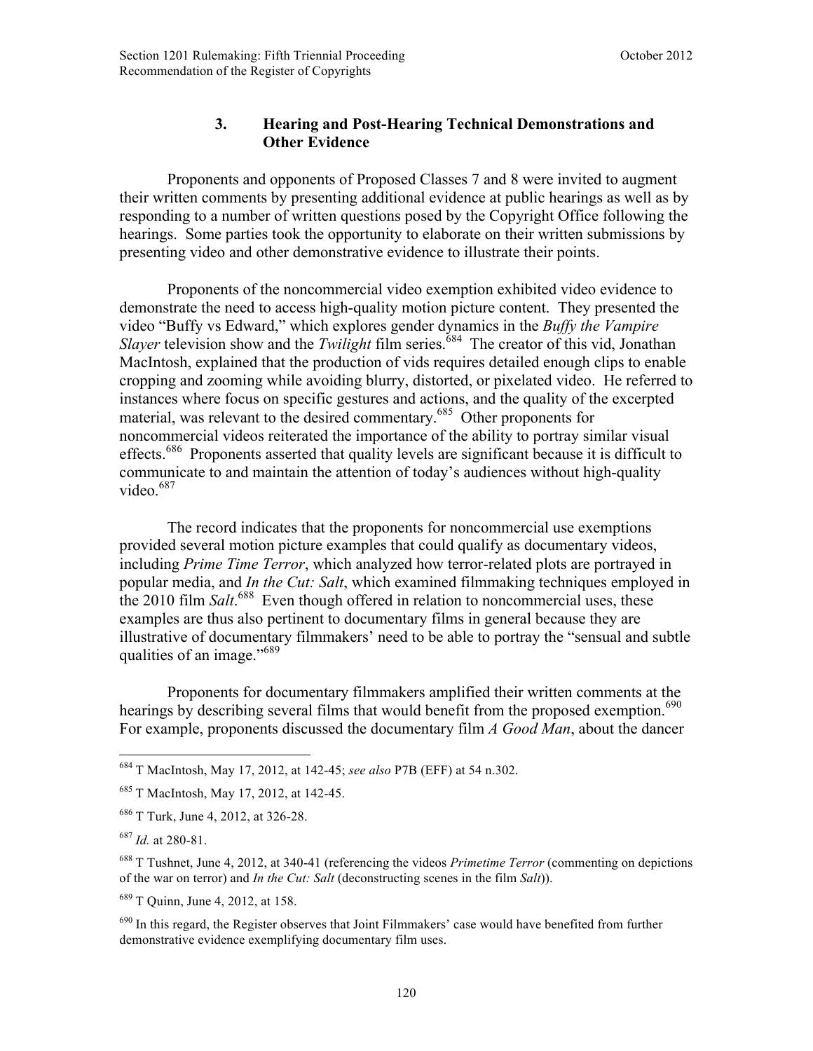### 3. Hearing and Post-Hearing Technical Demonstrations and Other Evidence

Proponents and opponents of Proposed Classes 7 and 8 were invited to augment their written comments by presenting additional evidence at public hearings as well as by responding to a number of written questions posed by the Copyright Office following the hearings. Some parties took the opportunity to elaborate on their written submissions by presenting video and other demonstrative evidence to illustrate their points.

Proponents of the noncommercial video exemption exhibited video evidence to demonstrate the need to access high-quality motion picture content. They presented the video "Buffy vs Edward," which explores gender dynamics in the *Buffy the Vampire Slayer* television show and the *Twilight* film series.[684] The creator of this vid, Jonathan MacIntosh, explained that the production of vids requires detailed enough clips to enable cropping and zooming while avoiding blurry, distorted, or pixelated video. He referred to instances where focus on specific gestures and actions, and the quality of the excerpted material, was relevant to the desired commentary.[685] Other proponents for noncommercial videos reiterated the importance of the ability to portray similar visual effects.[686] Proponents asserted that quality levels are significant because it is difficult to communicate to and maintain the attention of today's audiences without high-quality video.[687]

The record indicates that the proponents for noncommercial use exemptions provided several motion picture examples that could qualify as documentary videos, including *Prime Time Terror*, which analyzed how terror-related plots are portrayed in popular media, and *In the Cut: Salt*, which examined filmmaking techniques employed in the 2010 film *Salt*.[688] Even though offered in relation to noncommercial uses, these examples are thus also pertinent to documentary films in general because they are illustrative of documentary filmmakers' need to be able to portray the "sensual and subtle qualities of an image."[689]

Proponents for documentary filmmakers amplified their written comments at the hearings by describing several films that would benefit from the proposed exemption.[690] For example, proponents discussed the documentary film *A Good Man*, about the dancer

---

[684] T MacIntosh, May 17, 2012, at 142-45; *see also* P7B (EFF) at 54 n.302.

[685] T MacIntosh, May 17, 2012, at 142-45.

[686] T Turk, June 4, 2012, at 326-28.

[687] *Id.* at 280-81.

[688] T Tushnet, June 4, 2012, at 340-41 (referencing the videos *Primetime Terror* (commenting on depictions of the war on terror) and *In the Cut: Salt* (deconstructing scenes in the film *Salt*)).

[689] T Quinn, June 4, 2012, at 158.

[690] In this regard, the Register observes that Joint Filmmakers' case would have benefited from further demonstrative evidence exemplifying documentary film uses.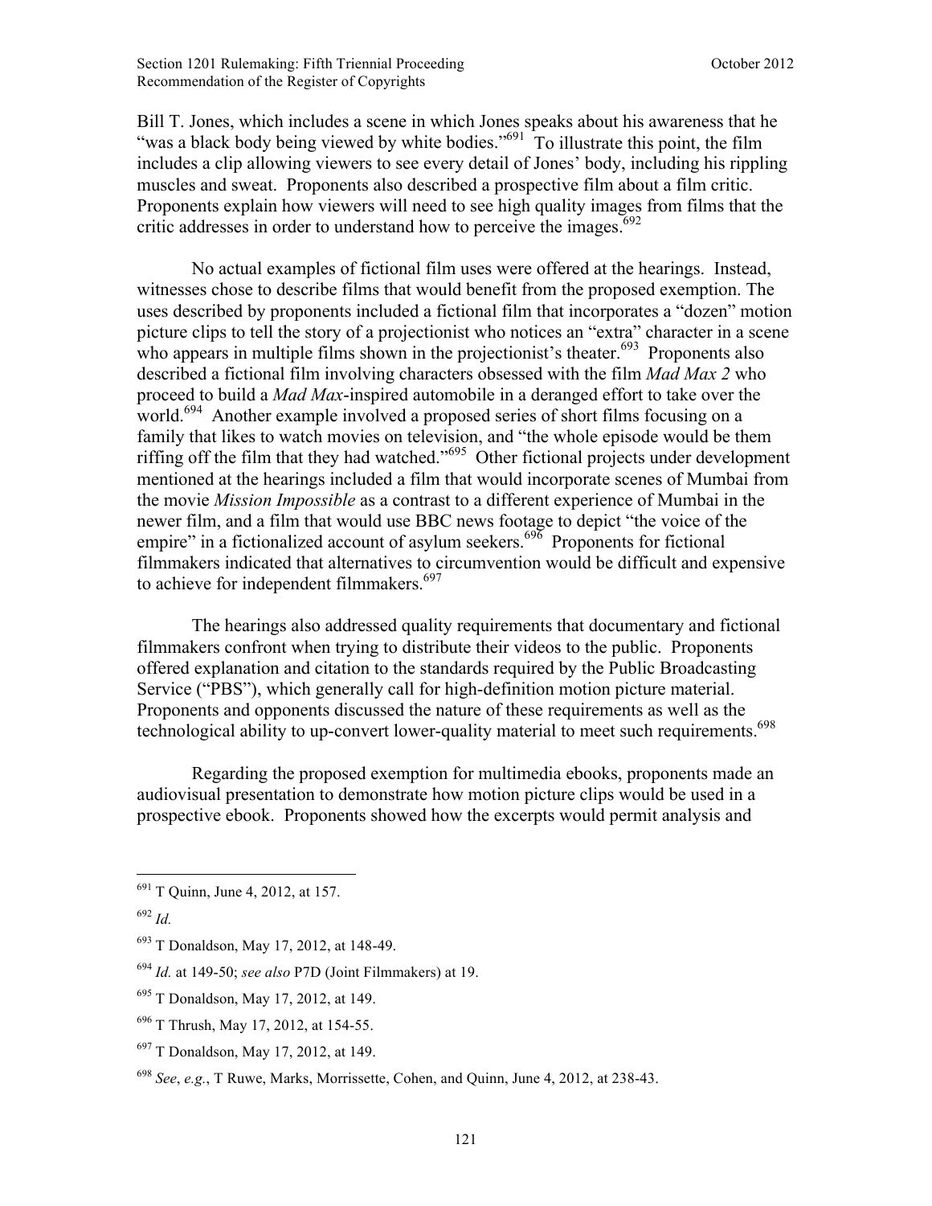Bill T. Jones, which includes a scene in which Jones speaks about his awareness that he "was a black body being viewed by white bodies."[691] To illustrate this point, the film includes a clip allowing viewers to see every detail of Jones' body, including his rippling muscles and sweat. Proponents also described a prospective film about a film critic. Proponents explain how viewers will need to see high quality images from films that the critic addresses in order to understand how to perceive the images.[692]

No actual examples of fictional film uses were offered at the hearings. Instead, witnesses chose to describe films that would benefit from the proposed exemption. The uses described by proponents included a fictional film that incorporates a "dozen" motion picture clips to tell the story of a projectionist who notices an "extra" character in a scene who appears in multiple films shown in the projectionist's theater.[693] Proponents also described a fictional film involving characters obsessed with the film *Mad Max 2* who proceed to build a *Mad Max*-inspired automobile in a deranged effort to take over the world.[694] Another example involved a proposed series of short films focusing on a family that likes to watch movies on television, and "the whole episode would be them riffing off the film that they had watched."[695] Other fictional projects under development mentioned at the hearings included a film that would incorporate scenes of Mumbai from the movie *Mission Impossible* as a contrast to a different experience of Mumbai in the newer film, and a film that would use BBC news footage to depict "the voice of the empire" in a fictionalized account of asylum seekers.[696] Proponents for fictional filmmakers indicated that alternatives to circumvention would be difficult and expensive to achieve for independent filmmakers.[697]

The hearings also addressed quality requirements that documentary and fictional filmmakers confront when trying to distribute their videos to the public. Proponents offered explanation and citation to the standards required by the Public Broadcasting Service ("PBS"), which generally call for high-definition motion picture material. Proponents and opponents discussed the nature of these requirements as well as the technological ability to up-convert lower-quality material to meet such requirements.[698]

Regarding the proposed exemption for multimedia ebooks, proponents made an audiovisual presentation to demonstrate how motion picture clips would be used in a prospective ebook. Proponents showed how the excerpts would permit analysis and

---

[691] T Quinn, June 4, 2012, at 157.

[692] *Id.*

[693] T Donaldson, May 17, 2012, at 148-49.

[694] *Id.* at 149-50; *see also* P7D (Joint Filmmakers) at 19.

[695] T Donaldson, May 17, 2012, at 149.

[696] T Thrush, May 17, 2012, at 154-55.

[697] T Donaldson, May 17, 2012, at 149.

[698] *See*, *e.g.*, T Ruwe, Marks, Morrissette, Cohen, and Quinn, June 4, 2012, at 238-43.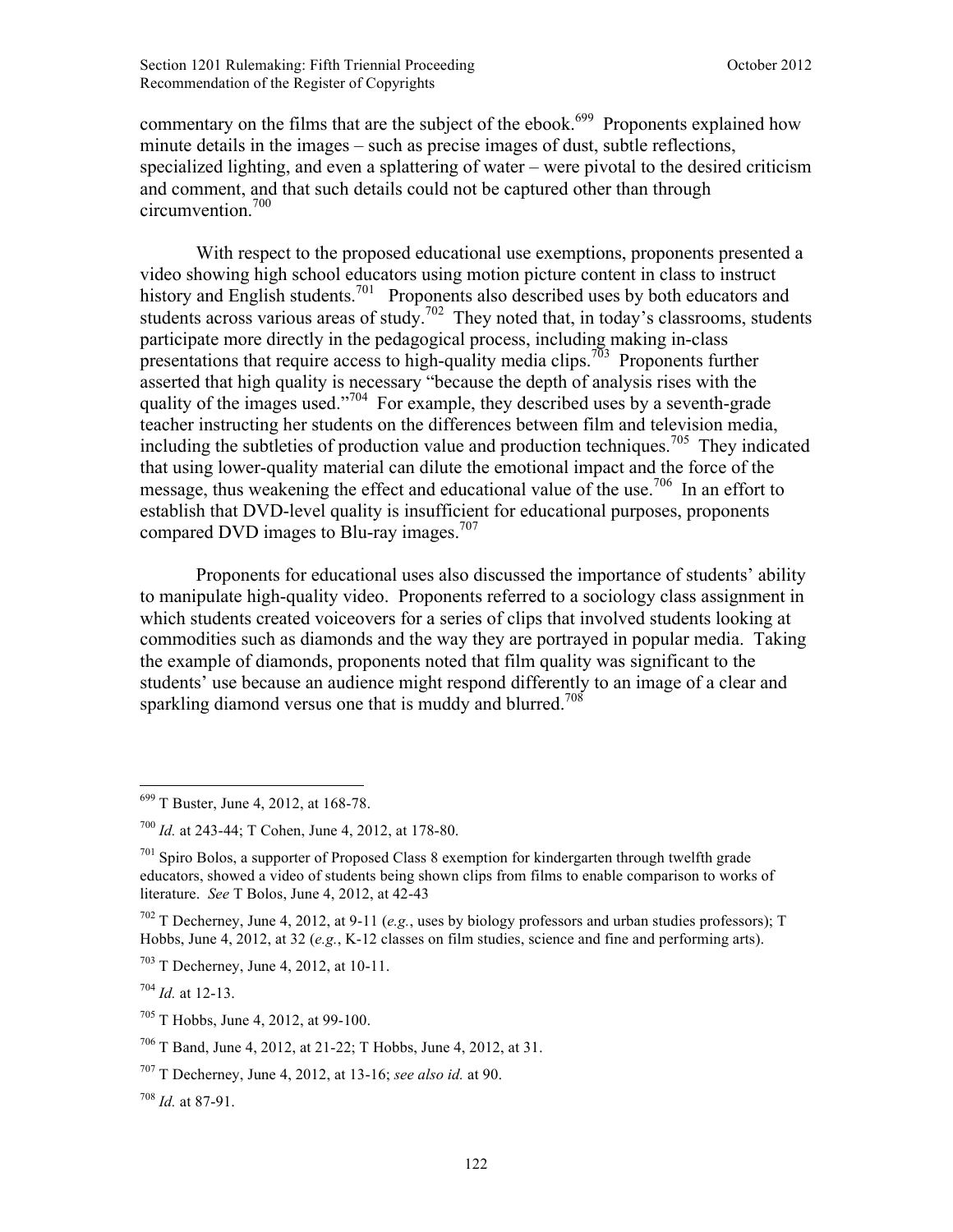commentary on the films that are the subject of the ebook.[699] Proponents explained how minute details in the images – such as precise images of dust, subtle reflections, specialized lighting, and even a splattering of water – were pivotal to the desired criticism and comment, and that such details could not be captured other than through circumvention.[700]

With respect to the proposed educational use exemptions, proponents presented a video showing high school educators using motion picture content in class to instruct history and English students.[701] Proponents also described uses by both educators and students across various areas of study.[702] They noted that, in today's classrooms, students participate more directly in the pedagogical process, including making in-class presentations that require access to high-quality media clips.[703] Proponents further asserted that high quality is necessary "because the depth of analysis rises with the quality of the images used."[704] For example, they described uses by a seventh-grade teacher instructing her students on the differences between film and television media, including the subtleties of production value and production techniques.[705] They indicated that using lower-quality material can dilute the emotional impact and the force of the message, thus weakening the effect and educational value of the use.[706] In an effort to establish that DVD-level quality is insufficient for educational purposes, proponents compared DVD images to Blu-ray images.[707]

Proponents for educational uses also discussed the importance of students' ability to manipulate high-quality video. Proponents referred to a sociology class assignment in which students created voiceovers for a series of clips that involved students looking at commodities such as diamonds and the way they are portrayed in popular media. Taking the example of diamonds, proponents noted that film quality was significant to the students' use because an audience might respond differently to an image of a clear and sparkling diamond versus one that is muddy and blurred.[708]

---

[699] T Buster, June 4, 2012, at 168-78.

[700] *Id.* at 243-44; T Cohen, June 4, 2012, at 178-80.

[701] Spiro Bolos, a supporter of Proposed Class 8 exemption for kindergarten through twelfth grade educators, showed a video of students being shown clips from films to enable comparison to works of literature. *See* T Bolos, June 4, 2012, at 42-43

[702] T Decherney, June 4, 2012, at 9-11 (*e.g.*, uses by biology professors and urban studies professors); T Hobbs, June 4, 2012, at 32 (*e.g.*, K-12 classes on film studies, science and fine and performing arts).

[703] T Decherney, June 4, 2012, at 10-11.

[704] *Id.* at 12-13.

[705] T Hobbs, June 4, 2012, at 99-100.

[706] T Band, June 4, 2012, at 21-22; T Hobbs, June 4, 2012, at 31.

[707] T Decherney, June 4, 2012, at 13-16; *see also id.* at 90.

[708] *Id.* at 87-91.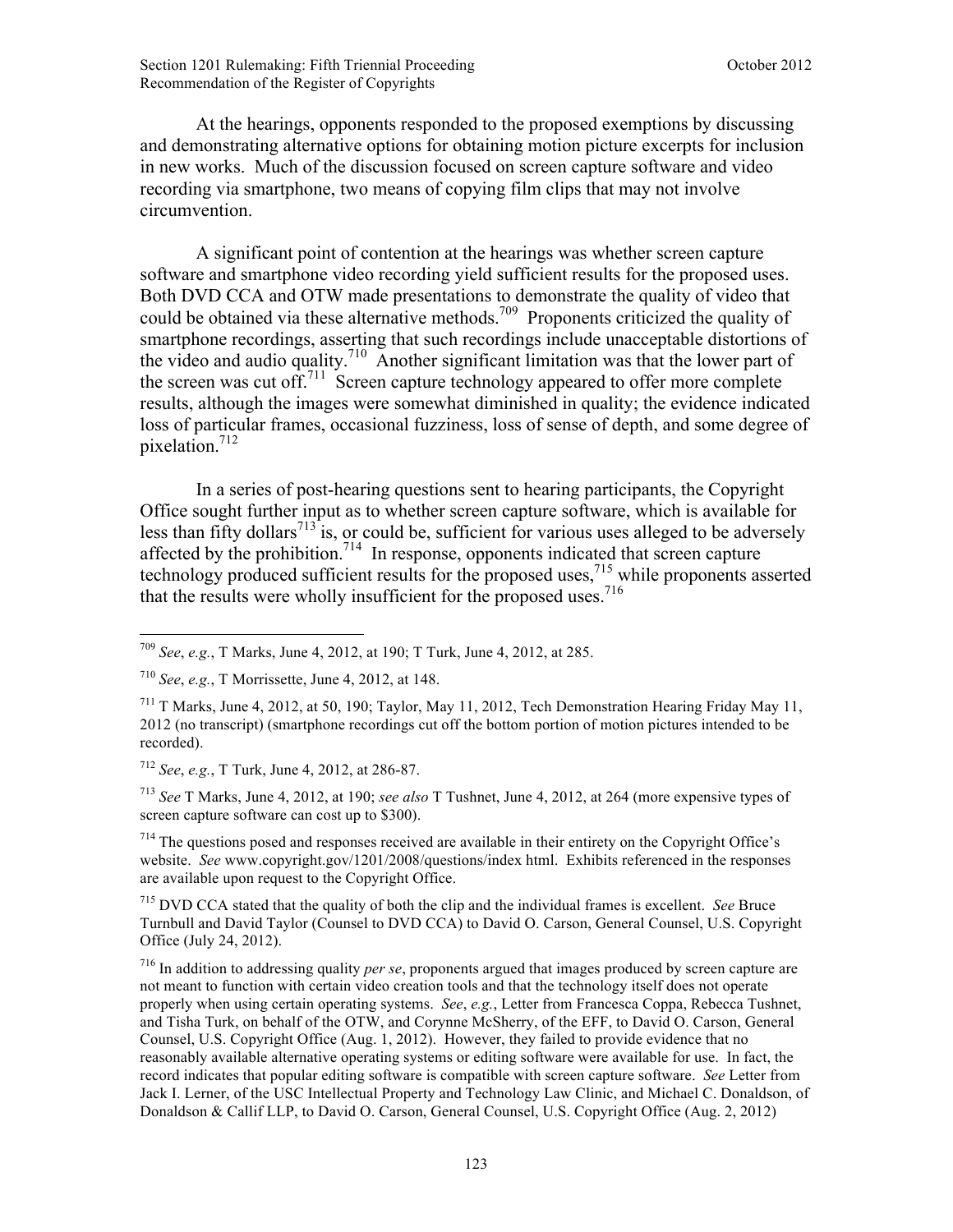At the hearings, opponents responded to the proposed exemptions by discussing and demonstrating alternative options for obtaining motion picture excerpts for inclusion in new works. Much of the discussion focused on screen capture software and video recording via smartphone, two means of copying film clips that may not involve circumvention.

A significant point of contention at the hearings was whether screen capture software and smartphone video recording yield sufficient results for the proposed uses. Both DVD CCA and OTW made presentations to demonstrate the quality of video that could be obtained via these alternative methods.[709] Proponents criticized the quality of smartphone recordings, asserting that such recordings include unacceptable distortions of the video and audio quality.[710] Another significant limitation was that the lower part of the screen was cut off.[711] Screen capture technology appeared to offer more complete results, although the images were somewhat diminished in quality; the evidence indicated loss of particular frames, occasional fuzziness, loss of sense of depth, and some degree of pixelation.[712]

In a series of post-hearing questions sent to hearing participants, the Copyright Office sought further input as to whether screen capture software, which is available for less than fifty dollars[713] is, or could be, sufficient for various uses alleged to be adversely affected by the prohibition.[714] In response, opponents indicated that screen capture technology produced sufficient results for the proposed uses,[715] while proponents asserted that the results were wholly insufficient for the proposed uses.[716]

---

[709] *See*, *e.g.*, T Marks, June 4, 2012, at 190; T Turk, June 4, 2012, at 285.

[710] *See*, *e.g.*, T Morrissette, June 4, 2012, at 148.

[711] T Marks, June 4, 2012, at 50, 190; Taylor, May 11, 2012, Tech Demonstration Hearing Friday May 11, 2012 (no transcript) (smartphone recordings cut off the bottom portion of motion pictures intended to be recorded).

[712] *See*, *e.g.*, T Turk, June 4, 2012, at 286-87.

[713] *See* T Marks, June 4, 2012, at 190; *see also* T Tushnet, June 4, 2012, at 264 (more expensive types of screen capture software can cost up to $300).

[714] The questions posed and responses received are available in their entirety on the Copyright Office's website. *See* www.copyright.gov/1201/2008/questions/index html. Exhibits referenced in the responses are available upon request to the Copyright Office.

[715] DVD CCA stated that the quality of both the clip and the individual frames is excellent. *See* Bruce Turnbull and David Taylor (Counsel to DVD CCA) to David O. Carson, General Counsel, U.S. Copyright Office (July 24, 2012).

[716] In addition to addressing quality *per se*, proponents argued that images produced by screen capture are not meant to function with certain video creation tools and that the technology itself does not operate properly when using certain operating systems. *See*, *e.g.*, Letter from Francesca Coppa, Rebecca Tushnet, and Tisha Turk, on behalf of the OTW, and Corynne McSherry, of the EFF, to David O. Carson, General Counsel, U.S. Copyright Office (Aug. 1, 2012). However, they failed to provide evidence that no reasonably available alternative operating systems or editing software were available for use. In fact, the record indicates that popular editing software is compatible with screen capture software. *See* Letter from Jack I. Lerner, of the USC Intellectual Property and Technology Law Clinic, and Michael C. Donaldson, of Donaldson & Callif LLP, to David O. Carson, General Counsel, U.S. Copyright Office (Aug. 2, 2012)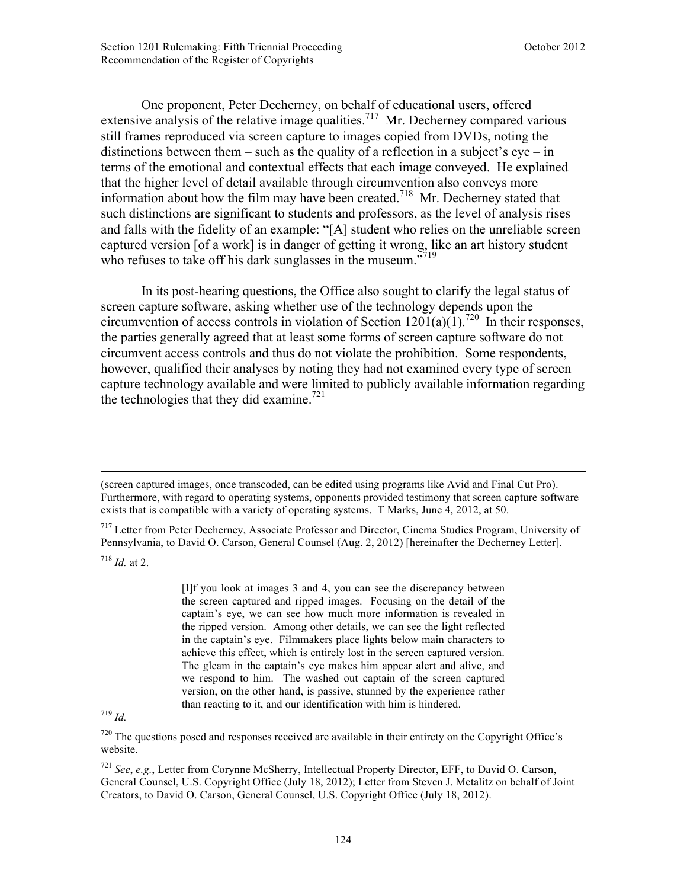One proponent, Peter Decherney, on behalf of educational users, offered extensive analysis of the relative image qualities.[717] Mr. Decherney compared various still frames reproduced via screen capture to images copied from DVDs, noting the distinctions between them – such as the quality of a reflection in a subject's eye – in terms of the emotional and contextual effects that each image conveyed. He explained that the higher level of detail available through circumvention also conveys more information about how the film may have been created.[718] Mr. Decherney stated that such distinctions are significant to students and professors, as the level of analysis rises and falls with the fidelity of an example: "[A] student who relies on the unreliable screen captured version [of a work] is in danger of getting it wrong, like an art history student who refuses to take off his dark sunglasses in the museum."[719]

In its post-hearing questions, the Office also sought to clarify the legal status of screen capture software, asking whether use of the technology depends upon the circumvention of access controls in violation of Section 1201(a)(1).[720] In their responses, the parties generally agreed that at least some forms of screen capture software do not circumvent access controls and thus do not violate the prohibition. Some respondents, however, qualified their analyses by noting they had not examined every type of screen capture technology available and were limited to publicly available information regarding the technologies that they did examine.[721]

---

(screen captured images, once transcoded, can be edited using programs like Avid and Final Cut Pro). Furthermore, with regard to operating systems, opponents provided testimony that screen capture software exists that is compatible with a variety of operating systems. T Marks, June 4, 2012, at 50.

[717] Letter from Peter Decherney, Associate Professor and Director, Cinema Studies Program, University of Pennsylvania, to David O. Carson, General Counsel (Aug. 2, 2012) [hereinafter the Decherney Letter].

[718] *Id.* at 2.

> [I]f you look at images 3 and 4, you can see the discrepancy between the screen captured and ripped images. Focusing on the detail of the captain's eye, we can see how much more information is revealed in the ripped version. Among other details, we can see the light reflected in the captain's eye. Filmmakers place lights below main characters to achieve this effect, which is entirely lost in the screen captured version. The gleam in the captain's eye makes him appear alert and alive, and we respond to him. The washed out captain of the screen captured version, on the other hand, is passive, stunned by the experience rather than reacting to it, and our identification with him is hindered.

[719] *Id.*

[720] The questions posed and responses received are available in their entirety on the Copyright Office's website.

[721] *See*, *e.g.*, Letter from Corynne McSherry, Intellectual Property Director, EFF, to David O. Carson, General Counsel, U.S. Copyright Office (July 18, 2012); Letter from Steven J. Metalitz on behalf of Joint Creators, to David O. Carson, General Counsel, U.S. Copyright Office (July 18, 2012).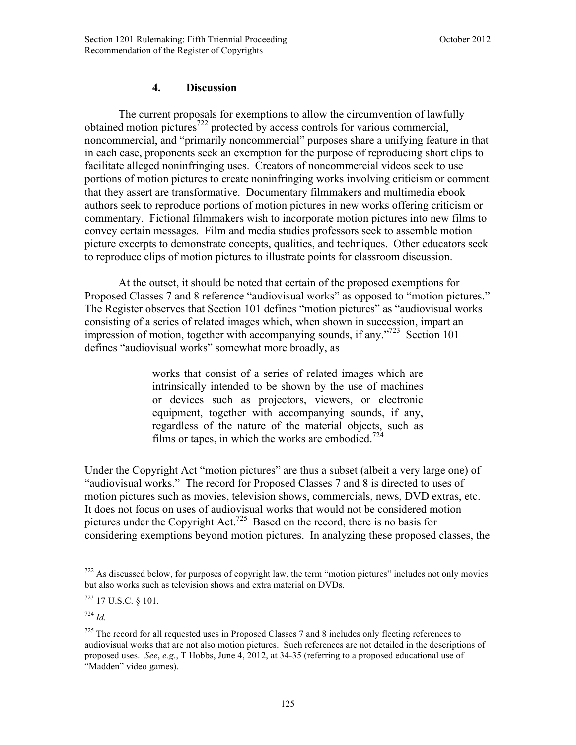### 4. Discussion

The current proposals for exemptions to allow the circumvention of lawfully obtained motion pictures[722] protected by access controls for various commercial, noncommercial, and "primarily noncommercial" purposes share a unifying feature in that in each case, proponents seek an exemption for the purpose of reproducing short clips to facilitate alleged noninfringing uses. Creators of noncommercial videos seek to use portions of motion pictures to create noninfringing works involving criticism or comment that they assert are transformative. Documentary filmmakers and multimedia ebook authors seek to reproduce portions of motion pictures in new works offering criticism or commentary. Fictional filmmakers wish to incorporate motion pictures into new films to convey certain messages. Film and media studies professors seek to assemble motion picture excerpts to demonstrate concepts, qualities, and techniques. Other educators seek to reproduce clips of motion pictures to illustrate points for classroom discussion.

At the outset, it should be noted that certain of the proposed exemptions for Proposed Classes 7 and 8 reference "audiovisual works" as opposed to "motion pictures." The Register observes that Section 101 defines "motion pictures" as "audiovisual works consisting of a series of related images which, when shown in succession, impart an impression of motion, together with accompanying sounds, if any."[723] Section 101 defines "audiovisual works" somewhat more broadly, as

> works that consist of a series of related images which are intrinsically intended to be shown by the use of machines or devices such as projectors, viewers, or electronic equipment, together with accompanying sounds, if any, regardless of the nature of the material objects, such as films or tapes, in which the works are embodied.[724]

Under the Copyright Act "motion pictures" are thus a subset (albeit a very large one) of "audiovisual works." The record for Proposed Classes 7 and 8 is directed to uses of motion pictures such as movies, television shows, commercials, news, DVD extras, etc. It does not focus on uses of audiovisual works that would not be considered motion pictures under the Copyright Act.[725] Based on the record, there is no basis for considering exemptions beyond motion pictures. In analyzing these proposed classes, the

---

[722] As discussed below, for purposes of copyright law, the term "motion pictures" includes not only movies but also works such as television shows and extra material on DVDs.

[723] 17 U.S.C. § 101.

[724] *Id.*

[725] The record for all requested uses in Proposed Classes 7 and 8 includes only fleeting references to audiovisual works that are not also motion pictures. Such references are not detailed in the descriptions of proposed uses. *See*, *e.g.*, T Hobbs, June 4, 2012, at 34-35 (referring to a proposed educational use of "Madden" video games).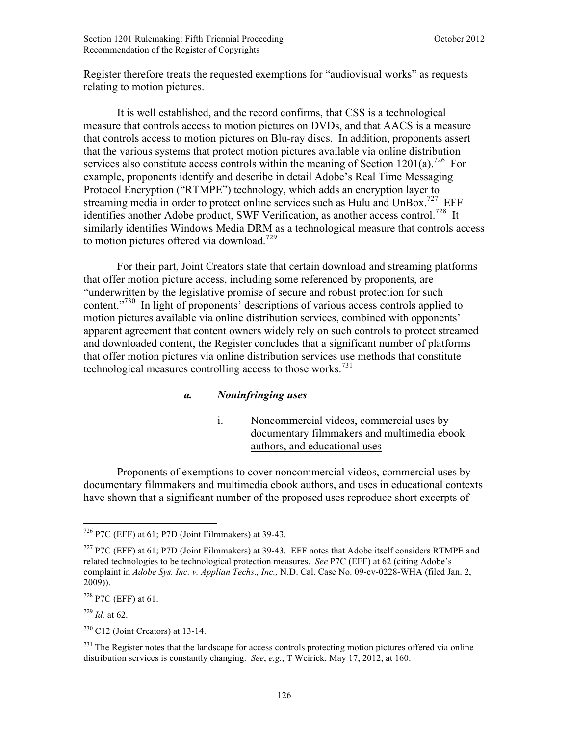Register therefore treats the requested exemptions for "audiovisual works" as requests relating to motion pictures.

It is well established, and the record confirms, that CSS is a technological measure that controls access to motion pictures on DVDs, and that AACS is a measure that controls access to motion pictures on Blu-ray discs. In addition, proponents assert that the various systems that protect motion pictures available via online distribution services also constitute access controls within the meaning of Section 1201(a).[726] For example, proponents identify and describe in detail Adobe's Real Time Messaging Protocol Encryption ("RTMPE") technology, which adds an encryption layer to streaming media in order to protect online services such as Hulu and UnBox.[727] EFF identifies another Adobe product, SWF Verification, as another access control.[728] It similarly identifies Windows Media DRM as a technological measure that controls access to motion pictures offered via download.[729]

For their part, Joint Creators state that certain download and streaming platforms that offer motion picture access, including some referenced by proponents, are "underwritten by the legislative promise of secure and robust protection for such content."[730] In light of proponents' descriptions of various access controls applied to motion pictures available via online distribution services, combined with opponents' apparent agreement that content owners widely rely on such controls to protect streamed and downloaded content, the Register concludes that a significant number of platforms that offer motion pictures via online distribution services use methods that constitute technological measures controlling access to those works.[731]

#### *a. Noninfringing uses*

##### i. Noncommercial videos, commercial uses by documentary filmmakers and multimedia ebook authors, and educational uses

Proponents of exemptions to cover noncommercial videos, commercial uses by documentary filmmakers and multimedia ebook authors, and uses in educational contexts have shown that a significant number of the proposed uses reproduce short excerpts of

---

[726] P7C (EFF) at 61; P7D (Joint Filmmakers) at 39-43.

[727] P7C (EFF) at 61; P7D (Joint Filmmakers) at 39-43. EFF notes that Adobe itself considers RTMPE and related technologies to be technological protection measures. *See* P7C (EFF) at 62 (citing Adobe's complaint in *Adobe Sys. Inc. v. Applian Techs., Inc.,* N.D. Cal. Case No. 09-cv-0228-WHA (filed Jan. 2, 2009)).

[728] P7C (EFF) at 61.

[729] *Id.* at 62.

[730] C12 (Joint Creators) at 13-14.

[731] The Register notes that the landscape for access controls protecting motion pictures offered via online distribution services is constantly changing. *See*, *e.g.*, T Weirick, May 17, 2012, at 160.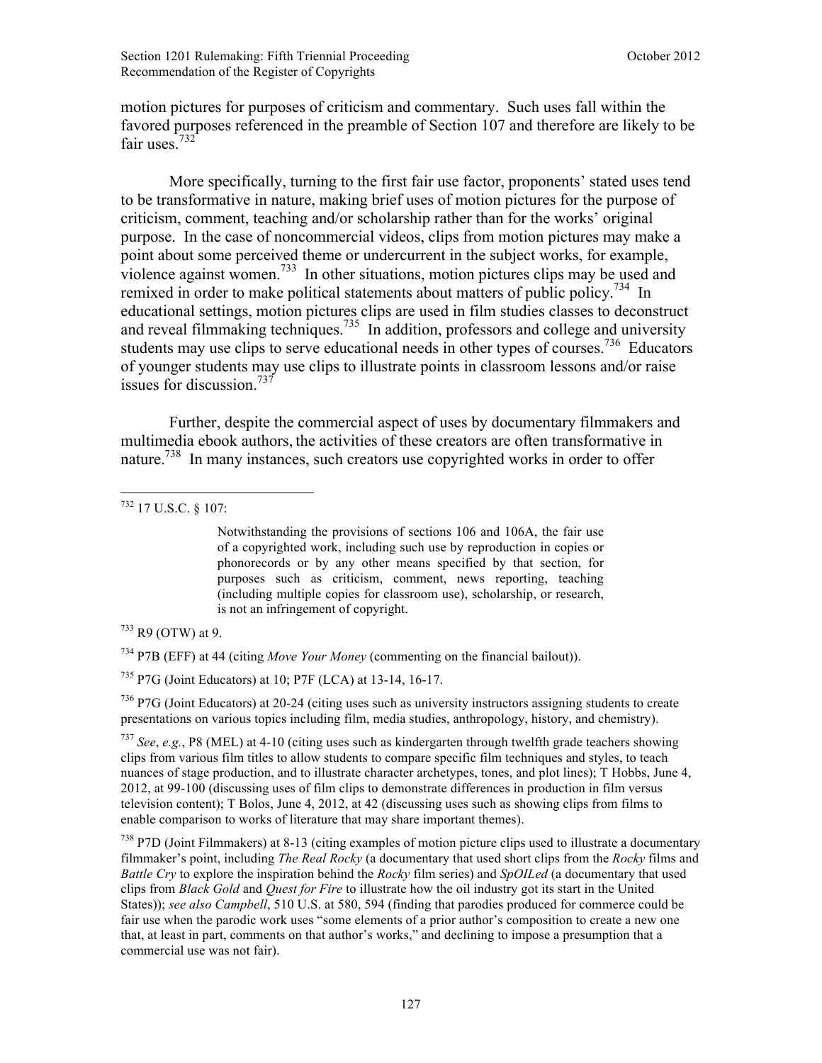motion pictures for purposes of criticism and commentary. Such uses fall within the favored purposes referenced in the preamble of Section 107 and therefore are likely to be fair uses.[732]

More specifically, turning to the first fair use factor, proponents' stated uses tend to be transformative in nature, making brief uses of motion pictures for the purpose of criticism, comment, teaching and/or scholarship rather than for the works' original purpose. In the case of noncommercial videos, clips from motion pictures may make a point about some perceived theme or undercurrent in the subject works, for example, violence against women.[733] In other situations, motion pictures clips may be used and remixed in order to make political statements about matters of public policy.[734] In educational settings, motion pictures clips are used in film studies classes to deconstruct and reveal filmmaking techniques.[735] In addition, professors and college and university students may use clips to serve educational needs in other types of courses.[736] Educators of younger students may use clips to illustrate points in classroom lessons and/or raise issues for discussion.[737]

Further, despite the commercial aspect of uses by documentary filmmakers and multimedia ebook authors, the activities of these creators are often transformative in nature.[738] In many instances, such creators use copyrighted works in order to offer

---

[732] 17 U.S.C. § 107:

> Notwithstanding the provisions of sections 106 and 106A, the fair use of a copyrighted work, including such use by reproduction in copies or phonorecords or by any other means specified by that section, for purposes such as criticism, comment, news reporting, teaching (including multiple copies for classroom use), scholarship, or research, is not an infringement of copyright.

[733] R9 (OTW) at 9.

[734] P7B (EFF) at 44 (citing *Move Your Money* (commenting on the financial bailout)).

[735] P7G (Joint Educators) at 10; P7F (LCA) at 13-14, 16-17.

[736] P7G (Joint Educators) at 20-24 (citing uses such as university instructors assigning students to create presentations on various topics including film, media studies, anthropology, history, and chemistry).

[737] *See*, *e.g.*, P8 (MEL) at 4-10 (citing uses such as kindergarten through twelfth grade teachers showing clips from various film titles to allow students to compare specific film techniques and styles, to teach nuances of stage production, and to illustrate character archetypes, tones, and plot lines); T Hobbs, June 4, 2012, at 99-100 (discussing uses of film clips to demonstrate differences in production in film versus television content); T Bolos, June 4, 2012, at 42 (discussing uses such as showing clips from films to enable comparison to works of literature that may share important themes).

[738] P7D (Joint Filmmakers) at 8-13 (citing examples of motion picture clips used to illustrate a documentary filmmaker's point, including *The Real Rocky* (a documentary that used short clips from the *Rocky* films and *Battle Cry* to explore the inspiration behind the *Rocky* film series) and *SpOILed* (a documentary that used clips from *Black Gold* and *Quest for Fire* to illustrate how the oil industry got its start in the United States)); *see also Campbell*, 510 U.S. at 580, 594 (finding that parodies produced for commerce could be fair use when the parodic work uses "some elements of a prior author's composition to create a new one that, at least in part, comments on that author's works," and declining to impose a presumption that a commercial use was not fair).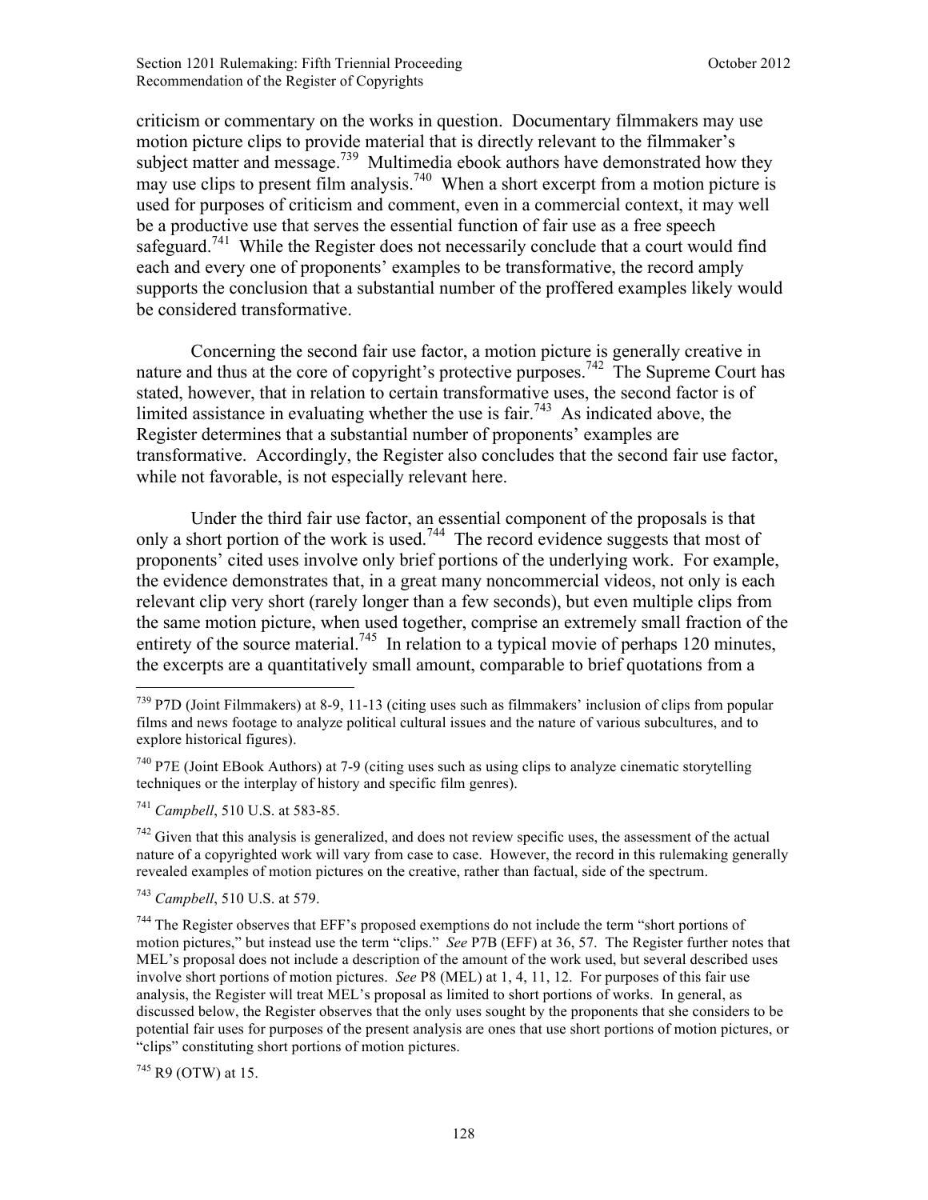criticism or commentary on the works in question. Documentary filmmakers may use motion picture clips to provide material that is directly relevant to the filmmaker's subject matter and message.[739] Multimedia ebook authors have demonstrated how they may use clips to present film analysis.[740] When a short excerpt from a motion picture is used for purposes of criticism and comment, even in a commercial context, it may well be a productive use that serves the essential function of fair use as a free speech safeguard.[741] While the Register does not necessarily conclude that a court would find each and every one of proponents' examples to be transformative, the record amply supports the conclusion that a substantial number of the proffered examples likely would be considered transformative.

Concerning the second fair use factor, a motion picture is generally creative in nature and thus at the core of copyright's protective purposes.[742] The Supreme Court has stated, however, that in relation to certain transformative uses, the second factor is of limited assistance in evaluating whether the use is fair.[743] As indicated above, the Register determines that a substantial number of proponents' examples are transformative. Accordingly, the Register also concludes that the second fair use factor, while not favorable, is not especially relevant here.

Under the third fair use factor, an essential component of the proposals is that only a short portion of the work is used.[744] The record evidence suggests that most of proponents' cited uses involve only brief portions of the underlying work. For example, the evidence demonstrates that, in a great many noncommercial videos, not only is each relevant clip very short (rarely longer than a few seconds), but even multiple clips from the same motion picture, when used together, comprise an extremely small fraction of the entirety of the source material.[745] In relation to a typical movie of perhaps 120 minutes, the excerpts are a quantitatively small amount, comparable to brief quotations from a

---

[739] P7D (Joint Filmmakers) at 8-9, 11-13 (citing uses such as filmmakers' inclusion of clips from popular films and news footage to analyze political cultural issues and the nature of various subcultures, and to explore historical figures).

[740] P7E (Joint EBook Authors) at 7-9 (citing uses such as using clips to analyze cinematic storytelling techniques or the interplay of history and specific film genres).

[741] *Campbell*, 510 U.S. at 583-85.

[742] Given that this analysis is generalized, and does not review specific uses, the assessment of the actual nature of a copyrighted work will vary from case to case. However, the record in this rulemaking generally revealed examples of motion pictures on the creative, rather than factual, side of the spectrum.

[743] *Campbell*, 510 U.S. at 579.

[744] The Register observes that EFF's proposed exemptions do not include the term "short portions of motion pictures," but instead use the term "clips." *See* P7B (EFF) at 36, 57. The Register further notes that MEL's proposal does not include a description of the amount of the work used, but several described uses involve short portions of motion pictures. *See* P8 (MEL) at 1, 4, 11, 12. For purposes of this fair use analysis, the Register will treat MEL's proposal as limited to short portions of works. In general, as discussed below, the Register observes that the only uses sought by the proponents that she considers to be potential fair uses for purposes of the present analysis are ones that use short portions of motion pictures, or "clips" constituting short portions of motion pictures.

[745] R9 (OTW) at 15.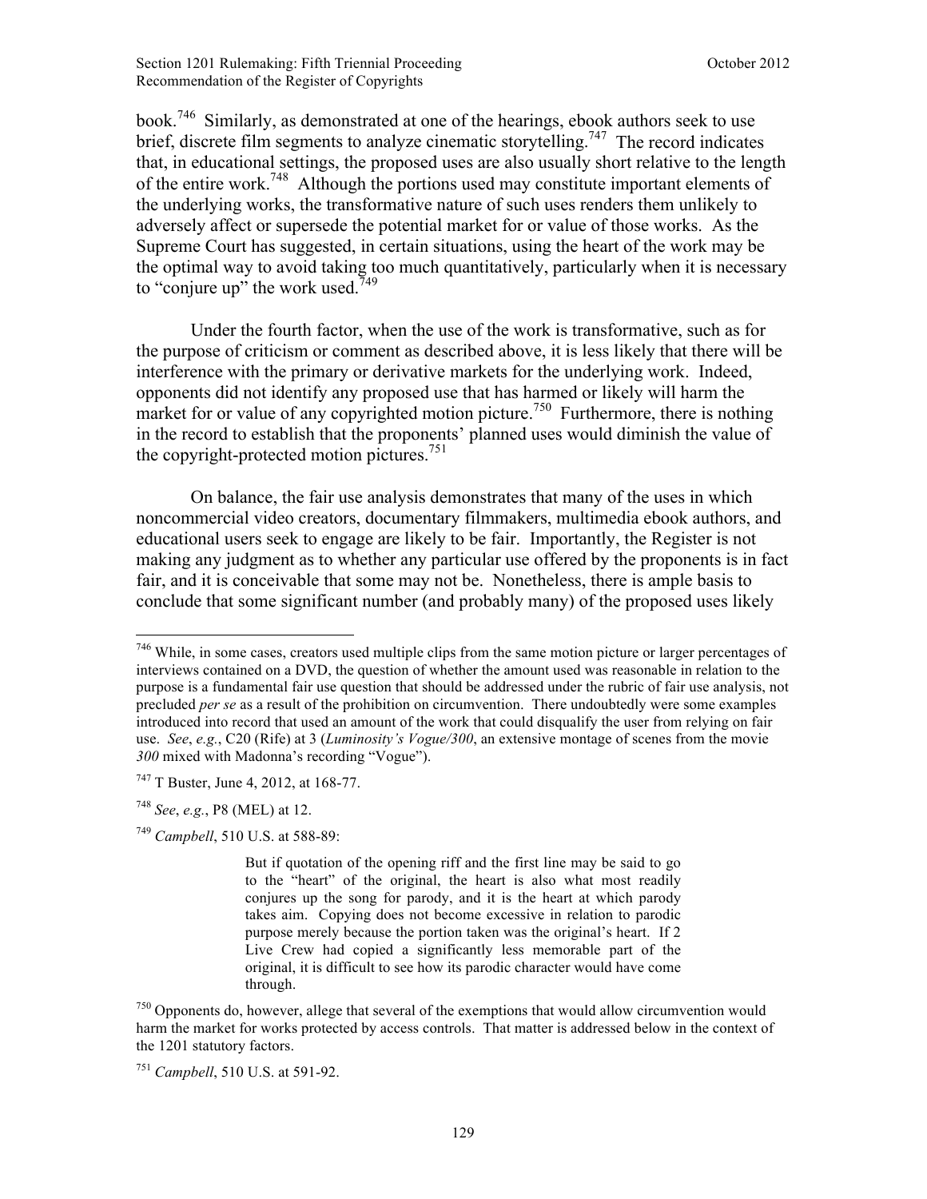book.[746] Similarly, as demonstrated at one of the hearings, ebook authors seek to use brief, discrete film segments to analyze cinematic storytelling.[747] The record indicates that, in educational settings, the proposed uses are also usually short relative to the length of the entire work.[748] Although the portions used may constitute important elements of the underlying works, the transformative nature of such uses renders them unlikely to adversely affect or supersede the potential market for or value of those works. As the Supreme Court has suggested, in certain situations, using the heart of the work may be the optimal way to avoid taking too much quantitatively, particularly when it is necessary to "conjure up" the work used.[749]

Under the fourth factor, when the use of the work is transformative, such as for the purpose of criticism or comment as described above, it is less likely that there will be interference with the primary or derivative markets for the underlying work. Indeed, opponents did not identify any proposed use that has harmed or likely will harm the market for or value of any copyrighted motion picture.[750] Furthermore, there is nothing in the record to establish that the proponents' planned uses would diminish the value of the copyright-protected motion pictures.[751]

On balance, the fair use analysis demonstrates that many of the uses in which noncommercial video creators, documentary filmmakers, multimedia ebook authors, and educational users seek to engage are likely to be fair. Importantly, the Register is not making any judgment as to whether any particular use offered by the proponents is in fact fair, and it is conceivable that some may not be. Nonetheless, there is ample basis to conclude that some significant number (and probably many) of the proposed uses likely

---

[746] While, in some cases, creators used multiple clips from the same motion picture or larger percentages of interviews contained on a DVD, the question of whether the amount used was reasonable in relation to the purpose is a fundamental fair use question that should be addressed under the rubric of fair use analysis, not precluded *per se* as a result of the prohibition on circumvention. There undoubtedly were some examples introduced into record that used an amount of the work that could disqualify the user from relying on fair use. *See*, *e.g.*, C20 (Rife) at 3 (*Luminosity's Vogue/300*, an extensive montage of scenes from the movie *300* mixed with Madonna's recording "Vogue").

[747] T Buster, June 4, 2012, at 168-77.

[748] *See*, *e.g.*, P8 (MEL) at 12.

[749] *Campbell*, 510 U.S. at 588-89:

> But if quotation of the opening riff and the first line may be said to go to the "heart" of the original, the heart is also what most readily conjures up the song for parody, and it is the heart at which parody takes aim. Copying does not become excessive in relation to parodic purpose merely because the portion taken was the original's heart. If 2 Live Crew had copied a significantly less memorable part of the original, it is difficult to see how its parodic character would have come through.

[750] Opponents do, however, allege that several of the exemptions that would allow circumvention would harm the market for works protected by access controls. That matter is addressed below in the context of the 1201 statutory factors.

[751] *Campbell*, 510 U.S. at 591-92.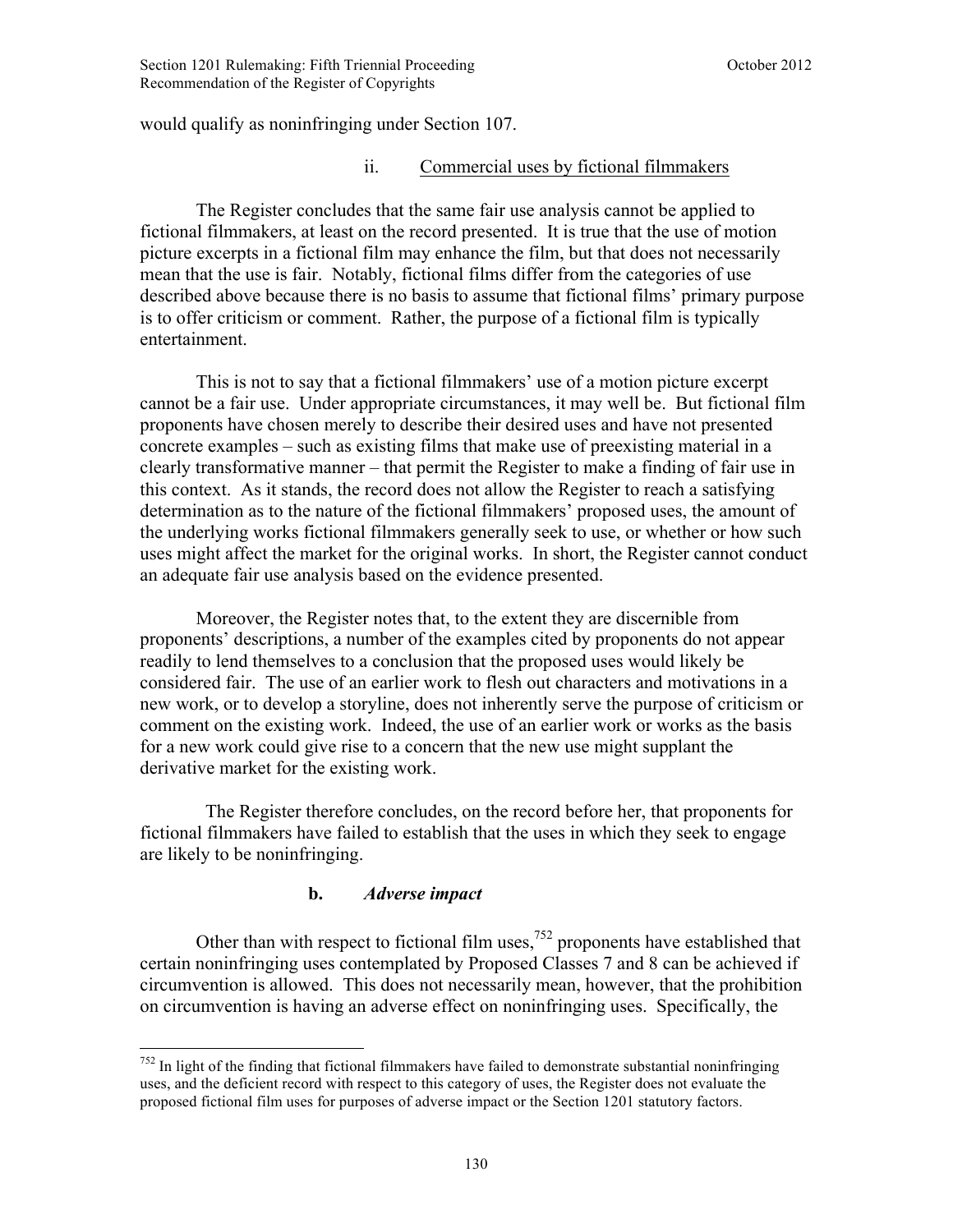would qualify as noninfringing under Section 107.

#### ii. Commercial uses by fictional filmmakers

The Register concludes that the same fair use analysis cannot be applied to fictional filmmakers, at least on the record presented. It is true that the use of motion picture excerpts in a fictional film may enhance the film, but that does not necessarily mean that the use is fair. Notably, fictional films differ from the categories of use described above because there is no basis to assume that fictional films' primary purpose is to offer criticism or comment. Rather, the purpose of a fictional film is typically entertainment.

This is not to say that a fictional filmmakers' use of a motion picture excerpt cannot be a fair use. Under appropriate circumstances, it may well be. But fictional film proponents have chosen merely to describe their desired uses and have not presented concrete examples – such as existing films that make use of preexisting material in a clearly transformative manner – that permit the Register to make a finding of fair use in this context. As it stands, the record does not allow the Register to reach a satisfying determination as to the nature of the fictional filmmakers' proposed uses, the amount of the underlying works fictional filmmakers generally seek to use, or whether or how such uses might affect the market for the original works. In short, the Register cannot conduct an adequate fair use analysis based on the evidence presented.

Moreover, the Register notes that, to the extent they are discernible from proponents' descriptions, a number of the examples cited by proponents do not appear readily to lend themselves to a conclusion that the proposed uses would likely be considered fair. The use of an earlier work to flesh out characters and motivations in a new work, or to develop a storyline, does not inherently serve the purpose of criticism or comment on the existing work. Indeed, the use of an earlier work or works as the basis for a new work could give rise to a concern that the new use might supplant the derivative market for the existing work.

The Register therefore concludes, on the record before her, that proponents for fictional filmmakers have failed to establish that the uses in which they seek to engage are likely to be noninfringing.

### b. *Adverse impact*

Other than with respect to fictional film uses,[752] proponents have established that certain noninfringing uses contemplated by Proposed Classes 7 and 8 can be achieved if circumvention is allowed. This does not necessarily mean, however, that the prohibition on circumvention is having an adverse effect on noninfringing uses. Specifically, the

---

[752] In light of the finding that fictional filmmakers have failed to demonstrate substantial noninfringing uses, and the deficient record with respect to this category of uses, the Register does not evaluate the proposed fictional film uses for purposes of adverse impact or the Section 1201 statutory factors.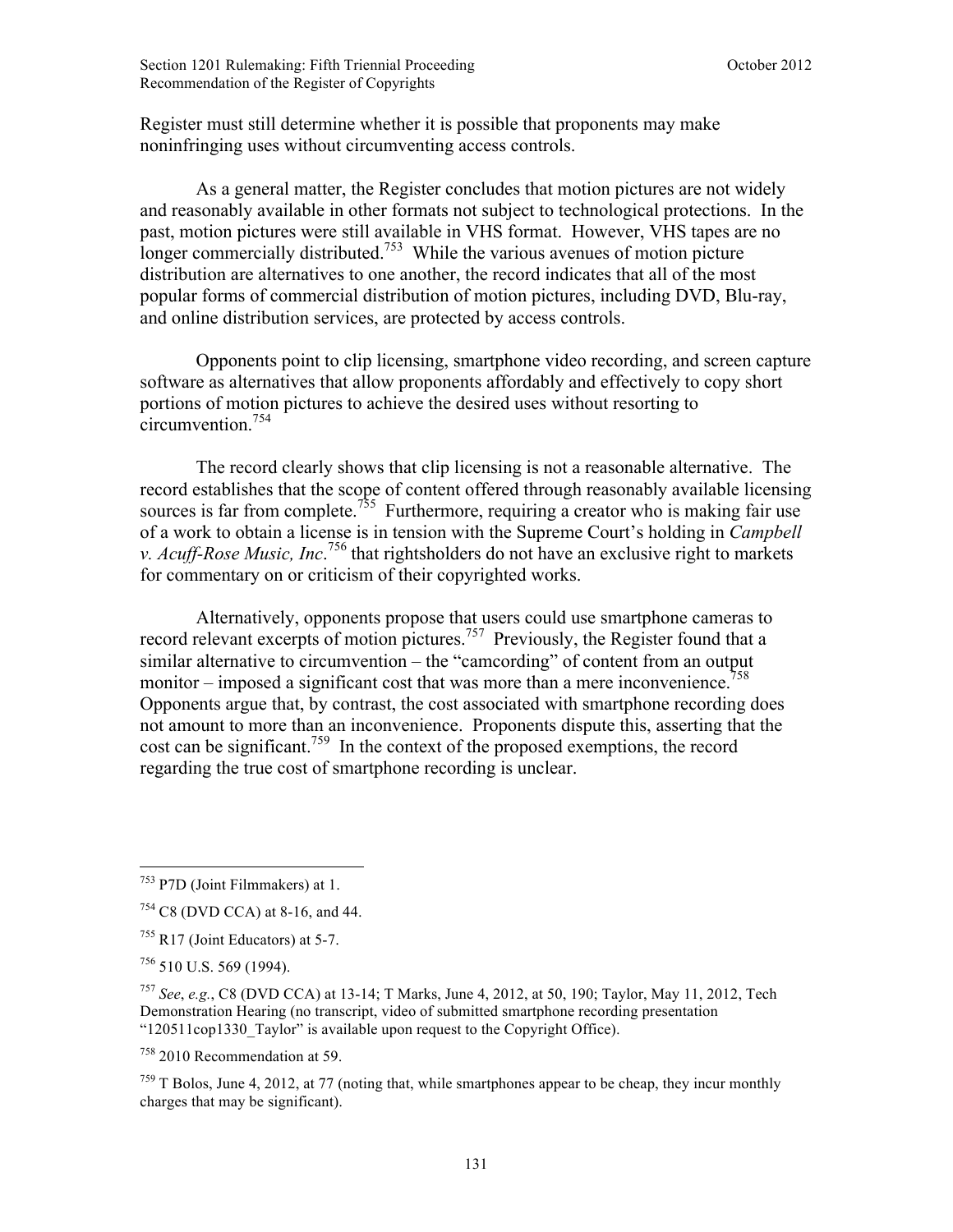Register must still determine whether it is possible that proponents may make noninfringing uses without circumventing access controls.

As a general matter, the Register concludes that motion pictures are not widely and reasonably available in other formats not subject to technological protections. In the past, motion pictures were still available in VHS format. However, VHS tapes are no longer commercially distributed.[753] While the various avenues of motion picture distribution are alternatives to one another, the record indicates that all of the most popular forms of commercial distribution of motion pictures, including DVD, Blu-ray, and online distribution services, are protected by access controls.

Opponents point to clip licensing, smartphone video recording, and screen capture software as alternatives that allow proponents affordably and effectively to copy short portions of motion pictures to achieve the desired uses without resorting to circumvention.[754]

The record clearly shows that clip licensing is not a reasonable alternative. The record establishes that the scope of content offered through reasonably available licensing sources is far from complete.[755] Furthermore, requiring a creator who is making fair use of a work to obtain a license is in tension with the Supreme Court's holding in *Campbell v. Acuff-Rose Music, Inc*.[756] that rightsholders do not have an exclusive right to markets for commentary on or criticism of their copyrighted works.

Alternatively, opponents propose that users could use smartphone cameras to record relevant excerpts of motion pictures.[757] Previously, the Register found that a similar alternative to circumvention – the "camcording" of content from an output monitor – imposed a significant cost that was more than a mere inconvenience.[758] Opponents argue that, by contrast, the cost associated with smartphone recording does not amount to more than an inconvenience. Proponents dispute this, asserting that the cost can be significant.[759] In the context of the proposed exemptions, the record regarding the true cost of smartphone recording is unclear.

---

[753] P7D (Joint Filmmakers) at 1.

[754] C8 (DVD CCA) at 8-16, and 44.

[755] R17 (Joint Educators) at 5-7.

[756] 510 U.S. 569 (1994).

[757] *See*, *e.g.*, C8 (DVD CCA) at 13-14; T Marks, June 4, 2012, at 50, 190; Taylor, May 11, 2012, Tech Demonstration Hearing (no transcript, video of submitted smartphone recording presentation "120511cop1330_Taylor" is available upon request to the Copyright Office).

[758] 2010 Recommendation at 59.

[759] T Bolos, June 4, 2012, at 77 (noting that, while smartphones appear to be cheap, they incur monthly charges that may be significant).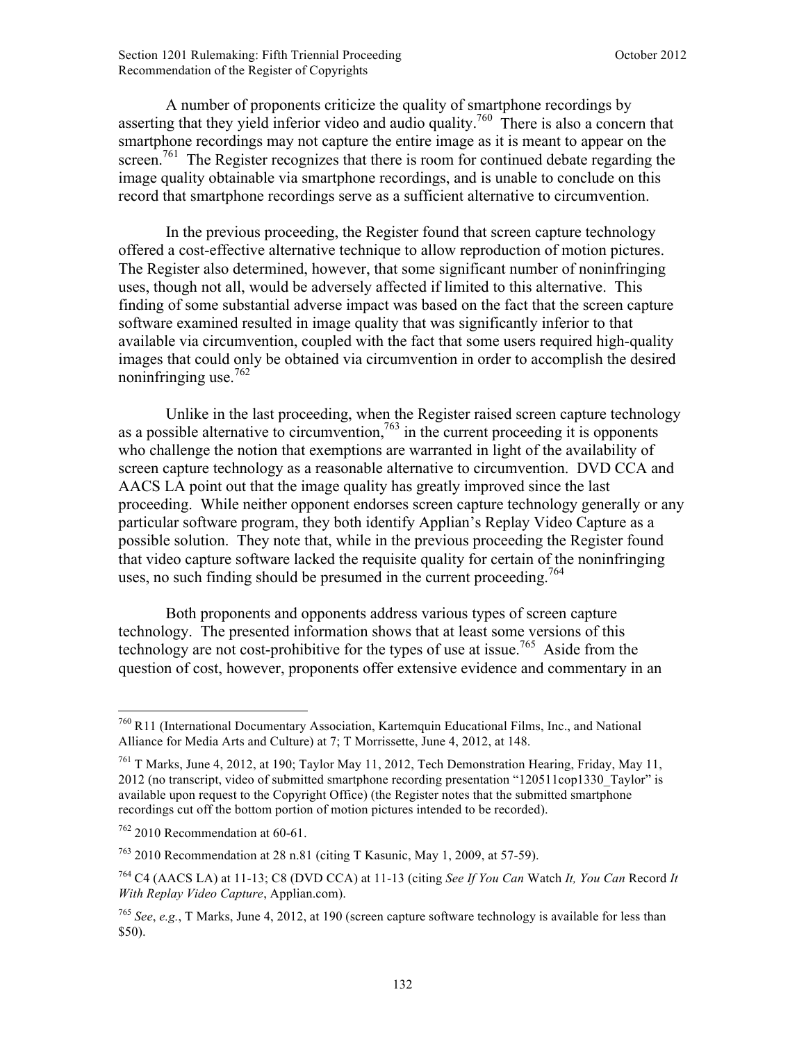A number of proponents criticize the quality of smartphone recordings by asserting that they yield inferior video and audio quality.[760] There is also a concern that smartphone recordings may not capture the entire image as it is meant to appear on the screen.[761] The Register recognizes that there is room for continued debate regarding the image quality obtainable via smartphone recordings, and is unable to conclude on this record that smartphone recordings serve as a sufficient alternative to circumvention.

In the previous proceeding, the Register found that screen capture technology offered a cost-effective alternative technique to allow reproduction of motion pictures. The Register also determined, however, that some significant number of noninfringing uses, though not all, would be adversely affected if limited to this alternative. This finding of some substantial adverse impact was based on the fact that the screen capture software examined resulted in image quality that was significantly inferior to that available via circumvention, coupled with the fact that some users required high-quality images that could only be obtained via circumvention in order to accomplish the desired noninfringing use.[762]

Unlike in the last proceeding, when the Register raised screen capture technology as a possible alternative to circumvention,[763] in the current proceeding it is opponents who challenge the notion that exemptions are warranted in light of the availability of screen capture technology as a reasonable alternative to circumvention. DVD CCA and AACS LA point out that the image quality has greatly improved since the last proceeding. While neither opponent endorses screen capture technology generally or any particular software program, they both identify Applian's Replay Video Capture as a possible solution. They note that, while in the previous proceeding the Register found that video capture software lacked the requisite quality for certain of the noninfringing uses, no such finding should be presumed in the current proceeding.[764]

Both proponents and opponents address various types of screen capture technology. The presented information shows that at least some versions of this technology are not cost-prohibitive for the types of use at issue.[765] Aside from the question of cost, however, proponents offer extensive evidence and commentary in an

---

[760] R11 (International Documentary Association, Kartemquin Educational Films, Inc., and National Alliance for Media Arts and Culture) at 7; T Morrissette, June 4, 2012, at 148.

[761] T Marks, June 4, 2012, at 190; Taylor May 11, 2012, Tech Demonstration Hearing, Friday, May 11, 2012 (no transcript, video of submitted smartphone recording presentation "120511cop1330_Taylor" is available upon request to the Copyright Office) (the Register notes that the submitted smartphone recordings cut off the bottom portion of motion pictures intended to be recorded).

[762] 2010 Recommendation at 60-61.

[763] 2010 Recommendation at 28 n.81 (citing T Kasunic, May 1, 2009, at 57-59).

[764] C4 (AACS LA) at 11-13; C8 (DVD CCA) at 11-13 (citing *See If You Can* Watch *It, You Can* Record *It With Replay Video Capture*, Applian.com).

[765] *See*, *e.g.*, T Marks, June 4, 2012, at 190 (screen capture software technology is available for less than $50).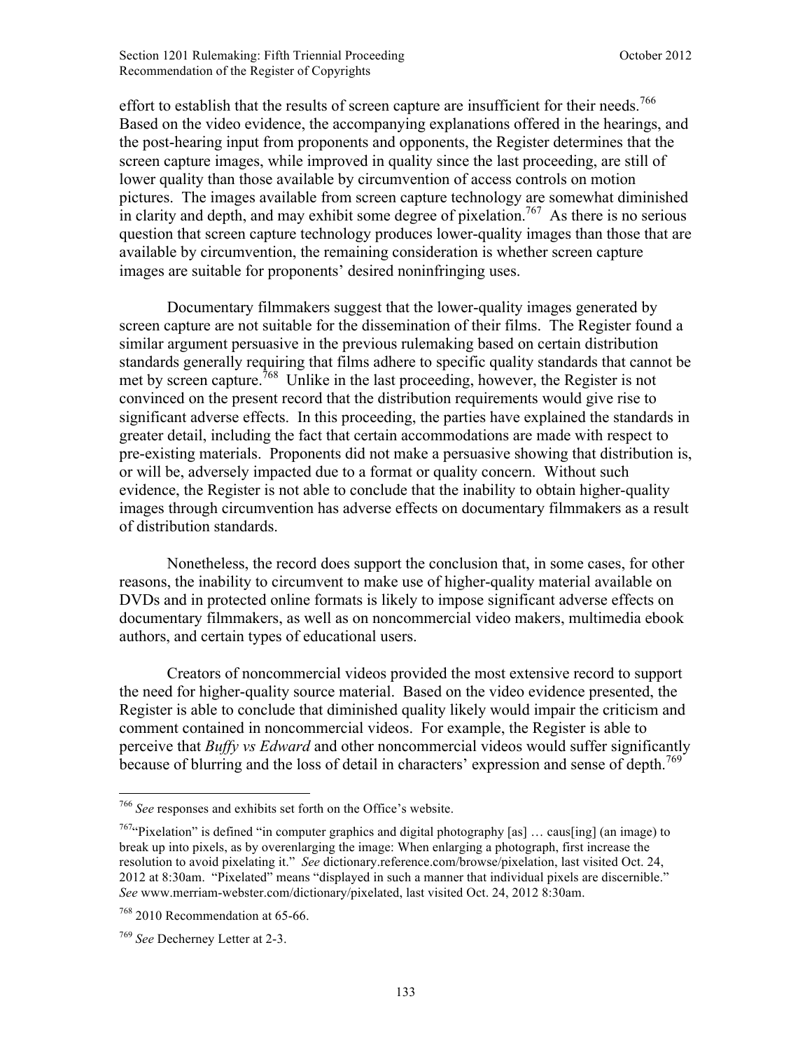effort to establish that the results of screen capture are insufficient for their needs.[766] Based on the video evidence, the accompanying explanations offered in the hearings, and the post-hearing input from proponents and opponents, the Register determines that the screen capture images, while improved in quality since the last proceeding, are still of lower quality than those available by circumvention of access controls on motion pictures. The images available from screen capture technology are somewhat diminished in clarity and depth, and may exhibit some degree of pixelation.[767] As there is no serious question that screen capture technology produces lower-quality images than those that are available by circumvention, the remaining consideration is whether screen capture images are suitable for proponents' desired noninfringing uses.

Documentary filmmakers suggest that the lower-quality images generated by screen capture are not suitable for the dissemination of their films. The Register found a similar argument persuasive in the previous rulemaking based on certain distribution standards generally requiring that films adhere to specific quality standards that cannot be met by screen capture.[768] Unlike in the last proceeding, however, the Register is not convinced on the present record that the distribution requirements would give rise to significant adverse effects. In this proceeding, the parties have explained the standards in greater detail, including the fact that certain accommodations are made with respect to pre-existing materials. Proponents did not make a persuasive showing that distribution is, or will be, adversely impacted due to a format or quality concern. Without such evidence, the Register is not able to conclude that the inability to obtain higher-quality images through circumvention has adverse effects on documentary filmmakers as a result of distribution standards.

Nonetheless, the record does support the conclusion that, in some cases, for other reasons, the inability to circumvent to make use of higher-quality material available on DVDs and in protected online formats is likely to impose significant adverse effects on documentary filmmakers, as well as on noncommercial video makers, multimedia ebook authors, and certain types of educational users.

Creators of noncommercial videos provided the most extensive record to support the need for higher-quality source material. Based on the video evidence presented, the Register is able to conclude that diminished quality likely would impair the criticism and comment contained in noncommercial videos. For example, the Register is able to perceive that *Buffy vs Edward* and other noncommercial videos would suffer significantly because of blurring and the loss of detail in characters' expression and sense of depth.[769]

---

[766] *See* responses and exhibits set forth on the Office's website.

[767] "Pixelation" is defined "in computer graphics and digital photography [as] … caus[ing] (an image) to break up into pixels, as by overenlarging the image: When enlarging a photograph, first increase the resolution to avoid pixelating it." *See* dictionary.reference.com/browse/pixelation, last visited Oct. 24, 2012 at 8:30am. "Pixelated" means "displayed in such a manner that individual pixels are discernible." *See* www.merriam-webster.com/dictionary/pixelated, last visited Oct. 24, 2012 8:30am.

[768] 2010 Recommendation at 65-66.

[769] *See* Decherney Letter at 2-3.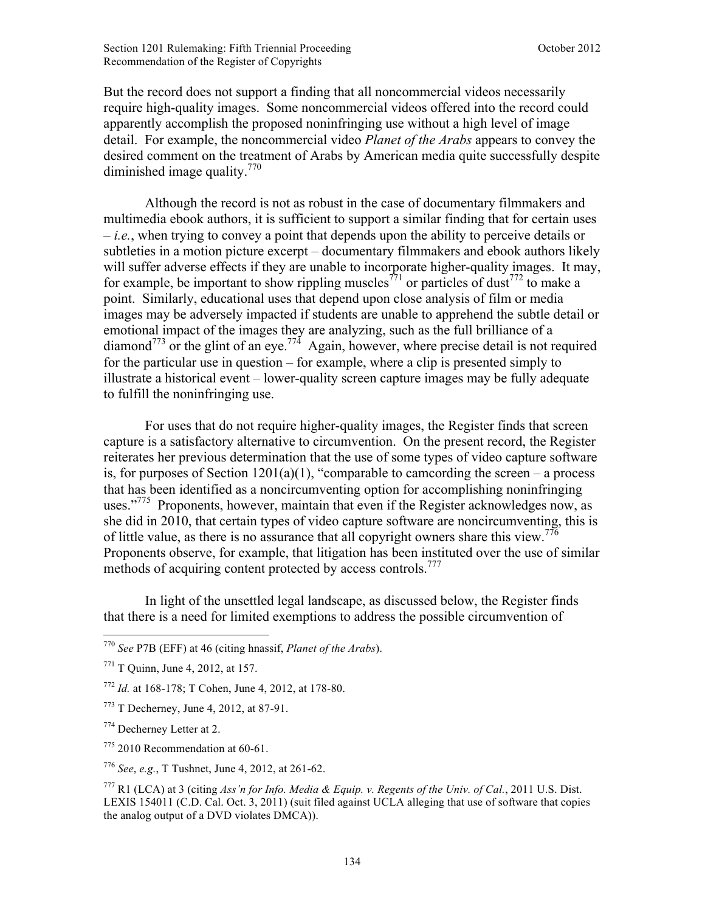But the record does not support a finding that all noncommercial videos necessarily require high-quality images. Some noncommercial videos offered into the record could apparently accomplish the proposed noninfringing use without a high level of image detail. For example, the noncommercial video *Planet of the Arabs* appears to convey the desired comment on the treatment of Arabs by American media quite successfully despite diminished image quality.[770]

Although the record is not as robust in the case of documentary filmmakers and multimedia ebook authors, it is sufficient to support a similar finding that for certain uses – *i.e.*, when trying to convey a point that depends upon the ability to perceive details or subtleties in a motion picture excerpt – documentary filmmakers and ebook authors likely will suffer adverse effects if they are unable to incorporate higher-quality images. It may, for example, be important to show rippling muscles[771] or particles of dust[772] to make a point. Similarly, educational uses that depend upon close analysis of film or media images may be adversely impacted if students are unable to apprehend the subtle detail or emotional impact of the images they are analyzing, such as the full brilliance of a diamond[773] or the glint of an eye.[774] Again, however, where precise detail is not required for the particular use in question – for example, where a clip is presented simply to illustrate a historical event – lower-quality screen capture images may be fully adequate to fulfill the noninfringing use.

For uses that do not require higher-quality images, the Register finds that screen capture is a satisfactory alternative to circumvention. On the present record, the Register reiterates her previous determination that the use of some types of video capture software is, for purposes of Section 1201(a)(1), "comparable to camcording the screen – a process that has been identified as a noncircumventing option for accomplishing noninfringing uses."[775] Proponents, however, maintain that even if the Register acknowledges now, as she did in 2010, that certain types of video capture software are noncircumventing, this is of little value, as there is no assurance that all copyright owners share this view.[776] Proponents observe, for example, that litigation has been instituted over the use of similar methods of acquiring content protected by access controls.[777]

In light of the unsettled legal landscape, as discussed below, the Register finds that there is a need for limited exemptions to address the possible circumvention of

---

[770] *See* P7B (EFF) at 46 (citing hnassif, *Planet of the Arabs*).

[771] T Quinn, June 4, 2012, at 157.

[772] *Id.* at 168-178; T Cohen, June 4, 2012, at 178-80.

[773] T Decherney, June 4, 2012, at 87-91.

[774] Decherney Letter at 2.

[775] 2010 Recommendation at 60-61.

[776] *See*, *e.g.*, T Tushnet, June 4, 2012, at 261-62.

[777] R1 (LCA) at 3 (citing *Ass'n for Info. Media & Equip. v. Regents of the Univ. of Cal.*, 2011 U.S. Dist. LEXIS 154011 (C.D. Cal. Oct. 3, 2011) (suit filed against UCLA alleging that use of software that copies the analog output of a DVD violates DMCA)).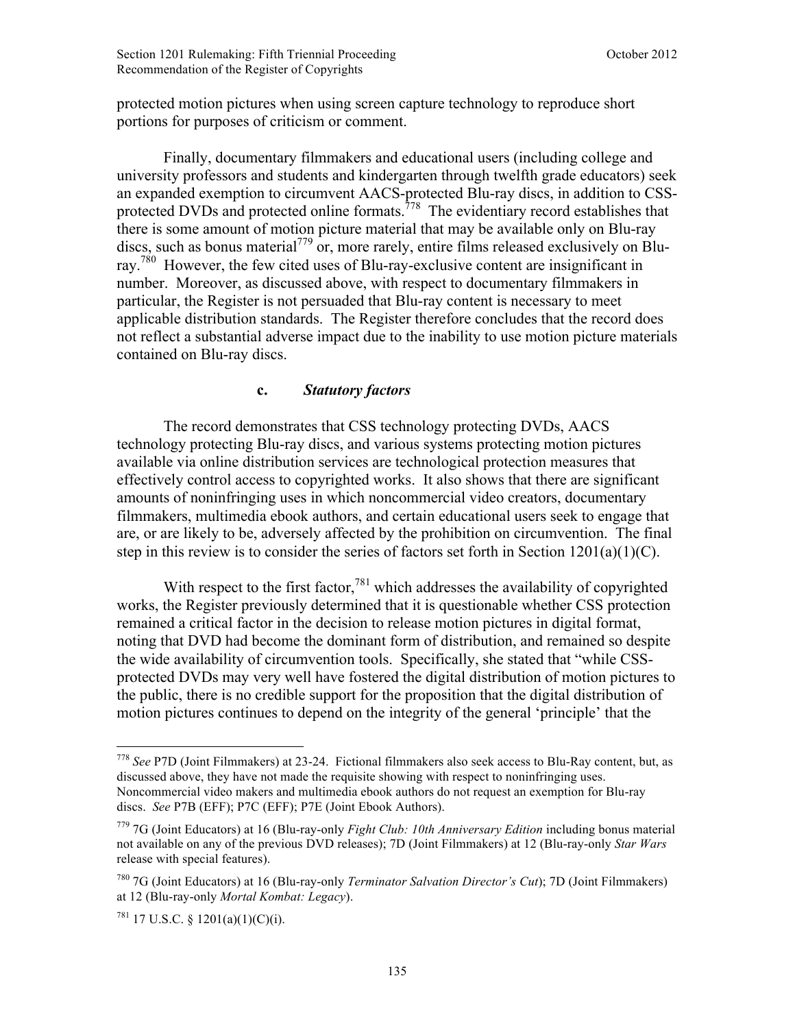protected motion pictures when using screen capture technology to reproduce short portions for purposes of criticism or comment.

Finally, documentary filmmakers and educational users (including college and university professors and students and kindergarten through twelfth grade educators) seek an expanded exemption to circumvent AACS-protected Blu-ray discs, in addition to CSS-protected DVDs and protected online formats.[778] The evidentiary record establishes that there is some amount of motion picture material that may be available only on Blu-ray discs, such as bonus material[779] or, more rarely, entire films released exclusively on Blu-ray.[780] However, the few cited uses of Blu-ray-exclusive content are insignificant in number. Moreover, as discussed above, with respect to documentary filmmakers in particular, the Register is not persuaded that Blu-ray content is necessary to meet applicable distribution standards. The Register therefore concludes that the record does not reflect a substantial adverse impact due to the inability to use motion picture materials contained on Blu-ray discs.

#### c. *Statutory factors*

The record demonstrates that CSS technology protecting DVDs, AACS technology protecting Blu-ray discs, and various systems protecting motion pictures available via online distribution services are technological protection measures that effectively control access to copyrighted works. It also shows that there are significant amounts of noninfringing uses in which noncommercial video creators, documentary filmmakers, multimedia ebook authors, and certain educational users seek to engage that are, or are likely to be, adversely affected by the prohibition on circumvention. The final step in this review is to consider the series of factors set forth in Section 1201(a)(1)(C).

With respect to the first factor,[781] which addresses the availability of copyrighted works, the Register previously determined that it is questionable whether CSS protection remained a critical factor in the decision to release motion pictures in digital format, noting that DVD had become the dominant form of distribution, and remained so despite the wide availability of circumvention tools. Specifically, she stated that "while CSS-protected DVDs may very well have fostered the digital distribution of motion pictures to the public, there is no credible support for the proposition that the digital distribution of motion pictures continues to depend on the integrity of the general 'principle' that the

---

[778] *See* P7D (Joint Filmmakers) at 23-24. Fictional filmmakers also seek access to Blu-Ray content, but, as discussed above, they have not made the requisite showing with respect to noninfringing uses. Noncommercial video makers and multimedia ebook authors do not request an exemption for Blu-ray discs. *See* P7B (EFF); P7C (EFF); P7E (Joint Ebook Authors).

[779] 7G (Joint Educators) at 16 (Blu-ray-only *Fight Club: 10th Anniversary Edition* including bonus material not available on any of the previous DVD releases); 7D (Joint Filmmakers) at 12 (Blu-ray-only *Star Wars* release with special features).

[780] 7G (Joint Educators) at 16 (Blu-ray-only *Terminator Salvation Director's Cut*); 7D (Joint Filmmakers) at 12 (Blu-ray-only *Mortal Kombat: Legacy*).

[781] 17 U.S.C. § 1201(a)(1)(C)(i).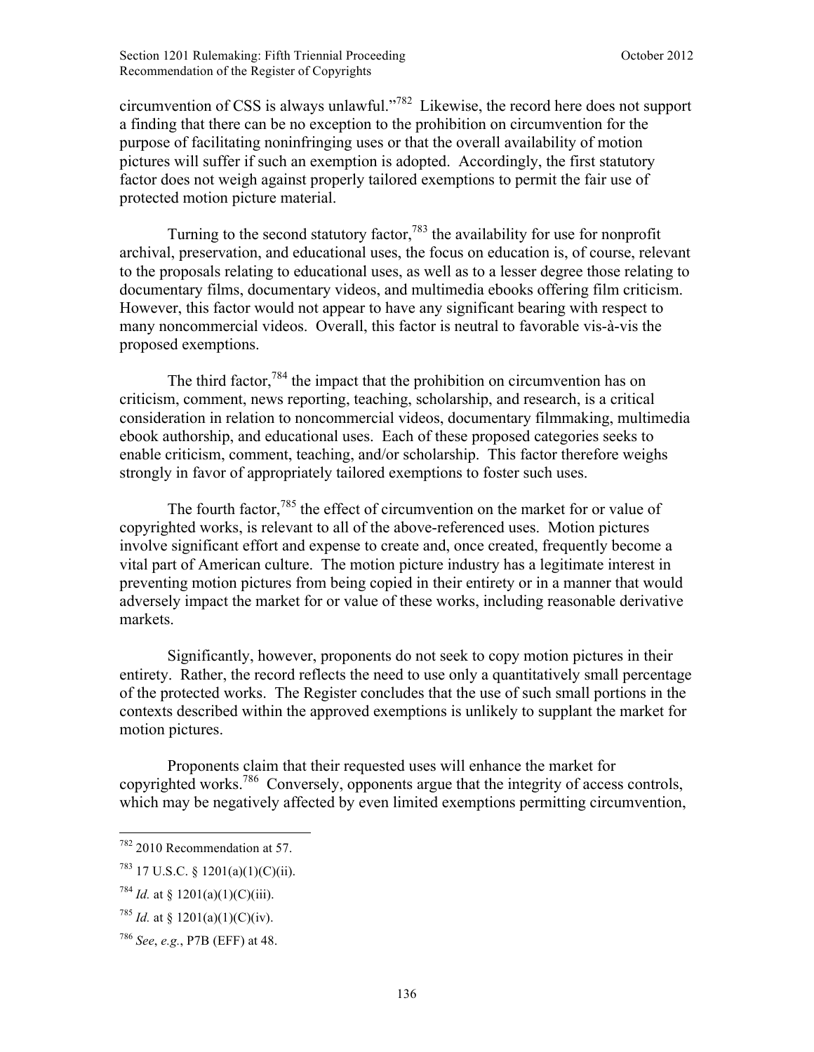circumvention of CSS is always unlawful."[782] Likewise, the record here does not support a finding that there can be no exception to the prohibition on circumvention for the purpose of facilitating noninfringing uses or that the overall availability of motion pictures will suffer if such an exemption is adopted. Accordingly, the first statutory factor does not weigh against properly tailored exemptions to permit the fair use of protected motion picture material.

Turning to the second statutory factor,[783] the availability for use for nonprofit archival, preservation, and educational uses, the focus on education is, of course, relevant to the proposals relating to educational uses, as well as to a lesser degree those relating to documentary films, documentary videos, and multimedia ebooks offering film criticism. However, this factor would not appear to have any significant bearing with respect to many noncommercial videos. Overall, this factor is neutral to favorable vis-à-vis the proposed exemptions.

The third factor,[784] the impact that the prohibition on circumvention has on criticism, comment, news reporting, teaching, scholarship, and research, is a critical consideration in relation to noncommercial videos, documentary filmmaking, multimedia ebook authorship, and educational uses. Each of these proposed categories seeks to enable criticism, comment, teaching, and/or scholarship. This factor therefore weighs strongly in favor of appropriately tailored exemptions to foster such uses.

The fourth factor,[785] the effect of circumvention on the market for or value of copyrighted works, is relevant to all of the above-referenced uses. Motion pictures involve significant effort and expense to create and, once created, frequently become a vital part of American culture. The motion picture industry has a legitimate interest in preventing motion pictures from being copied in their entirety or in a manner that would adversely impact the market for or value of these works, including reasonable derivative markets.

Significantly, however, proponents do not seek to copy motion pictures in their entirety. Rather, the record reflects the need to use only a quantitatively small percentage of the protected works. The Register concludes that the use of such small portions in the contexts described within the approved exemptions is unlikely to supplant the market for motion pictures.

Proponents claim that their requested uses will enhance the market for copyrighted works.[786] Conversely, opponents argue that the integrity of access controls, which may be negatively affected by even limited exemptions permitting circumvention,

---

[782] 2010 Recommendation at 57.

[783] 17 U.S.C. § 1201(a)(1)(C)(ii).

[784] *Id.* at § 1201(a)(1)(C)(iii).

[785] *Id.* at § 1201(a)(1)(C)(iv).

[786] *See*, *e.g.*, P7B (EFF) at 48.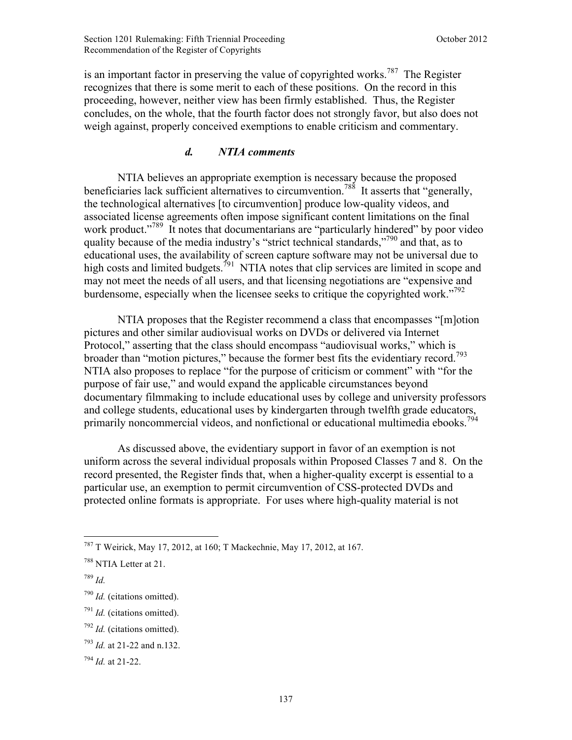is an important factor in preserving the value of copyrighted works.[787] The Register recognizes that there is some merit to each of these positions. On the record in this proceeding, however, neither view has been firmly established. Thus, the Register concludes, on the whole, that the fourth factor does not strongly favor, but also does not weigh against, properly conceived exemptions to enable criticism and commentary.

#### *d. NTIA comments*

NTIA believes an appropriate exemption is necessary because the proposed beneficiaries lack sufficient alternatives to circumvention.[788] It asserts that "generally, the technological alternatives [to circumvention] produce low-quality videos, and associated license agreements often impose significant content limitations on the final work product."[789] It notes that documentarians are "particularly hindered" by poor video quality because of the media industry's "strict technical standards,"[790] and that, as to educational uses, the availability of screen capture software may not be universal due to high costs and limited budgets.[791] NTIA notes that clip services are limited in scope and may not meet the needs of all users, and that licensing negotiations are "expensive and burdensome, especially when the licensee seeks to critique the copyrighted work."[792]

NTIA proposes that the Register recommend a class that encompasses "[m]otion pictures and other similar audiovisual works on DVDs or delivered via Internet Protocol," asserting that the class should encompass "audiovisual works," which is broader than "motion pictures," because the former best fits the evidentiary record.[793] NTIA also proposes to replace "for the purpose of criticism or comment" with "for the purpose of fair use," and would expand the applicable circumstances beyond documentary filmmaking to include educational uses by college and university professors and college students, educational uses by kindergarten through twelfth grade educators, primarily noncommercial videos, and nonfictional or educational multimedia ebooks.[794]

As discussed above, the evidentiary support in favor of an exemption is not uniform across the several individual proposals within Proposed Classes 7 and 8. On the record presented, the Register finds that, when a higher-quality excerpt is essential to a particular use, an exemption to permit circumvention of CSS-protected DVDs and protected online formats is appropriate. For uses where high-quality material is not

---

[787] T Weirick, May 17, 2012, at 160; T Mackechnie, May 17, 2012, at 167.

[788] NTIA Letter at 21.

[789] *Id.*

[790] *Id.* (citations omitted).

[791] *Id.* (citations omitted).

[792] *Id.* (citations omitted).

[793] *Id.* at 21-22 and n.132.

[794] *Id.* at 21-22.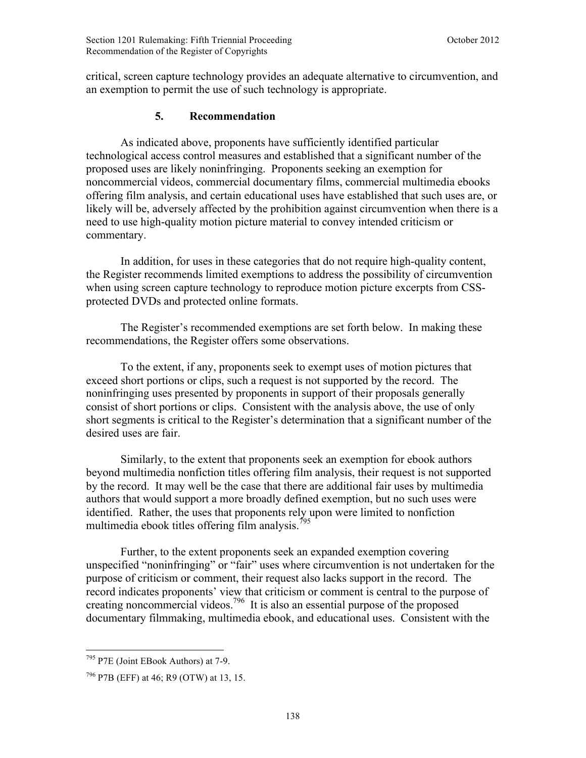critical, screen capture technology provides an adequate alternative to circumvention, and an exemption to permit the use of such technology is appropriate.

### 5. Recommendation

As indicated above, proponents have sufficiently identified particular technological access control measures and established that a significant number of the proposed uses are likely noninfringing. Proponents seeking an exemption for noncommercial videos, commercial documentary films, commercial multimedia ebooks offering film analysis, and certain educational uses have established that such uses are, or likely will be, adversely affected by the prohibition against circumvention when there is a need to use high-quality motion picture material to convey intended criticism or commentary.

In addition, for uses in these categories that do not require high-quality content, the Register recommends limited exemptions to address the possibility of circumvention when using screen capture technology to reproduce motion picture excerpts from CSS-protected DVDs and protected online formats.

The Register's recommended exemptions are set forth below. In making these recommendations, the Register offers some observations.

To the extent, if any, proponents seek to exempt uses of motion pictures that exceed short portions or clips, such a request is not supported by the record. The noninfringing uses presented by proponents in support of their proposals generally consist of short portions or clips. Consistent with the analysis above, the use of only short segments is critical to the Register's determination that a significant number of the desired uses are fair.

Similarly, to the extent that proponents seek an exemption for ebook authors beyond multimedia nonfiction titles offering film analysis, their request is not supported by the record. It may well be the case that there are additional fair uses by multimedia authors that would support a more broadly defined exemption, but no such uses were identified. Rather, the uses that proponents rely upon were limited to nonfiction multimedia ebook titles offering film analysis.[795]

Further, to the extent proponents seek an expanded exemption covering unspecified "noninfringing" or "fair" uses where circumvention is not undertaken for the purpose of criticism or comment, their request also lacks support in the record. The record indicates proponents' view that criticism or comment is central to the purpose of creating noncommercial videos.[796] It is also an essential purpose of the proposed documentary filmmaking, multimedia ebook, and educational uses. Consistent with the

---

[795] P7E (Joint EBook Authors) at 7-9.

[796] P7B (EFF) at 46; R9 (OTW) at 13, 15.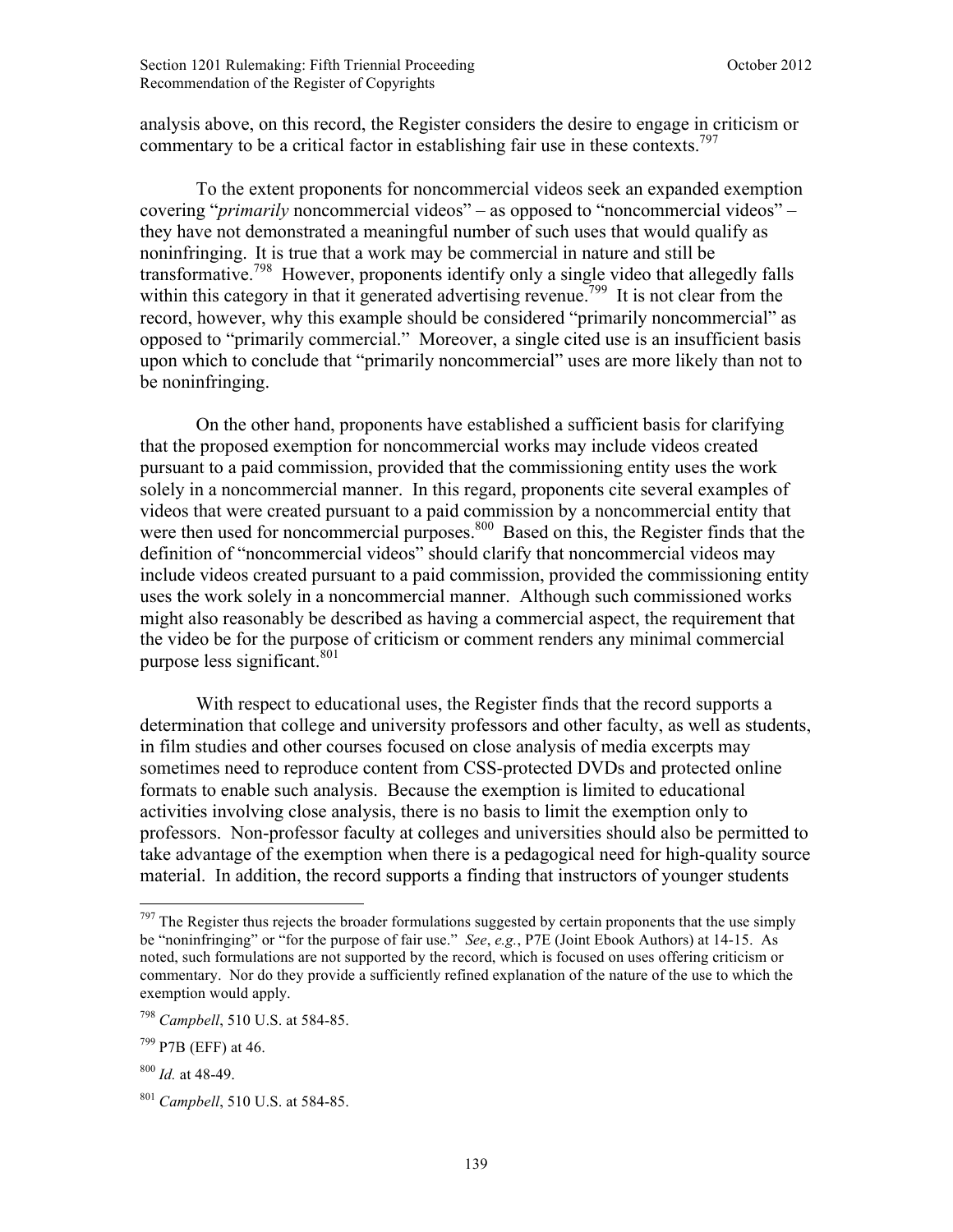analysis above, on this record, the Register considers the desire to engage in criticism or commentary to be a critical factor in establishing fair use in these contexts.[797]

To the extent proponents for noncommercial videos seek an expanded exemption covering "*primarily* noncommercial videos" – as opposed to "noncommercial videos" – they have not demonstrated a meaningful number of such uses that would qualify as noninfringing. It is true that a work may be commercial in nature and still be transformative.[798] However, proponents identify only a single video that allegedly falls within this category in that it generated advertising revenue.[799] It is not clear from the record, however, why this example should be considered "primarily noncommercial" as opposed to "primarily commercial." Moreover, a single cited use is an insufficient basis upon which to conclude that "primarily noncommercial" uses are more likely than not to be noninfringing.

On the other hand, proponents have established a sufficient basis for clarifying that the proposed exemption for noncommercial works may include videos created pursuant to a paid commission, provided that the commissioning entity uses the work solely in a noncommercial manner. In this regard, proponents cite several examples of videos that were created pursuant to a paid commission by a noncommercial entity that were then used for noncommercial purposes.[800] Based on this, the Register finds that the definition of "noncommercial videos" should clarify that noncommercial videos may include videos created pursuant to a paid commission, provided the commissioning entity uses the work solely in a noncommercial manner. Although such commissioned works might also reasonably be described as having a commercial aspect, the requirement that the video be for the purpose of criticism or comment renders any minimal commercial purpose less significant.[801]

With respect to educational uses, the Register finds that the record supports a determination that college and university professors and other faculty, as well as students, in film studies and other courses focused on close analysis of media excerpts may sometimes need to reproduce content from CSS-protected DVDs and protected online formats to enable such analysis. Because the exemption is limited to educational activities involving close analysis, there is no basis to limit the exemption only to professors. Non-professor faculty at colleges and universities should also be permitted to take advantage of the exemption when there is a pedagogical need for high-quality source material. In addition, the record supports a finding that instructors of younger students

---

[797] The Register thus rejects the broader formulations suggested by certain proponents that the use simply be "noninfringing" or "for the purpose of fair use." *See*, *e.g.*, P7E (Joint Ebook Authors) at 14-15. As noted, such formulations are not supported by the record, which is focused on uses offering criticism or commentary. Nor do they provide a sufficiently refined explanation of the nature of the use to which the exemption would apply.

[798] *Campbell*, 510 U.S. at 584-85.

[799] P7B (EFF) at 46.

[800] *Id.* at 48-49.

[801] *Campbell*, 510 U.S. at 584-85.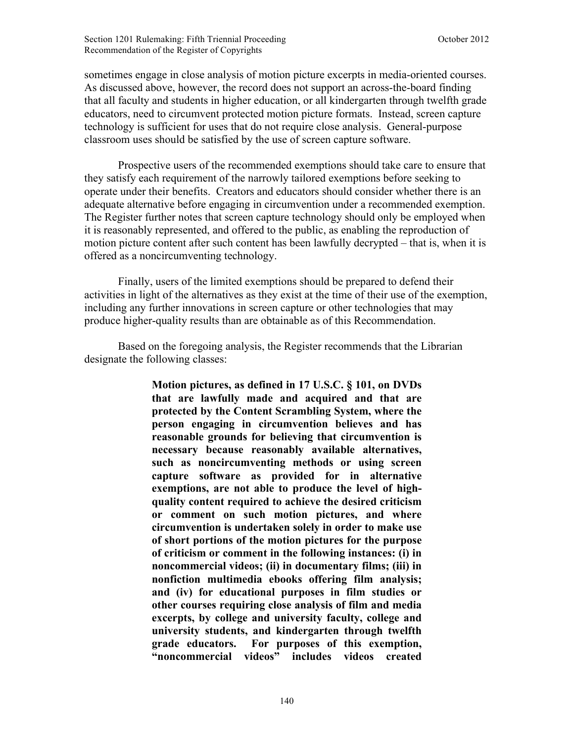sometimes engage in close analysis of motion picture excerpts in media-oriented courses. As discussed above, however, the record does not support an across-the-board finding that all faculty and students in higher education, or all kindergarten through twelfth grade educators, need to circumvent protected motion picture formats. Instead, screen capture technology is sufficient for uses that do not require close analysis. General-purpose classroom uses should be satisfied by the use of screen capture software.

Prospective users of the recommended exemptions should take care to ensure that they satisfy each requirement of the narrowly tailored exemptions before seeking to operate under their benefits. Creators and educators should consider whether there is an adequate alternative before engaging in circumvention under a recommended exemption. The Register further notes that screen capture technology should only be employed when it is reasonably represented, and offered to the public, as enabling the reproduction of motion picture content after such content has been lawfully decrypted – that is, when it is offered as a noncircumventing technology.

Finally, users of the limited exemptions should be prepared to defend their activities in light of the alternatives as they exist at the time of their use of the exemption, including any further innovations in screen capture or other technologies that may produce higher-quality results than are obtainable as of this Recommendation.

Based on the foregoing analysis, the Register recommends that the Librarian designate the following classes:

> **Motion pictures, as defined in 17 U.S.C. § 101, on DVDs that are lawfully made and acquired and that are protected by the Content Scrambling System, where the person engaging in circumvention believes and has reasonable grounds for believing that circumvention is necessary because reasonably available alternatives, such as noncircumventing methods or using screen capture software as provided for in alternative exemptions, are not able to produce the level of high-quality content required to achieve the desired criticism or comment on such motion pictures, and where circumvention is undertaken solely in order to make use of short portions of the motion pictures for the purpose of criticism or comment in the following instances: (i) in noncommercial videos; (ii) in documentary films; (iii) in nonfiction multimedia ebooks offering film analysis; and (iv) for educational purposes in film studies or other courses requiring close analysis of film and media excerpts, by college and university faculty, college and university students, and kindergarten through twelfth grade educators. For purposes of this exemption, "noncommercial videos" includes videos created**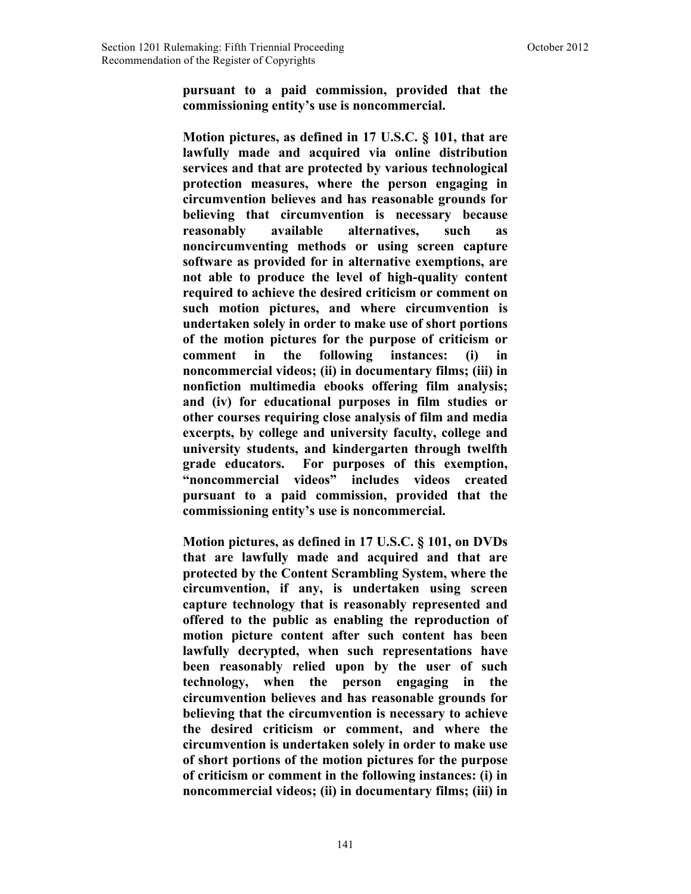**pursuant to a paid commission, provided that the commissioning entity's use is noncommercial.**

**Motion pictures, as defined in 17 U.S.C. § 101, that are lawfully made and acquired via online distribution services and that are protected by various technological protection measures, where the person engaging in circumvention believes and has reasonable grounds for believing that circumvention is necessary because reasonably available alternatives, such as noncircumventing methods or using screen capture software as provided for in alternative exemptions, are not able to produce the level of high-quality content required to achieve the desired criticism or comment on such motion pictures, and where circumvention is undertaken solely in order to make use of short portions of the motion pictures for the purpose of criticism or comment in the following instances: (i) in noncommercial videos; (ii) in documentary films; (iii) in nonfiction multimedia ebooks offering film analysis; and (iv) for educational purposes in film studies or other courses requiring close analysis of film and media excerpts, by college and university faculty, college and university students, and kindergarten through twelfth grade educators. For purposes of this exemption, "noncommercial videos" includes videos created pursuant to a paid commission, provided that the commissioning entity's use is noncommercial.**

**Motion pictures, as defined in 17 U.S.C. § 101, on DVDs that are lawfully made and acquired and that are protected by the Content Scrambling System, where the circumvention, if any, is undertaken using screen capture technology that is reasonably represented and offered to the public as enabling the reproduction of motion picture content after such content has been lawfully decrypted, when such representations have been reasonably relied upon by the user of such technology, when the person engaging in the circumvention believes and has reasonable grounds for believing that the circumvention is necessary to achieve the desired criticism or comment, and where the circumvention is undertaken solely in order to make use of short portions of the motion pictures for the purpose of criticism or comment in the following instances: (i) in noncommercial videos; (ii) in documentary films; (iii) in**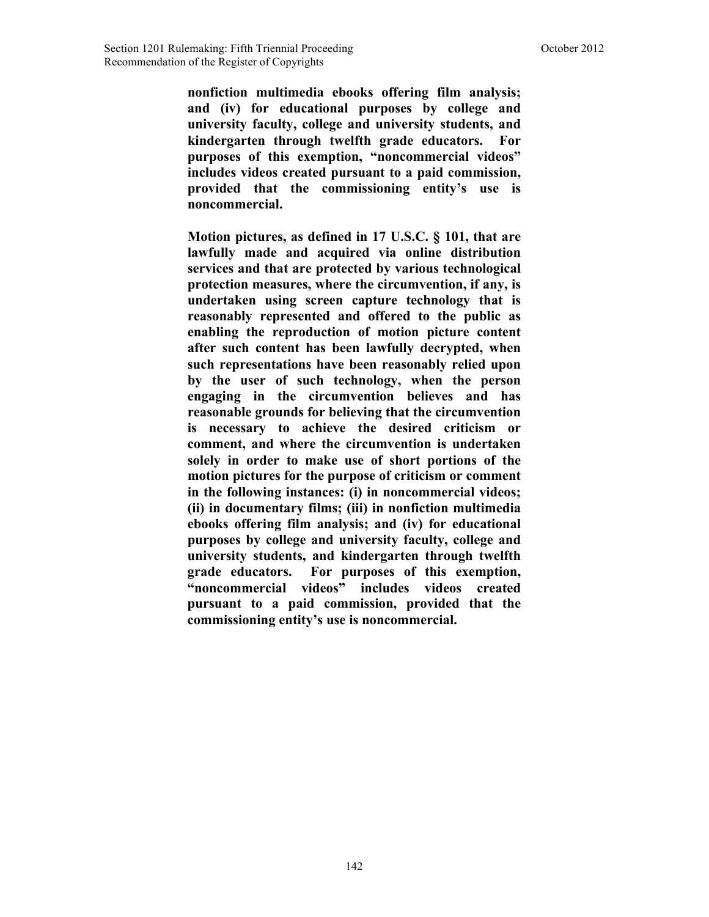**nonfiction multimedia ebooks offering film analysis; and (iv) for educational purposes by college and university faculty, college and university students, and kindergarten through twelfth grade educators. For purposes of this exemption, "noncommercial videos" includes videos created pursuant to a paid commission, provided that the commissioning entity's use is noncommercial.**

**Motion pictures, as defined in 17 U.S.C. § 101, that are lawfully made and acquired via online distribution services and that are protected by various technological protection measures, where the circumvention, if any, is undertaken using screen capture technology that is reasonably represented and offered to the public as enabling the reproduction of motion picture content after such content has been lawfully decrypted, when such representations have been reasonably relied upon by the user of such technology, when the person engaging in the circumvention believes and has reasonable grounds for believing that the circumvention is necessary to achieve the desired criticism or comment, and where the circumvention is undertaken solely in order to make use of short portions of the motion pictures for the purpose of criticism or comment in the following instances: (i) in noncommercial videos; (ii) in documentary films; (iii) in nonfiction multimedia ebooks offering film analysis; and (iv) for educational purposes by college and university faculty, college and university students, and kindergarten through twelfth grade educators. For purposes of this exemption, "noncommercial videos" includes videos created pursuant to a paid commission, provided that the commissioning entity's use is noncommercial.**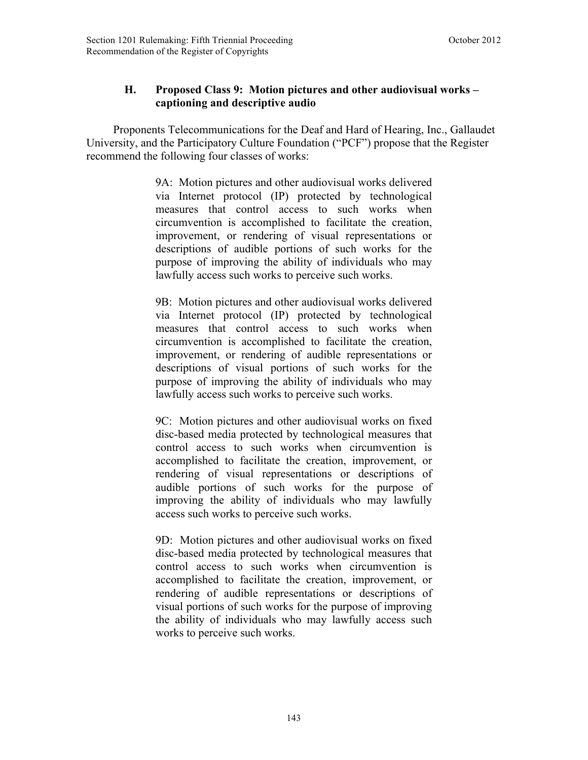### H. Proposed Class 9: Motion pictures and other audiovisual works – captioning and descriptive audio

Proponents Telecommunications for the Deaf and Hard of Hearing, Inc., Gallaudet University, and the Participatory Culture Foundation ("PCF") propose that the Register recommend the following four classes of works:

> 9A: Motion pictures and other audiovisual works delivered via Internet protocol (IP) protected by technological measures that control access to such works when circumvention is accomplished to facilitate the creation, improvement, or rendering of visual representations or descriptions of audible portions of such works for the purpose of improving the ability of individuals who may lawfully access such works to perceive such works.
>
> 9B: Motion pictures and other audiovisual works delivered via Internet protocol (IP) protected by technological measures that control access to such works when circumvention is accomplished to facilitate the creation, improvement, or rendering of audible representations or descriptions of visual portions of such works for the purpose of improving the ability of individuals who may lawfully access such works to perceive such works.
>
> 9C: Motion pictures and other audiovisual works on fixed disc-based media protected by technological measures that control access to such works when circumvention is accomplished to facilitate the creation, improvement, or rendering of visual representations or descriptions of audible portions of such works for the purpose of improving the ability of individuals who may lawfully access such works to perceive such works.
>
> 9D: Motion pictures and other audiovisual works on fixed disc-based media protected by technological measures that control access to such works when circumvention is accomplished to facilitate the creation, improvement, or rendering of audible representations or descriptions of visual portions of such works for the purpose of improving the ability of individuals who may lawfully access such works to perceive such works.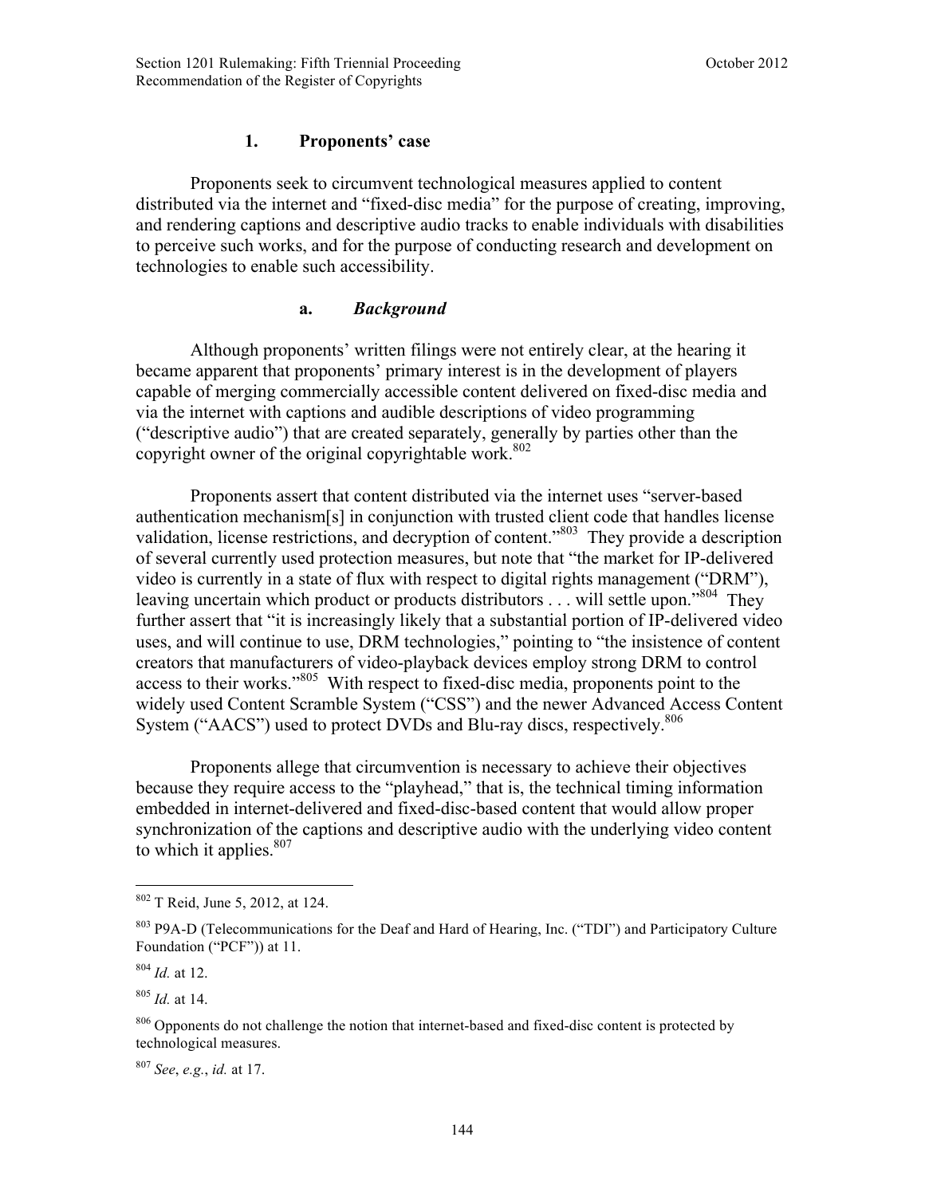### 1. Proponents' case

Proponents seek to circumvent technological measures applied to content distributed via the internet and "fixed-disc media" for the purpose of creating, improving, and rendering captions and descriptive audio tracks to enable individuals with disabilities to perceive such works, and for the purpose of conducting research and development on technologies to enable such accessibility.

#### a. *Background*

Although proponents' written filings were not entirely clear, at the hearing it became apparent that proponents' primary interest is in the development of players capable of merging commercially accessible content delivered on fixed-disc media and via the internet with captions and audible descriptions of video programming ("descriptive audio") that are created separately, generally by parties other than the copyright owner of the original copyrightable work.[802]

Proponents assert that content distributed via the internet uses "server-based authentication mechanism[s] in conjunction with trusted client code that handles license validation, license restrictions, and decryption of content."[803] They provide a description of several currently used protection measures, but note that "the market for IP-delivered video is currently in a state of flux with respect to digital rights management ("DRM"), leaving uncertain which product or products distributors . . . will settle upon."[804] They further assert that "it is increasingly likely that a substantial portion of IP-delivered video uses, and will continue to use, DRM technologies," pointing to "the insistence of content creators that manufacturers of video-playback devices employ strong DRM to control access to their works."[805] With respect to fixed-disc media, proponents point to the widely used Content Scramble System ("CSS") and the newer Advanced Access Content System ("AACS") used to protect DVDs and Blu-ray discs, respectively.[806]

Proponents allege that circumvention is necessary to achieve their objectives because they require access to the "playhead," that is, the technical timing information embedded in internet-delivered and fixed-disc-based content that would allow proper synchronization of the captions and descriptive audio with the underlying video content to which it applies.[807]

---

[802] T Reid, June 5, 2012, at 124.

[803] P9A-D (Telecommunications for the Deaf and Hard of Hearing, Inc. ("TDI") and Participatory Culture Foundation ("PCF")) at 11.

[804] *Id.* at 12.

[805] *Id.* at 14.

[806] Opponents do not challenge the notion that internet-based and fixed-disc content is protected by technological measures.

[807] *See*, *e.g.*, *id.* at 17.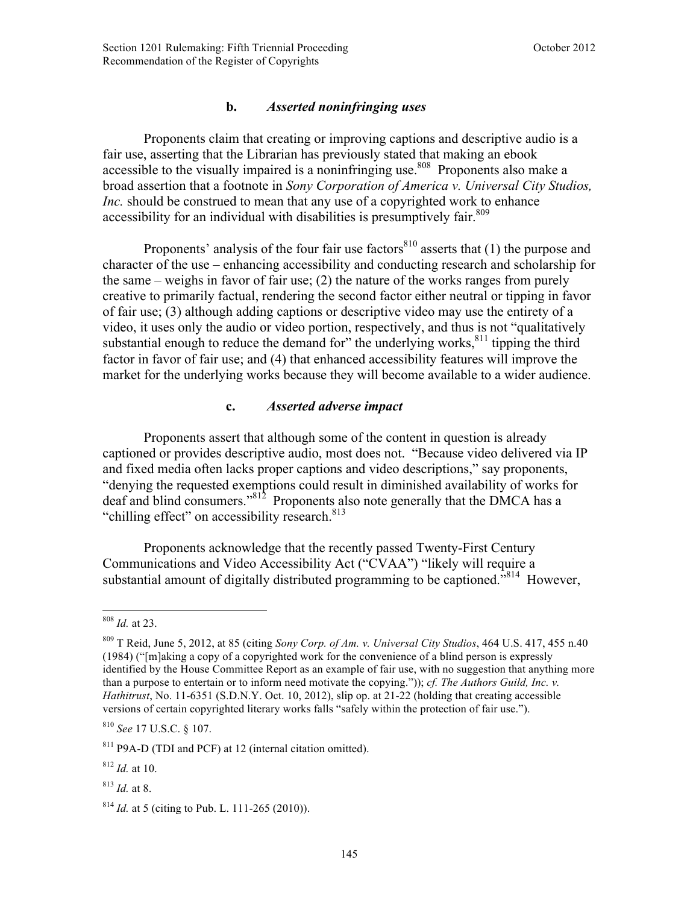### b. *Asserted noninfringing uses*

Proponents claim that creating or improving captions and descriptive audio is a fair use, asserting that the Librarian has previously stated that making an ebook accessible to the visually impaired is a noninfringing use.[808] Proponents also make a broad assertion that a footnote in *Sony Corporation of America v. Universal City Studios, Inc.* should be construed to mean that any use of a copyrighted work to enhance accessibility for an individual with disabilities is presumptively fair.[809]

Proponents' analysis of the four fair use factors[810] asserts that (1) the purpose and character of the use – enhancing accessibility and conducting research and scholarship for the same – weighs in favor of fair use; (2) the nature of the works ranges from purely creative to primarily factual, rendering the second factor either neutral or tipping in favor of fair use; (3) although adding captions or descriptive video may use the entirety of a video, it uses only the audio or video portion, respectively, and thus is not "qualitatively substantial enough to reduce the demand for" the underlying works,[811] tipping the third factor in favor of fair use; and (4) that enhanced accessibility features will improve the market for the underlying works because they will become available to a wider audience.

### c. *Asserted adverse impact*

Proponents assert that although some of the content in question is already captioned or provides descriptive audio, most does not. "Because video delivered via IP and fixed media often lacks proper captions and video descriptions," say proponents, "denying the requested exemptions could result in diminished availability of works for deaf and blind consumers."[812] Proponents also note generally that the DMCA has a "chilling effect" on accessibility research.[813]

Proponents acknowledge that the recently passed Twenty-First Century Communications and Video Accessibility Act ("CVAA") "likely will require a substantial amount of digitally distributed programming to be captioned."[814] However,

---

[808] *Id.* at 23.

[809] T Reid, June 5, 2012, at 85 (citing *Sony Corp. of Am. v. Universal City Studios*, 464 U.S. 417, 455 n.40 (1984) ("[m]aking a copy of a copyrighted work for the convenience of a blind person is expressly identified by the House Committee Report as an example of fair use, with no suggestion that anything more than a purpose to entertain or to inform need motivate the copying.")); *cf. The Authors Guild, Inc. v. Hathitrust*, No. 11-6351 (S.D.N.Y. Oct. 10, 2012), slip op. at 21-22 (holding that creating accessible versions of certain copyrighted literary works falls "safely within the protection of fair use.").

[810] *See* 17 U.S.C. § 107.

[811] P9A-D (TDI and PCF) at 12 (internal citation omitted).

[812] *Id.* at 10.

[813] *Id.* at 8.

[814] *Id.* at 5 (citing to Pub. L. 111-265 (2010)).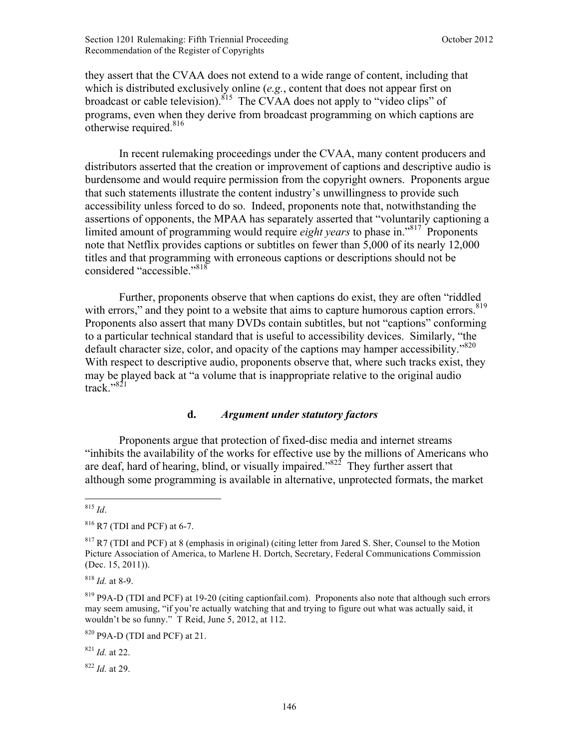they assert that the CVAA does not extend to a wide range of content, including that which is distributed exclusively online (*e.g.*, content that does not appear first on broadcast or cable television).[815] The CVAA does not apply to "video clips" of programs, even when they derive from broadcast programming on which captions are otherwise required.[816]

In recent rulemaking proceedings under the CVAA, many content producers and distributors asserted that the creation or improvement of captions and descriptive audio is burdensome and would require permission from the copyright owners. Proponents argue that such statements illustrate the content industry's unwillingness to provide such accessibility unless forced to do so. Indeed, proponents note that, notwithstanding the assertions of opponents, the MPAA has separately asserted that "voluntarily captioning a limited amount of programming would require *eight years* to phase in."[817] Proponents note that Netflix provides captions or subtitles on fewer than 5,000 of its nearly 12,000 titles and that programming with erroneous captions or descriptions should not be considered "accessible."[818]

Further, proponents observe that when captions do exist, they are often "riddled with errors," and they point to a website that aims to capture humorous caption errors.[819] Proponents also assert that many DVDs contain subtitles, but not "captions" conforming to a particular technical standard that is useful to accessibility devices. Similarly, "the default character size, color, and opacity of the captions may hamper accessibility."[820] With respect to descriptive audio, proponents observe that, where such tracks exist, they may be played back at "a volume that is inappropriate relative to the original audio track."[821]

### d. *Argument under statutory factors*

Proponents argue that protection of fixed-disc media and internet streams "inhibits the availability of the works for effective use by the millions of Americans who are deaf, hard of hearing, blind, or visually impaired."[822] They further assert that although some programming is available in alternative, unprotected formats, the market

---

[815] *Id*.

[816] R7 (TDI and PCF) at 6-7.

[817] R7 (TDI and PCF) at 8 (emphasis in original) (citing letter from Jared S. Sher, Counsel to the Motion Picture Association of America, to Marlene H. Dortch, Secretary, Federal Communications Commission (Dec. 15, 2011)).

[818] *Id.* at 8-9.

[819] P9A-D (TDI and PCF) at 19-20 (citing captionfail.com). Proponents also note that although such errors may seem amusing, "if you're actually watching that and trying to figure out what was actually said, it wouldn't be so funny." T Reid, June 5, 2012, at 112.

[820] P9A-D (TDI and PCF) at 21.

[821] *Id.* at 22.

[822] *Id.* at 29.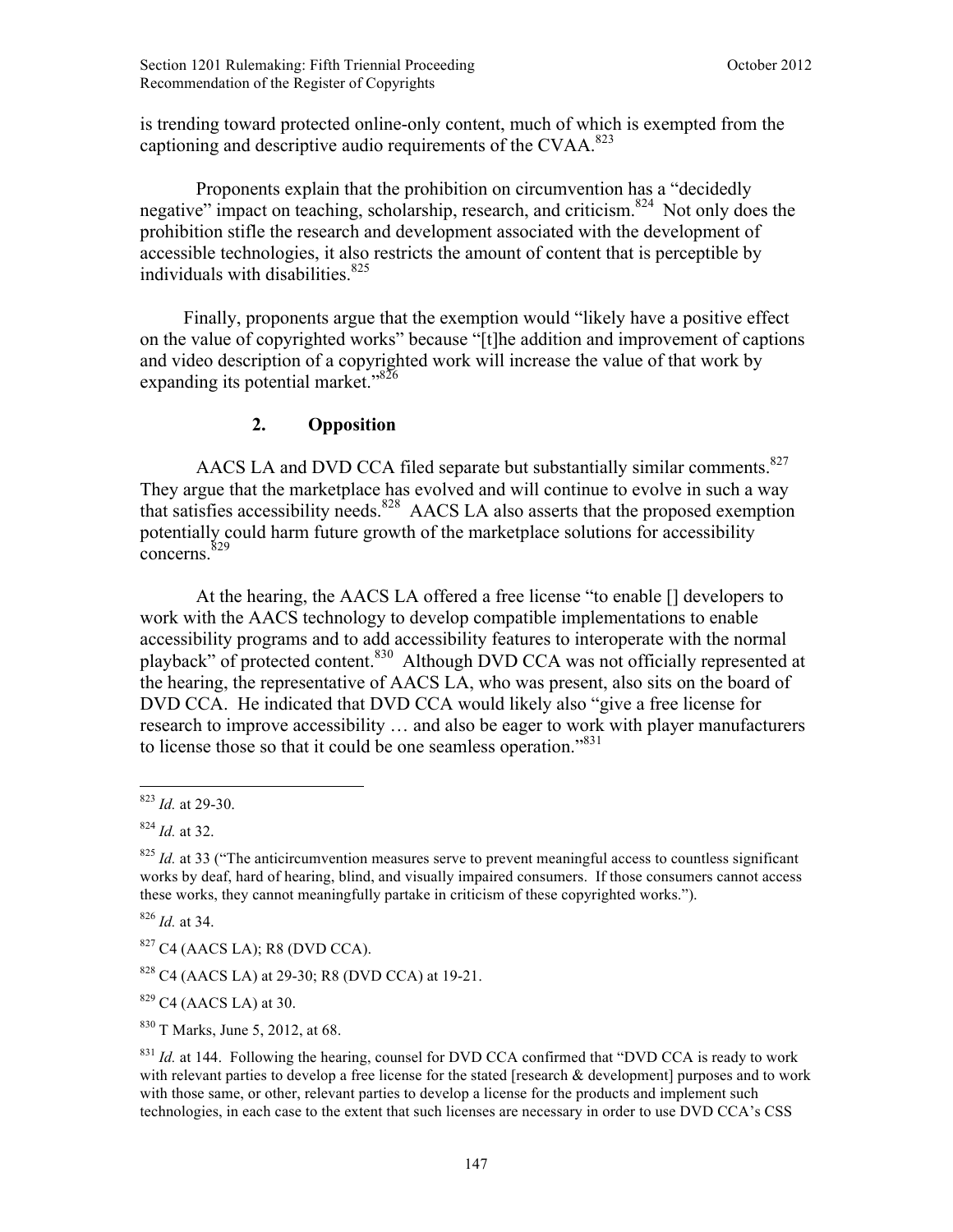is trending toward protected online-only content, much of which is exempted from the captioning and descriptive audio requirements of the CVAA.[823]

Proponents explain that the prohibition on circumvention has a "decidedly negative" impact on teaching, scholarship, research, and criticism.[824] Not only does the prohibition stifle the research and development associated with the development of accessible technologies, it also restricts the amount of content that is perceptible by individuals with disabilities.[825]

Finally, proponents argue that the exemption would "likely have a positive effect on the value of copyrighted works" because "[t]he addition and improvement of captions and video description of a copyrighted work will increase the value of that work by expanding its potential market."[826]

### 2. Opposition

AACS LA and DVD CCA filed separate but substantially similar comments.[827] They argue that the marketplace has evolved and will continue to evolve in such a way that satisfies accessibility needs.[828] AACS LA also asserts that the proposed exemption potentially could harm future growth of the marketplace solutions for accessibility concerns.[829]

At the hearing, the AACS LA offered a free license "to enable [] developers to work with the AACS technology to develop compatible implementations to enable accessibility programs and to add accessibility features to interoperate with the normal playback" of protected content.[830] Although DVD CCA was not officially represented at the hearing, the representative of AACS LA, who was present, also sits on the board of DVD CCA. He indicated that DVD CCA would likely also "give a free license for research to improve accessibility … and also be eager to work with player manufacturers to license those so that it could be one seamless operation."[831]

---

[823] *Id.* at 29-30.

[824] *Id.* at 32.

[825] *Id.* at 33 ("The anticircumvention measures serve to prevent meaningful access to countless significant works by deaf, hard of hearing, blind, and visually impaired consumers. If those consumers cannot access these works, they cannot meaningfully partake in criticism of these copyrighted works.").

[826] *Id.* at 34.

[827] C4 (AACS LA); R8 (DVD CCA).

[828] C4 (AACS LA) at 29-30; R8 (DVD CCA) at 19-21.

[829] C4 (AACS LA) at 30.

[830] T Marks, June 5, 2012, at 68.

[831] *Id.* at 144. Following the hearing, counsel for DVD CCA confirmed that "DVD CCA is ready to work with relevant parties to develop a free license for the stated [research & development] purposes and to work with those same, or other, relevant parties to develop a license for the products and implement such technologies, in each case to the extent that such licenses are necessary in order to use DVD CCA's CSS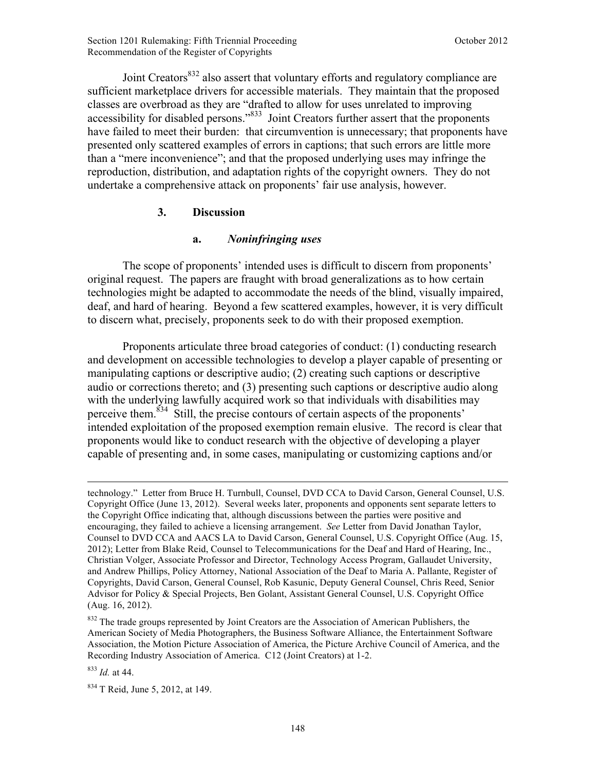Joint Creators[832] also assert that voluntary efforts and regulatory compliance are sufficient marketplace drivers for accessible materials. They maintain that the proposed classes are overbroad as they are "drafted to allow for uses unrelated to improving accessibility for disabled persons."[833] Joint Creators further assert that the proponents have failed to meet their burden: that circumvention is unnecessary; that proponents have presented only scattered examples of errors in captions; that such errors are little more than a "mere inconvenience"; and that the proposed underlying uses may infringe the reproduction, distribution, and adaptation rights of the copyright owners. They do not undertake a comprehensive attack on proponents' fair use analysis, however.

### 3. Discussion

#### a. *Noninfringing uses*

The scope of proponents' intended uses is difficult to discern from proponents' original request. The papers are fraught with broad generalizations as to how certain technologies might be adapted to accommodate the needs of the blind, visually impaired, deaf, and hard of hearing. Beyond a few scattered examples, however, it is very difficult to discern what, precisely, proponents seek to do with their proposed exemption.

Proponents articulate three broad categories of conduct: (1) conducting research and development on accessible technologies to develop a player capable of presenting or manipulating captions or descriptive audio; (2) creating such captions or descriptive audio or corrections thereto; and (3) presenting such captions or descriptive audio along with the underlying lawfully acquired work so that individuals with disabilities may perceive them.[834] Still, the precise contours of certain aspects of the proponents' intended exploitation of the proposed exemption remain elusive. The record is clear that proponents would like to conduct research with the objective of developing a player capable of presenting and, in some cases, manipulating or customizing captions and/or

---

technology." Letter from Bruce H. Turnbull, Counsel, DVD CCA to David Carson, General Counsel, U.S. Copyright Office (June 13, 2012). Several weeks later, proponents and opponents sent separate letters to the Copyright Office indicating that, although discussions between the parties were positive and encouraging, they failed to achieve a licensing arrangement. *See* Letter from David Jonathan Taylor, Counsel to DVD CCA and AACS LA to David Carson, General Counsel, U.S. Copyright Office (Aug. 15, 2012); Letter from Blake Reid, Counsel to Telecommunications for the Deaf and Hard of Hearing, Inc., Christian Volger, Associate Professor and Director, Technology Access Program, Gallaudet University, and Andrew Phillips, Policy Attorney, National Association of the Deaf to Maria A. Pallante, Register of Copyrights, David Carson, General Counsel, Rob Kasunic, Deputy General Counsel, Chris Reed, Senior Advisor for Policy & Special Projects, Ben Golant, Assistant General Counsel, U.S. Copyright Office (Aug. 16, 2012).

[832] The trade groups represented by Joint Creators are the Association of American Publishers, the American Society of Media Photographers, the Business Software Alliance, the Entertainment Software Association, the Motion Picture Association of America, the Picture Archive Council of America, and the Recording Industry Association of America. C12 (Joint Creators) at 1-2.

[833] *Id.* at 44.

[834] T Reid, June 5, 2012, at 149.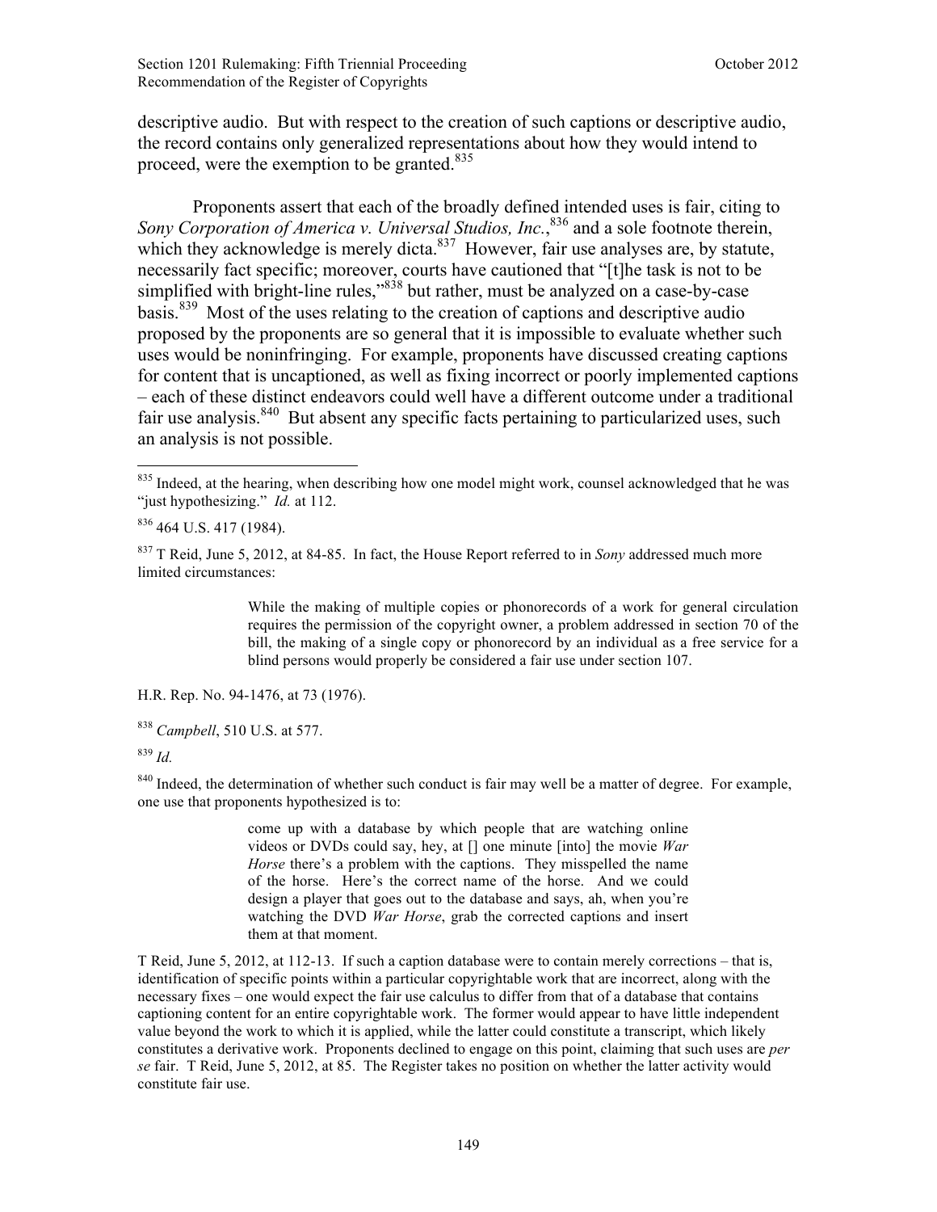descriptive audio. But with respect to the creation of such captions or descriptive audio, the record contains only generalized representations about how they would intend to proceed, were the exemption to be granted.[835]

Proponents assert that each of the broadly defined intended uses is fair, citing to *Sony Corporation of America v. Universal Studios, Inc.*,[836] and a sole footnote therein, which they acknowledge is merely dicta.[837] However, fair use analyses are, by statute, necessarily fact specific; moreover, courts have cautioned that "[t]he task is not to be simplified with bright-line rules,"[838] but rather, must be analyzed on a case-by-case basis.[839] Most of the uses relating to the creation of captions and descriptive audio proposed by the proponents are so general that it is impossible to evaluate whether such uses would be noninfringing. For example, proponents have discussed creating captions for content that is uncaptioned, as well as fixing incorrect or poorly implemented captions – each of these distinct endeavors could well have a different outcome under a traditional fair use analysis.[840] But absent any specific facts pertaining to particularized uses, such an analysis is not possible.

---

[835] Indeed, at the hearing, when describing how one model might work, counsel acknowledged that he was "just hypothesizing." *Id.* at 112.

[836] 464 U.S. 417 (1984).

[837] T Reid, June 5, 2012, at 84-85. In fact, the House Report referred to in *Sony* addressed much more limited circumstances:

> While the making of multiple copies or phonorecords of a work for general circulation requires the permission of the copyright owner, a problem addressed in section 70 of the bill, the making of a single copy or phonorecord by an individual as a free service for a blind persons would properly be considered a fair use under section 107.

H.R. Rep. No. 94-1476, at 73 (1976).

[838] *Campbell*, 510 U.S. at 577.

[839] *Id.*

[840] Indeed, the determination of whether such conduct is fair may well be a matter of degree. For example, one use that proponents hypothesized is to:

> come up with a database by which people that are watching online videos or DVDs could say, hey, at [] one minute [into] the movie *War Horse* there's a problem with the captions. They misspelled the name of the horse. Here's the correct name of the horse. And we could design a player that goes out to the database and says, ah, when you're watching the DVD *War Horse*, grab the corrected captions and insert them at that moment.

T Reid, June 5, 2012, at 112-13. If such a caption database were to contain merely corrections – that is, identification of specific points within a particular copyrightable work that are incorrect, along with the necessary fixes – one would expect the fair use calculus to differ from that of a database that contains captioning content for an entire copyrightable work. The former would appear to have little independent value beyond the work to which it is applied, while the latter could constitute a transcript, which likely constitutes a derivative work. Proponents declined to engage on this point, claiming that such uses are *per se* fair. T Reid, June 5, 2012, at 85. The Register takes no position on whether the latter activity would constitute fair use.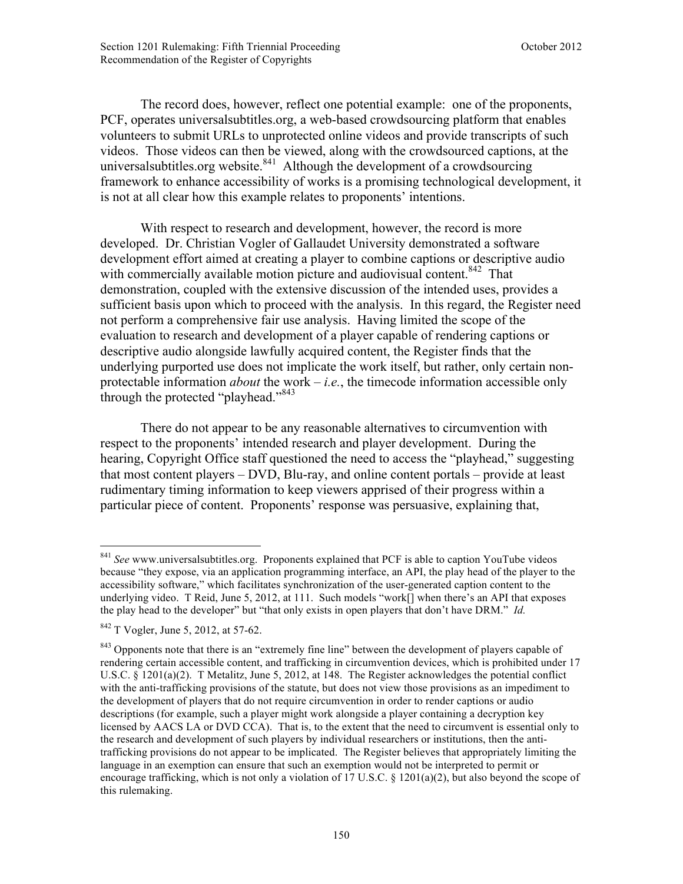The record does, however, reflect one potential example: one of the proponents, PCF, operates universalsubtitles.org, a web-based crowdsourcing platform that enables volunteers to submit URLs to unprotected online videos and provide transcripts of such videos. Those videos can then be viewed, along with the crowdsourced captions, at the universalsubtitles.org website.[841] Although the development of a crowdsourcing framework to enhance accessibility of works is a promising technological development, it is not at all clear how this example relates to proponents' intentions.

With respect to research and development, however, the record is more developed. Dr. Christian Vogler of Gallaudet University demonstrated a software development effort aimed at creating a player to combine captions or descriptive audio with commercially available motion picture and audiovisual content.[842] That demonstration, coupled with the extensive discussion of the intended uses, provides a sufficient basis upon which to proceed with the analysis. In this regard, the Register need not perform a comprehensive fair use analysis. Having limited the scope of the evaluation to research and development of a player capable of rendering captions or descriptive audio alongside lawfully acquired content, the Register finds that the underlying purported use does not implicate the work itself, but rather, only certain non-protectable information *about* the work – *i.e.*, the timecode information accessible only through the protected "playhead."[843]

There do not appear to be any reasonable alternatives to circumvention with respect to the proponents' intended research and player development. During the hearing, Copyright Office staff questioned the need to access the "playhead," suggesting that most content players – DVD, Blu-ray, and online content portals – provide at least rudimentary timing information to keep viewers apprised of their progress within a particular piece of content. Proponents' response was persuasive, explaining that,

---

[841] *See* www.universalsubtitles.org. Proponents explained that PCF is able to caption YouTube videos because "they expose, via an application programming interface, an API, the play head of the player to the accessibility software," which facilitates synchronization of the user-generated caption content to the underlying video. T Reid, June 5, 2012, at 111. Such models "work[] when there's an API that exposes the play head to the developer" but "that only exists in open players that don't have DRM." *Id.*

[842] T Vogler, June 5, 2012, at 57-62.

[843] Opponents note that there is an "extremely fine line" between the development of players capable of rendering certain accessible content, and trafficking in circumvention devices, which is prohibited under 17 U.S.C. § 1201(a)(2). T Metalitz, June 5, 2012, at 148. The Register acknowledges the potential conflict with the anti-trafficking provisions of the statute, but does not view those provisions as an impediment to the development of players that do not require circumvention in order to render captions or audio descriptions (for example, such a player might work alongside a player containing a decryption key licensed by AACS LA or DVD CCA). That is, to the extent that the need to circumvent is essential only to the research and development of such players by individual researchers or institutions, then the anti-trafficking provisions do not appear to be implicated. The Register believes that appropriately limiting the language in an exemption can ensure that such an exemption would not be interpreted to permit or encourage trafficking, which is not only a violation of 17 U.S.C. § 1201(a)(2), but also beyond the scope of this rulemaking.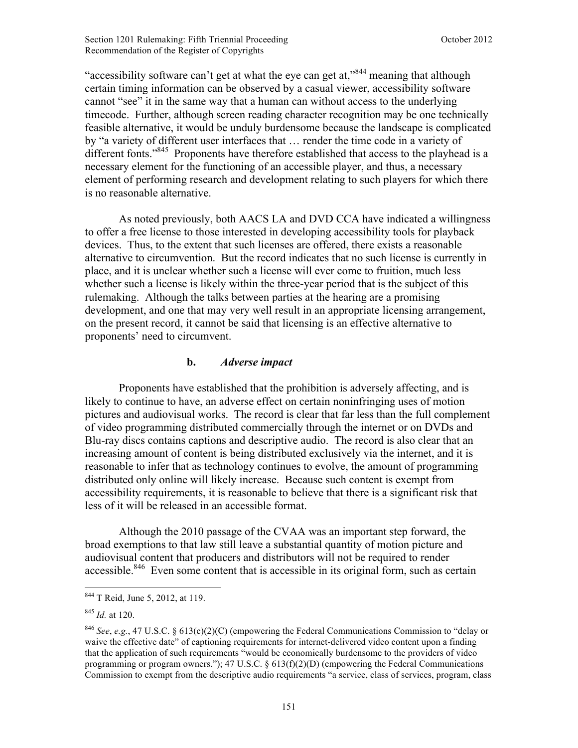"accessibility software can't get at what the eye can get at,"[844] meaning that although certain timing information can be observed by a casual viewer, accessibility software cannot "see" it in the same way that a human can without access to the underlying timecode. Further, although screen reading character recognition may be one technically feasible alternative, it would be unduly burdensome because the landscape is complicated by "a variety of different user interfaces that … render the time code in a variety of different fonts."[845] Proponents have therefore established that access to the playhead is a necessary element for the functioning of an accessible player, and thus, a necessary element of performing research and development relating to such players for which there is no reasonable alternative.

As noted previously, both AACS LA and DVD CCA have indicated a willingness to offer a free license to those interested in developing accessibility tools for playback devices. Thus, to the extent that such licenses are offered, there exists a reasonable alternative to circumvention. But the record indicates that no such license is currently in place, and it is unclear whether such a license will ever come to fruition, much less whether such a license is likely within the three-year period that is the subject of this rulemaking. Although the talks between parties at the hearing are a promising development, and one that may very well result in an appropriate licensing arrangement, on the present record, it cannot be said that licensing is an effective alternative to proponents' need to circumvent.

#### b. *Adverse impact*

Proponents have established that the prohibition is adversely affecting, and is likely to continue to have, an adverse effect on certain noninfringing uses of motion pictures and audiovisual works. The record is clear that far less than the full complement of video programming distributed commercially through the internet or on DVDs and Blu-ray discs contains captions and descriptive audio. The record is also clear that an increasing amount of content is being distributed exclusively via the internet, and it is reasonable to infer that as technology continues to evolve, the amount of programming distributed only online will likely increase. Because such content is exempt from accessibility requirements, it is reasonable to believe that there is a significant risk that less of it will be released in an accessible format.

Although the 2010 passage of the CVAA was an important step forward, the broad exemptions to that law still leave a substantial quantity of motion picture and audiovisual content that producers and distributors will not be required to render accessible.[846] Even some content that is accessible in its original form, such as certain

---

[844] T Reid, June 5, 2012, at 119.

[845] *Id.* at 120.

[846] *See*, *e.g.*, 47 U.S.C. § 613(c)(2)(C) (empowering the Federal Communications Commission to "delay or waive the effective date" of captioning requirements for internet-delivered video content upon a finding that the application of such requirements "would be economically burdensome to the providers of video programming or program owners."); 47 U.S.C. § 613(f)(2)(D) (empowering the Federal Communications Commission to exempt from the descriptive audio requirements "a service, class of services, program, class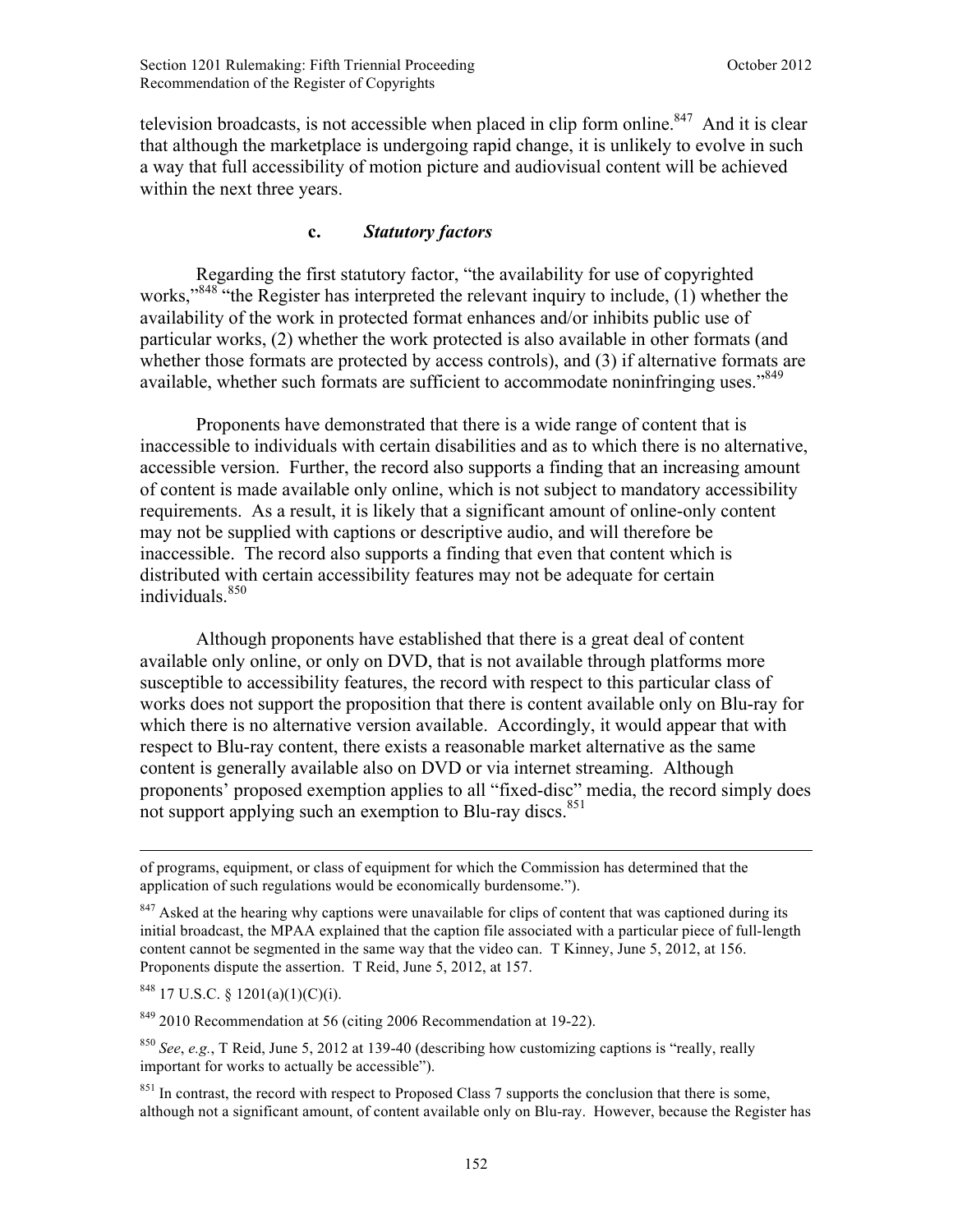television broadcasts, is not accessible when placed in clip form online.[847] And it is clear that although the marketplace is undergoing rapid change, it is unlikely to evolve in such a way that full accessibility of motion picture and audiovisual content will be achieved within the next three years.

#### c. *Statutory factors*

Regarding the first statutory factor, "the availability for use of copyrighted works,"[848] "the Register has interpreted the relevant inquiry to include, (1) whether the availability of the work in protected format enhances and/or inhibits public use of particular works, (2) whether the work protected is also available in other formats (and whether those formats are protected by access controls), and (3) if alternative formats are available, whether such formats are sufficient to accommodate noninfringing uses."[849]

Proponents have demonstrated that there is a wide range of content that is inaccessible to individuals with certain disabilities and as to which there is no alternative, accessible version. Further, the record also supports a finding that an increasing amount of content is made available only online, which is not subject to mandatory accessibility requirements. As a result, it is likely that a significant amount of online-only content may not be supplied with captions or descriptive audio, and will therefore be inaccessible. The record also supports a finding that even that content which is distributed with certain accessibility features may not be adequate for certain individuals.[850]

Although proponents have established that there is a great deal of content available only online, or only on DVD, that is not available through platforms more susceptible to accessibility features, the record with respect to this particular class of works does not support the proposition that there is content available only on Blu-ray for which there is no alternative version available. Accordingly, it would appear that with respect to Blu-ray content, there exists a reasonable market alternative as the same content is generally available also on DVD or via internet streaming. Although proponents' proposed exemption applies to all "fixed-disc" media, the record simply does not support applying such an exemption to Blu-ray discs.[851]

---

of programs, equipment, or class of equipment for which the Commission has determined that the application of such regulations would be economically burdensome.").

[847] Asked at the hearing why captions were unavailable for clips of content that was captioned during its initial broadcast, the MPAA explained that the caption file associated with a particular piece of full-length content cannot be segmented in the same way that the video can. T Kinney, June 5, 2012, at 156. Proponents dispute the assertion. T Reid, June 5, 2012, at 157.

[848] 17 U.S.C. § 1201(a)(1)(C)(i).

[849] 2010 Recommendation at 56 (citing 2006 Recommendation at 19-22).

[850] *See*, *e.g.*, T Reid, June 5, 2012 at 139-40 (describing how customizing captions is "really, really important for works to actually be accessible").

[851] In contrast, the record with respect to Proposed Class 7 supports the conclusion that there is some, although not a significant amount, of content available only on Blu-ray. However, because the Register has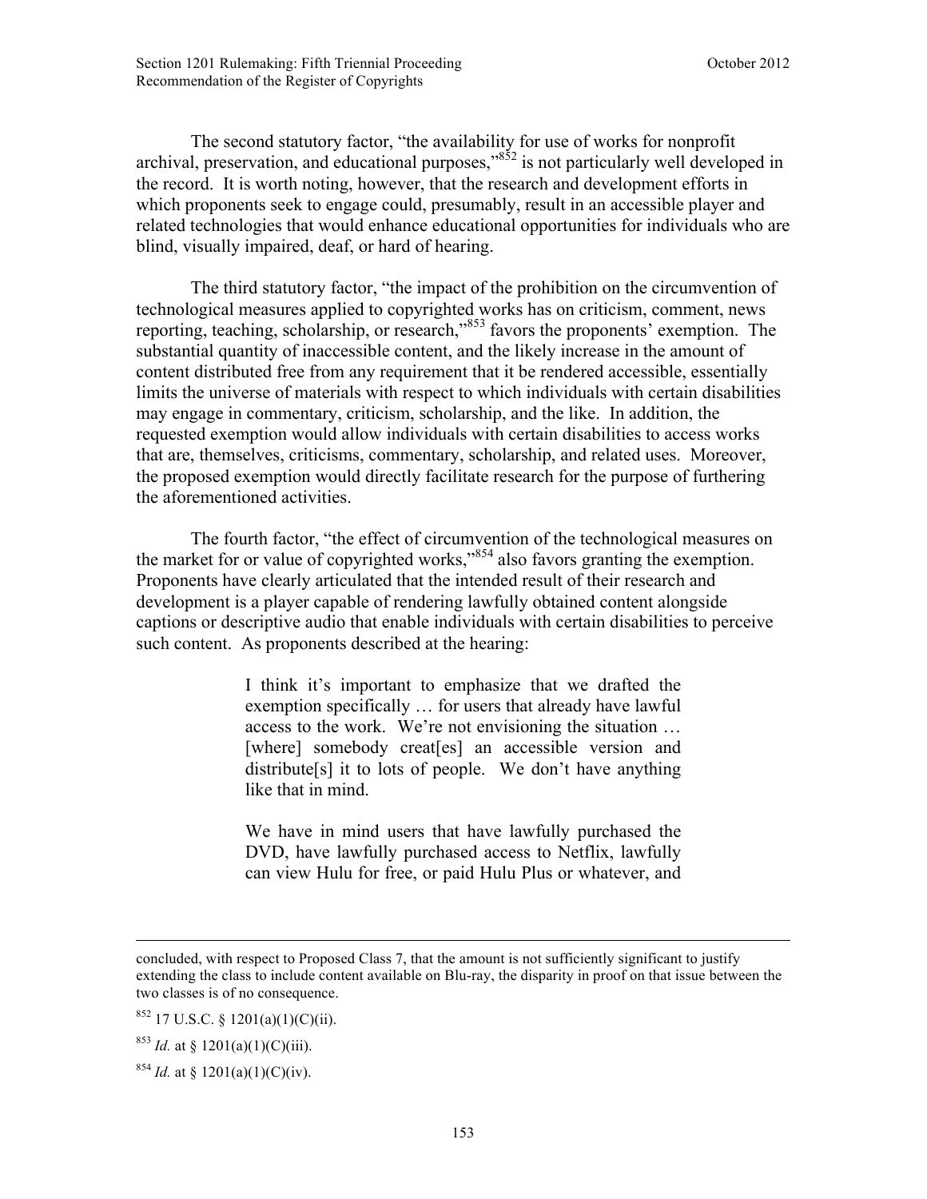The second statutory factor, "the availability for use of works for nonprofit archival, preservation, and educational purposes,"[852] is not particularly well developed in the record. It is worth noting, however, that the research and development efforts in which proponents seek to engage could, presumably, result in an accessible player and related technologies that would enhance educational opportunities for individuals who are blind, visually impaired, deaf, or hard of hearing.

The third statutory factor, "the impact of the prohibition on the circumvention of technological measures applied to copyrighted works has on criticism, comment, news reporting, teaching, scholarship, or research,"[853] favors the proponents' exemption. The substantial quantity of inaccessible content, and the likely increase in the amount of content distributed free from any requirement that it be rendered accessible, essentially limits the universe of materials with respect to which individuals with certain disabilities may engage in commentary, criticism, scholarship, and the like. In addition, the requested exemption would allow individuals with certain disabilities to access works that are, themselves, criticisms, commentary, scholarship, and related uses. Moreover, the proposed exemption would directly facilitate research for the purpose of furthering the aforementioned activities.

The fourth factor, "the effect of circumvention of the technological measures on the market for or value of copyrighted works,"[854] also favors granting the exemption. Proponents have clearly articulated that the intended result of their research and development is a player capable of rendering lawfully obtained content alongside captions or descriptive audio that enable individuals with certain disabilities to perceive such content. As proponents described at the hearing:

> I think it's important to emphasize that we drafted the exemption specifically … for users that already have lawful access to the work. We're not envisioning the situation … [where] somebody creat[es] an accessible version and distribute[s] it to lots of people. We don't have anything like that in mind.
>
> We have in mind users that have lawfully purchased the DVD, have lawfully purchased access to Netflix, lawfully can view Hulu for free, or paid Hulu Plus or whatever, and

---

concluded, with respect to Proposed Class 7, that the amount is not sufficiently significant to justify extending the class to include content available on Blu-ray, the disparity in proof on that issue between the two classes is of no consequence.

[852] 17 U.S.C. § 1201(a)(1)(C)(ii).

[853] *Id.* at § 1201(a)(1)(C)(iii).

[854] *Id.* at § 1201(a)(1)(C)(iv).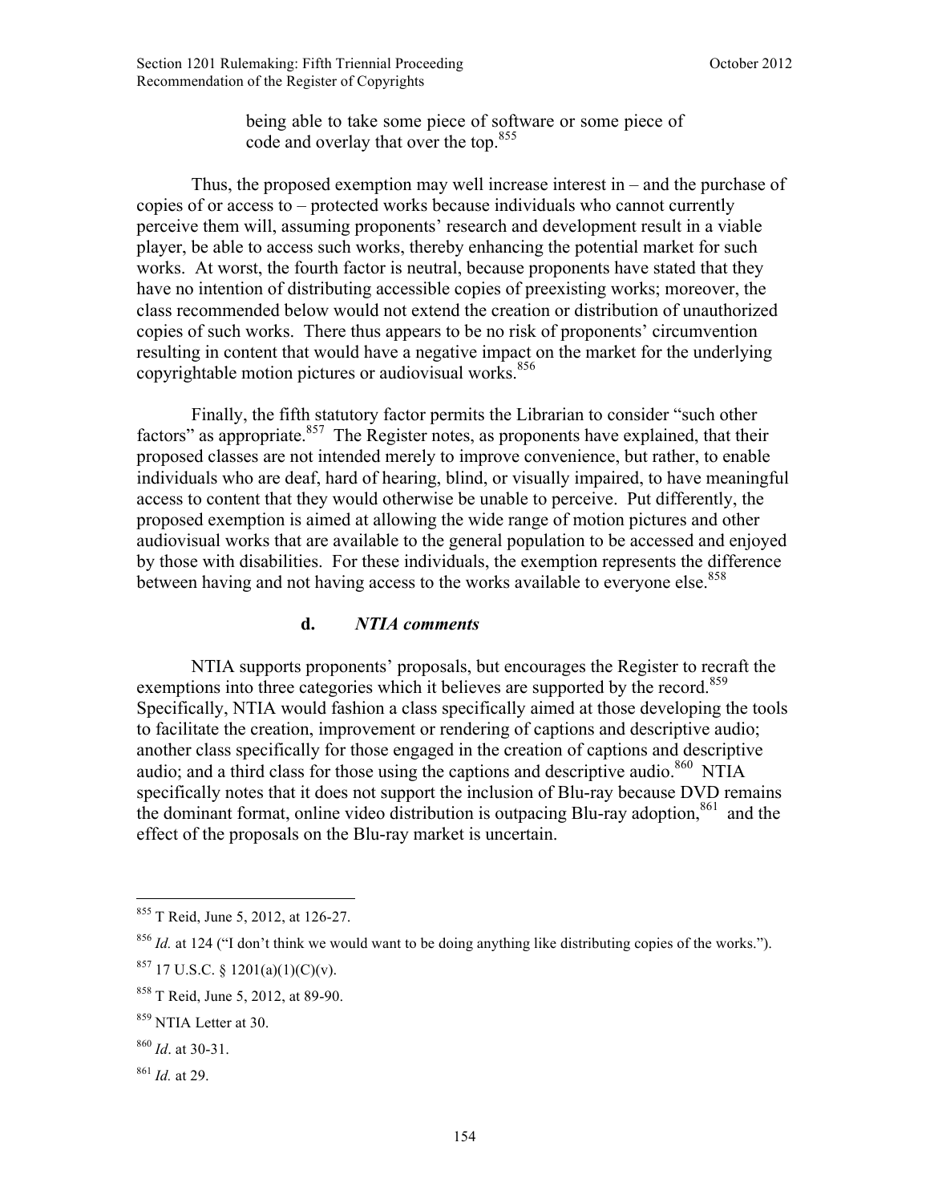being able to take some piece of software or some piece of code and overlay that over the top.[855]

Thus, the proposed exemption may well increase interest in – and the purchase of copies of or access to – protected works because individuals who cannot currently perceive them will, assuming proponents' research and development result in a viable player, be able to access such works, thereby enhancing the potential market for such works. At worst, the fourth factor is neutral, because proponents have stated that they have no intention of distributing accessible copies of preexisting works; moreover, the class recommended below would not extend the creation or distribution of unauthorized copies of such works. There thus appears to be no risk of proponents' circumvention resulting in content that would have a negative impact on the market for the underlying copyrightable motion pictures or audiovisual works.[856]

Finally, the fifth statutory factor permits the Librarian to consider "such other factors" as appropriate.[857] The Register notes, as proponents have explained, that their proposed classes are not intended merely to improve convenience, but rather, to enable individuals who are deaf, hard of hearing, blind, or visually impaired, to have meaningful access to content that they would otherwise be unable to perceive. Put differently, the proposed exemption is aimed at allowing the wide range of motion pictures and other audiovisual works that are available to the general population to be accessed and enjoyed by those with disabilities. For these individuals, the exemption represents the difference between having and not having access to the works available to everyone else.[858]

#### d. *NTIA comments*

NTIA supports proponents' proposals, but encourages the Register to recraft the exemptions into three categories which it believes are supported by the record.[859] Specifically, NTIA would fashion a class specifically aimed at those developing the tools to facilitate the creation, improvement or rendering of captions and descriptive audio; another class specifically for those engaged in the creation of captions and descriptive audio; and a third class for those using the captions and descriptive audio.[860] NTIA specifically notes that it does not support the inclusion of Blu-ray because DVD remains the dominant format, online video distribution is outpacing Blu-ray adoption,[861] and the effect of the proposals on the Blu-ray market is uncertain.

---

[855] T Reid, June 5, 2012, at 126-27.

[856] *Id.* at 124 ("I don't think we would want to be doing anything like distributing copies of the works.").

[857] 17 U.S.C. § 1201(a)(1)(C)(v).

[858] T Reid, June 5, 2012, at 89-90.

[859] NTIA Letter at 30.

[860] *Id*. at 30-31.

[861] *Id.* at 29.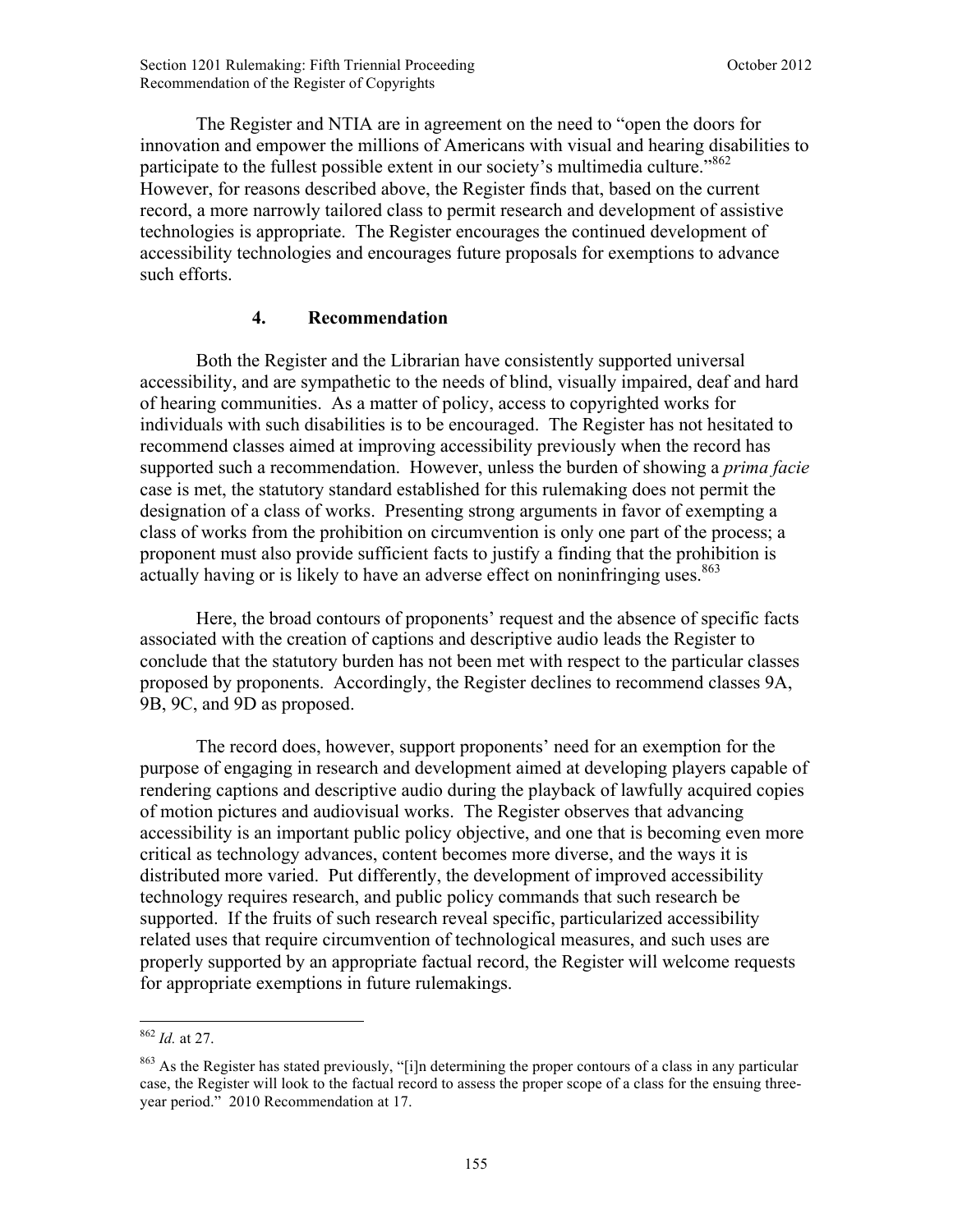The Register and NTIA are in agreement on the need to "open the doors for innovation and empower the millions of Americans with visual and hearing disabilities to participate to the fullest possible extent in our society's multimedia culture."[862] However, for reasons described above, the Register finds that, based on the current record, a more narrowly tailored class to permit research and development of assistive technologies is appropriate. The Register encourages the continued development of accessibility technologies and encourages future proposals for exemptions to advance such efforts.

### 4. Recommendation

Both the Register and the Librarian have consistently supported universal accessibility, and are sympathetic to the needs of blind, visually impaired, deaf and hard of hearing communities. As a matter of policy, access to copyrighted works for individuals with such disabilities is to be encouraged. The Register has not hesitated to recommend classes aimed at improving accessibility previously when the record has supported such a recommendation. However, unless the burden of showing a *prima facie* case is met, the statutory standard established for this rulemaking does not permit the designation of a class of works. Presenting strong arguments in favor of exempting a class of works from the prohibition on circumvention is only one part of the process; a proponent must also provide sufficient facts to justify a finding that the prohibition is actually having or is likely to have an adverse effect on noninfringing uses.[863]

Here, the broad contours of proponents' request and the absence of specific facts associated with the creation of captions and descriptive audio leads the Register to conclude that the statutory burden has not been met with respect to the particular classes proposed by proponents. Accordingly, the Register declines to recommend classes 9A, 9B, 9C, and 9D as proposed.

The record does, however, support proponents' need for an exemption for the purpose of engaging in research and development aimed at developing players capable of rendering captions and descriptive audio during the playback of lawfully acquired copies of motion pictures and audiovisual works. The Register observes that advancing accessibility is an important public policy objective, and one that is becoming even more critical as technology advances, content becomes more diverse, and the ways it is distributed more varied. Put differently, the development of improved accessibility technology requires research, and public policy commands that such research be supported. If the fruits of such research reveal specific, particularized accessibility related uses that require circumvention of technological measures, and such uses are properly supported by an appropriate factual record, the Register will welcome requests for appropriate exemptions in future rulemakings.

---

[862] *Id.* at 27.

[863] As the Register has stated previously, "[i]n determining the proper contours of a class in any particular case, the Register will look to the factual record to assess the proper scope of a class for the ensuing three-year period." 2010 Recommendation at 17.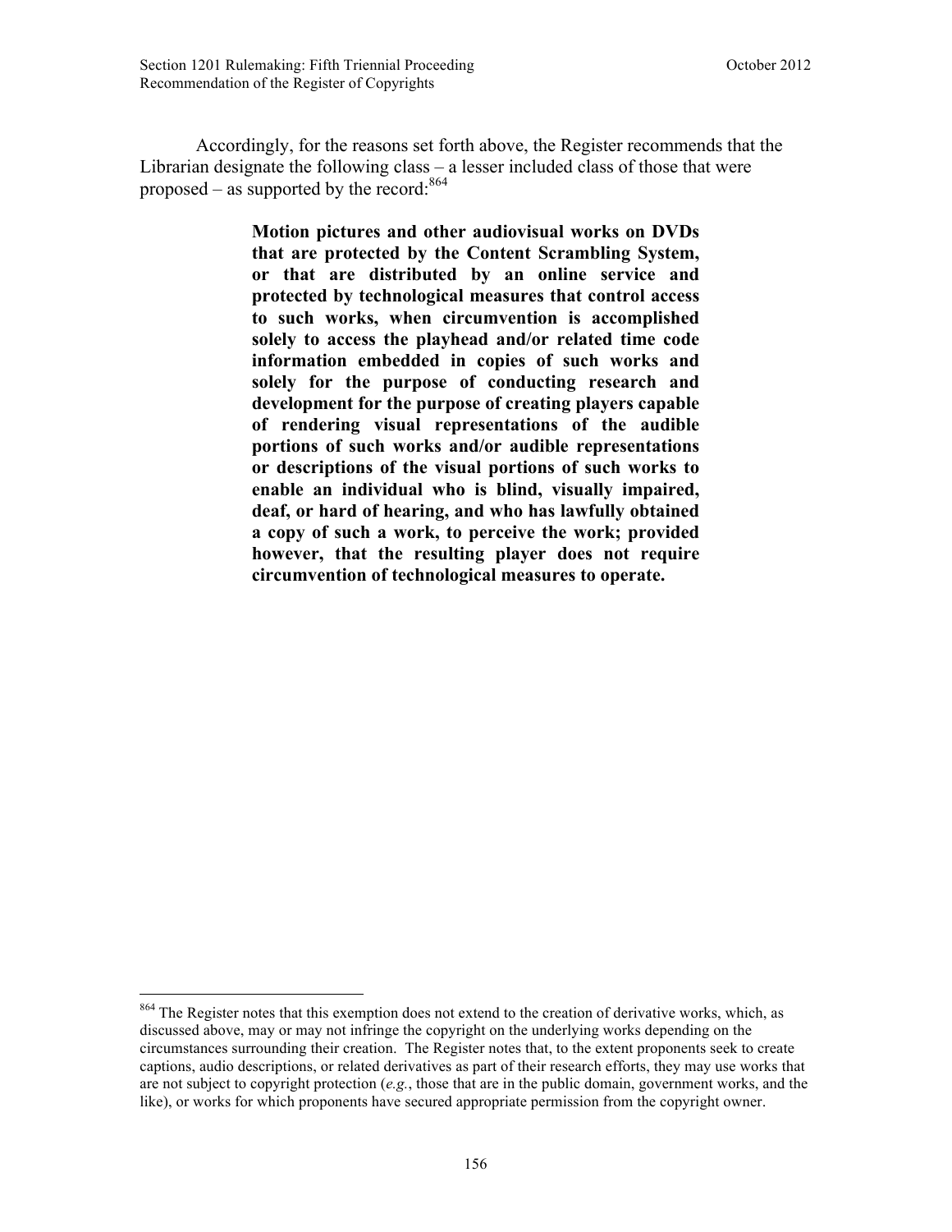Accordingly, for the reasons set forth above, the Register recommends that the Librarian designate the following class – a lesser included class of those that were proposed – as supported by the record:[864]

> **Motion pictures and other audiovisual works on DVDs that are protected by the Content Scrambling System, or that are distributed by an online service and protected by technological measures that control access to such works, when circumvention is accomplished solely to access the playhead and/or related time code information embedded in copies of such works and solely for the purpose of conducting research and development for the purpose of creating players capable of rendering visual representations of the audible portions of such works and/or audible representations or descriptions of the visual portions of such works to enable an individual who is blind, visually impaired, deaf, or hard of hearing, and who has lawfully obtained a copy of such a work, to perceive the work; provided however, that the resulting player does not require circumvention of technological measures to operate.**

---

[864] The Register notes that this exemption does not extend to the creation of derivative works, which, as discussed above, may or may not infringe the copyright on the underlying works depending on the circumstances surrounding their creation. The Register notes that, to the extent proponents seek to create captions, audio descriptions, or related derivatives as part of their research efforts, they may use works that are not subject to copyright protection (*e.g.*, those that are in the public domain, government works, and the like), or works for which proponents have secured appropriate permission from the copyright owner.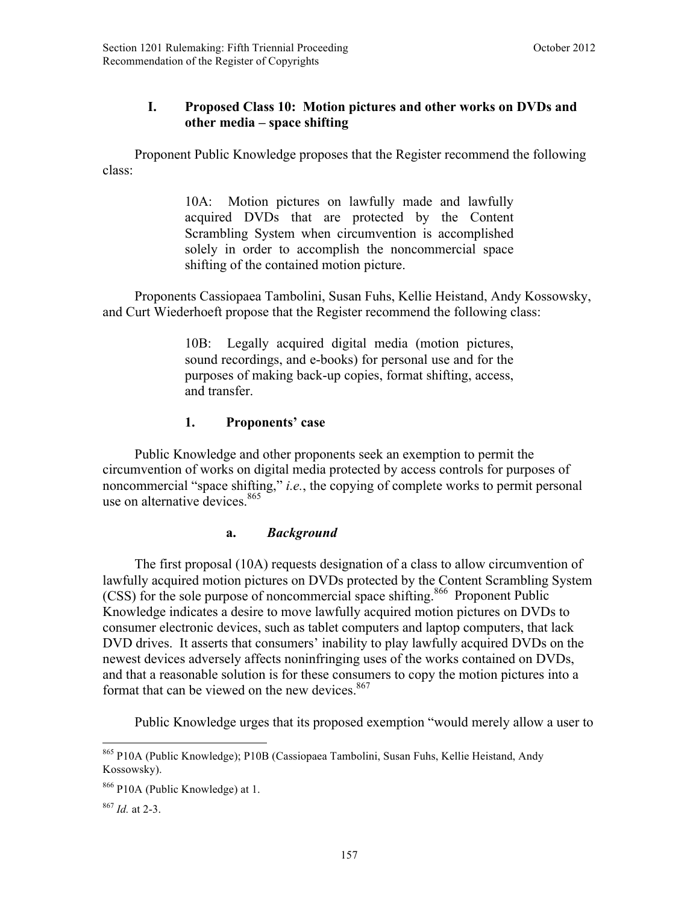### I. Proposed Class 10: Motion pictures and other works on DVDs and other media – space shifting

Proponent Public Knowledge proposes that the Register recommend the following class:

> 10A: Motion pictures on lawfully made and lawfully acquired DVDs that are protected by the Content Scrambling System when circumvention is accomplished solely in order to accomplish the noncommercial space shifting of the contained motion picture.

Proponents Cassiopaea Tambolini, Susan Fuhs, Kellie Heistand, Andy Kossowsky, and Curt Wiederhoeft propose that the Register recommend the following class:

> 10B: Legally acquired digital media (motion pictures, sound recordings, and e-books) for personal use and for the purposes of making back-up copies, format shifting, access, and transfer.

#### 1. Proponents' case

Public Knowledge and other proponents seek an exemption to permit the circumvention of works on digital media protected by access controls for purposes of noncommercial "space shifting," *i.e.*, the copying of complete works to permit personal use on alternative devices.[865]

##### a. *Background*

The first proposal (10A) requests designation of a class to allow circumvention of lawfully acquired motion pictures on DVDs protected by the Content Scrambling System (CSS) for the sole purpose of noncommercial space shifting.[866] Proponent Public Knowledge indicates a desire to move lawfully acquired motion pictures on DVDs to consumer electronic devices, such as tablet computers and laptop computers, that lack DVD drives. It asserts that consumers' inability to play lawfully acquired DVDs on the newest devices adversely affects noninfringing uses of the works contained on DVDs, and that a reasonable solution is for these consumers to copy the motion pictures into a format that can be viewed on the new devices.[867]

Public Knowledge urges that its proposed exemption "would merely allow a user to

---

[865] P10A (Public Knowledge); P10B (Cassiopaea Tambolini, Susan Fuhs, Kellie Heistand, Andy Kossowsky).

[866] P10A (Public Knowledge) at 1.

[867] *Id.* at 2-3.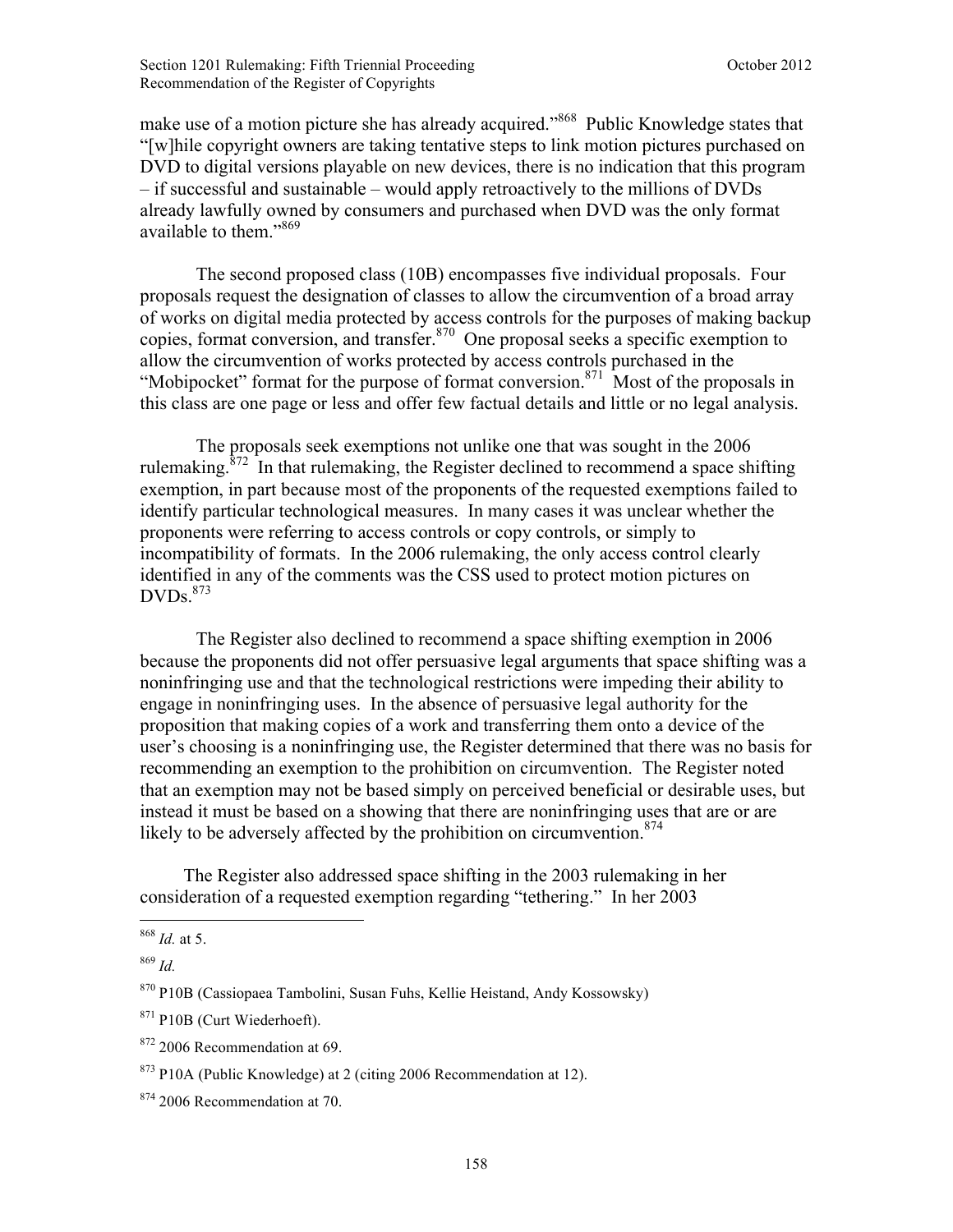make use of a motion picture she has already acquired."[868] Public Knowledge states that "[w]hile copyright owners are taking tentative steps to link motion pictures purchased on DVD to digital versions playable on new devices, there is no indication that this program – if successful and sustainable – would apply retroactively to the millions of DVDs already lawfully owned by consumers and purchased when DVD was the only format available to them."[869]

The second proposed class (10B) encompasses five individual proposals. Four proposals request the designation of classes to allow the circumvention of a broad array of works on digital media protected by access controls for the purposes of making backup copies, format conversion, and transfer.[870] One proposal seeks a specific exemption to allow the circumvention of works protected by access controls purchased in the "Mobipocket" format for the purpose of format conversion.[871] Most of the proposals in this class are one page or less and offer few factual details and little or no legal analysis.

The proposals seek exemptions not unlike one that was sought in the 2006 rulemaking.[872] In that rulemaking, the Register declined to recommend a space shifting exemption, in part because most of the proponents of the requested exemptions failed to identify particular technological measures. In many cases it was unclear whether the proponents were referring to access controls or copy controls, or simply to incompatibility of formats. In the 2006 rulemaking, the only access control clearly identified in any of the comments was the CSS used to protect motion pictures on DVDs.[873]

The Register also declined to recommend a space shifting exemption in 2006 because the proponents did not offer persuasive legal arguments that space shifting was a noninfringing use and that the technological restrictions were impeding their ability to engage in noninfringing uses. In the absence of persuasive legal authority for the proposition that making copies of a work and transferring them onto a device of the user's choosing is a noninfringing use, the Register determined that there was no basis for recommending an exemption to the prohibition on circumvention. The Register noted that an exemption may not be based simply on perceived beneficial or desirable uses, but instead it must be based on a showing that there are noninfringing uses that are or are likely to be adversely affected by the prohibition on circumvention.[874]

The Register also addressed space shifting in the 2003 rulemaking in her consideration of a requested exemption regarding "tethering." In her 2003

---

[868] *Id.* at 5.

[869] *Id.*

[870] P10B (Cassiopaea Tambolini, Susan Fuhs, Kellie Heistand, Andy Kossowsky)

[871] P10B (Curt Wiederhoeft).

[872] 2006 Recommendation at 69.

[873] P10A (Public Knowledge) at 2 (citing 2006 Recommendation at 12).

[874] 2006 Recommendation at 70.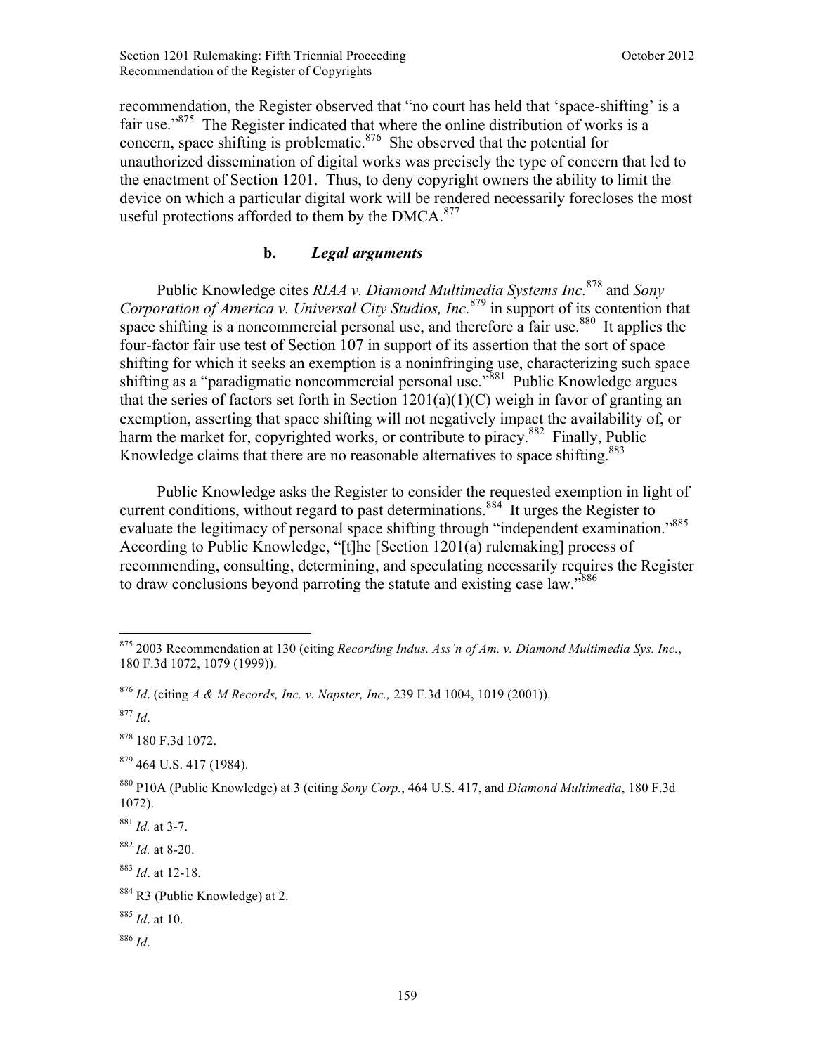recommendation, the Register observed that "no court has held that 'space-shifting' is a fair use."[875] The Register indicated that where the online distribution of works is a concern, space shifting is problematic.[876] She observed that the potential for unauthorized dissemination of digital works was precisely the type of concern that led to the enactment of Section 1201. Thus, to deny copyright owners the ability to limit the device on which a particular digital work will be rendered necessarily forecloses the most useful protections afforded to them by the DMCA.[877]

**b. *Legal arguments***

Public Knowledge cites *RIAA v. Diamond Multimedia Systems Inc.*[878] and *Sony Corporation of America v. Universal City Studios, Inc.*[879] in support of its contention that space shifting is a noncommercial personal use, and therefore a fair use.[880] It applies the four-factor fair use test of Section 107 in support of its assertion that the sort of space shifting for which it seeks an exemption is a noninfringing use, characterizing such space shifting as a "paradigmatic noncommercial personal use."[881] Public Knowledge argues that the series of factors set forth in Section 1201(a)(1)(C) weigh in favor of granting an exemption, asserting that space shifting will not negatively impact the availability of, or harm the market for, copyrighted works, or contribute to piracy.[882] Finally, Public Knowledge claims that there are no reasonable alternatives to space shifting.[883]

Public Knowledge asks the Register to consider the requested exemption in light of current conditions, without regard to past determinations.[884] It urges the Register to evaluate the legitimacy of personal space shifting through "independent examination."[885] According to Public Knowledge, "[t]he [Section 1201(a) rulemaking] process of recommending, consulting, determining, and speculating necessarily requires the Register to draw conclusions beyond parroting the statute and existing case law."[886]

---

[875] 2003 Recommendation at 130 (citing *Recording Indus. Ass'n of Am. v. Diamond Multimedia Sys. Inc.*, 180 F.3d 1072, 1079 (1999)).

[876] *Id*. (citing *A & M Records, Inc. v. Napster, Inc.,* 239 F.3d 1004, 1019 (2001)).

[877] *Id*.

[878] 180 F.3d 1072.

[879] 464 U.S. 417 (1984).

[880] P10A (Public Knowledge) at 3 (citing *Sony Corp.*, 464 U.S. 417, and *Diamond Multimedia*, 180 F.3d 1072).

[881] *Id.* at 3-7.

[882] *Id.* at 8-20.

[883] *Id*. at 12-18.

[884] R3 (Public Knowledge) at 2.

[885] *Id*. at 10.

[886] *Id*.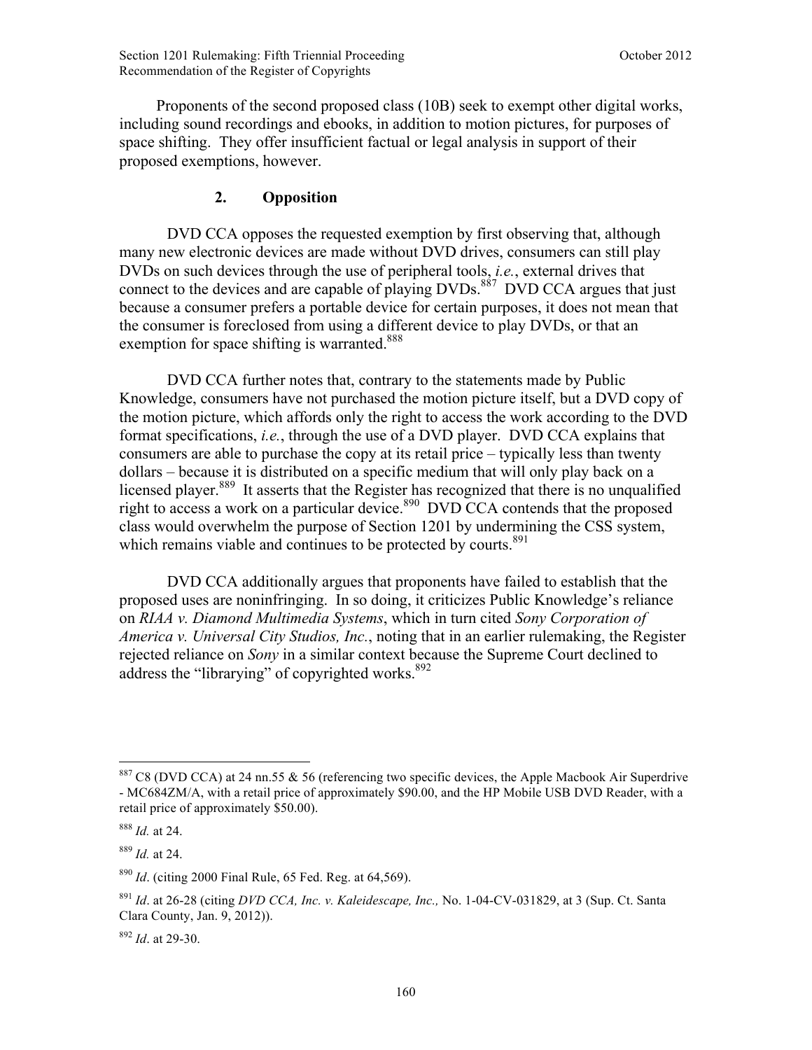Proponents of the second proposed class (10B) seek to exempt other digital works, including sound recordings and ebooks, in addition to motion pictures, for purposes of space shifting. They offer insufficient factual or legal analysis in support of their proposed exemptions, however.

### 2. Opposition

DVD CCA opposes the requested exemption by first observing that, although many new electronic devices are made without DVD drives, consumers can still play DVDs on such devices through the use of peripheral tools, *i.e.*, external drives that connect to the devices and are capable of playing DVDs.[887] DVD CCA argues that just because a consumer prefers a portable device for certain purposes, it does not mean that the consumer is foreclosed from using a different device to play DVDs, or that an exemption for space shifting is warranted.[888]

DVD CCA further notes that, contrary to the statements made by Public Knowledge, consumers have not purchased the motion picture itself, but a DVD copy of the motion picture, which affords only the right to access the work according to the DVD format specifications, *i.e.*, through the use of a DVD player. DVD CCA explains that consumers are able to purchase the copy at its retail price – typically less than twenty dollars – because it is distributed on a specific medium that will only play back on a licensed player.[889] It asserts that the Register has recognized that there is no unqualified right to access a work on a particular device.[890] DVD CCA contends that the proposed class would overwhelm the purpose of Section 1201 by undermining the CSS system, which remains viable and continues to be protected by courts.[891]

DVD CCA additionally argues that proponents have failed to establish that the proposed uses are noninfringing. In so doing, it criticizes Public Knowledge's reliance on *RIAA v. Diamond Multimedia Systems*, which in turn cited *Sony Corporation of America v. Universal City Studios, Inc.*, noting that in an earlier rulemaking, the Register rejected reliance on *Sony* in a similar context because the Supreme Court declined to address the "librarying" of copyrighted works.[892]

---

[887] C8 (DVD CCA) at 24 nn.55 & 56 (referencing two specific devices, the Apple Macbook Air Superdrive - MC684ZM/A, with a retail price of approximately $90.00, and the HP Mobile USB DVD Reader, with a retail price of approximately $50.00).

[888] *Id.* at 24.

[889] *Id.* at 24.

[890] *Id*. (citing 2000 Final Rule, 65 Fed. Reg. at 64,569).

[891] *Id*. at 26-28 (citing *DVD CCA, Inc. v. Kaleidescape, Inc.,* No. 1-04-CV-031829, at 3 (Sup. Ct. Santa Clara County, Jan. 9, 2012)).

[892] *Id*. at 29-30.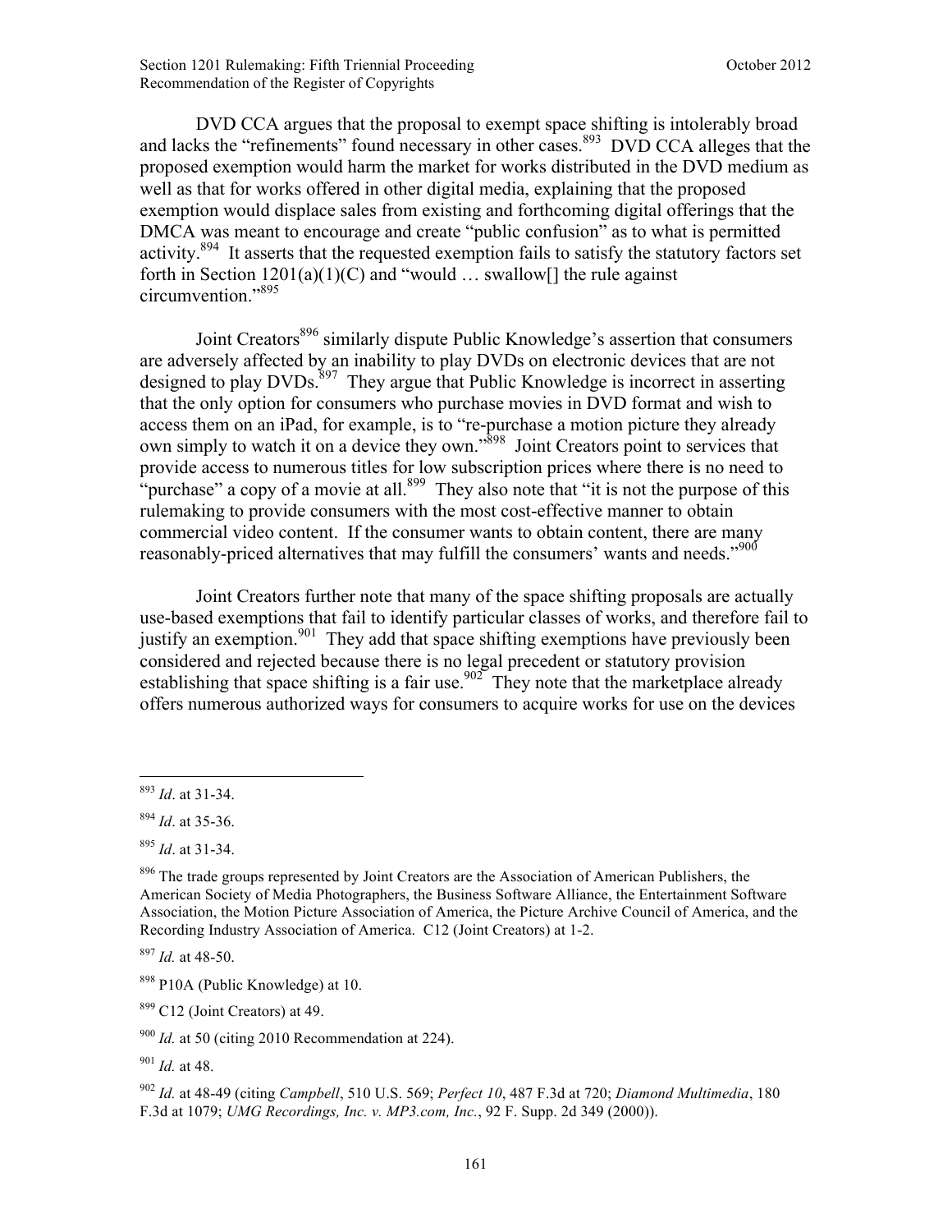DVD CCA argues that the proposal to exempt space shifting is intolerably broad and lacks the "refinements" found necessary in other cases.[893] DVD CCA alleges that the proposed exemption would harm the market for works distributed in the DVD medium as well as that for works offered in other digital media, explaining that the proposed exemption would displace sales from existing and forthcoming digital offerings that the DMCA was meant to encourage and create "public confusion" as to what is permitted activity.[894] It asserts that the requested exemption fails to satisfy the statutory factors set forth in Section 1201(a)(1)(C) and "would … swallow[] the rule against circumvention."[895]

Joint Creators[896] similarly dispute Public Knowledge's assertion that consumers are adversely affected by an inability to play DVDs on electronic devices that are not designed to play DVDs.[897] They argue that Public Knowledge is incorrect in asserting that the only option for consumers who purchase movies in DVD format and wish to access them on an iPad, for example, is to "re-purchase a motion picture they already own simply to watch it on a device they own."[898] Joint Creators point to services that provide access to numerous titles for low subscription prices where there is no need to "purchase" a copy of a movie at all.[899] They also note that "it is not the purpose of this rulemaking to provide consumers with the most cost-effective manner to obtain commercial video content. If the consumer wants to obtain content, there are many reasonably-priced alternatives that may fulfill the consumers' wants and needs."[900]

Joint Creators further note that many of the space shifting proposals are actually use-based exemptions that fail to identify particular classes of works, and therefore fail to justify an exemption.[901] They add that space shifting exemptions have previously been considered and rejected because there is no legal precedent or statutory provision establishing that space shifting is a fair use.[902] They note that the marketplace already offers numerous authorized ways for consumers to acquire works for use on the devices

---

[893] *Id*. at 31-34.

[894] *Id*. at 35-36.

[895] *Id*. at 31-34.

[896] The trade groups represented by Joint Creators are the Association of American Publishers, the American Society of Media Photographers, the Business Software Alliance, the Entertainment Software Association, the Motion Picture Association of America, the Picture Archive Council of America, and the Recording Industry Association of America. C12 (Joint Creators) at 1-2.

[897] *Id.* at 48-50.

[898] P10A (Public Knowledge) at 10.

[899] C12 (Joint Creators) at 49.

[900] *Id.* at 50 (citing 2010 Recommendation at 224).

[901] *Id.* at 48.

[902] *Id.* at 48-49 (citing *Campbell*, 510 U.S. 569; *Perfect 10*, 487 F.3d at 720; *Diamond Multimedia*, 180 F.3d at 1079; *UMG Recordings, Inc. v. MP3.com, Inc.*, 92 F. Supp. 2d 349 (2000)).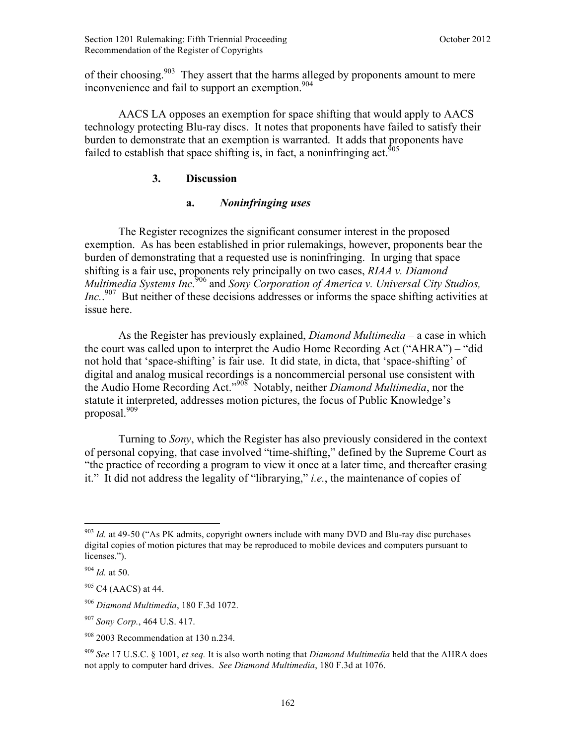of their choosing.[903] They assert that the harms alleged by proponents amount to mere inconvenience and fail to support an exemption.[904]

AACS LA opposes an exemption for space shifting that would apply to AACS technology protecting Blu-ray discs. It notes that proponents have failed to satisfy their burden to demonstrate that an exemption is warranted. It adds that proponents have failed to establish that space shifting is, in fact, a noninfringing act.[905]

### 3. Discussion

#### a. *Noninfringing uses*

The Register recognizes the significant consumer interest in the proposed exemption. As has been established in prior rulemakings, however, proponents bear the burden of demonstrating that a requested use is noninfringing. In urging that space shifting is a fair use, proponents rely principally on two cases, *RIAA v. Diamond Multimedia Systems Inc.*[906] and *Sony Corporation of America v. Universal City Studios, Inc.*.[907] But neither of these decisions addresses or informs the space shifting activities at issue here.

As the Register has previously explained, *Diamond Multimedia* – a case in which the court was called upon to interpret the Audio Home Recording Act ("AHRA") – "did not hold that 'space-shifting' is fair use. It did state, in dicta, that 'space-shifting' of digital and analog musical recordings is a noncommercial personal use consistent with the Audio Home Recording Act."[908] Notably, neither *Diamond Multimedia*, nor the statute it interpreted, addresses motion pictures, the focus of Public Knowledge's proposal.[909]

Turning to *Sony*, which the Register has also previously considered in the context of personal copying, that case involved "time-shifting," defined by the Supreme Court as "the practice of recording a program to view it once at a later time, and thereafter erasing it." It did not address the legality of "librarying," *i.e.*, the maintenance of copies of

---

[903] *Id.* at 49-50 ("As PK admits, copyright owners include with many DVD and Blu-ray disc purchases digital copies of motion pictures that may be reproduced to mobile devices and computers pursuant to licenses.").

[904] *Id.* at 50.

[905] C4 (AACS) at 44.

[906] *Diamond Multimedia*, 180 F.3d 1072.

[907] *Sony Corp.*, 464 U.S. 417.

[908] 2003 Recommendation at 130 n.234.

[909] *See* 17 U.S.C. § 1001, *et seq.* It is also worth noting that *Diamond Multimedia* held that the AHRA does not apply to computer hard drives. *See Diamond Multimedia*, 180 F.3d at 1076.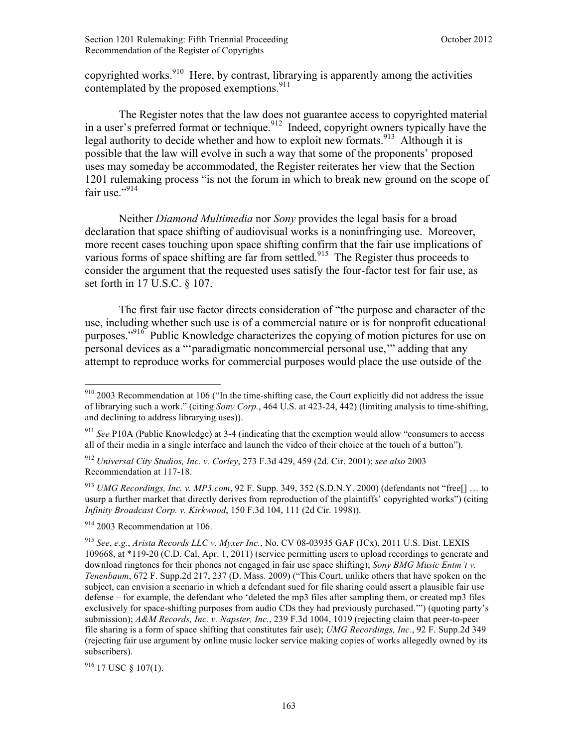copyrighted works.[910] Here, by contrast, librarying is apparently among the activities contemplated by the proposed exemptions.[911]

The Register notes that the law does not guarantee access to copyrighted material in a user's preferred format or technique.[912] Indeed, copyright owners typically have the legal authority to decide whether and how to exploit new formats.[913] Although it is possible that the law will evolve in such a way that some of the proponents' proposed uses may someday be accommodated, the Register reiterates her view that the Section 1201 rulemaking process "is not the forum in which to break new ground on the scope of fair use."[914]

Neither *Diamond Multimedia* nor *Sony* provides the legal basis for a broad declaration that space shifting of audiovisual works is a noninfringing use. Moreover, more recent cases touching upon space shifting confirm that the fair use implications of various forms of space shifting are far from settled.[915] The Register thus proceeds to consider the argument that the requested uses satisfy the four-factor test for fair use, as set forth in 17 U.S.C. § 107.

The first fair use factor directs consideration of "the purpose and character of the use, including whether such use is of a commercial nature or is for nonprofit educational purposes."[916] Public Knowledge characterizes the copying of motion pictures for use on personal devices as a "'paradigmatic noncommercial personal use,'" adding that any attempt to reproduce works for commercial purposes would place the use outside of the

---

[910] 2003 Recommendation at 106 ("In the time-shifting case, the Court explicitly did not address the issue of librarying such a work." (citing *Sony Corp.*, 464 U.S. at 423-24, 442) (limiting analysis to time-shifting, and declining to address librarying uses)).

[911] *See* P10A (Public Knowledge) at 3-4 (indicating that the exemption would allow "consumers to access all of their media in a single interface and launch the video of their choice at the touch of a button").

[912] *Universal City Studios, Inc. v. Corley*, 273 F.3d 429, 459 (2d. Cir. 2001); *see also* 2003 Recommendation at 117-18.

[913] *UMG Recordings, Inc. v. MP3.com*, 92 F. Supp. 349, 352 (S.D.N.Y. 2000) (defendants not "free[] … to usurp a further market that directly derives from reproduction of the plaintiffs' copyrighted works") (citing *Infinity Broadcast Corp. v. Kirkwood*, 150 F.3d 104, 111 (2d Cir. 1998)).

[914] 2003 Recommendation at 106.

[915] *See*, *e.g.*, *Arista Records LLC v. Myxer Inc.*, No. CV 08-03935 GAF (JCx), 2011 U.S. Dist. LEXIS 109668, at *119-20 (C.D. Cal. Apr. 1, 2011) (service permitting users to upload recordings to generate and download ringtones for their phones not engaged in fair use space shifting); *Sony BMG Music Entm't v. Tenenbaum*, 672 F. Supp.2d 217, 237 (D. Mass. 2009) ("This Court, unlike others that have spoken on the subject, can envision a scenario in which a defendant sued for file sharing could assert a plausible fair use defense – for example, the defendant who 'deleted the mp3 files after sampling them, or created mp3 files exclusively for space-shifting purposes from audio CDs they had previously purchased.'") (quoting party's submission); *A&M Records, Inc. v. Napster, Inc.*, 239 F.3d 1004, 1019 (rejecting claim that peer-to-peer file sharing is a form of space shifting that constitutes fair use); *UMG Recordings, Inc.*, 92 F. Supp.2d 349 (rejecting fair use argument by online music locker service making copies of works allegedly owned by its subscribers).

[916] 17 USC § 107(1).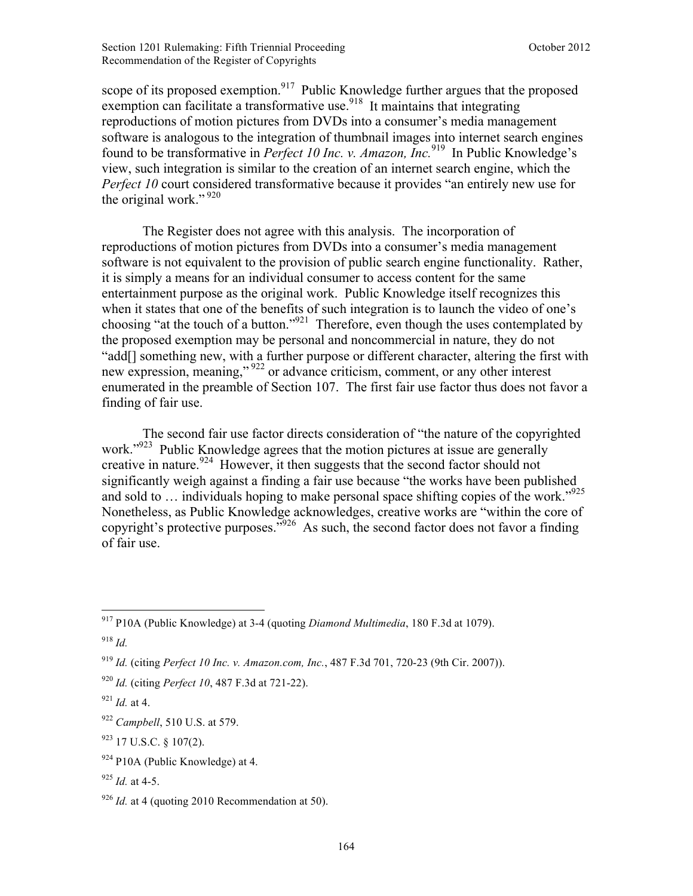scope of its proposed exemption.[917] Public Knowledge further argues that the proposed exemption can facilitate a transformative use.[918] It maintains that integrating reproductions of motion pictures from DVDs into a consumer's media management software is analogous to the integration of thumbnail images into internet search engines found to be transformative in *Perfect 10 Inc. v. Amazon, Inc.*[919] In Public Knowledge's view, such integration is similar to the creation of an internet search engine, which the *Perfect 10* court considered transformative because it provides "an entirely new use for the original work."[920]

The Register does not agree with this analysis. The incorporation of reproductions of motion pictures from DVDs into a consumer's media management software is not equivalent to the provision of public search engine functionality. Rather, it is simply a means for an individual consumer to access content for the same entertainment purpose as the original work. Public Knowledge itself recognizes this when it states that one of the benefits of such integration is to launch the video of one's choosing "at the touch of a button."[921] Therefore, even though the uses contemplated by the proposed exemption may be personal and noncommercial in nature, they do not "add[] something new, with a further purpose or different character, altering the first with new expression, meaning,"[922] or advance criticism, comment, or any other interest enumerated in the preamble of Section 107. The first fair use factor thus does not favor a finding of fair use.

The second fair use factor directs consideration of "the nature of the copyrighted work."[923] Public Knowledge agrees that the motion pictures at issue are generally creative in nature.[924] However, it then suggests that the second factor should not significantly weigh against a finding a fair use because "the works have been published and sold to … individuals hoping to make personal space shifting copies of the work."[925] Nonetheless, as Public Knowledge acknowledges, creative works are "within the core of copyright's protective purposes."[926] As such, the second factor does not favor a finding of fair use.

---

[917] P10A (Public Knowledge) at 3-4 (quoting *Diamond Multimedia*, 180 F.3d at 1079).

[918] *Id.*

[919] *Id.* (citing *Perfect 10 Inc. v. Amazon.com, Inc.*, 487 F.3d 701, 720-23 (9th Cir. 2007)).

[920] *Id.* (citing *Perfect 10*, 487 F.3d at 721-22).

[921] *Id.* at 4.

[922] *Campbell*, 510 U.S. at 579.

[923] 17 U.S.C. § 107(2).

[924] P10A (Public Knowledge) at 4.

[925] *Id.* at 4-5.

[926] *Id.* at 4 (quoting 2010 Recommendation at 50).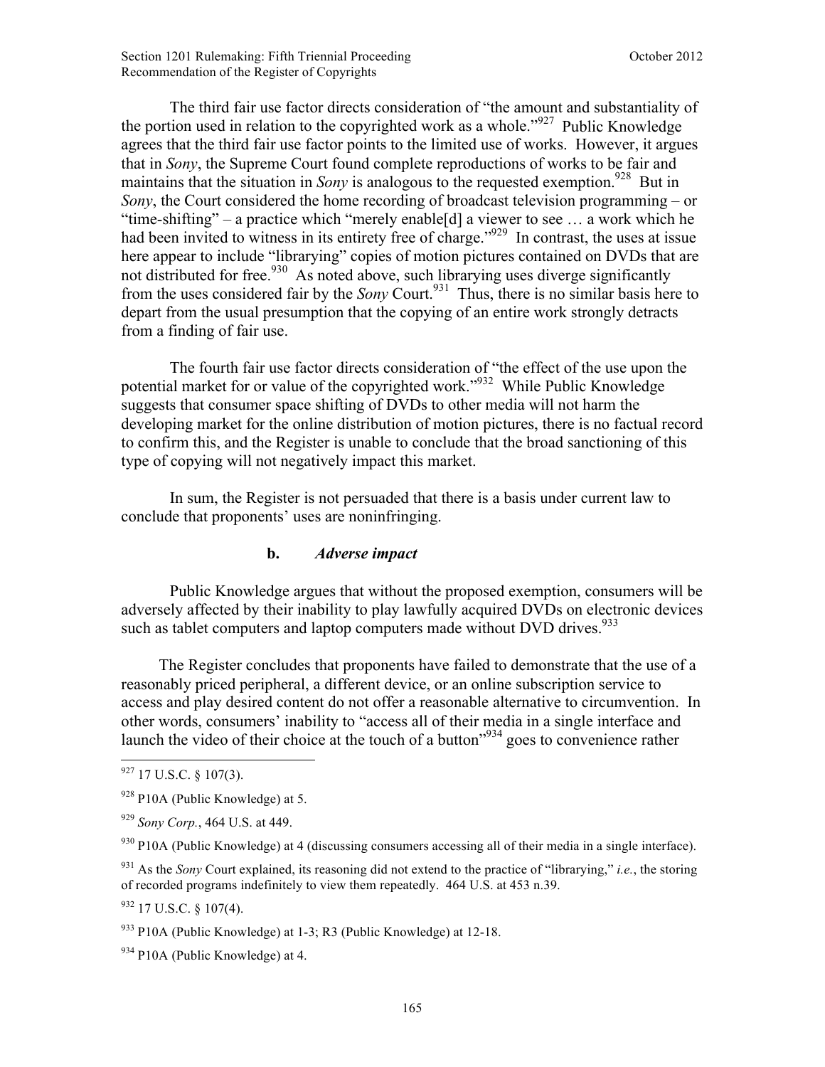The third fair use factor directs consideration of "the amount and substantiality of the portion used in relation to the copyrighted work as a whole."[927] Public Knowledge agrees that the third fair use factor points to the limited use of works. However, it argues that in *Sony*, the Supreme Court found complete reproductions of works to be fair and maintains that the situation in *Sony* is analogous to the requested exemption.[928] But in *Sony*, the Court considered the home recording of broadcast television programming – or "time-shifting" – a practice which "merely enable[d] a viewer to see … a work which he had been invited to witness in its entirety free of charge."[929] In contrast, the uses at issue here appear to include "librarying" copies of motion pictures contained on DVDs that are not distributed for free.[930] As noted above, such librarying uses diverge significantly from the uses considered fair by the *Sony* Court.[931] Thus, there is no similar basis here to depart from the usual presumption that the copying of an entire work strongly detracts from a finding of fair use.

The fourth fair use factor directs consideration of "the effect of the use upon the potential market for or value of the copyrighted work."[932] While Public Knowledge suggests that consumer space shifting of DVDs to other media will not harm the developing market for the online distribution of motion pictures, there is no factual record to confirm this, and the Register is unable to conclude that the broad sanctioning of this type of copying will not negatively impact this market.

In sum, the Register is not persuaded that there is a basis under current law to conclude that proponents' uses are noninfringing.

#### b. *Adverse impact*

Public Knowledge argues that without the proposed exemption, consumers will be adversely affected by their inability to play lawfully acquired DVDs on electronic devices such as tablet computers and laptop computers made without DVD drives.[933]

The Register concludes that proponents have failed to demonstrate that the use of a reasonably priced peripheral, a different device, or an online subscription service to access and play desired content do not offer a reasonable alternative to circumvention. In other words, consumers' inability to "access all of their media in a single interface and launch the video of their choice at the touch of a button"[934] goes to convenience rather

---

[927] 17 U.S.C. § 107(3).

[928] P10A (Public Knowledge) at 5.

[929] *Sony Corp.*, 464 U.S. at 449.

[930] P10A (Public Knowledge) at 4 (discussing consumers accessing all of their media in a single interface).

[931] As the *Sony* Court explained, its reasoning did not extend to the practice of "librarying," *i.e.*, the storing of recorded programs indefinitely to view them repeatedly. 464 U.S. at 453 n.39.

[932] 17 U.S.C. § 107(4).

[933] P10A (Public Knowledge) at 1-3; R3 (Public Knowledge) at 12-18.

[934] P10A (Public Knowledge) at 4.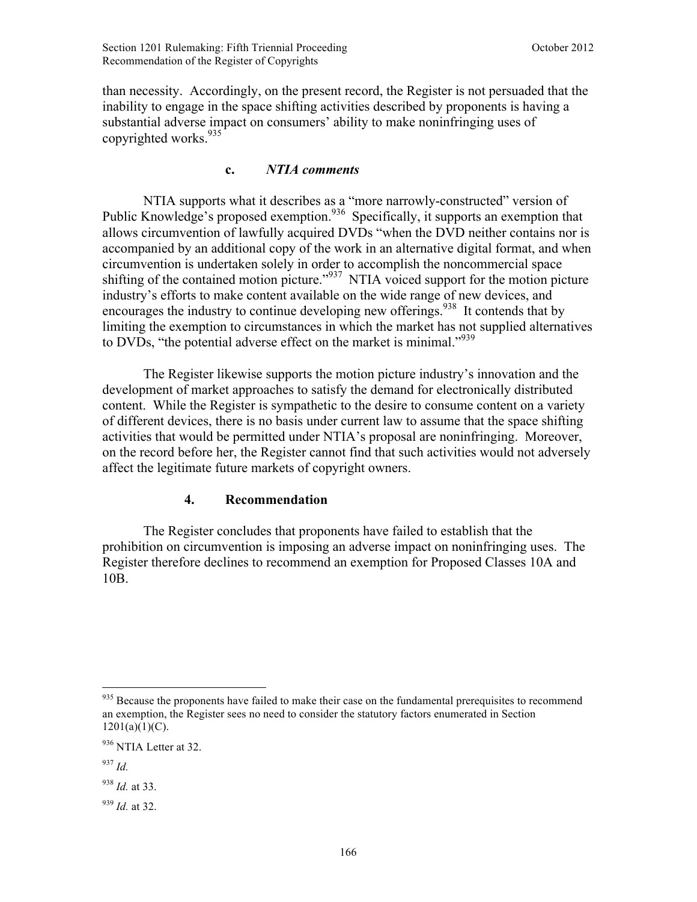than necessity. Accordingly, on the present record, the Register is not persuaded that the inability to engage in the space shifting activities described by proponents is having a substantial adverse impact on consumers' ability to make noninfringing uses of copyrighted works.[935]

#### c. *NTIA comments*

NTIA supports what it describes as a "more narrowly-constructed" version of Public Knowledge's proposed exemption.[936] Specifically, it supports an exemption that allows circumvention of lawfully acquired DVDs "when the DVD neither contains nor is accompanied by an additional copy of the work in an alternative digital format, and when circumvention is undertaken solely in order to accomplish the noncommercial space shifting of the contained motion picture."[937] NTIA voiced support for the motion picture industry's efforts to make content available on the wide range of new devices, and encourages the industry to continue developing new offerings.[938] It contends that by limiting the exemption to circumstances in which the market has not supplied alternatives to DVDs, "the potential adverse effect on the market is minimal."[939]

The Register likewise supports the motion picture industry's innovation and the development of market approaches to satisfy the demand for electronically distributed content. While the Register is sympathetic to the desire to consume content on a variety of different devices, there is no basis under current law to assume that the space shifting activities that would be permitted under NTIA's proposal are noninfringing. Moreover, on the record before her, the Register cannot find that such activities would not adversely affect the legitimate future markets of copyright owners.

### 4. Recommendation

The Register concludes that proponents have failed to establish that the prohibition on circumvention is imposing an adverse impact on noninfringing uses. The Register therefore declines to recommend an exemption for Proposed Classes 10A and 10B.

---

[935] Because the proponents have failed to make their case on the fundamental prerequisites to recommend an exemption, the Register sees no need to consider the statutory factors enumerated in Section 1201(a)(1)(C).

[936] NTIA Letter at 32.

[937] *Id.*

[938] *Id.* at 33.

[939] *Id.* at 32.